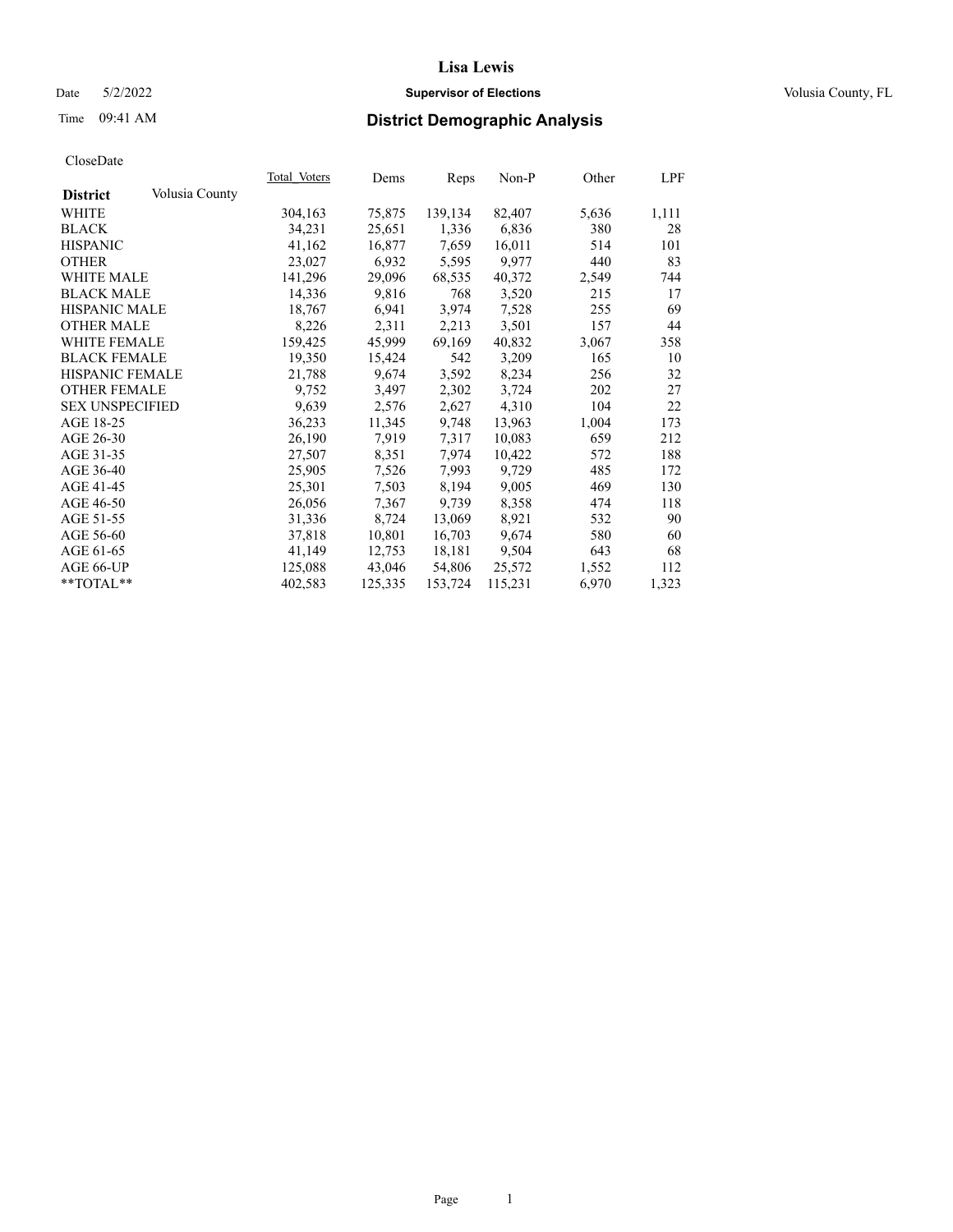# Lisa Lewis

Date 5/2/2022 **Supervisor of Elections** Volusia County, FL

Time 09:41 AM **District Demographic Analysis**

CloseDate

| **District** Volusia County | Total_Voters | Dems | Reps | Non-P | Other | LPF |
|---|---|---|---|---|---|---|
| WHITE | 304,163 | 75,875 | 139,134 | 82,407 | 5,636 | 1,111 |
| BLACK | 34,231 | 25,651 | 1,336 | 6,836 | 380 | 28 |
| HISPANIC | 41,162 | 16,877 | 7,659 | 16,011 | 514 | 101 |
| OTHER | 23,027 | 6,932 | 5,595 | 9,977 | 440 | 83 |
| WHITE MALE | 141,296 | 29,096 | 68,535 | 40,372 | 2,549 | 744 |
| BLACK MALE | 14,336 | 9,816 | 768 | 3,520 | 215 | 17 |
| HISPANIC MALE | 18,767 | 6,941 | 3,974 | 7,528 | 255 | 69 |
| OTHER MALE | 8,226 | 2,311 | 2,213 | 3,501 | 157 | 44 |
| WHITE FEMALE | 159,425 | 45,999 | 69,169 | 40,832 | 3,067 | 358 |
| BLACK FEMALE | 19,350 | 15,424 | 542 | 3,209 | 165 | 10 |
| HISPANIC FEMALE | 21,788 | 9,674 | 3,592 | 8,234 | 256 | 32 |
| OTHER FEMALE | 9,752 | 3,497 | 2,302 | 3,724 | 202 | 27 |
| SEX UNSPECIFIED | 9,639 | 2,576 | 2,627 | 4,310 | 104 | 22 |
| AGE 18-25 | 36,233 | 11,345 | 9,748 | 13,963 | 1,004 | 173 |
| AGE 26-30 | 26,190 | 7,919 | 7,317 | 10,083 | 659 | 212 |
| AGE 31-35 | 27,507 | 8,351 | 7,974 | 10,422 | 572 | 188 |
| AGE 36-40 | 25,905 | 7,526 | 7,993 | 9,729 | 485 | 172 |
| AGE 41-45 | 25,301 | 7,503 | 8,194 | 9,005 | 469 | 130 |
| AGE 46-50 | 26,056 | 7,367 | 9,739 | 8,358 | 474 | 118 |
| AGE 51-55 | 31,336 | 8,724 | 13,069 | 8,921 | 532 | 90 |
| AGE 56-60 | 37,818 | 10,801 | 16,703 | 9,674 | 580 | 60 |
| AGE 61-65 | 41,149 | 12,753 | 18,181 | 9,504 | 643 | 68 |
| AGE 66-UP | 125,088 | 43,046 | 54,806 | 25,572 | 1,552 | 112 |
| **TOTAL** | 402,583 | 125,335 | 153,724 | 115,231 | 6,970 | 1,323 |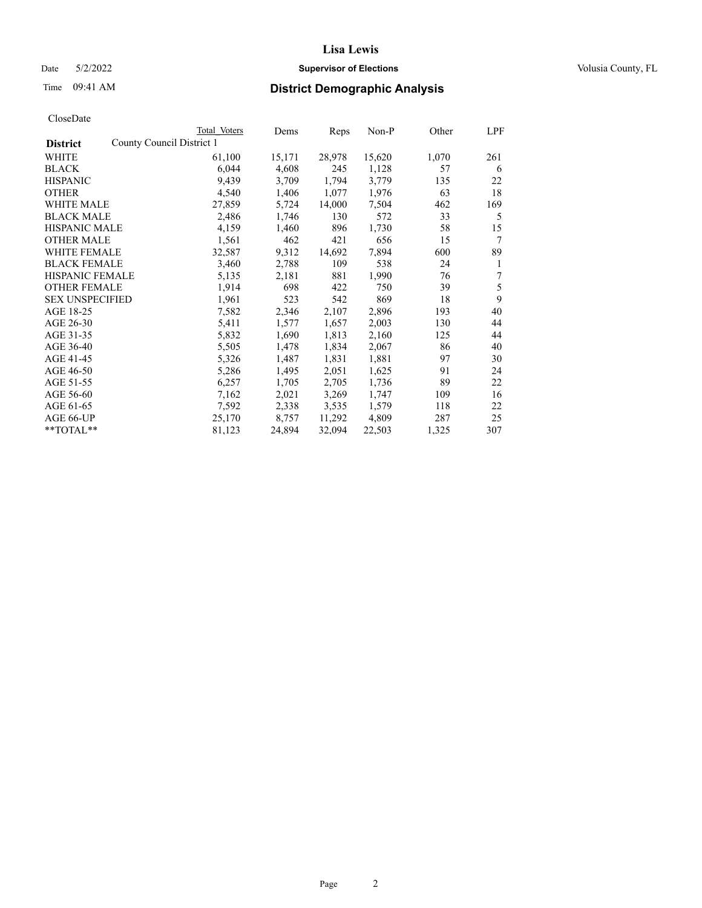# Lisa Lewis

Date 5/2/2022 **Supervisor of Elections** Volusia County, FL

Time 09:41 AM **District Demographic Analysis**

CloseDate

| District | Total Voters | Dems | Reps | Non-P | Other | LPF |
|---|---|---|---|---|---|---|
| **County Council District 1** | | | | | | |
| WHITE | 61,100 | 15,171 | 28,978 | 15,620 | 1,070 | 261 |
| BLACK | 6,044 | 4,608 | 245 | 1,128 | 57 | 6 |
| HISPANIC | 9,439 | 3,709 | 1,794 | 3,779 | 135 | 22 |
| OTHER | 4,540 | 1,406 | 1,077 | 1,976 | 63 | 18 |
| WHITE MALE | 27,859 | 5,724 | 14,000 | 7,504 | 462 | 169 |
| BLACK MALE | 2,486 | 1,746 | 130 | 572 | 33 | 5 |
| HISPANIC MALE | 4,159 | 1,460 | 896 | 1,730 | 58 | 15 |
| OTHER MALE | 1,561 | 462 | 421 | 656 | 15 | 7 |
| WHITE FEMALE | 32,587 | 9,312 | 14,692 | 7,894 | 600 | 89 |
| BLACK FEMALE | 3,460 | 2,788 | 109 | 538 | 24 | 1 |
| HISPANIC FEMALE | 5,135 | 2,181 | 881 | 1,990 | 76 | 7 |
| OTHER FEMALE | 1,914 | 698 | 422 | 750 | 39 | 5 |
| SEX UNSPECIFIED | 1,961 | 523 | 542 | 869 | 18 | 9 |
| AGE 18-25 | 7,582 | 2,346 | 2,107 | 2,896 | 193 | 40 |
| AGE 26-30 | 5,411 | 1,577 | 1,657 | 2,003 | 130 | 44 |
| AGE 31-35 | 5,832 | 1,690 | 1,813 | 2,160 | 125 | 44 |
| AGE 36-40 | 5,505 | 1,478 | 1,834 | 2,067 | 86 | 40 |
| AGE 41-45 | 5,326 | 1,487 | 1,831 | 1,881 | 97 | 30 |
| AGE 46-50 | 5,286 | 1,495 | 2,051 | 1,625 | 91 | 24 |
| AGE 51-55 | 6,257 | 1,705 | 2,705 | 1,736 | 89 | 22 |
| AGE 56-60 | 7,162 | 2,021 | 3,269 | 1,747 | 109 | 16 |
| AGE 61-65 | 7,592 | 2,338 | 3,535 | 1,579 | 118 | 22 |
| AGE 66-UP | 25,170 | 8,757 | 11,292 | 4,809 | 287 | 25 |
| **TOTAL** | 81,123 | 24,894 | 32,094 | 22,503 | 1,325 | 307 |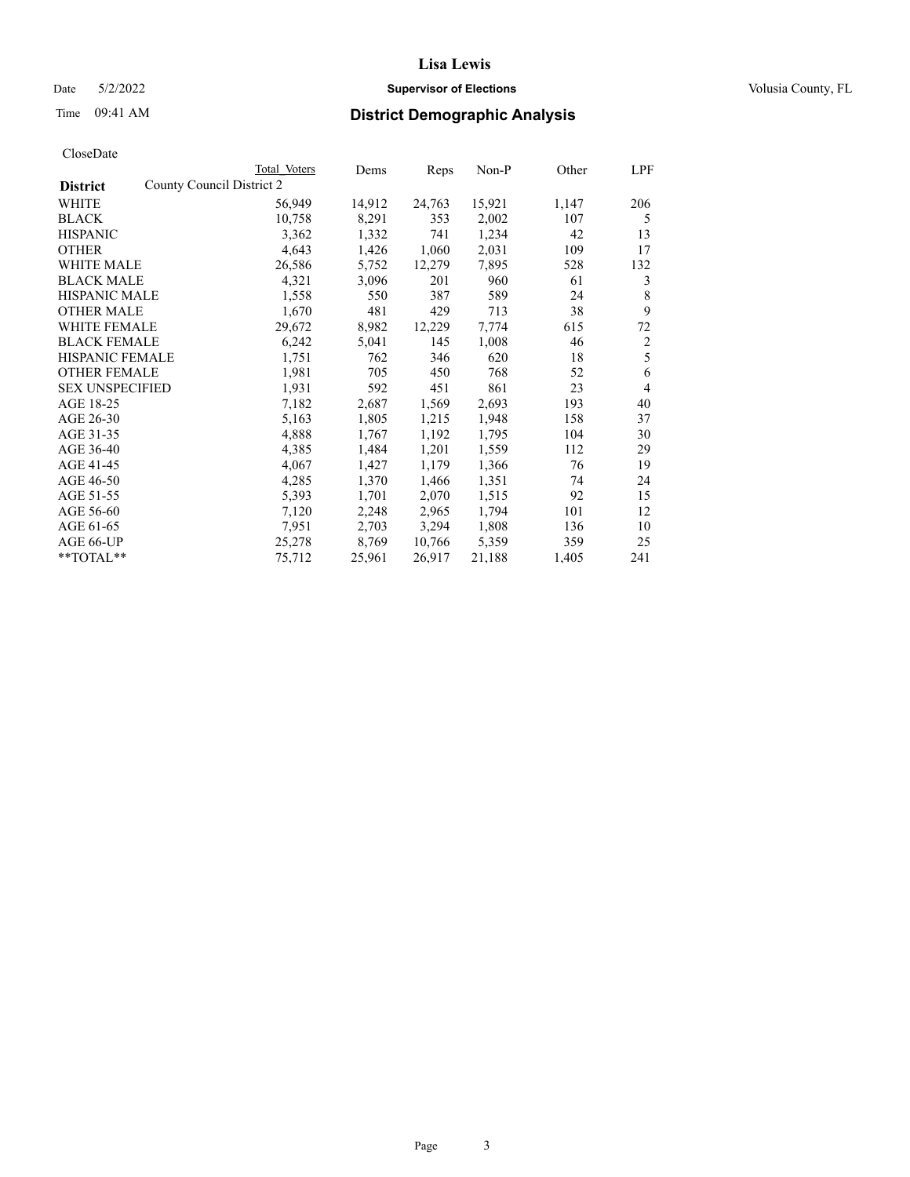# Lisa Lewis

Date 5/2/2022 **Supervisor of Elections** Volusia County, FL

Time 09:41 AM **District Demographic Analysis**

CloseDate

| District | Total Voters | Dems | Reps | Non-P | Other | LPF |
|---|---|---|---|---|---|---|
| County Council District 2 | | | | | | |
| WHITE | 56,949 | 14,912 | 24,763 | 15,921 | 1,147 | 206 |
| BLACK | 10,758 | 8,291 | 353 | 2,002 | 107 | 5 |
| HISPANIC | 3,362 | 1,332 | 741 | 1,234 | 42 | 13 |
| OTHER | 4,643 | 1,426 | 1,060 | 2,031 | 109 | 17 |
| WHITE MALE | 26,586 | 5,752 | 12,279 | 7,895 | 528 | 132 |
| BLACK MALE | 4,321 | 3,096 | 201 | 960 | 61 | 3 |
| HISPANIC MALE | 1,558 | 550 | 387 | 589 | 24 | 8 |
| OTHER MALE | 1,670 | 481 | 429 | 713 | 38 | 9 |
| WHITE FEMALE | 29,672 | 8,982 | 12,229 | 7,774 | 615 | 72 |
| BLACK FEMALE | 6,242 | 5,041 | 145 | 1,008 | 46 | 2 |
| HISPANIC FEMALE | 1,751 | 762 | 346 | 620 | 18 | 5 |
| OTHER FEMALE | 1,981 | 705 | 450 | 768 | 52 | 6 |
| SEX UNSPECIFIED | 1,931 | 592 | 451 | 861 | 23 | 4 |
| AGE 18-25 | 7,182 | 2,687 | 1,569 | 2,693 | 193 | 40 |
| AGE 26-30 | 5,163 | 1,805 | 1,215 | 1,948 | 158 | 37 |
| AGE 31-35 | 4,888 | 1,767 | 1,192 | 1,795 | 104 | 30 |
| AGE 36-40 | 4,385 | 1,484 | 1,201 | 1,559 | 112 | 29 |
| AGE 41-45 | 4,067 | 1,427 | 1,179 | 1,366 | 76 | 19 |
| AGE 46-50 | 4,285 | 1,370 | 1,466 | 1,351 | 74 | 24 |
| AGE 51-55 | 5,393 | 1,701 | 2,070 | 1,515 | 92 | 15 |
| AGE 56-60 | 7,120 | 2,248 | 2,965 | 1,794 | 101 | 12 |
| AGE 61-65 | 7,951 | 2,703 | 3,294 | 1,808 | 136 | 10 |
| AGE 66-UP | 25,278 | 8,769 | 10,766 | 5,359 | 359 | 25 |
| **TOTAL** | 75,712 | 25,961 | 26,917 | 21,188 | 1,405 | 241 |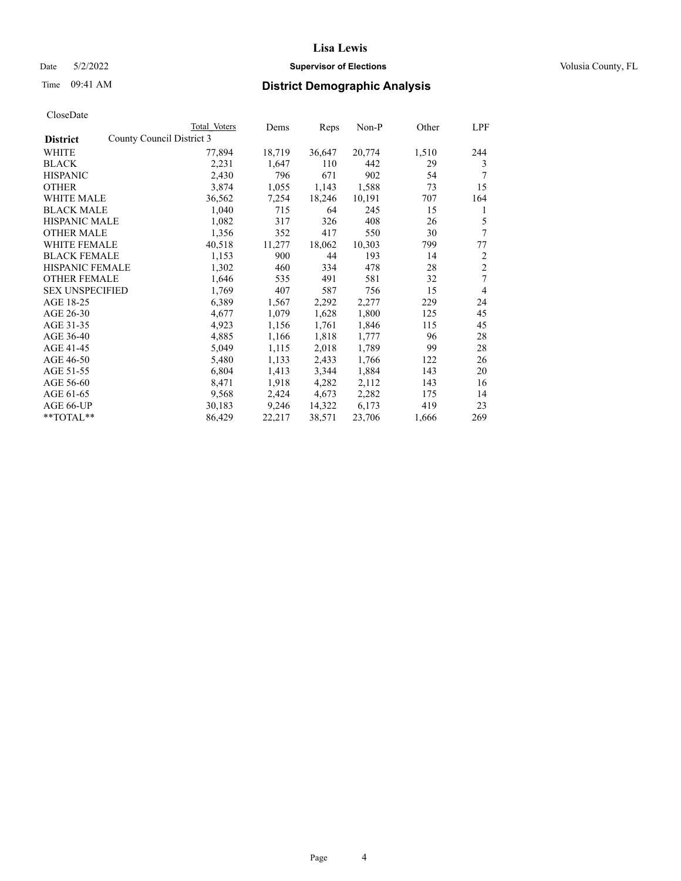# Lisa Lewis

Date 5/2/2022 **Supervisor of Elections** Volusia County, FL

Time 09:41 AM **District Demographic Analysis**

CloseDate

| District | County Council District 3 Total Voters | Dems | Reps | Non-P | Other | LPF |
|---|---|---|---|---|---|---|
| WHITE | 77,894 | 18,719 | 36,647 | 20,774 | 1,510 | 244 |
| BLACK | 2,231 | 1,647 | 110 | 442 | 29 | 3 |
| HISPANIC | 2,430 | 796 | 671 | 902 | 54 | 7 |
| OTHER | 3,874 | 1,055 | 1,143 | 1,588 | 73 | 15 |
| WHITE MALE | 36,562 | 7,254 | 18,246 | 10,191 | 707 | 164 |
| BLACK MALE | 1,040 | 715 | 64 | 245 | 15 | 1 |
| HISPANIC MALE | 1,082 | 317 | 326 | 408 | 26 | 5 |
| OTHER MALE | 1,356 | 352 | 417 | 550 | 30 | 7 |
| WHITE FEMALE | 40,518 | 11,277 | 18,062 | 10,303 | 799 | 77 |
| BLACK FEMALE | 1,153 | 900 | 44 | 193 | 14 | 2 |
| HISPANIC FEMALE | 1,302 | 460 | 334 | 478 | 28 | 2 |
| OTHER FEMALE | 1,646 | 535 | 491 | 581 | 32 | 7 |
| SEX UNSPECIFIED | 1,769 | 407 | 587 | 756 | 15 | 4 |
| AGE 18-25 | 6,389 | 1,567 | 2,292 | 2,277 | 229 | 24 |
| AGE 26-30 | 4,677 | 1,079 | 1,628 | 1,800 | 125 | 45 |
| AGE 31-35 | 4,923 | 1,156 | 1,761 | 1,846 | 115 | 45 |
| AGE 36-40 | 4,885 | 1,166 | 1,818 | 1,777 | 96 | 28 |
| AGE 41-45 | 5,049 | 1,115 | 2,018 | 1,789 | 99 | 28 |
| AGE 46-50 | 5,480 | 1,133 | 2,433 | 1,766 | 122 | 26 |
| AGE 51-55 | 6,804 | 1,413 | 3,344 | 1,884 | 143 | 20 |
| AGE 56-60 | 8,471 | 1,918 | 4,282 | 2,112 | 143 | 16 |
| AGE 61-65 | 9,568 | 2,424 | 4,673 | 2,282 | 175 | 14 |
| AGE 66-UP | 30,183 | 9,246 | 14,322 | 6,173 | 419 | 23 |
| **TOTAL** | 86,429 | 22,217 | 38,571 | 23,706 | 1,666 | 269 |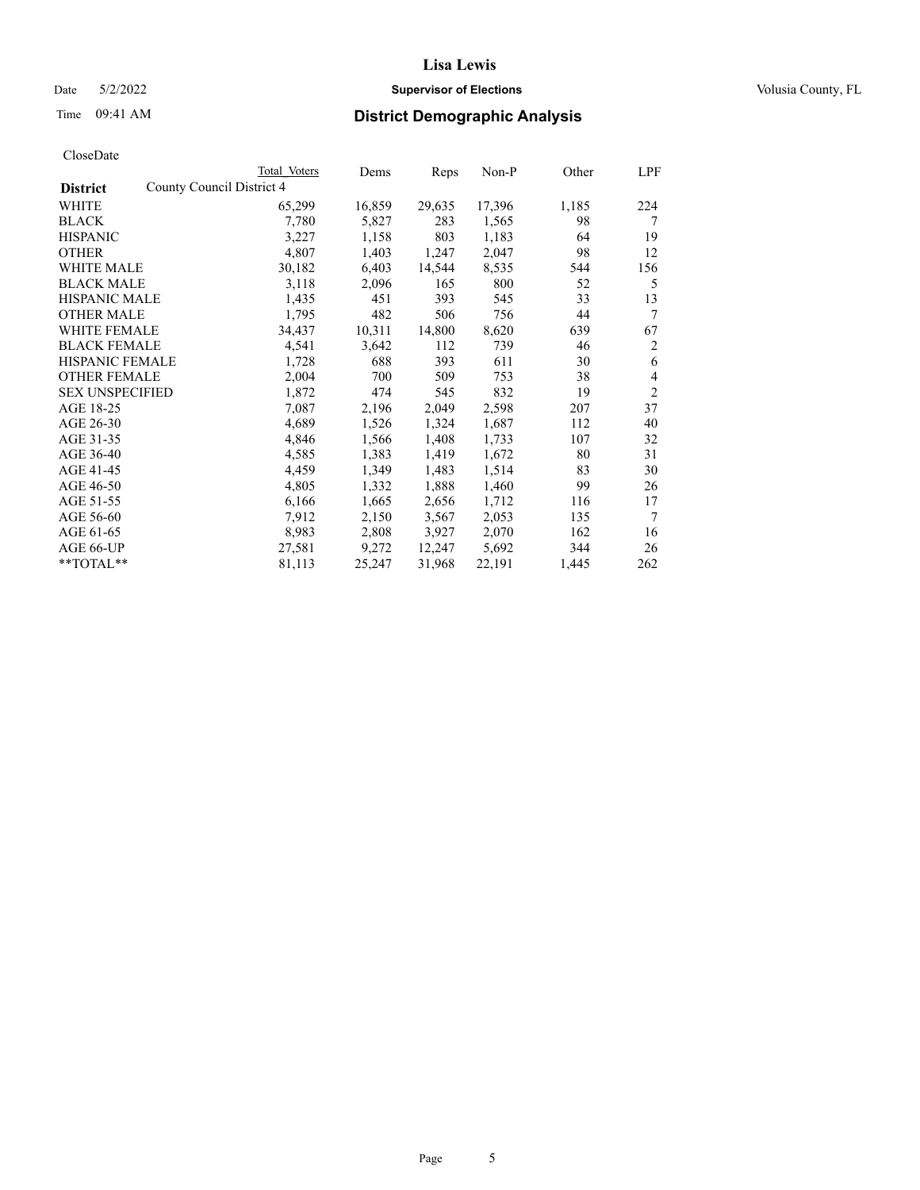# Lisa Lewis

Date 5/2/2022 **Supervisor of Elections** Volusia County, FL

Time 09:41 AM **District Demographic Analysis**

CloseDate

| District | Total Voters | Dems | Reps | Non-P | Other | LPF |
|---|---|---|---|---|---|---|
| County Council District 4 | | | | | | |
| WHITE | 65,299 | 16,859 | 29,635 | 17,396 | 1,185 | 224 |
| BLACK | 7,780 | 5,827 | 283 | 1,565 | 98 | 7 |
| HISPANIC | 3,227 | 1,158 | 803 | 1,183 | 64 | 19 |
| OTHER | 4,807 | 1,403 | 1,247 | 2,047 | 98 | 12 |
| WHITE MALE | 30,182 | 6,403 | 14,544 | 8,535 | 544 | 156 |
| BLACK MALE | 3,118 | 2,096 | 165 | 800 | 52 | 5 |
| HISPANIC MALE | 1,435 | 451 | 393 | 545 | 33 | 13 |
| OTHER MALE | 1,795 | 482 | 506 | 756 | 44 | 7 |
| WHITE FEMALE | 34,437 | 10,311 | 14,800 | 8,620 | 639 | 67 |
| BLACK FEMALE | 4,541 | 3,642 | 112 | 739 | 46 | 2 |
| HISPANIC FEMALE | 1,728 | 688 | 393 | 611 | 30 | 6 |
| OTHER FEMALE | 2,004 | 700 | 509 | 753 | 38 | 4 |
| SEX UNSPECIFIED | 1,872 | 474 | 545 | 832 | 19 | 2 |
| AGE 18-25 | 7,087 | 2,196 | 2,049 | 2,598 | 207 | 37 |
| AGE 26-30 | 4,689 | 1,526 | 1,324 | 1,687 | 112 | 40 |
| AGE 31-35 | 4,846 | 1,566 | 1,408 | 1,733 | 107 | 32 |
| AGE 36-40 | 4,585 | 1,383 | 1,419 | 1,672 | 80 | 31 |
| AGE 41-45 | 4,459 | 1,349 | 1,483 | 1,514 | 83 | 30 |
| AGE 46-50 | 4,805 | 1,332 | 1,888 | 1,460 | 99 | 26 |
| AGE 51-55 | 6,166 | 1,665 | 2,656 | 1,712 | 116 | 17 |
| AGE 56-60 | 7,912 | 2,150 | 3,567 | 2,053 | 135 | 7 |
| AGE 61-65 | 8,983 | 2,808 | 3,927 | 2,070 | 162 | 16 |
| AGE 66-UP | 27,581 | 9,272 | 12,247 | 5,692 | 344 | 26 |
| **TOTAL** | 81,113 | 25,247 | 31,968 | 22,191 | 1,445 | 262 |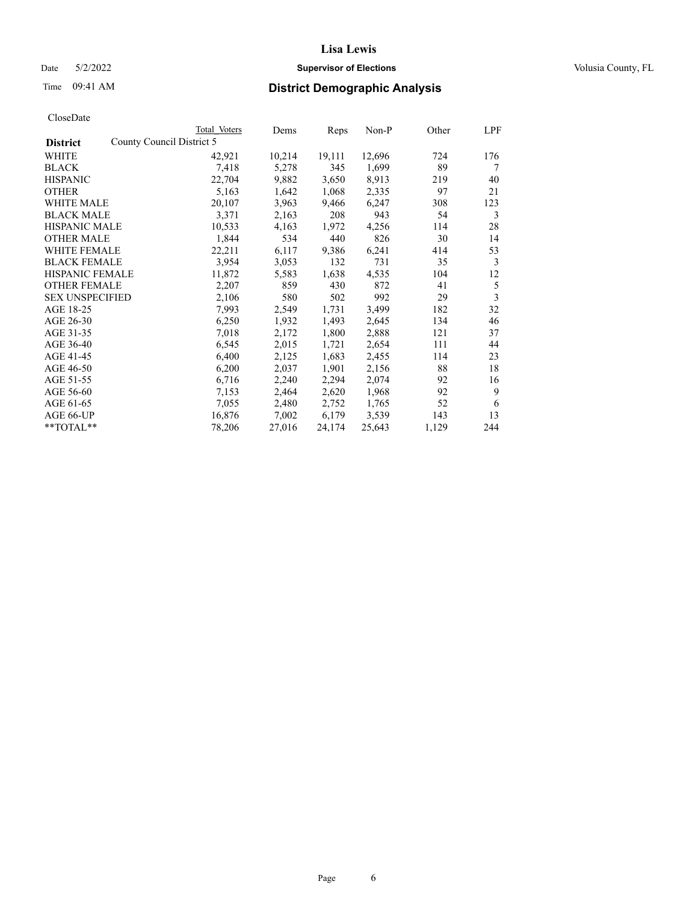# Lisa Lewis

Date 5/2/2022 **Supervisor of Elections** Volusia County, FL

Time 09:41 AM **District Demographic Analysis**

CloseDate

| District | Total Voters | Dems | Reps | Non-P | Other | LPF |
|---|---|---|---|---|---|---|
| County Council District 5 | | | | | | |
| WHITE | 42,921 | 10,214 | 19,111 | 12,696 | 724 | 176 |
| BLACK | 7,418 | 5,278 | 345 | 1,699 | 89 | 7 |
| HISPANIC | 22,704 | 9,882 | 3,650 | 8,913 | 219 | 40 |
| OTHER | 5,163 | 1,642 | 1,068 | 2,335 | 97 | 21 |
| WHITE MALE | 20,107 | 3,963 | 9,466 | 6,247 | 308 | 123 |
| BLACK MALE | 3,371 | 2,163 | 208 | 943 | 54 | 3 |
| HISPANIC MALE | 10,533 | 4,163 | 1,972 | 4,256 | 114 | 28 |
| OTHER MALE | 1,844 | 534 | 440 | 826 | 30 | 14 |
| WHITE FEMALE | 22,211 | 6,117 | 9,386 | 6,241 | 414 | 53 |
| BLACK FEMALE | 3,954 | 3,053 | 132 | 731 | 35 | 3 |
| HISPANIC FEMALE | 11,872 | 5,583 | 1,638 | 4,535 | 104 | 12 |
| OTHER FEMALE | 2,207 | 859 | 430 | 872 | 41 | 5 |
| SEX UNSPECIFIED | 2,106 | 580 | 502 | 992 | 29 | 3 |
| AGE 18-25 | 7,993 | 2,549 | 1,731 | 3,499 | 182 | 32 |
| AGE 26-30 | 6,250 | 1,932 | 1,493 | 2,645 | 134 | 46 |
| AGE 31-35 | 7,018 | 2,172 | 1,800 | 2,888 | 121 | 37 |
| AGE 36-40 | 6,545 | 2,015 | 1,721 | 2,654 | 111 | 44 |
| AGE 41-45 | 6,400 | 2,125 | 1,683 | 2,455 | 114 | 23 |
| AGE 46-50 | 6,200 | 2,037 | 1,901 | 2,156 | 88 | 18 |
| AGE 51-55 | 6,716 | 2,240 | 2,294 | 2,074 | 92 | 16 |
| AGE 56-60 | 7,153 | 2,464 | 2,620 | 1,968 | 92 | 9 |
| AGE 61-65 | 7,055 | 2,480 | 2,752 | 1,765 | 52 | 6 |
| AGE 66-UP | 16,876 | 7,002 | 6,179 | 3,539 | 143 | 13 |
| **TOTAL** | 78,206 | 27,016 | 24,174 | 25,643 | 1,129 | 244 |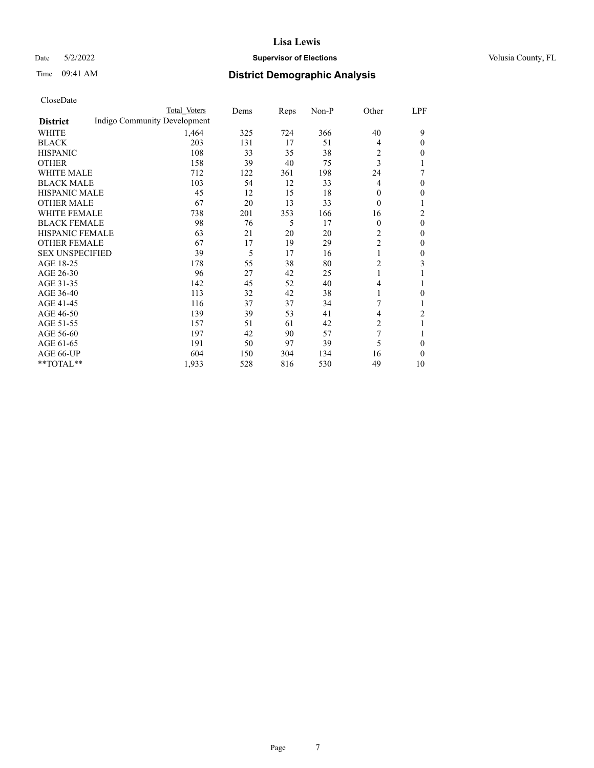# Lisa Lewis

Date 5/2/2022 **Supervisor of Elections** Volusia County, FL

Time 09:41 AM **District Demographic Analysis**

CloseDate

| District | Total Voters | Dems | Reps | Non-P | Other | LPF |
|---|---|---|---|---|---|---|
| Indigo Community Development | | | | | | |
| WHITE | 1,464 | 325 | 724 | 366 | 40 | 9 |
| BLACK | 203 | 131 | 17 | 51 | 4 | 0 |
| HISPANIC | 108 | 33 | 35 | 38 | 2 | 0 |
| OTHER | 158 | 39 | 40 | 75 | 3 | 1 |
| WHITE MALE | 712 | 122 | 361 | 198 | 24 | 7 |
| BLACK MALE | 103 | 54 | 12 | 33 | 4 | 0 |
| HISPANIC MALE | 45 | 12 | 15 | 18 | 0 | 0 |
| OTHER MALE | 67 | 20 | 13 | 33 | 0 | 1 |
| WHITE FEMALE | 738 | 201 | 353 | 166 | 16 | 2 |
| BLACK FEMALE | 98 | 76 | 5 | 17 | 0 | 0 |
| HISPANIC FEMALE | 63 | 21 | 20 | 20 | 2 | 0 |
| OTHER FEMALE | 67 | 17 | 19 | 29 | 2 | 0 |
| SEX UNSPECIFIED | 39 | 5 | 17 | 16 | 1 | 0 |
| AGE 18-25 | 178 | 55 | 38 | 80 | 2 | 3 |
| AGE 26-30 | 96 | 27 | 42 | 25 | 1 | 1 |
| AGE 31-35 | 142 | 45 | 52 | 40 | 4 | 1 |
| AGE 36-40 | 113 | 32 | 42 | 38 | 1 | 0 |
| AGE 41-45 | 116 | 37 | 37 | 34 | 7 | 1 |
| AGE 46-50 | 139 | 39 | 53 | 41 | 4 | 2 |
| AGE 51-55 | 157 | 51 | 61 | 42 | 2 | 1 |
| AGE 56-60 | 197 | 42 | 90 | 57 | 7 | 1 |
| AGE 61-65 | 191 | 50 | 97 | 39 | 5 | 0 |
| AGE 66-UP | 604 | 150 | 304 | 134 | 16 | 0 |
| **TOTAL** | 1,933 | 528 | 816 | 530 | 49 | 10 |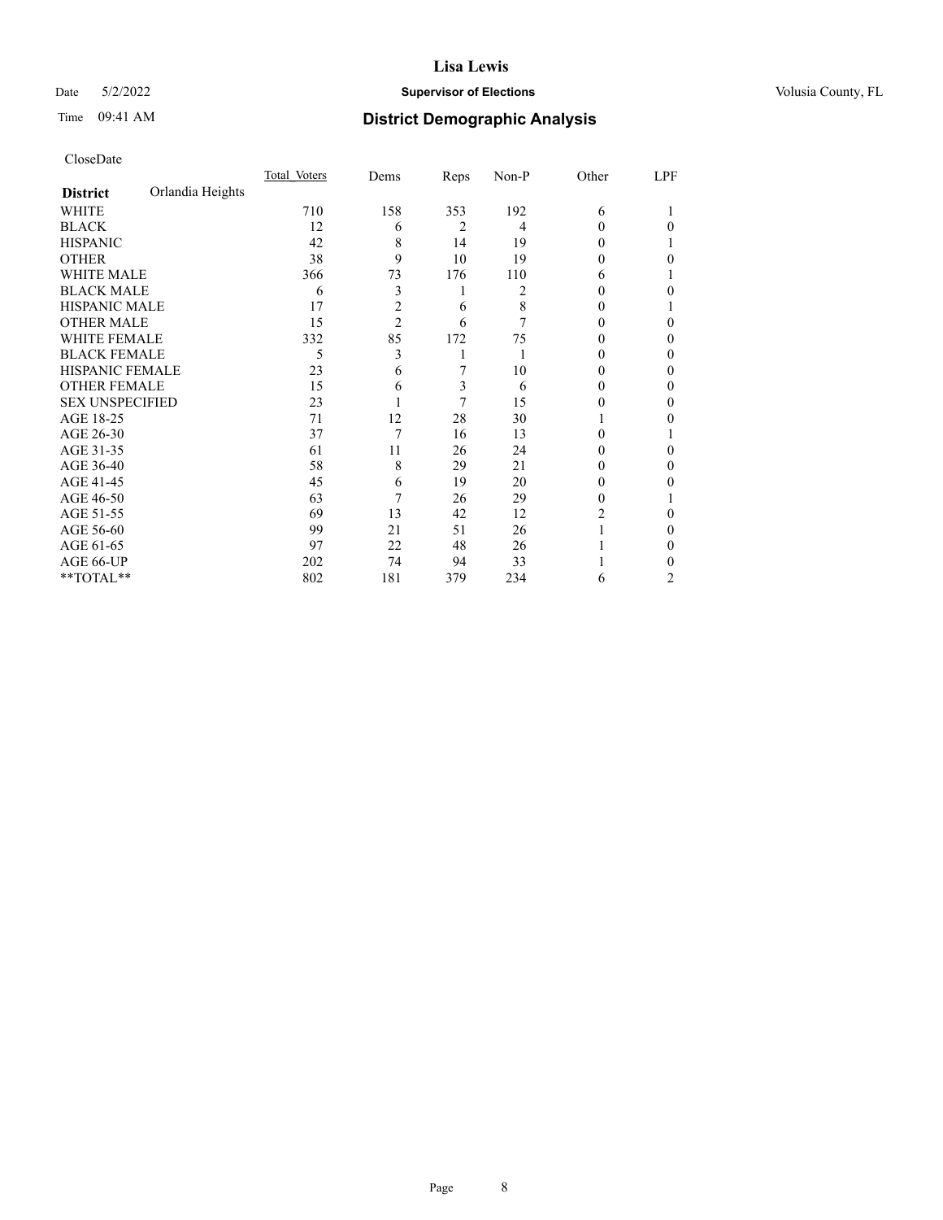# Lisa Lewis

Date 5/2/2022 **Supervisor of Elections** Volusia County, FL

Time 09:41 AM **District Demographic Analysis**

CloseDate

| **District** Orlandia Heights | Total_Voters | Dems | Reps | Non-P | Other | LPF |
|---|---|---|---|---|---|---|
| WHITE | 710 | 158 | 353 | 192 | 6 | 1 |
| BLACK | 12 | 6 | 2 | 4 | 0 | 0 |
| HISPANIC | 42 | 8 | 14 | 19 | 0 | 1 |
| OTHER | 38 | 9 | 10 | 19 | 0 | 0 |
| WHITE MALE | 366 | 73 | 176 | 110 | 6 | 1 |
| BLACK MALE | 6 | 3 | 1 | 2 | 0 | 0 |
| HISPANIC MALE | 17 | 2 | 6 | 8 | 0 | 1 |
| OTHER MALE | 15 | 2 | 6 | 7 | 0 | 0 |
| WHITE FEMALE | 332 | 85 | 172 | 75 | 0 | 0 |
| BLACK FEMALE | 5 | 3 | 1 | 1 | 0 | 0 |
| HISPANIC FEMALE | 23 | 6 | 7 | 10 | 0 | 0 |
| OTHER FEMALE | 15 | 6 | 3 | 6 | 0 | 0 |
| SEX UNSPECIFIED | 23 | 1 | 7 | 15 | 0 | 0 |
| AGE 18-25 | 71 | 12 | 28 | 30 | 1 | 0 |
| AGE 26-30 | 37 | 7 | 16 | 13 | 0 | 1 |
| AGE 31-35 | 61 | 11 | 26 | 24 | 0 | 0 |
| AGE 36-40 | 58 | 8 | 29 | 21 | 0 | 0 |
| AGE 41-45 | 45 | 6 | 19 | 20 | 0 | 0 |
| AGE 46-50 | 63 | 7 | 26 | 29 | 0 | 1 |
| AGE 51-55 | 69 | 13 | 42 | 12 | 2 | 0 |
| AGE 56-60 | 99 | 21 | 51 | 26 | 1 | 0 |
| AGE 61-65 | 97 | 22 | 48 | 26 | 1 | 0 |
| AGE 66-UP | 202 | 74 | 94 | 33 | 1 | 0 |
| **TOTAL** | 802 | 181 | 379 | 234 | 6 | 2 |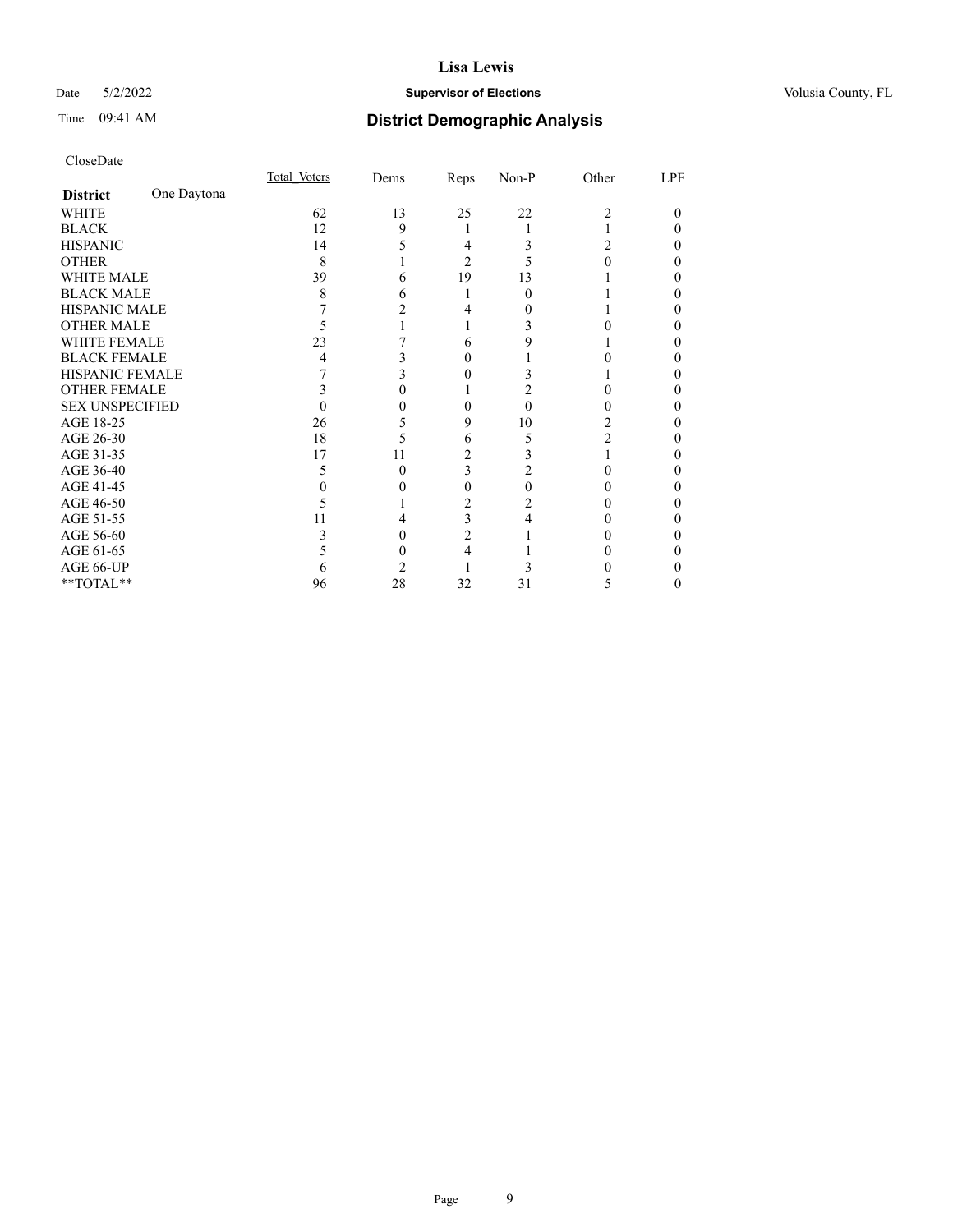Date 5/2/2022

Time 09:41 AM

# Lisa Lewis

## Supervisor of Elections

## District Demographic Analysis

Volusia County, FL

CloseDate

| District: One Daytona | Total_Voters | Dems | Reps | Non-P | Other | LPF |
|---|---|---|---|---|---|---|
| WHITE | 62 | 13 | 25 | 22 | 2 | 0 |
| BLACK | 12 | 9 | 1 | 1 | 1 | 0 |
| HISPANIC | 14 | 5 | 4 | 3 | 2 | 0 |
| OTHER | 8 | 1 | 2 | 5 | 0 | 0 |
| WHITE MALE | 39 | 6 | 19 | 13 | 1 | 0 |
| BLACK MALE | 8 | 6 | 1 | 0 | 1 | 0 |
| HISPANIC MALE | 7 | 2 | 4 | 0 | 1 | 0 |
| OTHER MALE | 5 | 1 | 1 | 3 | 0 | 0 |
| WHITE FEMALE | 23 | 7 | 6 | 9 | 1 | 0 |
| BLACK FEMALE | 4 | 3 | 0 | 1 | 0 | 0 |
| HISPANIC FEMALE | 7 | 3 | 0 | 3 | 1 | 0 |
| OTHER FEMALE | 3 | 0 | 1 | 2 | 0 | 0 |
| SEX UNSPECIFIED | 0 | 0 | 0 | 0 | 0 | 0 |
| AGE 18-25 | 26 | 5 | 9 | 10 | 2 | 0 |
| AGE 26-30 | 18 | 5 | 6 | 5 | 2 | 0 |
| AGE 31-35 | 17 | 11 | 2 | 3 | 1 | 0 |
| AGE 36-40 | 5 | 0 | 3 | 2 | 0 | 0 |
| AGE 41-45 | 0 | 0 | 0 | 0 | 0 | 0 |
| AGE 46-50 | 5 | 1 | 2 | 2 | 0 | 0 |
| AGE 51-55 | 11 | 4 | 3 | 4 | 0 | 0 |
| AGE 56-60 | 3 | 0 | 2 | 1 | 0 | 0 |
| AGE 61-65 | 5 | 0 | 4 | 1 | 0 | 0 |
| AGE 66-UP | 6 | 2 | 1 | 3 | 0 | 0 |
| **TOTAL** | 96 | 28 | 32 | 31 | 5 | 0 |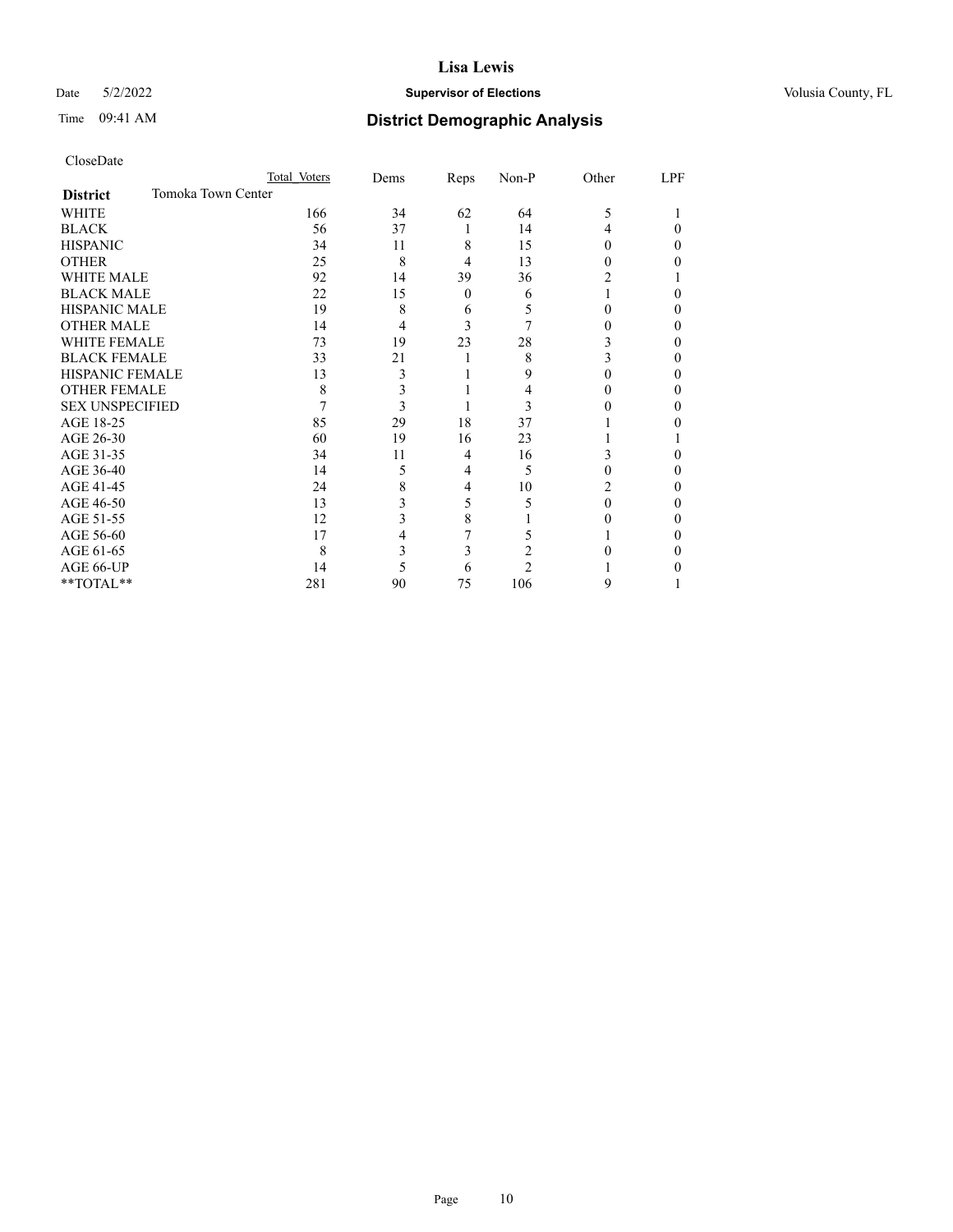# Lisa Lewis

Date 5/2/2022 **Supervisor of Elections** Volusia County, FL

Time 09:41 AM **District Demographic Analysis**

CloseDate

| | Total Voters | Dems | Reps | Non-P | Other | LPF |
|---|---|---|---|---|---|---|
| **District** Tomoka Town Center | | | | | | |
| WHITE | 166 | 34 | 62 | 64 | 5 | 1 |
| BLACK | 56 | 37 | 1 | 14 | 4 | 0 |
| HISPANIC | 34 | 11 | 8 | 15 | 0 | 0 |
| OTHER | 25 | 8 | 4 | 13 | 0 | 0 |
| WHITE MALE | 92 | 14 | 39 | 36 | 2 | 1 |
| BLACK MALE | 22 | 15 | 0 | 6 | 1 | 0 |
| HISPANIC MALE | 19 | 8 | 6 | 5 | 0 | 0 |
| OTHER MALE | 14 | 4 | 3 | 7 | 0 | 0 |
| WHITE FEMALE | 73 | 19 | 23 | 28 | 3 | 0 |
| BLACK FEMALE | 33 | 21 | 1 | 8 | 3 | 0 |
| HISPANIC FEMALE | 13 | 3 | 1 | 9 | 0 | 0 |
| OTHER FEMALE | 8 | 3 | 1 | 4 | 0 | 0 |
| SEX UNSPECIFIED | 7 | 3 | 1 | 3 | 0 | 0 |
| AGE 18-25 | 85 | 29 | 18 | 37 | 1 | 0 |
| AGE 26-30 | 60 | 19 | 16 | 23 | 1 | 1 |
| AGE 31-35 | 34 | 11 | 4 | 16 | 3 | 0 |
| AGE 36-40 | 14 | 5 | 4 | 5 | 0 | 0 |
| AGE 41-45 | 24 | 8 | 4 | 10 | 2 | 0 |
| AGE 46-50 | 13 | 3 | 5 | 5 | 0 | 0 |
| AGE 51-55 | 12 | 3 | 8 | 1 | 0 | 0 |
| AGE 56-60 | 17 | 4 | 7 | 5 | 1 | 0 |
| AGE 61-65 | 8 | 3 | 3 | 2 | 0 | 0 |
| AGE 66-UP | 14 | 5 | 6 | 2 | 1 | 0 |
| **TOTAL** | 281 | 90 | 75 | 106 | 9 | 1 |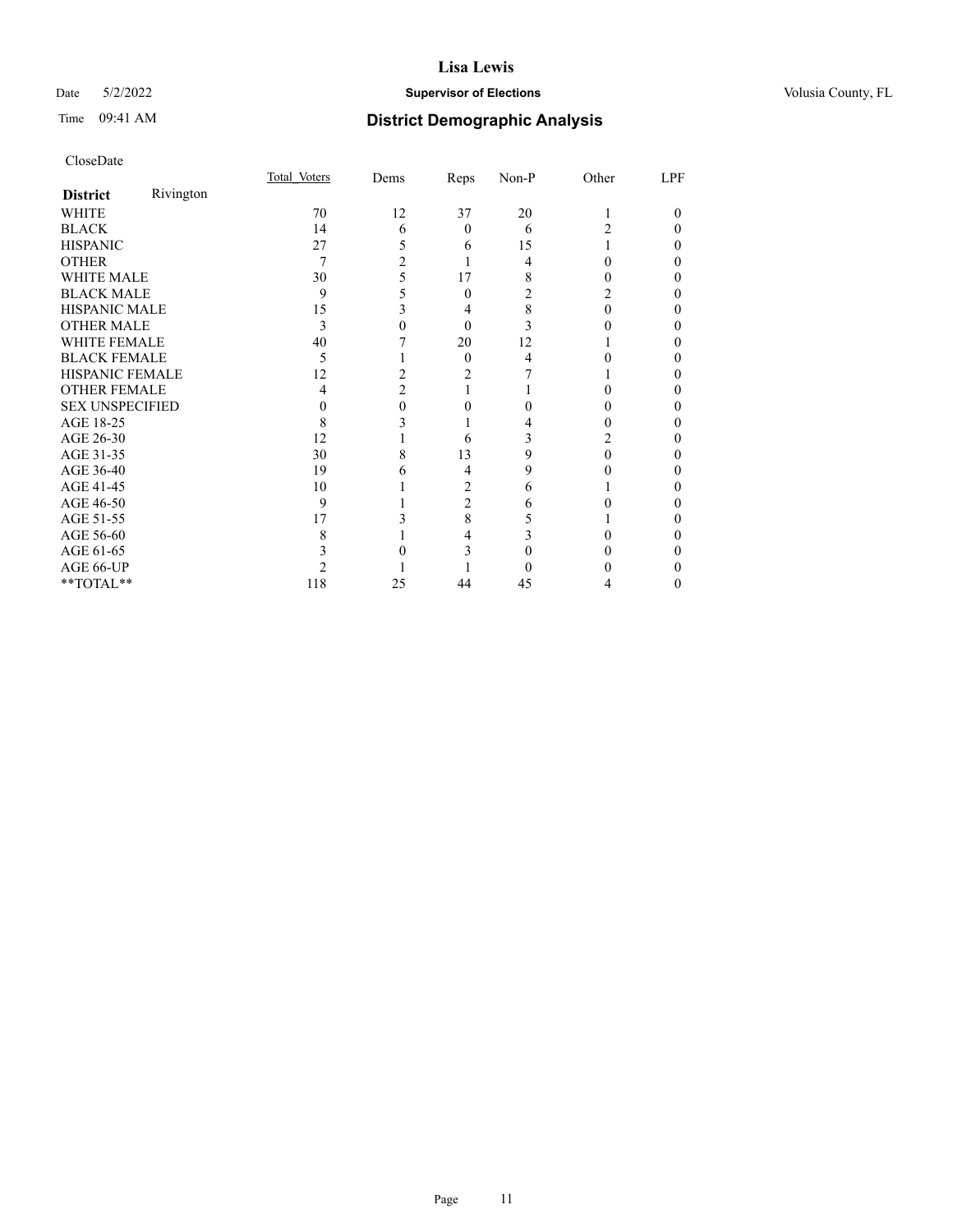# Lisa Lewis

Date 5/2/2022 **Supervisor of Elections** Volusia County, FL

Time 09:41 AM **District Demographic Analysis**

CloseDate

| **District** Rivington | Total Voters | Dems | Reps | Non-P | Other | LPF |
|---|---|---|---|---|---|---|
| WHITE | 70 | 12 | 37 | 20 | 1 | 0 |
| BLACK | 14 | 6 | 0 | 6 | 2 | 0 |
| HISPANIC | 27 | 5 | 6 | 15 | 1 | 0 |
| OTHER | 7 | 2 | 1 | 4 | 0 | 0 |
| WHITE MALE | 30 | 5 | 17 | 8 | 0 | 0 |
| BLACK MALE | 9 | 5 | 0 | 2 | 2 | 0 |
| HISPANIC MALE | 15 | 3 | 4 | 8 | 0 | 0 |
| OTHER MALE | 3 | 0 | 0 | 3 | 0 | 0 |
| WHITE FEMALE | 40 | 7 | 20 | 12 | 1 | 0 |
| BLACK FEMALE | 5 | 1 | 0 | 4 | 0 | 0 |
| HISPANIC FEMALE | 12 | 2 | 2 | 7 | 1 | 0 |
| OTHER FEMALE | 4 | 2 | 1 | 1 | 0 | 0 |
| SEX UNSPECIFIED | 0 | 0 | 0 | 0 | 0 | 0 |
| AGE 18-25 | 8 | 3 | 1 | 4 | 0 | 0 |
| AGE 26-30 | 12 | 1 | 6 | 3 | 2 | 0 |
| AGE 31-35 | 30 | 8 | 13 | 9 | 0 | 0 |
| AGE 36-40 | 19 | 6 | 4 | 9 | 0 | 0 |
| AGE 41-45 | 10 | 1 | 2 | 6 | 1 | 0 |
| AGE 46-50 | 9 | 1 | 2 | 6 | 0 | 0 |
| AGE 51-55 | 17 | 3 | 8 | 5 | 1 | 0 |
| AGE 56-60 | 8 | 1 | 4 | 3 | 0 | 0 |
| AGE 61-65 | 3 | 0 | 3 | 0 | 0 | 0 |
| AGE 66-UP | 2 | 1 | 1 | 0 | 0 | 0 |
| **TOTAL** | 118 | 25 | 44 | 45 | 4 | 0 |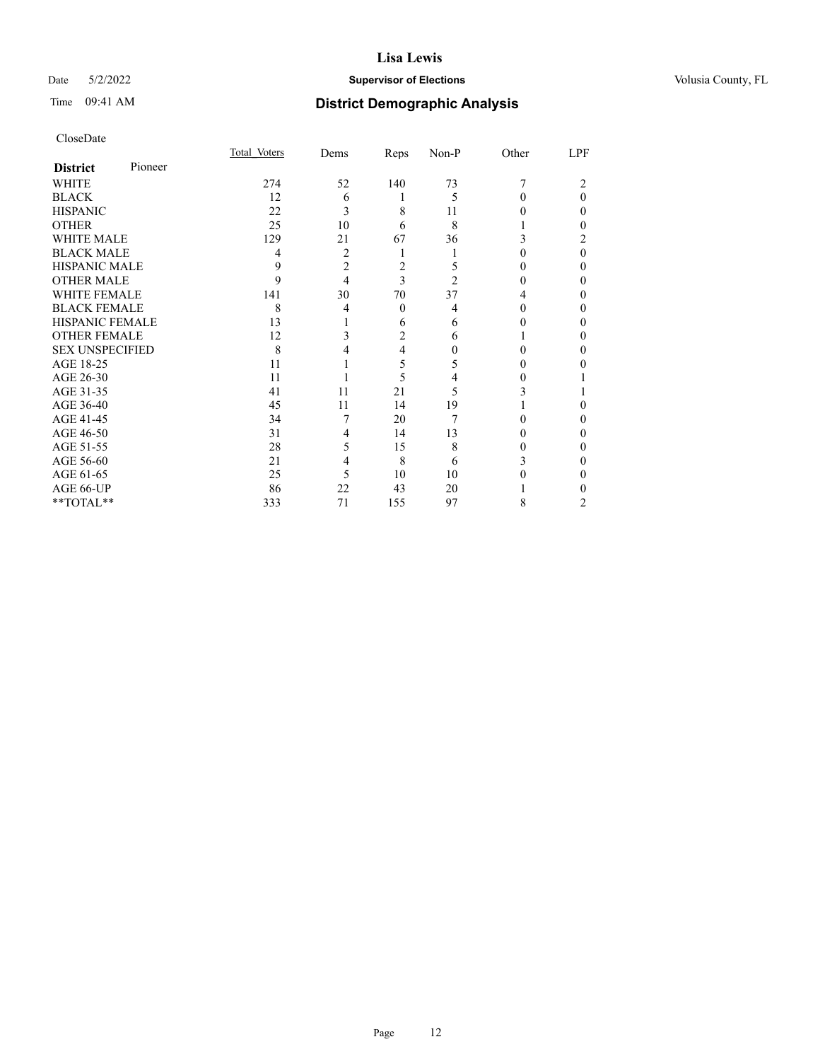CloseDate

| District | Pioneer | Total_Voters | Dems | Reps | Non-P | Other | LPF |
|---|---|---|---|---|---|---|---|
| WHITE | | 274 | 52 | 140 | 73 | 7 | 2 |
| BLACK | | 12 | 6 | 1 | 5 | 0 | 0 |
| HISPANIC | | 22 | 3 | 8 | 11 | 0 | 0 |
| OTHER | | 25 | 10 | 6 | 8 | 1 | 0 |
| WHITE MALE | | 129 | 21 | 67 | 36 | 3 | 2 |
| BLACK MALE | | 4 | 2 | 1 | 1 | 0 | 0 |
| HISPANIC MALE | | 9 | 2 | 2 | 5 | 0 | 0 |
| OTHER MALE | | 9 | 4 | 3 | 2 | 0 | 0 |
| WHITE FEMALE | | 141 | 30 | 70 | 37 | 4 | 0 |
| BLACK FEMALE | | 8 | 4 | 0 | 4 | 0 | 0 |
| HISPANIC FEMALE | | 13 | 1 | 6 | 6 | 0 | 0 |
| OTHER FEMALE | | 12 | 3 | 2 | 6 | 1 | 0 |
| SEX UNSPECIFIED | | 8 | 4 | 4 | 0 | 0 | 0 |
| AGE 18-25 | | 11 | 1 | 5 | 5 | 0 | 0 |
| AGE 26-30 | | 11 | 1 | 5 | 4 | 0 | 1 |
| AGE 31-35 | | 41 | 11 | 21 | 5 | 3 | 1 |
| AGE 36-40 | | 45 | 11 | 14 | 19 | 1 | 0 |
| AGE 41-45 | | 34 | 7 | 20 | 7 | 0 | 0 |
| AGE 46-50 | | 31 | 4 | 14 | 13 | 0 | 0 |
| AGE 51-55 | | 28 | 5 | 15 | 8 | 0 | 0 |
| AGE 56-60 | | 21 | 4 | 8 | 6 | 3 | 0 |
| AGE 61-65 | | 25 | 5 | 10 | 10 | 0 | 0 |
| AGE 66-UP | | 86 | 22 | 43 | 20 | 1 | 0 |
| **TOTAL** | | 333 | 71 | 155 | 97 | 8 | 2 |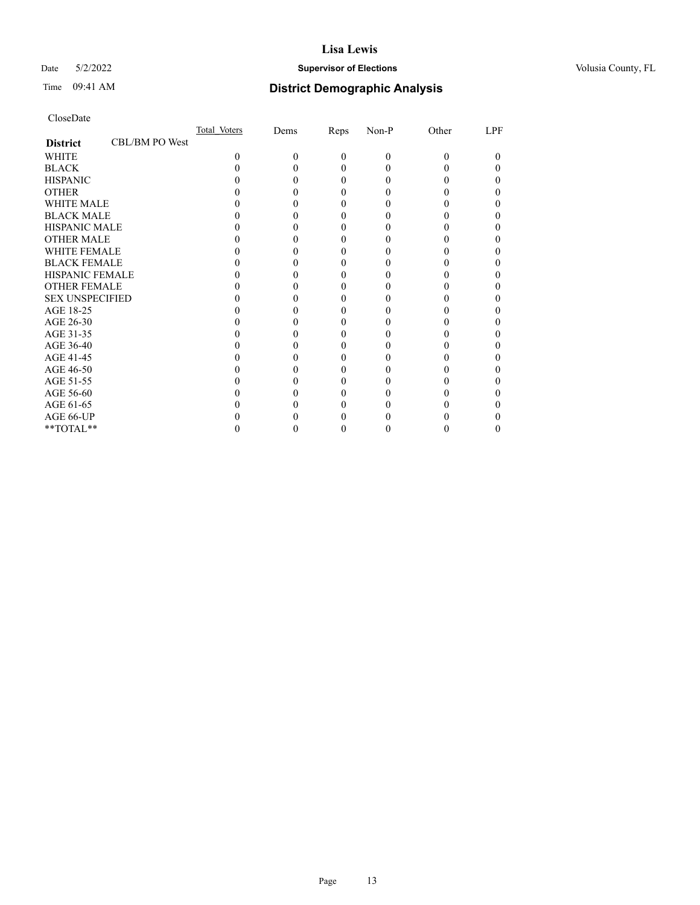# Lisa Lewis

Date 5/2/2022 **Supervisor of Elections** Volusia County, FL

Time 09:41 AM **District Demographic Analysis**

CloseDate

| **District** CBL/BM PO West | Total_Voters | Dems | Reps | Non-P | Other | LPF |
|---|---|---|---|---|---|---|
| WHITE | 0 | 0 | 0 | 0 | 0 | 0 |
| BLACK | 0 | 0 | 0 | 0 | 0 | 0 |
| HISPANIC | 0 | 0 | 0 | 0 | 0 | 0 |
| OTHER | 0 | 0 | 0 | 0 | 0 | 0 |
| WHITE MALE | 0 | 0 | 0 | 0 | 0 | 0 |
| BLACK MALE | 0 | 0 | 0 | 0 | 0 | 0 |
| HISPANIC MALE | 0 | 0 | 0 | 0 | 0 | 0 |
| OTHER MALE | 0 | 0 | 0 | 0 | 0 | 0 |
| WHITE FEMALE | 0 | 0 | 0 | 0 | 0 | 0 |
| BLACK FEMALE | 0 | 0 | 0 | 0 | 0 | 0 |
| HISPANIC FEMALE | 0 | 0 | 0 | 0 | 0 | 0 |
| OTHER FEMALE | 0 | 0 | 0 | 0 | 0 | 0 |
| SEX UNSPECIFIED | 0 | 0 | 0 | 0 | 0 | 0 |
| AGE 18-25 | 0 | 0 | 0 | 0 | 0 | 0 |
| AGE 26-30 | 0 | 0 | 0 | 0 | 0 | 0 |
| AGE 31-35 | 0 | 0 | 0 | 0 | 0 | 0 |
| AGE 36-40 | 0 | 0 | 0 | 0 | 0 | 0 |
| AGE 41-45 | 0 | 0 | 0 | 0 | 0 | 0 |
| AGE 46-50 | 0 | 0 | 0 | 0 | 0 | 0 |
| AGE 51-55 | 0 | 0 | 0 | 0 | 0 | 0 |
| AGE 56-60 | 0 | 0 | 0 | 0 | 0 | 0 |
| AGE 61-65 | 0 | 0 | 0 | 0 | 0 | 0 |
| AGE 66-UP | 0 | 0 | 0 | 0 | 0 | 0 |
| **TOTAL** | 0 | 0 | 0 | 0 | 0 | 0 |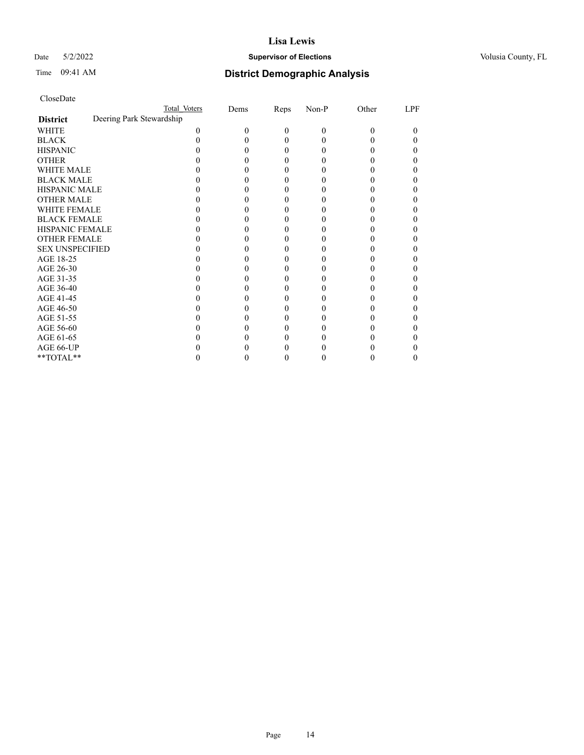CloseDate

| District | Total Voters | Dems | Reps | Non-P | Other | LPF |
|---|---|---|---|---|---|---|
| Deering Park Stewardship | | | | | | |
| WHITE | 0 | 0 | 0 | 0 | 0 | 0 |
| BLACK | 0 | 0 | 0 | 0 | 0 | 0 |
| HISPANIC | 0 | 0 | 0 | 0 | 0 | 0 |
| OTHER | 0 | 0 | 0 | 0 | 0 | 0 |
| WHITE MALE | 0 | 0 | 0 | 0 | 0 | 0 |
| BLACK MALE | 0 | 0 | 0 | 0 | 0 | 0 |
| HISPANIC MALE | 0 | 0 | 0 | 0 | 0 | 0 |
| OTHER MALE | 0 | 0 | 0 | 0 | 0 | 0 |
| WHITE FEMALE | 0 | 0 | 0 | 0 | 0 | 0 |
| BLACK FEMALE | 0 | 0 | 0 | 0 | 0 | 0 |
| HISPANIC FEMALE | 0 | 0 | 0 | 0 | 0 | 0 |
| OTHER FEMALE | 0 | 0 | 0 | 0 | 0 | 0 |
| SEX UNSPECIFIED | 0 | 0 | 0 | 0 | 0 | 0 |
| AGE 18-25 | 0 | 0 | 0 | 0 | 0 | 0 |
| AGE 26-30 | 0 | 0 | 0 | 0 | 0 | 0 |
| AGE 31-35 | 0 | 0 | 0 | 0 | 0 | 0 |
| AGE 36-40 | 0 | 0 | 0 | 0 | 0 | 0 |
| AGE 41-45 | 0 | 0 | 0 | 0 | 0 | 0 |
| AGE 46-50 | 0 | 0 | 0 | 0 | 0 | 0 |
| AGE 51-55 | 0 | 0 | 0 | 0 | 0 | 0 |
| AGE 56-60 | 0 | 0 | 0 | 0 | 0 | 0 |
| AGE 61-65 | 0 | 0 | 0 | 0 | 0 | 0 |
| AGE 66-UP | 0 | 0 | 0 | 0 | 0 | 0 |
| **TOTAL** | 0 | 0 | 0 | 0 | 0 | 0 |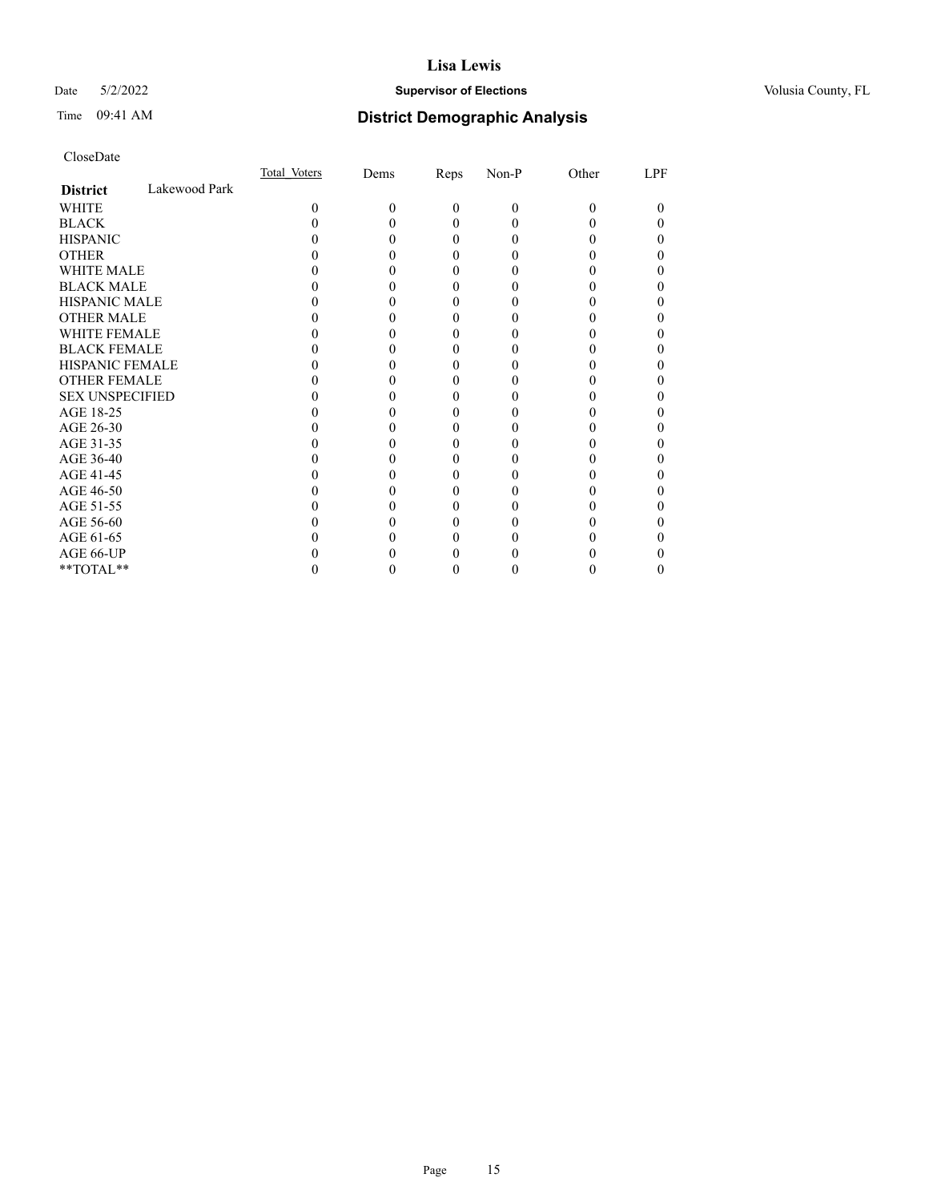# Lisa Lewis

Date 5/2/2022 **Supervisor of Elections** Volusia County, FL

Time 09:41 AM **District Demographic Analysis**

CloseDate

| **District** Lakewood Park | Total_Voters | Dems | Reps | Non-P | Other | LPF |
|---|---|---|---|---|---|---|
| WHITE | 0 | 0 | 0 | 0 | 0 | 0 |
| BLACK | 0 | 0 | 0 | 0 | 0 | 0 |
| HISPANIC | 0 | 0 | 0 | 0 | 0 | 0 |
| OTHER | 0 | 0 | 0 | 0 | 0 | 0 |
| WHITE MALE | 0 | 0 | 0 | 0 | 0 | 0 |
| BLACK MALE | 0 | 0 | 0 | 0 | 0 | 0 |
| HISPANIC MALE | 0 | 0 | 0 | 0 | 0 | 0 |
| OTHER MALE | 0 | 0 | 0 | 0 | 0 | 0 |
| WHITE FEMALE | 0 | 0 | 0 | 0 | 0 | 0 |
| BLACK FEMALE | 0 | 0 | 0 | 0 | 0 | 0 |
| HISPANIC FEMALE | 0 | 0 | 0 | 0 | 0 | 0 |
| OTHER FEMALE | 0 | 0 | 0 | 0 | 0 | 0 |
| SEX UNSPECIFIED | 0 | 0 | 0 | 0 | 0 | 0 |
| AGE 18-25 | 0 | 0 | 0 | 0 | 0 | 0 |
| AGE 26-30 | 0 | 0 | 0 | 0 | 0 | 0 |
| AGE 31-35 | 0 | 0 | 0 | 0 | 0 | 0 |
| AGE 36-40 | 0 | 0 | 0 | 0 | 0 | 0 |
| AGE 41-45 | 0 | 0 | 0 | 0 | 0 | 0 |
| AGE 46-50 | 0 | 0 | 0 | 0 | 0 | 0 |
| AGE 51-55 | 0 | 0 | 0 | 0 | 0 | 0 |
| AGE 56-60 | 0 | 0 | 0 | 0 | 0 | 0 |
| AGE 61-65 | 0 | 0 | 0 | 0 | 0 | 0 |
| AGE 66-UP | 0 | 0 | 0 | 0 | 0 | 0 |
| **TOTAL** | 0 | 0 | 0 | 0 | 0 | 0 |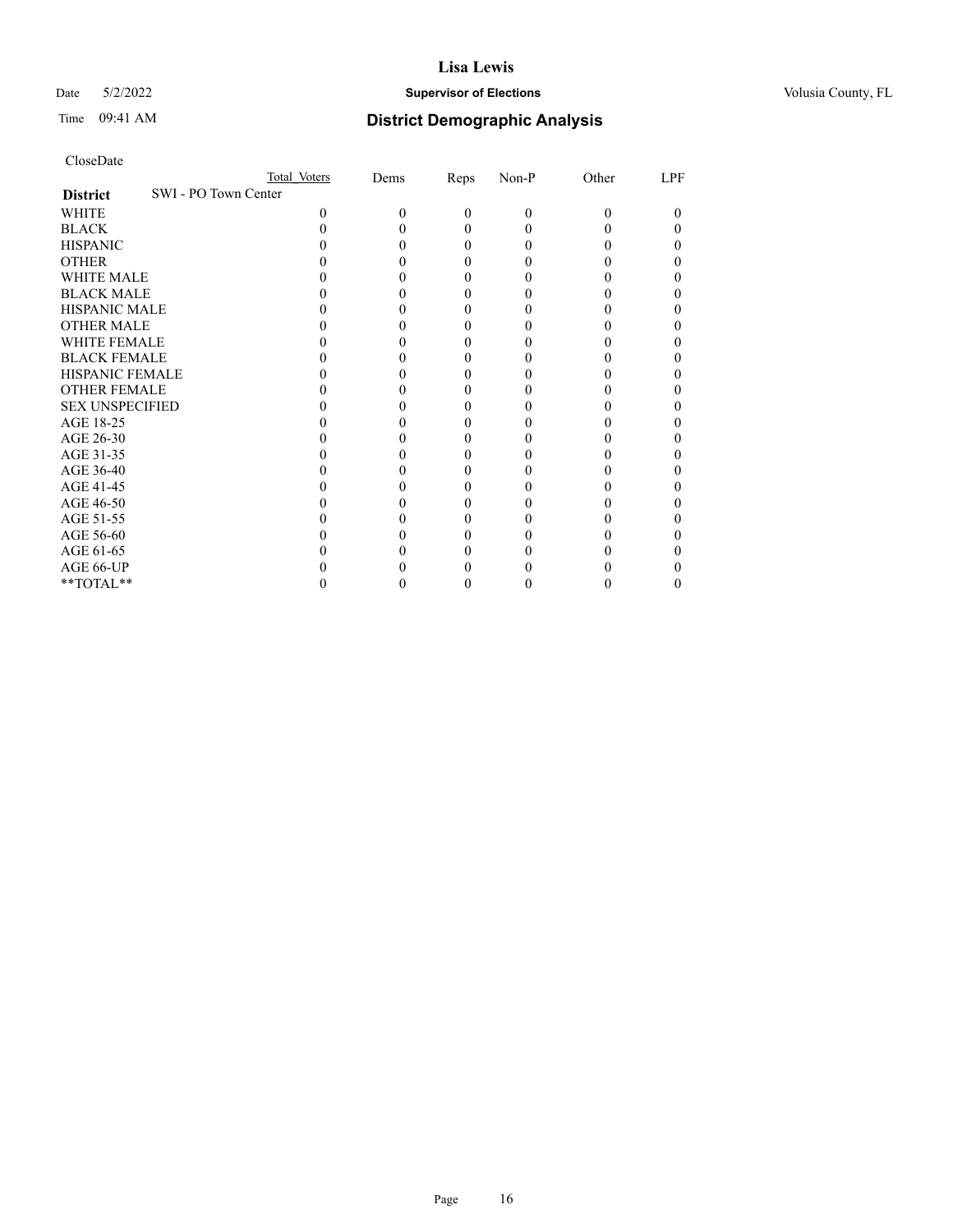# Lisa Lewis

Date 5/2/2022 **Supervisor of Elections** Volusia County, FL

Time 09:41 AM **District Demographic Analysis**

CloseDate

| | Total Voters | Dems | Reps | Non-P | Other | LPF |
|---|---|---|---|---|---|---|
| **District** SWI - PO Town Center | | | | | | |
| WHITE | 0 | 0 | 0 | 0 | 0 | 0 |
| BLACK | 0 | 0 | 0 | 0 | 0 | 0 |
| HISPANIC | 0 | 0 | 0 | 0 | 0 | 0 |
| OTHER | 0 | 0 | 0 | 0 | 0 | 0 |
| WHITE MALE | 0 | 0 | 0 | 0 | 0 | 0 |
| BLACK MALE | 0 | 0 | 0 | 0 | 0 | 0 |
| HISPANIC MALE | 0 | 0 | 0 | 0 | 0 | 0 |
| OTHER MALE | 0 | 0 | 0 | 0 | 0 | 0 |
| WHITE FEMALE | 0 | 0 | 0 | 0 | 0 | 0 |
| BLACK FEMALE | 0 | 0 | 0 | 0 | 0 | 0 |
| HISPANIC FEMALE | 0 | 0 | 0 | 0 | 0 | 0 |
| OTHER FEMALE | 0 | 0 | 0 | 0 | 0 | 0 |
| SEX UNSPECIFIED | 0 | 0 | 0 | 0 | 0 | 0 |
| AGE 18-25 | 0 | 0 | 0 | 0 | 0 | 0 |
| AGE 26-30 | 0 | 0 | 0 | 0 | 0 | 0 |
| AGE 31-35 | 0 | 0 | 0 | 0 | 0 | 0 |
| AGE 36-40 | 0 | 0 | 0 | 0 | 0 | 0 |
| AGE 41-45 | 0 | 0 | 0 | 0 | 0 | 0 |
| AGE 46-50 | 0 | 0 | 0 | 0 | 0 | 0 |
| AGE 51-55 | 0 | 0 | 0 | 0 | 0 | 0 |
| AGE 56-60 | 0 | 0 | 0 | 0 | 0 | 0 |
| AGE 61-65 | 0 | 0 | 0 | 0 | 0 | 0 |
| AGE 66-UP | 0 | 0 | 0 | 0 | 0 | 0 |
| **TOTAL** | 0 | 0 | 0 | 0 | 0 | 0 |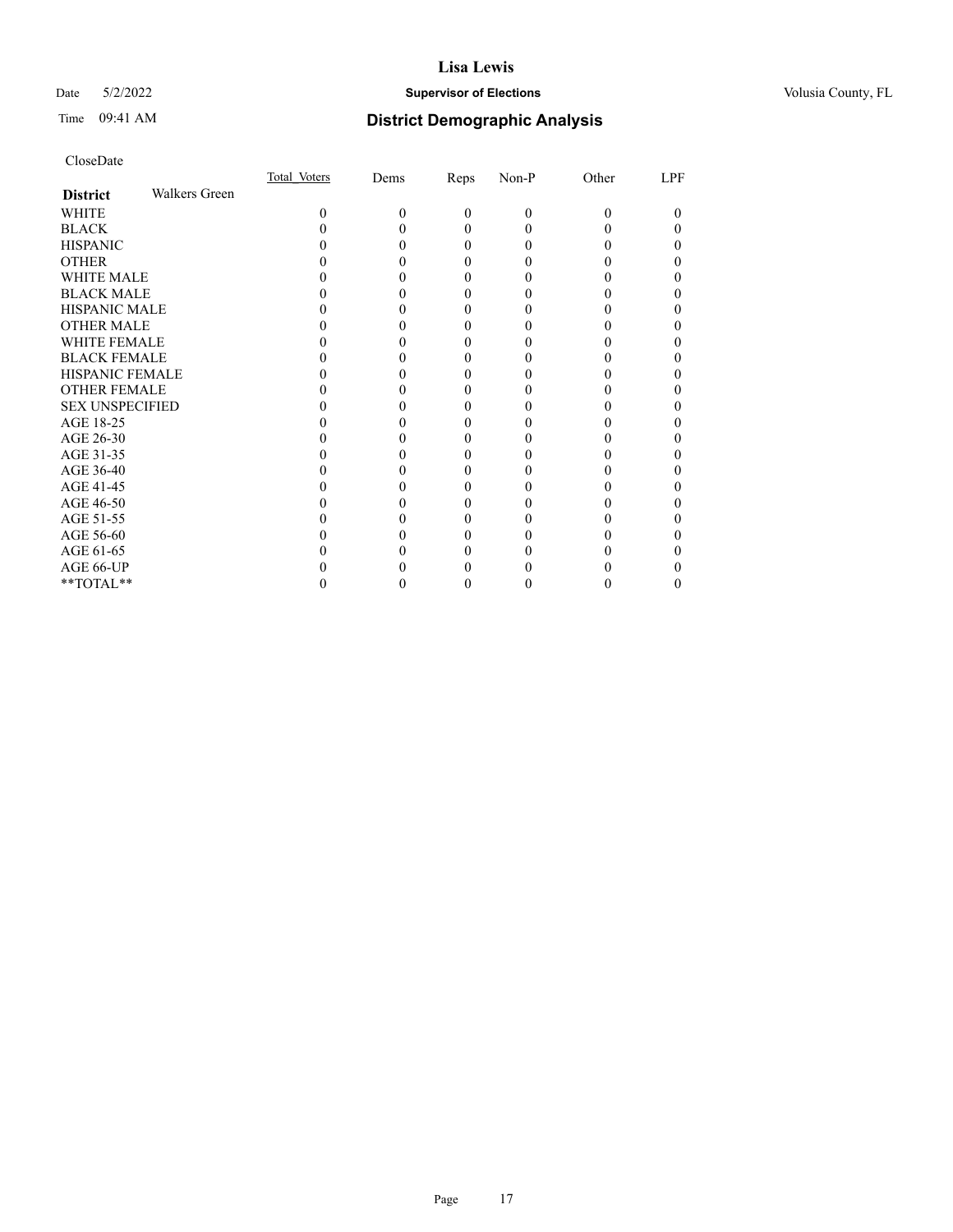# Lisa Lewis

Date 5/2/2022 **Supervisor of Elections** Volusia County, FL

Time 09:41 AM **District Demographic Analysis**

CloseDate

| **District** Walkers Green | Total_Voters | Dems | Reps | Non-P | Other | LPF |
|---|---|---|---|---|---|---|
| WHITE | 0 | 0 | 0 | 0 | 0 | 0 |
| BLACK | 0 | 0 | 0 | 0 | 0 | 0 |
| HISPANIC | 0 | 0 | 0 | 0 | 0 | 0 |
| OTHER | 0 | 0 | 0 | 0 | 0 | 0 |
| WHITE MALE | 0 | 0 | 0 | 0 | 0 | 0 |
| BLACK MALE | 0 | 0 | 0 | 0 | 0 | 0 |
| HISPANIC MALE | 0 | 0 | 0 | 0 | 0 | 0 |
| OTHER MALE | 0 | 0 | 0 | 0 | 0 | 0 |
| WHITE FEMALE | 0 | 0 | 0 | 0 | 0 | 0 |
| BLACK FEMALE | 0 | 0 | 0 | 0 | 0 | 0 |
| HISPANIC FEMALE | 0 | 0 | 0 | 0 | 0 | 0 |
| OTHER FEMALE | 0 | 0 | 0 | 0 | 0 | 0 |
| SEX UNSPECIFIED | 0 | 0 | 0 | 0 | 0 | 0 |
| AGE 18-25 | 0 | 0 | 0 | 0 | 0 | 0 |
| AGE 26-30 | 0 | 0 | 0 | 0 | 0 | 0 |
| AGE 31-35 | 0 | 0 | 0 | 0 | 0 | 0 |
| AGE 36-40 | 0 | 0 | 0 | 0 | 0 | 0 |
| AGE 41-45 | 0 | 0 | 0 | 0 | 0 | 0 |
| AGE 46-50 | 0 | 0 | 0 | 0 | 0 | 0 |
| AGE 51-55 | 0 | 0 | 0 | 0 | 0 | 0 |
| AGE 56-60 | 0 | 0 | 0 | 0 | 0 | 0 |
| AGE 61-65 | 0 | 0 | 0 | 0 | 0 | 0 |
| AGE 66-UP | 0 | 0 | 0 | 0 | 0 | 0 |
| **TOTAL** | 0 | 0 | 0 | 0 | 0 | 0 |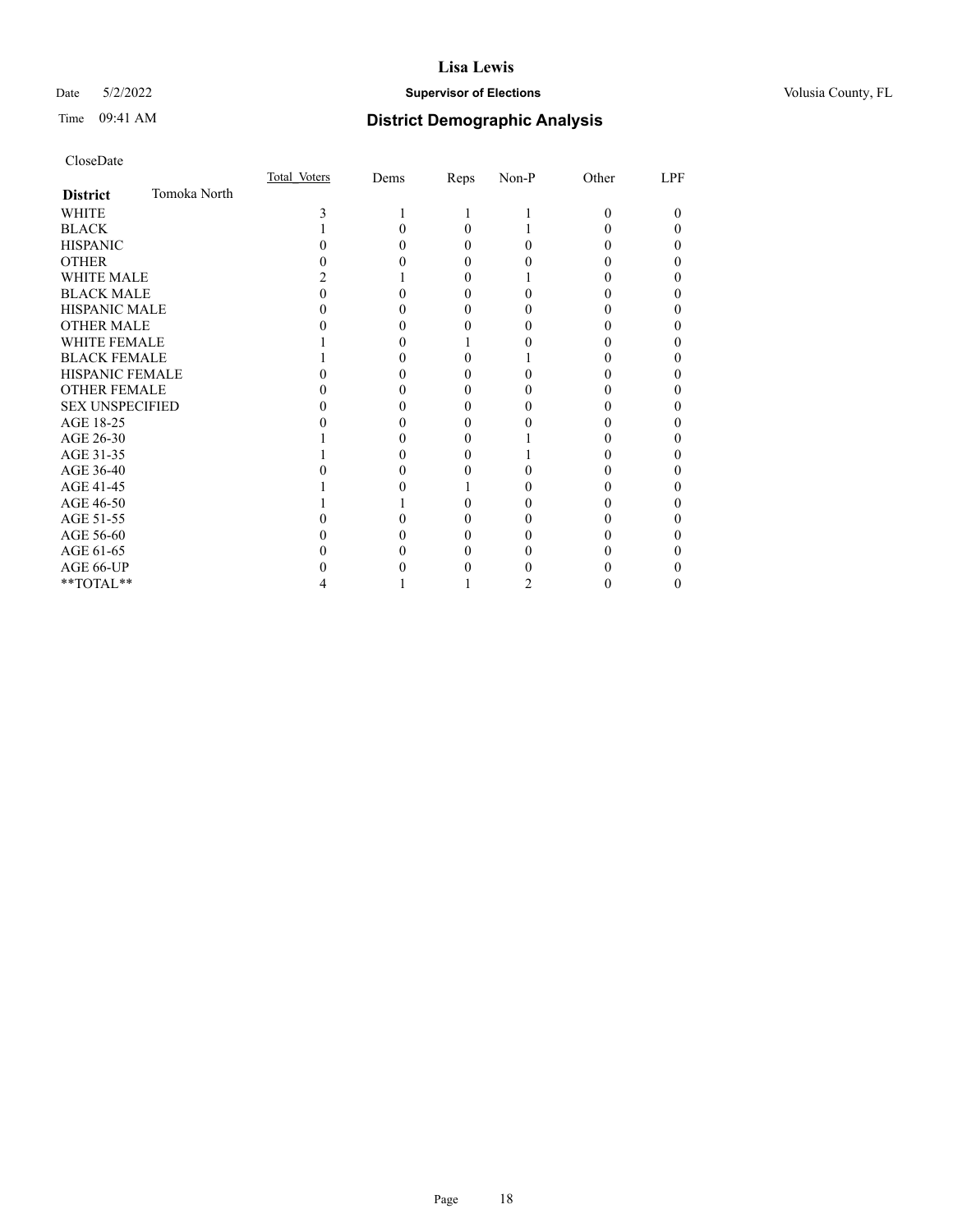# Lisa Lewis

Date 5/2/2022 **Supervisor of Elections** Volusia County, FL

Time 09:41 AM **District Demographic Analysis**

CloseDate

| **District** Tomoka North | Total_Voters | Dems | Reps | Non-P | Other | LPF |
|---|---|---|---|---|---|---|
| WHITE | 3 | 1 | 1 | 1 | 0 | 0 |
| BLACK | 1 | 0 | 0 | 1 | 0 | 0 |
| HISPANIC | 0 | 0 | 0 | 0 | 0 | 0 |
| OTHER | 0 | 0 | 0 | 0 | 0 | 0 |
| WHITE MALE | 2 | 1 | 0 | 1 | 0 | 0 |
| BLACK MALE | 0 | 0 | 0 | 0 | 0 | 0 |
| HISPANIC MALE | 0 | 0 | 0 | 0 | 0 | 0 |
| OTHER MALE | 0 | 0 | 0 | 0 | 0 | 0 |
| WHITE FEMALE | 1 | 0 | 1 | 0 | 0 | 0 |
| BLACK FEMALE | 1 | 0 | 0 | 1 | 0 | 0 |
| HISPANIC FEMALE | 0 | 0 | 0 | 0 | 0 | 0 |
| OTHER FEMALE | 0 | 0 | 0 | 0 | 0 | 0 |
| SEX UNSPECIFIED | 0 | 0 | 0 | 0 | 0 | 0 |
| AGE 18-25 | 0 | 0 | 0 | 0 | 0 | 0 |
| AGE 26-30 | 1 | 0 | 0 | 1 | 0 | 0 |
| AGE 31-35 | 1 | 0 | 0 | 1 | 0 | 0 |
| AGE 36-40 | 0 | 0 | 0 | 0 | 0 | 0 |
| AGE 41-45 | 1 | 0 | 1 | 0 | 0 | 0 |
| AGE 46-50 | 1 | 1 | 0 | 0 | 0 | 0 |
| AGE 51-55 | 0 | 0 | 0 | 0 | 0 | 0 |
| AGE 56-60 | 0 | 0 | 0 | 0 | 0 | 0 |
| AGE 61-65 | 0 | 0 | 0 | 0 | 0 | 0 |
| AGE 66-UP | 0 | 0 | 0 | 0 | 0 | 0 |
| **TOTAL** | 4 | 1 | 1 | 2 | 0 | 0 |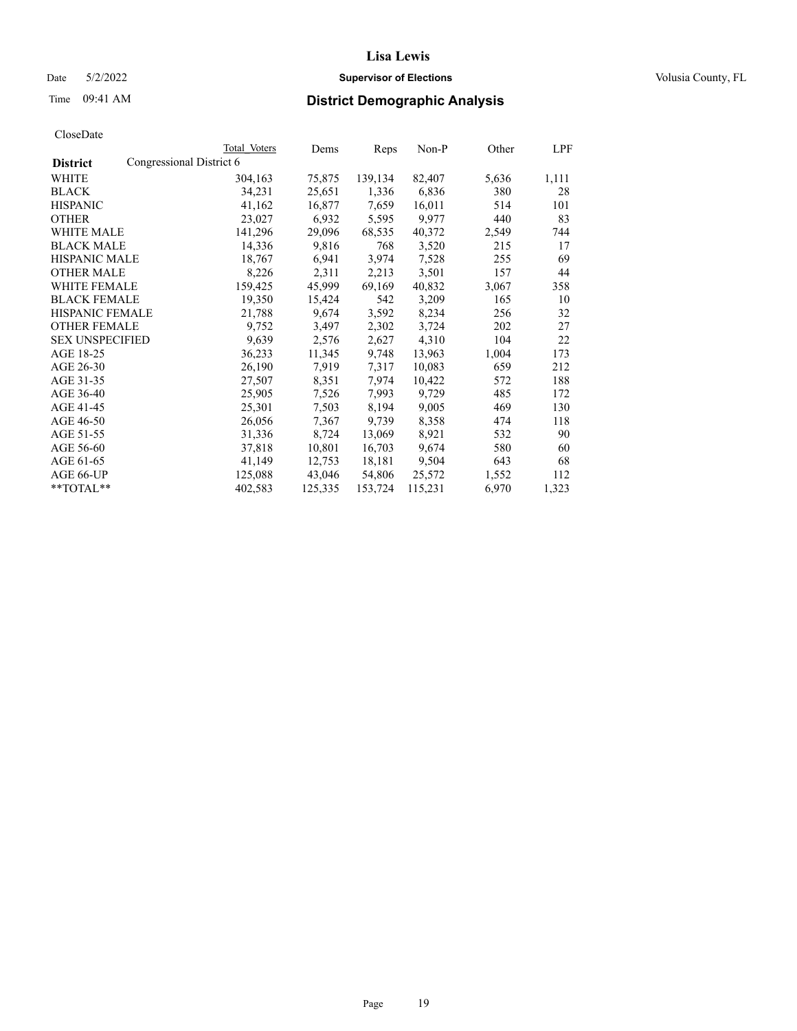# Lisa Lewis

Date 5/2/2022 **Supervisor of Elections** Volusia County, FL

Time 09:41 AM **District Demographic Analysis**

CloseDate

| District | Total Voters | Dems | Reps | Non-P | Other | LPF |
|---|---|---|---|---|---|---|
| Congressional District 6 | | | | | | |
| WHITE | 304,163 | 75,875 | 139,134 | 82,407 | 5,636 | 1,111 |
| BLACK | 34,231 | 25,651 | 1,336 | 6,836 | 380 | 28 |
| HISPANIC | 41,162 | 16,877 | 7,659 | 16,011 | 514 | 101 |
| OTHER | 23,027 | 6,932 | 5,595 | 9,977 | 440 | 83 |
| WHITE MALE | 141,296 | 29,096 | 68,535 | 40,372 | 2,549 | 744 |
| BLACK MALE | 14,336 | 9,816 | 768 | 3,520 | 215 | 17 |
| HISPANIC MALE | 18,767 | 6,941 | 3,974 | 7,528 | 255 | 69 |
| OTHER MALE | 8,226 | 2,311 | 2,213 | 3,501 | 157 | 44 |
| WHITE FEMALE | 159,425 | 45,999 | 69,169 | 40,832 | 3,067 | 358 |
| BLACK FEMALE | 19,350 | 15,424 | 542 | 3,209 | 165 | 10 |
| HISPANIC FEMALE | 21,788 | 9,674 | 3,592 | 8,234 | 256 | 32 |
| OTHER FEMALE | 9,752 | 3,497 | 2,302 | 3,724 | 202 | 27 |
| SEX UNSPECIFIED | 9,639 | 2,576 | 2,627 | 4,310 | 104 | 22 |
| AGE 18-25 | 36,233 | 11,345 | 9,748 | 13,963 | 1,004 | 173 |
| AGE 26-30 | 26,190 | 7,919 | 7,317 | 10,083 | 659 | 212 |
| AGE 31-35 | 27,507 | 8,351 | 7,974 | 10,422 | 572 | 188 |
| AGE 36-40 | 25,905 | 7,526 | 7,993 | 9,729 | 485 | 172 |
| AGE 41-45 | 25,301 | 7,503 | 8,194 | 9,005 | 469 | 130 |
| AGE 46-50 | 26,056 | 7,367 | 9,739 | 8,358 | 474 | 118 |
| AGE 51-55 | 31,336 | 8,724 | 13,069 | 8,921 | 532 | 90 |
| AGE 56-60 | 37,818 | 10,801 | 16,703 | 9,674 | 580 | 60 |
| AGE 61-65 | 41,149 | 12,753 | 18,181 | 9,504 | 643 | 68 |
| AGE 66-UP | 125,088 | 43,046 | 54,806 | 25,572 | 1,552 | 112 |
| **TOTAL** | 402,583 | 125,335 | 153,724 | 115,231 | 6,970 | 1,323 |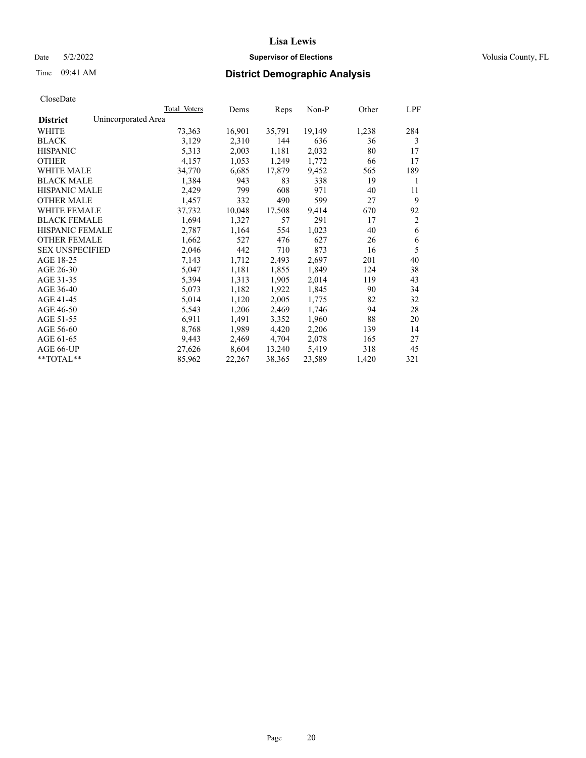CloseDate

| District | Unincorporated Area | Total Voters | Dems | Reps | Non-P | Other | LPF |
|---|---|---|---|---|---|---|---|
| WHITE | | 73,363 | 16,901 | 35,791 | 19,149 | 1,238 | 284 |
| BLACK | | 3,129 | 2,310 | 144 | 636 | 36 | 3 |
| HISPANIC | | 5,313 | 2,003 | 1,181 | 2,032 | 80 | 17 |
| OTHER | | 4,157 | 1,053 | 1,249 | 1,772 | 66 | 17 |
| WHITE MALE | | 34,770 | 6,685 | 17,879 | 9,452 | 565 | 189 |
| BLACK MALE | | 1,384 | 943 | 83 | 338 | 19 | 1 |
| HISPANIC MALE | | 2,429 | 799 | 608 | 971 | 40 | 11 |
| OTHER MALE | | 1,457 | 332 | 490 | 599 | 27 | 9 |
| WHITE FEMALE | | 37,732 | 10,048 | 17,508 | 9,414 | 670 | 92 |
| BLACK FEMALE | | 1,694 | 1,327 | 57 | 291 | 17 | 2 |
| HISPANIC FEMALE | | 2,787 | 1,164 | 554 | 1,023 | 40 | 6 |
| OTHER FEMALE | | 1,662 | 527 | 476 | 627 | 26 | 6 |
| SEX UNSPECIFIED | | 2,046 | 442 | 710 | 873 | 16 | 5 |
| AGE 18-25 | | 7,143 | 1,712 | 2,493 | 2,697 | 201 | 40 |
| AGE 26-30 | | 5,047 | 1,181 | 1,855 | 1,849 | 124 | 38 |
| AGE 31-35 | | 5,394 | 1,313 | 1,905 | 2,014 | 119 | 43 |
| AGE 36-40 | | 5,073 | 1,182 | 1,922 | 1,845 | 90 | 34 |
| AGE 41-45 | | 5,014 | 1,120 | 2,005 | 1,775 | 82 | 32 |
| AGE 46-50 | | 5,543 | 1,206 | 2,469 | 1,746 | 94 | 28 |
| AGE 51-55 | | 6,911 | 1,491 | 3,352 | 1,960 | 88 | 20 |
| AGE 56-60 | | 8,768 | 1,989 | 4,420 | 2,206 | 139 | 14 |
| AGE 61-65 | | 9,443 | 2,469 | 4,704 | 2,078 | 165 | 27 |
| AGE 66-UP | | 27,626 | 8,604 | 13,240 | 5,419 | 318 | 45 |
| **TOTAL** | | 85,962 | 22,267 | 38,365 | 23,589 | 1,420 | 321 |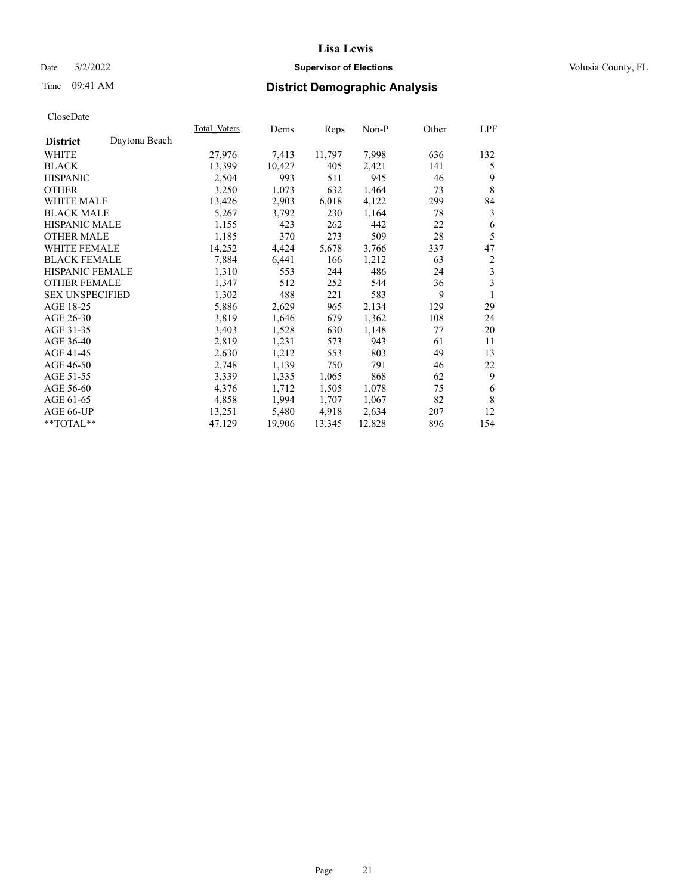# Lisa Lewis

Date 5/2/2022 **Supervisor of Elections** Volusia County, FL

Time 09:41 AM **District Demographic Analysis**

CloseDate

| District | Daytona Beach | Total_Voters | Dems | Reps | Non-P | Other | LPF |
|---|---|---|---|---|---|---|---|
| WHITE | | 27,976 | 7,413 | 11,797 | 7,998 | 636 | 132 |
| BLACK | | 13,399 | 10,427 | 405 | 2,421 | 141 | 5 |
| HISPANIC | | 2,504 | 993 | 511 | 945 | 46 | 9 |
| OTHER | | 3,250 | 1,073 | 632 | 1,464 | 73 | 8 |
| WHITE MALE | | 13,426 | 2,903 | 6,018 | 4,122 | 299 | 84 |
| BLACK MALE | | 5,267 | 3,792 | 230 | 1,164 | 78 | 3 |
| HISPANIC MALE | | 1,155 | 423 | 262 | 442 | 22 | 6 |
| OTHER MALE | | 1,185 | 370 | 273 | 509 | 28 | 5 |
| WHITE FEMALE | | 14,252 | 4,424 | 5,678 | 3,766 | 337 | 47 |
| BLACK FEMALE | | 7,884 | 6,441 | 166 | 1,212 | 63 | 2 |
| HISPANIC FEMALE | | 1,310 | 553 | 244 | 486 | 24 | 3 |
| OTHER FEMALE | | 1,347 | 512 | 252 | 544 | 36 | 3 |
| SEX UNSPECIFIED | | 1,302 | 488 | 221 | 583 | 9 | 1 |
| AGE 18-25 | | 5,886 | 2,629 | 965 | 2,134 | 129 | 29 |
| AGE 26-30 | | 3,819 | 1,646 | 679 | 1,362 | 108 | 24 |
| AGE 31-35 | | 3,403 | 1,528 | 630 | 1,148 | 77 | 20 |
| AGE 36-40 | | 2,819 | 1,231 | 573 | 943 | 61 | 11 |
| AGE 41-45 | | 2,630 | 1,212 | 553 | 803 | 49 | 13 |
| AGE 46-50 | | 2,748 | 1,139 | 750 | 791 | 46 | 22 |
| AGE 51-55 | | 3,339 | 1,335 | 1,065 | 868 | 62 | 9 |
| AGE 56-60 | | 4,376 | 1,712 | 1,505 | 1,078 | 75 | 6 |
| AGE 61-65 | | 4,858 | 1,994 | 1,707 | 1,067 | 82 | 8 |
| AGE 66-UP | | 13,251 | 5,480 | 4,918 | 2,634 | 207 | 12 |
| **TOTAL** | | 47,129 | 19,906 | 13,345 | 12,828 | 896 | 154 |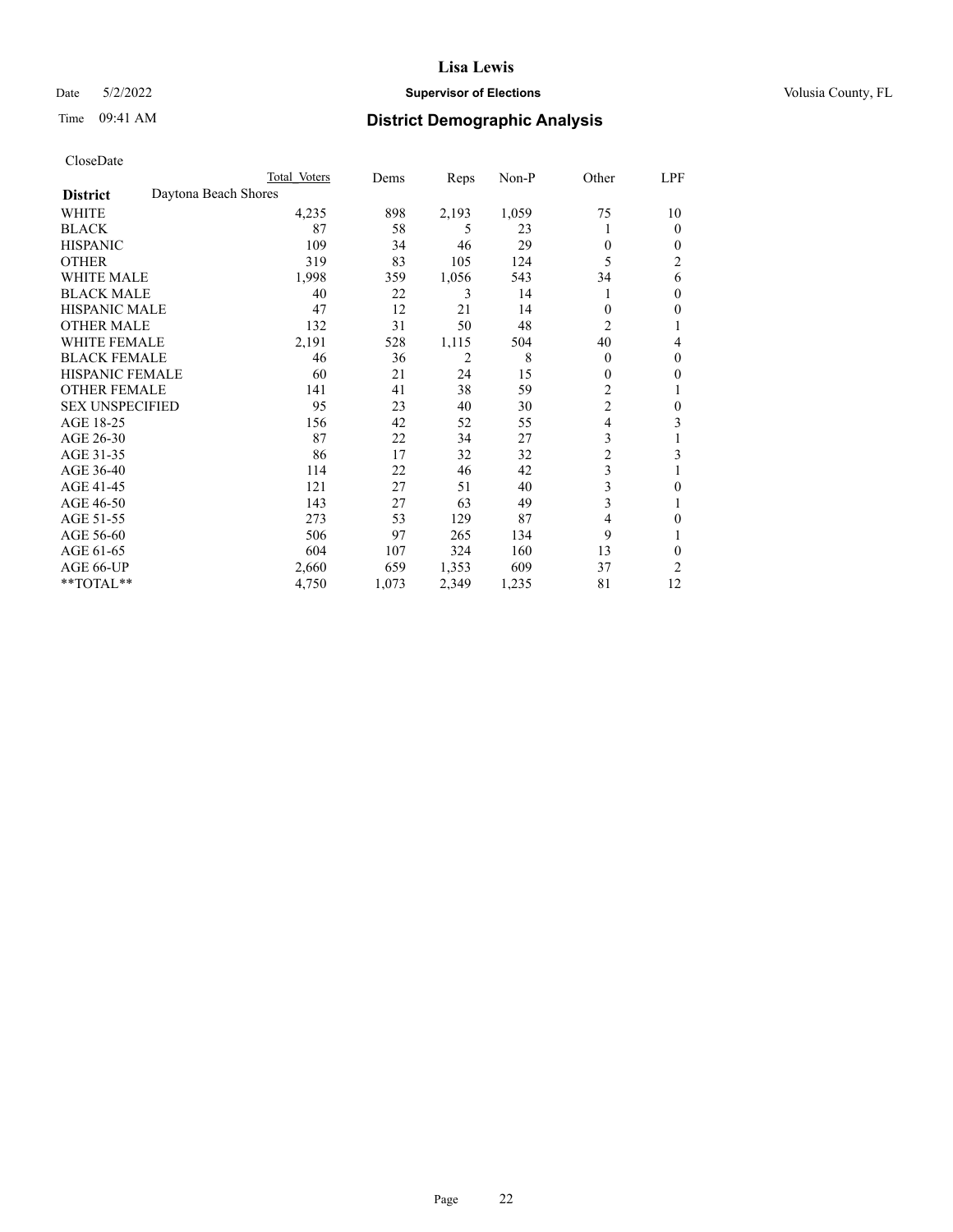# Lisa Lewis

Date 5/2/2022 **Supervisor of Elections** Volusia County, FL

Time 09:41 AM **District Demographic Analysis**

CloseDate

| | Total Voters | Dems | Reps | Non-P | Other | LPF |
|---|---|---|---|---|---|---|
| **District** Daytona Beach Shores | | | | | | |
| WHITE | 4,235 | 898 | 2,193 | 1,059 | 75 | 10 |
| BLACK | 87 | 58 | 5 | 23 | 1 | 0 |
| HISPANIC | 109 | 34 | 46 | 29 | 0 | 0 |
| OTHER | 319 | 83 | 105 | 124 | 5 | 2 |
| WHITE MALE | 1,998 | 359 | 1,056 | 543 | 34 | 6 |
| BLACK MALE | 40 | 22 | 3 | 14 | 1 | 0 |
| HISPANIC MALE | 47 | 12 | 21 | 14 | 0 | 0 |
| OTHER MALE | 132 | 31 | 50 | 48 | 2 | 1 |
| WHITE FEMALE | 2,191 | 528 | 1,115 | 504 | 40 | 4 |
| BLACK FEMALE | 46 | 36 | 2 | 8 | 0 | 0 |
| HISPANIC FEMALE | 60 | 21 | 24 | 15 | 0 | 0 |
| OTHER FEMALE | 141 | 41 | 38 | 59 | 2 | 1 |
| SEX UNSPECIFIED | 95 | 23 | 40 | 30 | 2 | 0 |
| AGE 18-25 | 156 | 42 | 52 | 55 | 4 | 3 |
| AGE 26-30 | 87 | 22 | 34 | 27 | 3 | 1 |
| AGE 31-35 | 86 | 17 | 32 | 32 | 2 | 3 |
| AGE 36-40 | 114 | 22 | 46 | 42 | 3 | 1 |
| AGE 41-45 | 121 | 27 | 51 | 40 | 3 | 0 |
| AGE 46-50 | 143 | 27 | 63 | 49 | 3 | 1 |
| AGE 51-55 | 273 | 53 | 129 | 87 | 4 | 0 |
| AGE 56-60 | 506 | 97 | 265 | 134 | 9 | 1 |
| AGE 61-65 | 604 | 107 | 324 | 160 | 13 | 0 |
| AGE 66-UP | 2,660 | 659 | 1,353 | 609 | 37 | 2 |
| **TOTAL** | 4,750 | 1,073 | 2,349 | 1,235 | 81 | 12 |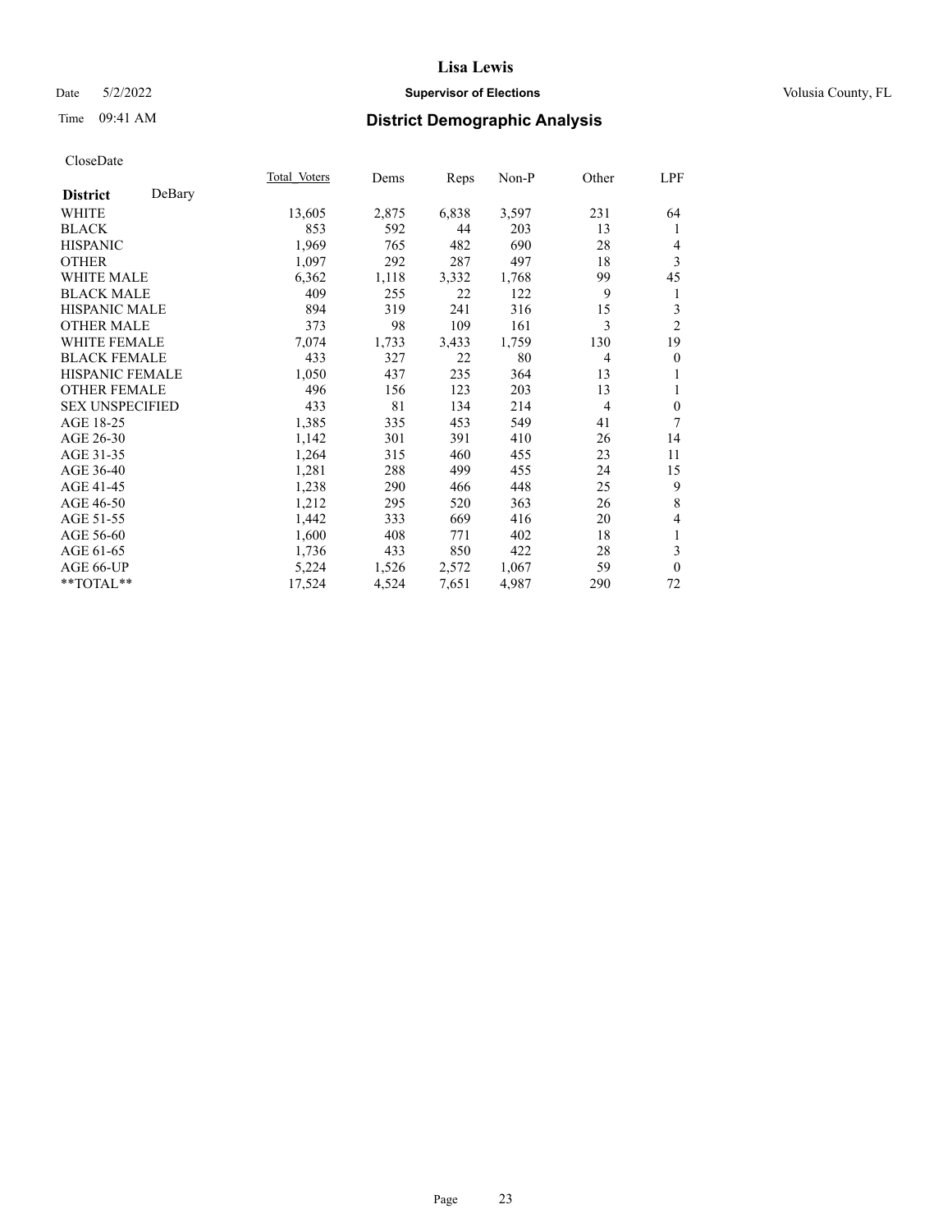CloseDate

| District DeBary | Total_Voters | Dems | Reps | Non-P | Other | LPF |
|---|---|---|---|---|---|---|
| WHITE | 13,605 | 2,875 | 6,838 | 3,597 | 231 | 64 |
| BLACK | 853 | 592 | 44 | 203 | 13 | 1 |
| HISPANIC | 1,969 | 765 | 482 | 690 | 28 | 4 |
| OTHER | 1,097 | 292 | 287 | 497 | 18 | 3 |
| WHITE MALE | 6,362 | 1,118 | 3,332 | 1,768 | 99 | 45 |
| BLACK MALE | 409 | 255 | 22 | 122 | 9 | 1 |
| HISPANIC MALE | 894 | 319 | 241 | 316 | 15 | 3 |
| OTHER MALE | 373 | 98 | 109 | 161 | 3 | 2 |
| WHITE FEMALE | 7,074 | 1,733 | 3,433 | 1,759 | 130 | 19 |
| BLACK FEMALE | 433 | 327 | 22 | 80 | 4 | 0 |
| HISPANIC FEMALE | 1,050 | 437 | 235 | 364 | 13 | 1 |
| OTHER FEMALE | 496 | 156 | 123 | 203 | 13 | 1 |
| SEX UNSPECIFIED | 433 | 81 | 134 | 214 | 4 | 0 |
| AGE 18-25 | 1,385 | 335 | 453 | 549 | 41 | 7 |
| AGE 26-30 | 1,142 | 301 | 391 | 410 | 26 | 14 |
| AGE 31-35 | 1,264 | 315 | 460 | 455 | 23 | 11 |
| AGE 36-40 | 1,281 | 288 | 499 | 455 | 24 | 15 |
| AGE 41-45 | 1,238 | 290 | 466 | 448 | 25 | 9 |
| AGE 46-50 | 1,212 | 295 | 520 | 363 | 26 | 8 |
| AGE 51-55 | 1,442 | 333 | 669 | 416 | 20 | 4 |
| AGE 56-60 | 1,600 | 408 | 771 | 402 | 18 | 1 |
| AGE 61-65 | 1,736 | 433 | 850 | 422 | 28 | 3 |
| AGE 66-UP | 5,224 | 1,526 | 2,572 | 1,067 | 59 | 0 |
| **TOTAL** | 17,524 | 4,524 | 7,651 | 4,987 | 290 | 72 |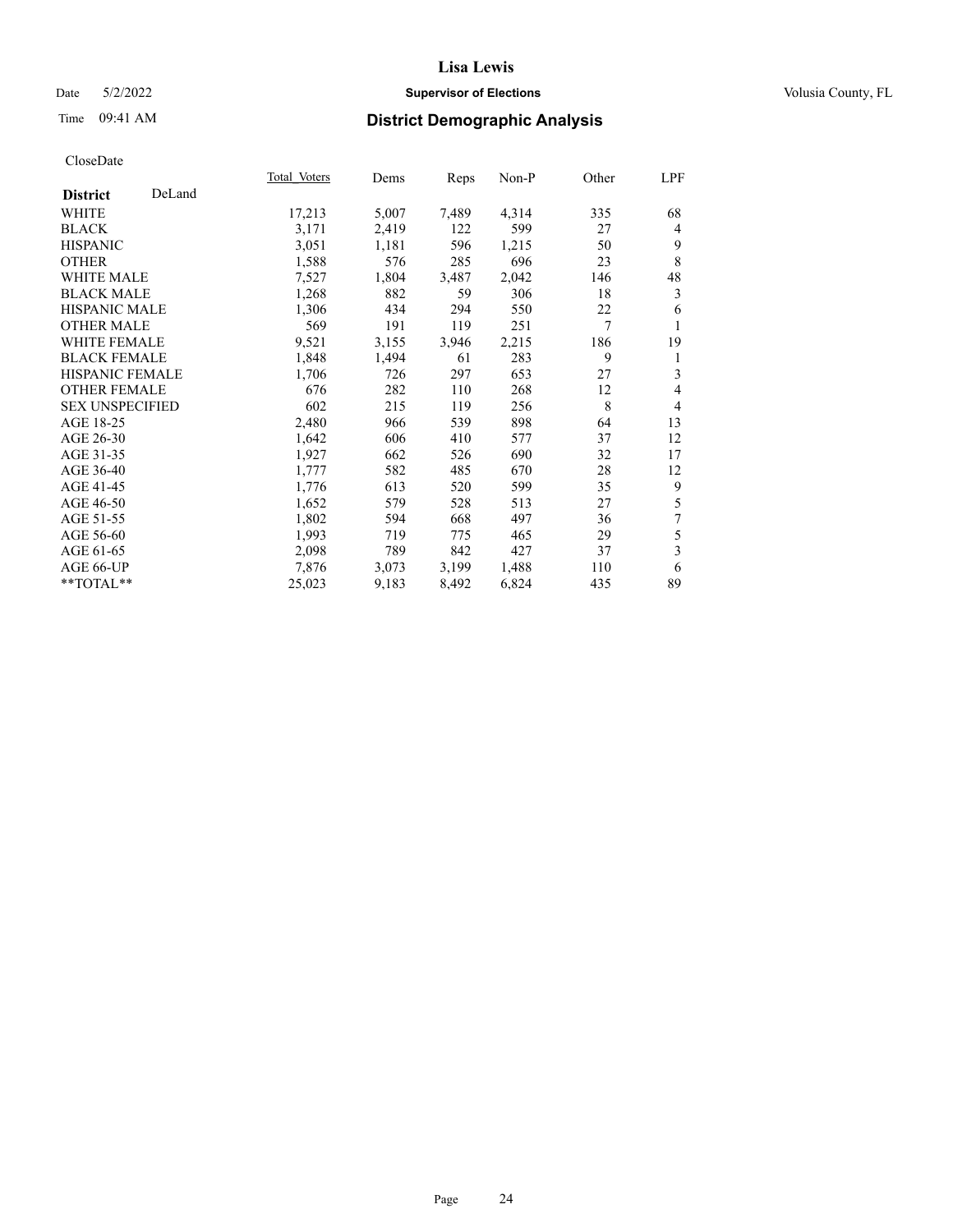# Lisa Lewis

Date 5/2/2022 **Supervisor of Elections** Volusia County, FL

Time 09:41 AM **District Demographic Analysis**

CloseDate

| **District** DeLand | Total Voters | Dems | Reps | Non-P | Other | LPF |
|---|---|---|---|---|---|---|
| WHITE | 17,213 | 5,007 | 7,489 | 4,314 | 335 | 68 |
| BLACK | 3,171 | 2,419 | 122 | 599 | 27 | 4 |
| HISPANIC | 3,051 | 1,181 | 596 | 1,215 | 50 | 9 |
| OTHER | 1,588 | 576 | 285 | 696 | 23 | 8 |
| WHITE MALE | 7,527 | 1,804 | 3,487 | 2,042 | 146 | 48 |
| BLACK MALE | 1,268 | 882 | 59 | 306 | 18 | 3 |
| HISPANIC MALE | 1,306 | 434 | 294 | 550 | 22 | 6 |
| OTHER MALE | 569 | 191 | 119 | 251 | 7 | 1 |
| WHITE FEMALE | 9,521 | 3,155 | 3,946 | 2,215 | 186 | 19 |
| BLACK FEMALE | 1,848 | 1,494 | 61 | 283 | 9 | 1 |
| HISPANIC FEMALE | 1,706 | 726 | 297 | 653 | 27 | 3 |
| OTHER FEMALE | 676 | 282 | 110 | 268 | 12 | 4 |
| SEX UNSPECIFIED | 602 | 215 | 119 | 256 | 8 | 4 |
| AGE 18-25 | 2,480 | 966 | 539 | 898 | 64 | 13 |
| AGE 26-30 | 1,642 | 606 | 410 | 577 | 37 | 12 |
| AGE 31-35 | 1,927 | 662 | 526 | 690 | 32 | 17 |
| AGE 36-40 | 1,777 | 582 | 485 | 670 | 28 | 12 |
| AGE 41-45 | 1,776 | 613 | 520 | 599 | 35 | 9 |
| AGE 46-50 | 1,652 | 579 | 528 | 513 | 27 | 5 |
| AGE 51-55 | 1,802 | 594 | 668 | 497 | 36 | 7 |
| AGE 56-60 | 1,993 | 719 | 775 | 465 | 29 | 5 |
| AGE 61-65 | 2,098 | 789 | 842 | 427 | 37 | 3 |
| AGE 66-UP | 7,876 | 3,073 | 3,199 | 1,488 | 110 | 6 |
| **TOTAL** | 25,023 | 9,183 | 8,492 | 6,824 | 435 | 89 |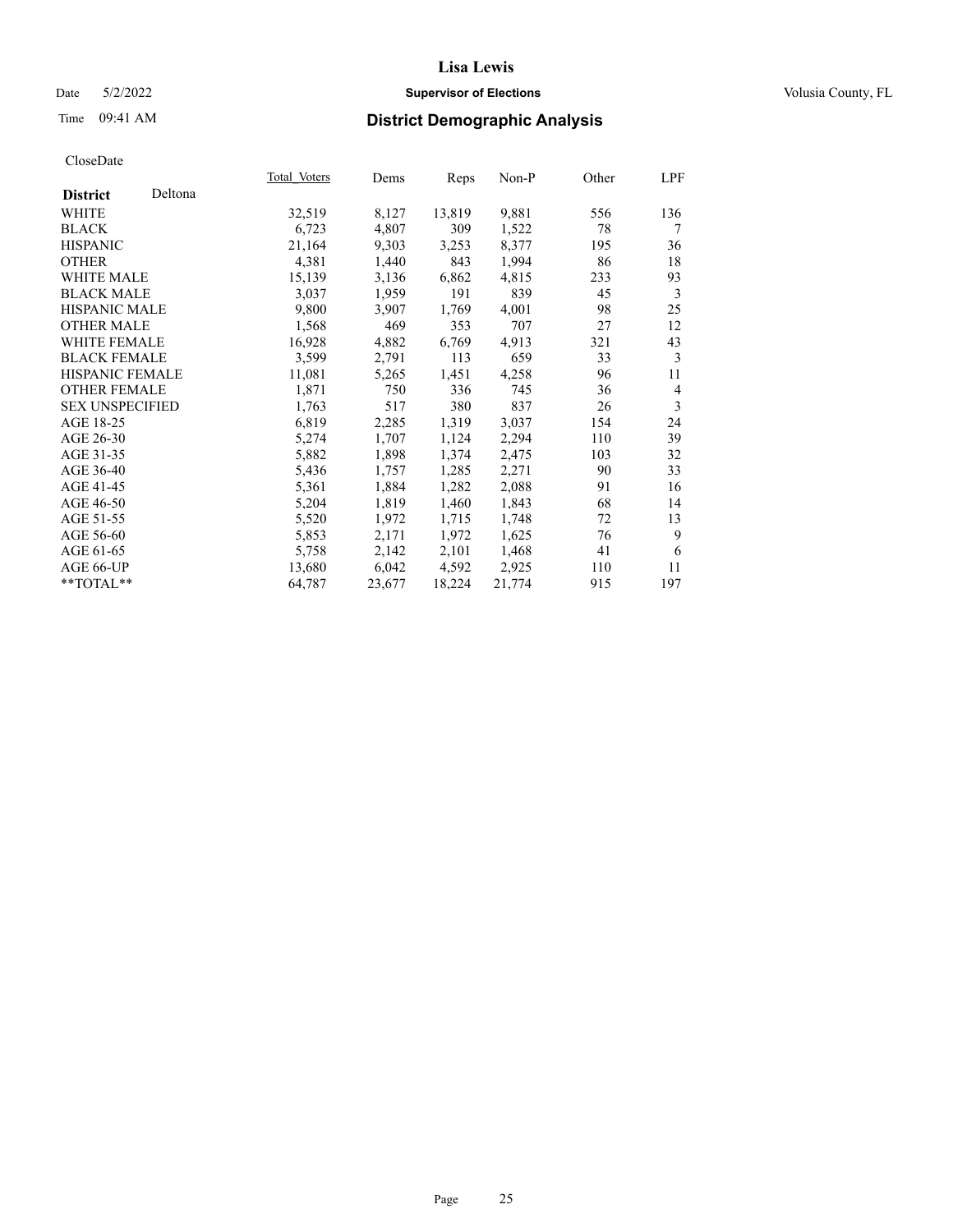# Lisa Lewis

Date 5/2/2022 **Supervisor of Elections** Volusia County, FL

Time 09:41 AM **District Demographic Analysis**

CloseDate

| **District** Deltona | Total Voters | Dems | Reps | Non-P | Other | LPF |
|---|---|---|---|---|---|---|
| WHITE | 32,519 | 8,127 | 13,819 | 9,881 | 556 | 136 |
| BLACK | 6,723 | 4,807 | 309 | 1,522 | 78 | 7 |
| HISPANIC | 21,164 | 9,303 | 3,253 | 8,377 | 195 | 36 |
| OTHER | 4,381 | 1,440 | 843 | 1,994 | 86 | 18 |
| WHITE MALE | 15,139 | 3,136 | 6,862 | 4,815 | 233 | 93 |
| BLACK MALE | 3,037 | 1,959 | 191 | 839 | 45 | 3 |
| HISPANIC MALE | 9,800 | 3,907 | 1,769 | 4,001 | 98 | 25 |
| OTHER MALE | 1,568 | 469 | 353 | 707 | 27 | 12 |
| WHITE FEMALE | 16,928 | 4,882 | 6,769 | 4,913 | 321 | 43 |
| BLACK FEMALE | 3,599 | 2,791 | 113 | 659 | 33 | 3 |
| HISPANIC FEMALE | 11,081 | 5,265 | 1,451 | 4,258 | 96 | 11 |
| OTHER FEMALE | 1,871 | 750 | 336 | 745 | 36 | 4 |
| SEX UNSPECIFIED | 1,763 | 517 | 380 | 837 | 26 | 3 |
| AGE 18-25 | 6,819 | 2,285 | 1,319 | 3,037 | 154 | 24 |
| AGE 26-30 | 5,274 | 1,707 | 1,124 | 2,294 | 110 | 39 |
| AGE 31-35 | 5,882 | 1,898 | 1,374 | 2,475 | 103 | 32 |
| AGE 36-40 | 5,436 | 1,757 | 1,285 | 2,271 | 90 | 33 |
| AGE 41-45 | 5,361 | 1,884 | 1,282 | 2,088 | 91 | 16 |
| AGE 46-50 | 5,204 | 1,819 | 1,460 | 1,843 | 68 | 14 |
| AGE 51-55 | 5,520 | 1,972 | 1,715 | 1,748 | 72 | 13 |
| AGE 56-60 | 5,853 | 2,171 | 1,972 | 1,625 | 76 | 9 |
| AGE 61-65 | 5,758 | 2,142 | 2,101 | 1,468 | 41 | 6 |
| AGE 66-UP | 13,680 | 6,042 | 4,592 | 2,925 | 110 | 11 |
| **TOTAL** | 64,787 | 23,677 | 18,224 | 21,774 | 915 | 197 |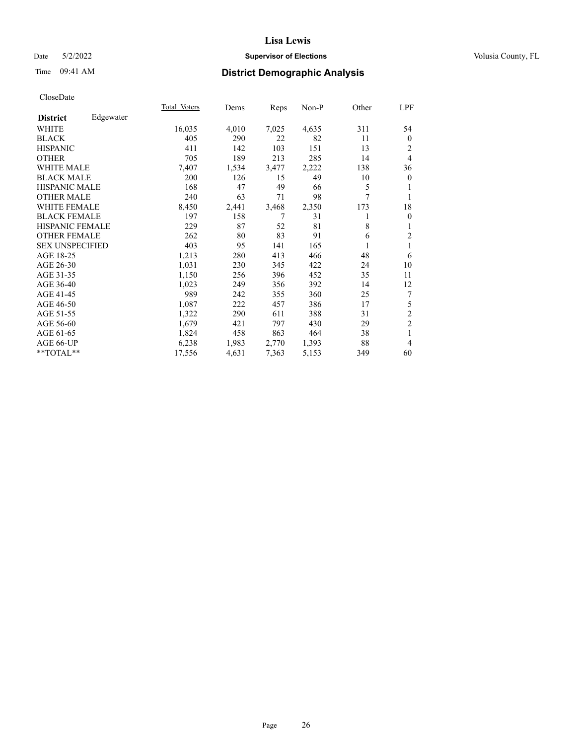# Lisa Lewis

Date 5/2/2022 | **Supervisor of Elections** | Volusia County, FL

Time 09:41 AM | **District Demographic Analysis**

CloseDate

| **District** Edgewater | Total_Voters | Dems | Reps | Non-P | Other | LPF |
|---|---|---|---|---|---|---|
| WHITE | 16,035 | 4,010 | 7,025 | 4,635 | 311 | 54 |
| BLACK | 405 | 290 | 22 | 82 | 11 | 0 |
| HISPANIC | 411 | 142 | 103 | 151 | 13 | 2 |
| OTHER | 705 | 189 | 213 | 285 | 14 | 4 |
| WHITE MALE | 7,407 | 1,534 | 3,477 | 2,222 | 138 | 36 |
| BLACK MALE | 200 | 126 | 15 | 49 | 10 | 0 |
| HISPANIC MALE | 168 | 47 | 49 | 66 | 5 | 1 |
| OTHER MALE | 240 | 63 | 71 | 98 | 7 | 1 |
| WHITE FEMALE | 8,450 | 2,441 | 3,468 | 2,350 | 173 | 18 |
| BLACK FEMALE | 197 | 158 | 7 | 31 | 1 | 0 |
| HISPANIC FEMALE | 229 | 87 | 52 | 81 | 8 | 1 |
| OTHER FEMALE | 262 | 80 | 83 | 91 | 6 | 2 |
| SEX UNSPECIFIED | 403 | 95 | 141 | 165 | 1 | 1 |
| AGE 18-25 | 1,213 | 280 | 413 | 466 | 48 | 6 |
| AGE 26-30 | 1,031 | 230 | 345 | 422 | 24 | 10 |
| AGE 31-35 | 1,150 | 256 | 396 | 452 | 35 | 11 |
| AGE 36-40 | 1,023 | 249 | 356 | 392 | 14 | 12 |
| AGE 41-45 | 989 | 242 | 355 | 360 | 25 | 7 |
| AGE 46-50 | 1,087 | 222 | 457 | 386 | 17 | 5 |
| AGE 51-55 | 1,322 | 290 | 611 | 388 | 31 | 2 |
| AGE 56-60 | 1,679 | 421 | 797 | 430 | 29 | 2 |
| AGE 61-65 | 1,824 | 458 | 863 | 464 | 38 | 1 |
| AGE 66-UP | 6,238 | 1,983 | 2,770 | 1,393 | 88 | 4 |
| **TOTAL** | 17,556 | 4,631 | 7,363 | 5,153 | 349 | 60 |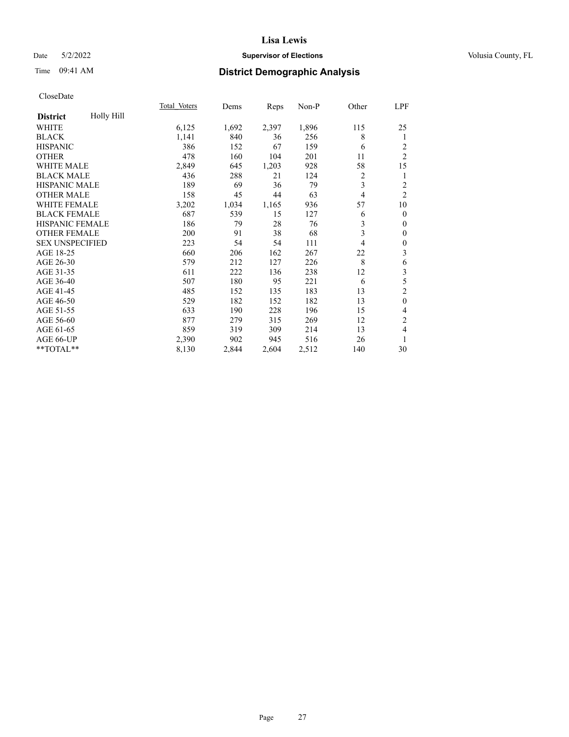**Lisa Lewis**

Date 5/2/2022 **Supervisor of Elections** Volusia County, FL

Time 09:41 AM **District Demographic Analysis**

CloseDate

| **District** Holly Hill | Total Voters | Dems | Reps | Non-P | Other | LPF |
|---|---|---|---|---|---|---|
| WHITE | 6,125 | 1,692 | 2,397 | 1,896 | 115 | 25 |
| BLACK | 1,141 | 840 | 36 | 256 | 8 | 1 |
| HISPANIC | 386 | 152 | 67 | 159 | 6 | 2 |
| OTHER | 478 | 160 | 104 | 201 | 11 | 2 |
| WHITE MALE | 2,849 | 645 | 1,203 | 928 | 58 | 15 |
| BLACK MALE | 436 | 288 | 21 | 124 | 2 | 1 |
| HISPANIC MALE | 189 | 69 | 36 | 79 | 3 | 2 |
| OTHER MALE | 158 | 45 | 44 | 63 | 4 | 2 |
| WHITE FEMALE | 3,202 | 1,034 | 1,165 | 936 | 57 | 10 |
| BLACK FEMALE | 687 | 539 | 15 | 127 | 6 | 0 |
| HISPANIC FEMALE | 186 | 79 | 28 | 76 | 3 | 0 |
| OTHER FEMALE | 200 | 91 | 38 | 68 | 3 | 0 |
| SEX UNSPECIFIED | 223 | 54 | 54 | 111 | 4 | 0 |
| AGE 18-25 | 660 | 206 | 162 | 267 | 22 | 3 |
| AGE 26-30 | 579 | 212 | 127 | 226 | 8 | 6 |
| AGE 31-35 | 611 | 222 | 136 | 238 | 12 | 3 |
| AGE 36-40 | 507 | 180 | 95 | 221 | 6 | 5 |
| AGE 41-45 | 485 | 152 | 135 | 183 | 13 | 2 |
| AGE 46-50 | 529 | 182 | 152 | 182 | 13 | 0 |
| AGE 51-55 | 633 | 190 | 228 | 196 | 15 | 4 |
| AGE 56-60 | 877 | 279 | 315 | 269 | 12 | 2 |
| AGE 61-65 | 859 | 319 | 309 | 214 | 13 | 4 |
| AGE 66-UP | 2,390 | 902 | 945 | 516 | 26 | 1 |
| **TOTAL** | 8,130 | 2,844 | 2,604 | 2,512 | 140 | 30 |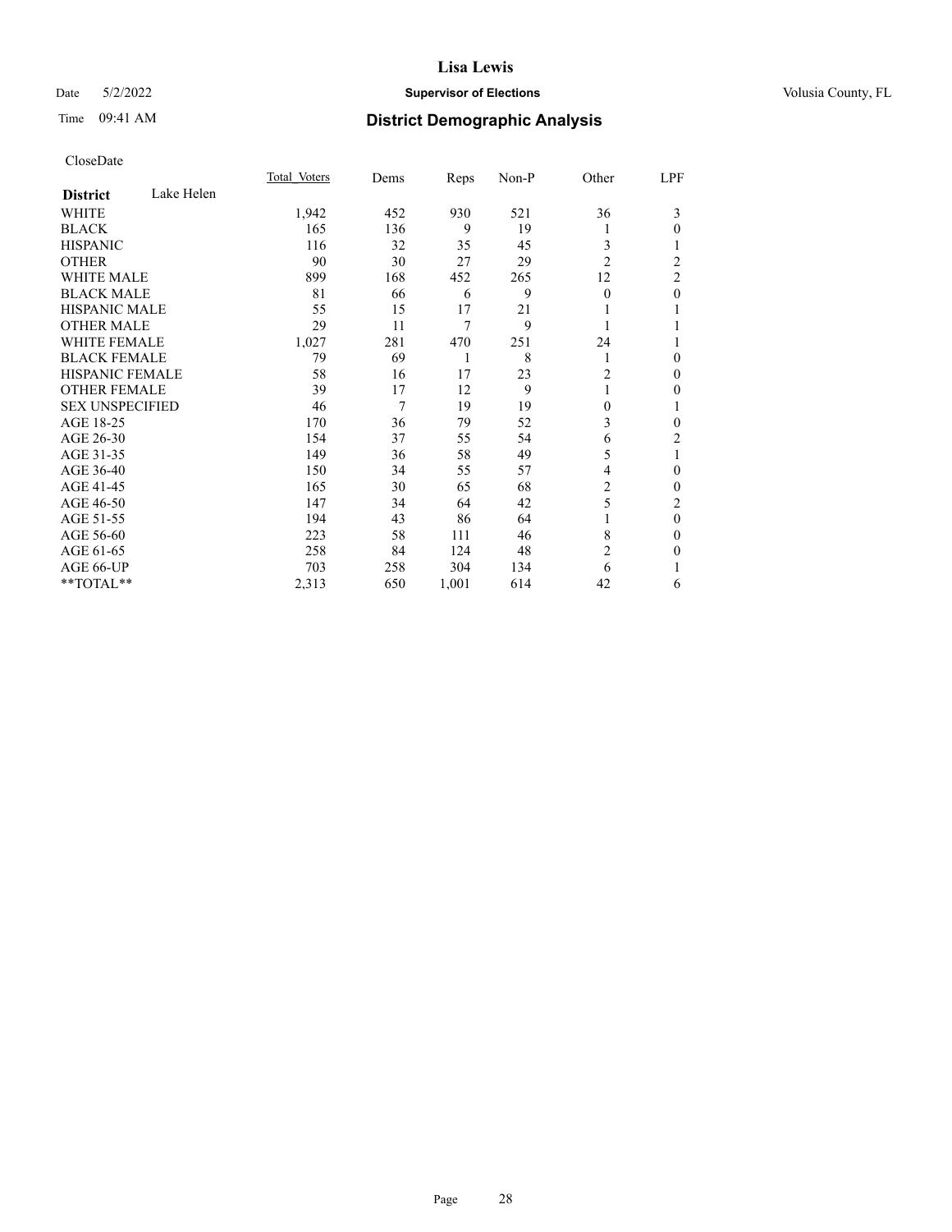# Lisa Lewis

Date 5/2/2022 **Supervisor of Elections** Volusia County, FL

Time 09:41 AM **District Demographic Analysis**

CloseDate

| **District** Lake Helen | Total Voters | Dems | Reps | Non-P | Other | LPF |
|---|---|---|---|---|---|---|
| WHITE | 1,942 | 452 | 930 | 521 | 36 | 3 |
| BLACK | 165 | 136 | 9 | 19 | 1 | 0 |
| HISPANIC | 116 | 32 | 35 | 45 | 3 | 1 |
| OTHER | 90 | 30 | 27 | 29 | 2 | 2 |
| WHITE MALE | 899 | 168 | 452 | 265 | 12 | 2 |
| BLACK MALE | 81 | 66 | 6 | 9 | 0 | 0 |
| HISPANIC MALE | 55 | 15 | 17 | 21 | 1 | 1 |
| OTHER MALE | 29 | 11 | 7 | 9 | 1 | 1 |
| WHITE FEMALE | 1,027 | 281 | 470 | 251 | 24 | 1 |
| BLACK FEMALE | 79 | 69 | 1 | 8 | 1 | 0 |
| HISPANIC FEMALE | 58 | 16 | 17 | 23 | 2 | 0 |
| OTHER FEMALE | 39 | 17 | 12 | 9 | 1 | 0 |
| SEX UNSPECIFIED | 46 | 7 | 19 | 19 | 0 | 1 |
| AGE 18-25 | 170 | 36 | 79 | 52 | 3 | 0 |
| AGE 26-30 | 154 | 37 | 55 | 54 | 6 | 2 |
| AGE 31-35 | 149 | 36 | 58 | 49 | 5 | 1 |
| AGE 36-40 | 150 | 34 | 55 | 57 | 4 | 0 |
| AGE 41-45 | 165 | 30 | 65 | 68 | 2 | 0 |
| AGE 46-50 | 147 | 34 | 64 | 42 | 5 | 2 |
| AGE 51-55 | 194 | 43 | 86 | 64 | 1 | 0 |
| AGE 56-60 | 223 | 58 | 111 | 46 | 8 | 0 |
| AGE 61-65 | 258 | 84 | 124 | 48 | 2 | 0 |
| AGE 66-UP | 703 | 258 | 304 | 134 | 6 | 1 |
| **TOTAL** | 2,313 | 650 | 1,001 | 614 | 42 | 6 |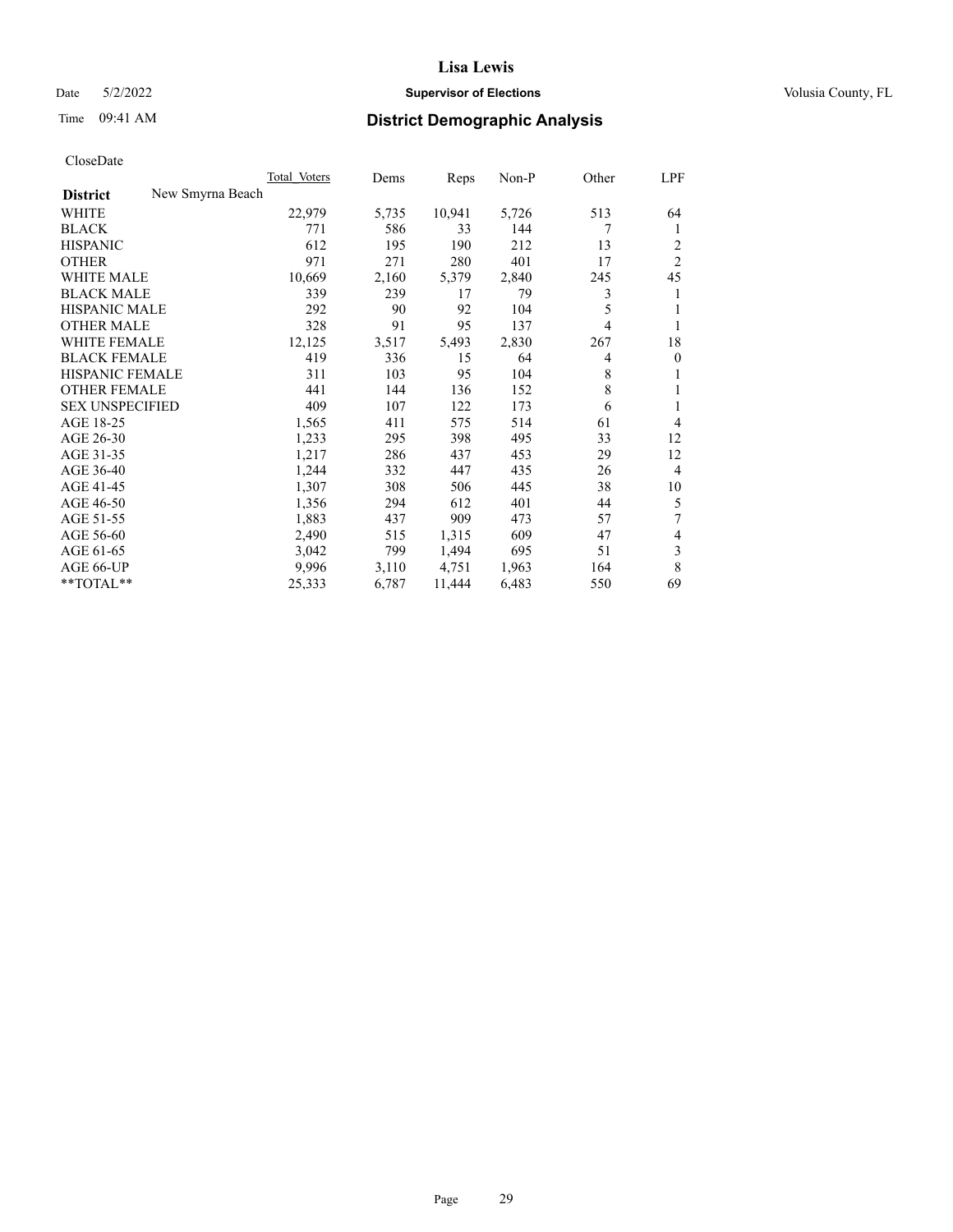# Lisa Lewis

Date 5/2/2022 **Supervisor of Elections** Volusia County, FL

Time 09:41 AM **District Demographic Analysis**

CloseDate

| District: New Smyrna Beach | Total Voters | Dems | Reps | Non-P | Other | LPF |
|---|---|---|---|---|---|---|
| WHITE | 22,979 | 5,735 | 10,941 | 5,726 | 513 | 64 |
| BLACK | 771 | 586 | 33 | 144 | 7 | 1 |
| HISPANIC | 612 | 195 | 190 | 212 | 13 | 2 |
| OTHER | 971 | 271 | 280 | 401 | 17 | 2 |
| WHITE MALE | 10,669 | 2,160 | 5,379 | 2,840 | 245 | 45 |
| BLACK MALE | 339 | 239 | 17 | 79 | 3 | 1 |
| HISPANIC MALE | 292 | 90 | 92 | 104 | 5 | 1 |
| OTHER MALE | 328 | 91 | 95 | 137 | 4 | 1 |
| WHITE FEMALE | 12,125 | 3,517 | 5,493 | 2,830 | 267 | 18 |
| BLACK FEMALE | 419 | 336 | 15 | 64 | 4 | 0 |
| HISPANIC FEMALE | 311 | 103 | 95 | 104 | 8 | 1 |
| OTHER FEMALE | 441 | 144 | 136 | 152 | 8 | 1 |
| SEX UNSPECIFIED | 409 | 107 | 122 | 173 | 6 | 1 |
| AGE 18-25 | 1,565 | 411 | 575 | 514 | 61 | 4 |
| AGE 26-30 | 1,233 | 295 | 398 | 495 | 33 | 12 |
| AGE 31-35 | 1,217 | 286 | 437 | 453 | 29 | 12 |
| AGE 36-40 | 1,244 | 332 | 447 | 435 | 26 | 4 |
| AGE 41-45 | 1,307 | 308 | 506 | 445 | 38 | 10 |
| AGE 46-50 | 1,356 | 294 | 612 | 401 | 44 | 5 |
| AGE 51-55 | 1,883 | 437 | 909 | 473 | 57 | 7 |
| AGE 56-60 | 2,490 | 515 | 1,315 | 609 | 47 | 4 |
| AGE 61-65 | 3,042 | 799 | 1,494 | 695 | 51 | 3 |
| AGE 66-UP | 9,996 | 3,110 | 4,751 | 1,963 | 164 | 8 |
| **TOTAL** | 25,333 | 6,787 | 11,444 | 6,483 | 550 | 69 |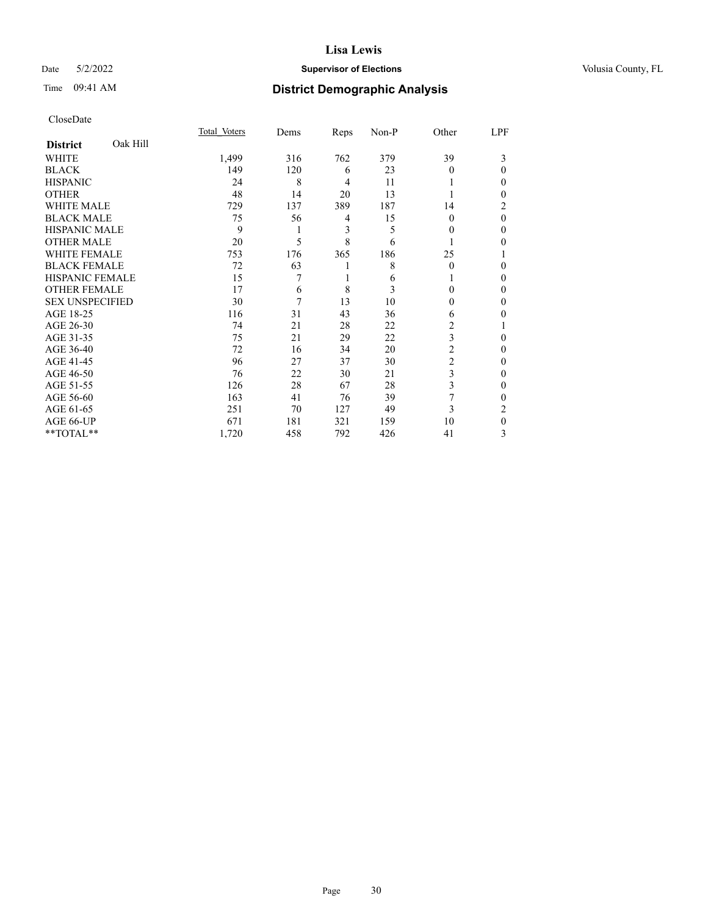CloseDate

| District | Oak Hill | Total_Voters | Dems | Reps | Non-P | Other | LPF |
|---|---|---|---|---|---|---|---|
| WHITE | | 1,499 | 316 | 762 | 379 | 39 | 3 |
| BLACK | | 149 | 120 | 6 | 23 | 0 | 0 |
| HISPANIC | | 24 | 8 | 4 | 11 | 1 | 0 |
| OTHER | | 48 | 14 | 20 | 13 | 1 | 0 |
| WHITE MALE | | 729 | 137 | 389 | 187 | 14 | 2 |
| BLACK MALE | | 75 | 56 | 4 | 15 | 0 | 0 |
| HISPANIC MALE | | 9 | 1 | 3 | 5 | 0 | 0 |
| OTHER MALE | | 20 | 5 | 8 | 6 | 1 | 0 |
| WHITE FEMALE | | 753 | 176 | 365 | 186 | 25 | 1 |
| BLACK FEMALE | | 72 | 63 | 1 | 8 | 0 | 0 |
| HISPANIC FEMALE | | 15 | 7 | 1 | 6 | 1 | 0 |
| OTHER FEMALE | | 17 | 6 | 8 | 3 | 0 | 0 |
| SEX UNSPECIFIED | | 30 | 7 | 13 | 10 | 0 | 0 |
| AGE 18-25 | | 116 | 31 | 43 | 36 | 6 | 0 |
| AGE 26-30 | | 74 | 21 | 28 | 22 | 2 | 1 |
| AGE 31-35 | | 75 | 21 | 29 | 22 | 3 | 0 |
| AGE 36-40 | | 72 | 16 | 34 | 20 | 2 | 0 |
| AGE 41-45 | | 96 | 27 | 37 | 30 | 2 | 0 |
| AGE 46-50 | | 76 | 22 | 30 | 21 | 3 | 0 |
| AGE 51-55 | | 126 | 28 | 67 | 28 | 3 | 0 |
| AGE 56-60 | | 163 | 41 | 76 | 39 | 7 | 0 |
| AGE 61-65 | | 251 | 70 | 127 | 49 | 3 | 2 |
| AGE 66-UP | | 671 | 181 | 321 | 159 | 10 | 0 |
| **TOTAL** | | 1,720 | 458 | 792 | 426 | 41 | 3 |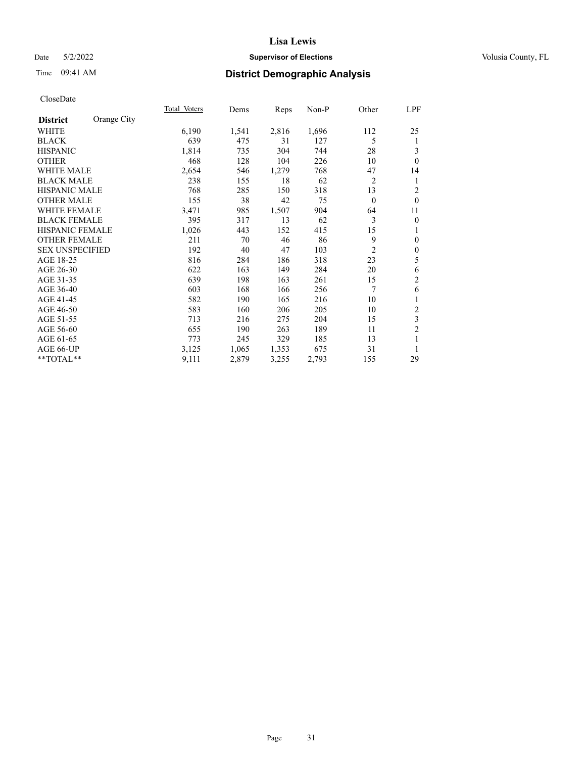# Lisa Lewis

**Supervisor of Elections**

Date 5/2/2022 — Volusia County, FL

Time 09:41 AM

## District Demographic Analysis

CloseDate

| **District** Orange City | Total Voters | Dems | Reps | Non-P | Other | LPF |
|---|---|---|---|---|---|---|
| WHITE | 6,190 | 1,541 | 2,816 | 1,696 | 112 | 25 |
| BLACK | 639 | 475 | 31 | 127 | 5 | 1 |
| HISPANIC | 1,814 | 735 | 304 | 744 | 28 | 3 |
| OTHER | 468 | 128 | 104 | 226 | 10 | 0 |
| WHITE MALE | 2,654 | 546 | 1,279 | 768 | 47 | 14 |
| BLACK MALE | 238 | 155 | 18 | 62 | 2 | 1 |
| HISPANIC MALE | 768 | 285 | 150 | 318 | 13 | 2 |
| OTHER MALE | 155 | 38 | 42 | 75 | 0 | 0 |
| WHITE FEMALE | 3,471 | 985 | 1,507 | 904 | 64 | 11 |
| BLACK FEMALE | 395 | 317 | 13 | 62 | 3 | 0 |
| HISPANIC FEMALE | 1,026 | 443 | 152 | 415 | 15 | 1 |
| OTHER FEMALE | 211 | 70 | 46 | 86 | 9 | 0 |
| SEX UNSPECIFIED | 192 | 40 | 47 | 103 | 2 | 0 |
| AGE 18-25 | 816 | 284 | 186 | 318 | 23 | 5 |
| AGE 26-30 | 622 | 163 | 149 | 284 | 20 | 6 |
| AGE 31-35 | 639 | 198 | 163 | 261 | 15 | 2 |
| AGE 36-40 | 603 | 168 | 166 | 256 | 7 | 6 |
| AGE 41-45 | 582 | 190 | 165 | 216 | 10 | 1 |
| AGE 46-50 | 583 | 160 | 206 | 205 | 10 | 2 |
| AGE 51-55 | 713 | 216 | 275 | 204 | 15 | 3 |
| AGE 56-60 | 655 | 190 | 263 | 189 | 11 | 2 |
| AGE 61-65 | 773 | 245 | 329 | 185 | 13 | 1 |
| AGE 66-UP | 3,125 | 1,065 | 1,353 | 675 | 31 | 1 |
| **TOTAL** | 9,111 | 2,879 | 3,255 | 2,793 | 155 | 29 |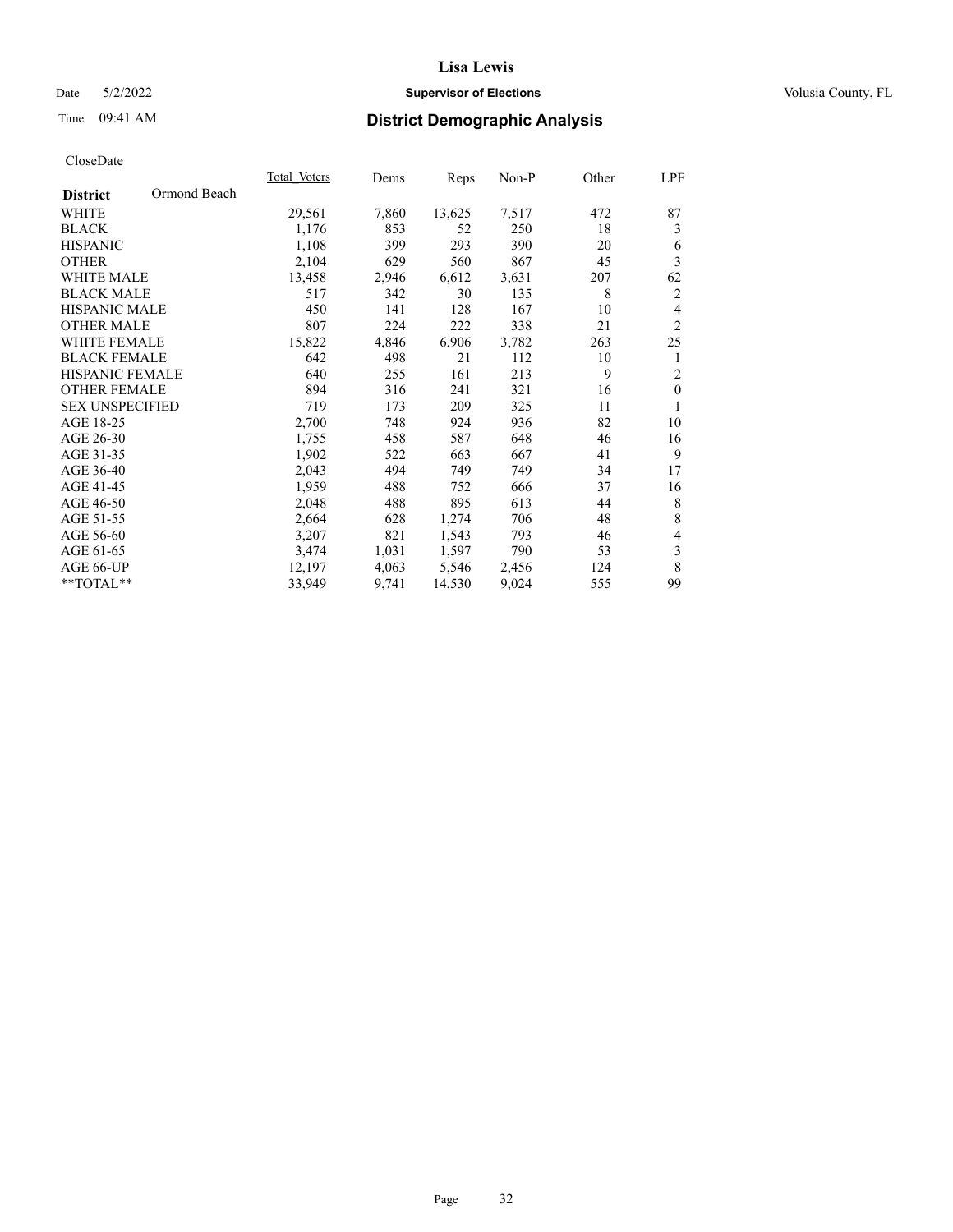Date 5/2/2022 **Supervisor of Elections** Volusia County, FL

Time 09:41 AM

# Lisa Lewis

## District Demographic Analysis

CloseDate

| **District** Ormond Beach | Total Voters | Dems | Reps | Non-P | Other | LPF |
|---|---|---|---|---|---|---|
| WHITE | 29,561 | 7,860 | 13,625 | 7,517 | 472 | 87 |
| BLACK | 1,176 | 853 | 52 | 250 | 18 | 3 |
| HISPANIC | 1,108 | 399 | 293 | 390 | 20 | 6 |
| OTHER | 2,104 | 629 | 560 | 867 | 45 | 3 |
| WHITE MALE | 13,458 | 2,946 | 6,612 | 3,631 | 207 | 62 |
| BLACK MALE | 517 | 342 | 30 | 135 | 8 | 2 |
| HISPANIC MALE | 450 | 141 | 128 | 167 | 10 | 4 |
| OTHER MALE | 807 | 224 | 222 | 338 | 21 | 2 |
| WHITE FEMALE | 15,822 | 4,846 | 6,906 | 3,782 | 263 | 25 |
| BLACK FEMALE | 642 | 498 | 21 | 112 | 10 | 1 |
| HISPANIC FEMALE | 640 | 255 | 161 | 213 | 9 | 2 |
| OTHER FEMALE | 894 | 316 | 241 | 321 | 16 | 0 |
| SEX UNSPECIFIED | 719 | 173 | 209 | 325 | 11 | 1 |
| AGE 18-25 | 2,700 | 748 | 924 | 936 | 82 | 10 |
| AGE 26-30 | 1,755 | 458 | 587 | 648 | 46 | 16 |
| AGE 31-35 | 1,902 | 522 | 663 | 667 | 41 | 9 |
| AGE 36-40 | 2,043 | 494 | 749 | 749 | 34 | 17 |
| AGE 41-45 | 1,959 | 488 | 752 | 666 | 37 | 16 |
| AGE 46-50 | 2,048 | 488 | 895 | 613 | 44 | 8 |
| AGE 51-55 | 2,664 | 628 | 1,274 | 706 | 48 | 8 |
| AGE 56-60 | 3,207 | 821 | 1,543 | 793 | 46 | 4 |
| AGE 61-65 | 3,474 | 1,031 | 1,597 | 790 | 53 | 3 |
| AGE 66-UP | 12,197 | 4,063 | 5,546 | 2,456 | 124 | 8 |
| **TOTAL** | 33,949 | 9,741 | 14,530 | 9,024 | 555 | 99 |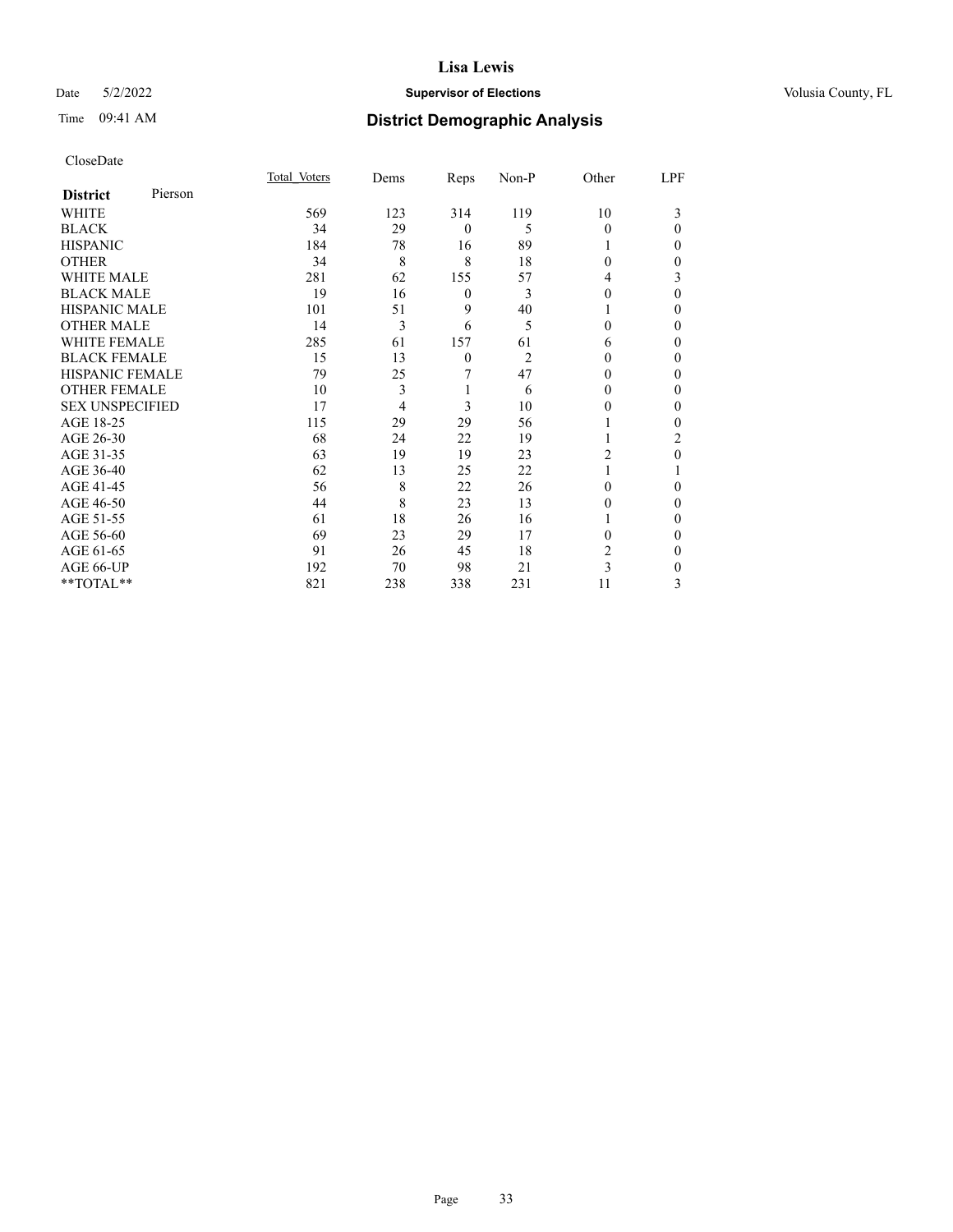# Lisa Lewis

Date 5/2/2022 **Supervisor of Elections** Volusia County, FL

Time 09:41 AM **District Demographic Analysis**

CloseDate

| **District** Pierson | Total Voters | Dems | Reps | Non-P | Other | LPF |
|---|---|---|---|---|---|---|
| WHITE | 569 | 123 | 314 | 119 | 10 | 3 |
| BLACK | 34 | 29 | 0 | 5 | 0 | 0 |
| HISPANIC | 184 | 78 | 16 | 89 | 1 | 0 |
| OTHER | 34 | 8 | 8 | 18 | 0 | 0 |
| WHITE MALE | 281 | 62 | 155 | 57 | 4 | 3 |
| BLACK MALE | 19 | 16 | 0 | 3 | 0 | 0 |
| HISPANIC MALE | 101 | 51 | 9 | 40 | 1 | 0 |
| OTHER MALE | 14 | 3 | 6 | 5 | 0 | 0 |
| WHITE FEMALE | 285 | 61 | 157 | 61 | 6 | 0 |
| BLACK FEMALE | 15 | 13 | 0 | 2 | 0 | 0 |
| HISPANIC FEMALE | 79 | 25 | 7 | 47 | 0 | 0 |
| OTHER FEMALE | 10 | 3 | 1 | 6 | 0 | 0 |
| SEX UNSPECIFIED | 17 | 4 | 3 | 10 | 0 | 0 |
| AGE 18-25 | 115 | 29 | 29 | 56 | 1 | 0 |
| AGE 26-30 | 68 | 24 | 22 | 19 | 1 | 2 |
| AGE 31-35 | 63 | 19 | 19 | 23 | 2 | 0 |
| AGE 36-40 | 62 | 13 | 25 | 22 | 1 | 1 |
| AGE 41-45 | 56 | 8 | 22 | 26 | 0 | 0 |
| AGE 46-50 | 44 | 8 | 23 | 13 | 0 | 0 |
| AGE 51-55 | 61 | 18 | 26 | 16 | 1 | 0 |
| AGE 56-60 | 69 | 23 | 29 | 17 | 0 | 0 |
| AGE 61-65 | 91 | 26 | 45 | 18 | 2 | 0 |
| AGE 66-UP | 192 | 70 | 98 | 21 | 3 | 0 |
| **TOTAL** | 821 | 238 | 338 | 231 | 11 | 3 |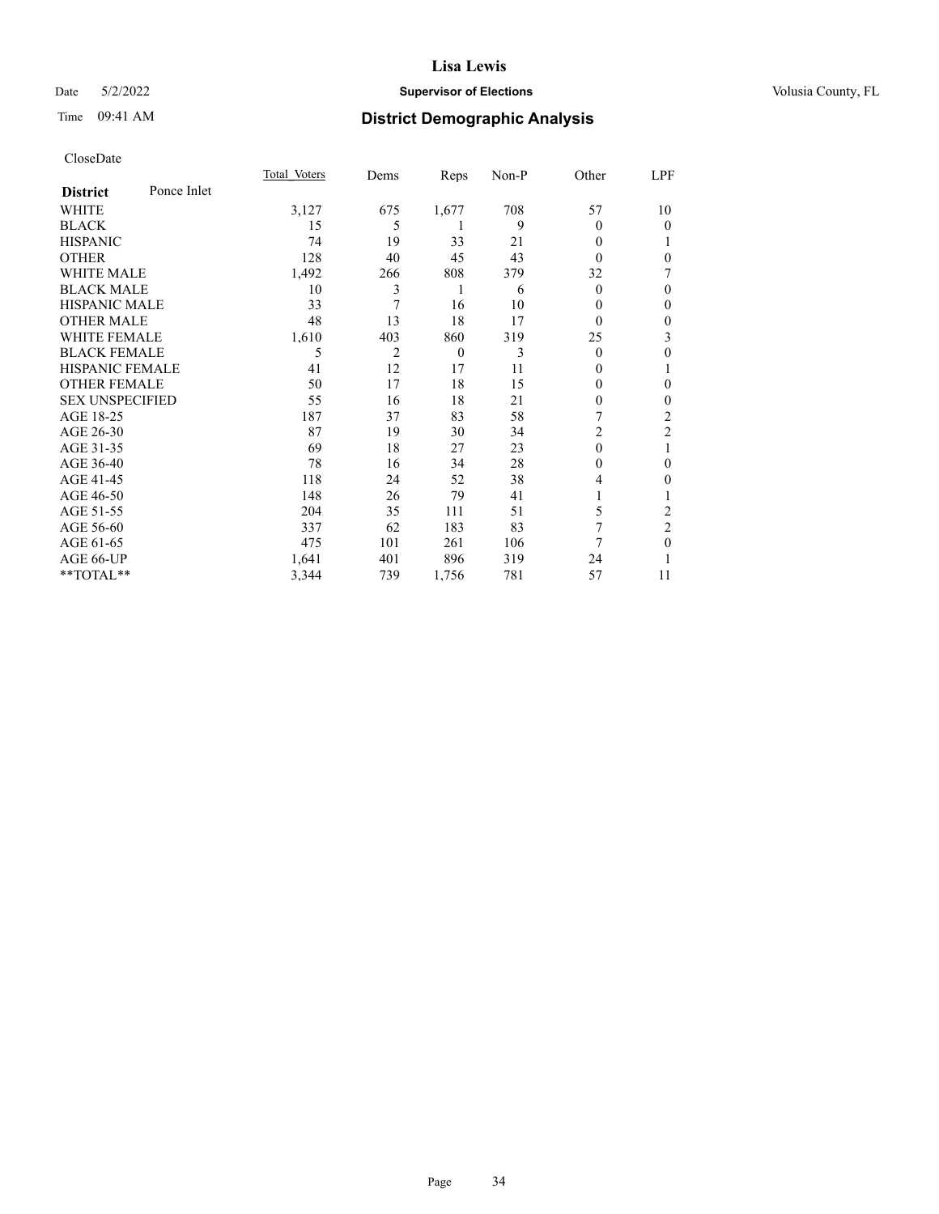# Lisa Lewis

Date 5/2/2022 **Supervisor of Elections** Volusia County, FL

Time 09:41 AM **District Demographic Analysis**

CloseDate

| **District** Ponce Inlet | Total_Voters | Dems | Reps | Non-P | Other | LPF |
|---|---|---|---|---|---|---|
| WHITE | 3,127 | 675 | 1,677 | 708 | 57 | 10 |
| BLACK | 15 | 5 | 1 | 9 | 0 | 0 |
| HISPANIC | 74 | 19 | 33 | 21 | 0 | 1 |
| OTHER | 128 | 40 | 45 | 43 | 0 | 0 |
| WHITE MALE | 1,492 | 266 | 808 | 379 | 32 | 7 |
| BLACK MALE | 10 | 3 | 1 | 6 | 0 | 0 |
| HISPANIC MALE | 33 | 7 | 16 | 10 | 0 | 0 |
| OTHER MALE | 48 | 13 | 18 | 17 | 0 | 0 |
| WHITE FEMALE | 1,610 | 403 | 860 | 319 | 25 | 3 |
| BLACK FEMALE | 5 | 2 | 0 | 3 | 0 | 0 |
| HISPANIC FEMALE | 41 | 12 | 17 | 11 | 0 | 1 |
| OTHER FEMALE | 50 | 17 | 18 | 15 | 0 | 0 |
| SEX UNSPECIFIED | 55 | 16 | 18 | 21 | 0 | 0 |
| AGE 18-25 | 187 | 37 | 83 | 58 | 7 | 2 |
| AGE 26-30 | 87 | 19 | 30 | 34 | 2 | 2 |
| AGE 31-35 | 69 | 18 | 27 | 23 | 0 | 1 |
| AGE 36-40 | 78 | 16 | 34 | 28 | 0 | 0 |
| AGE 41-45 | 118 | 24 | 52 | 38 | 4 | 0 |
| AGE 46-50 | 148 | 26 | 79 | 41 | 1 | 1 |
| AGE 51-55 | 204 | 35 | 111 | 51 | 5 | 2 |
| AGE 56-60 | 337 | 62 | 183 | 83 | 7 | 2 |
| AGE 61-65 | 475 | 101 | 261 | 106 | 7 | 0 |
| AGE 66-UP | 1,641 | 401 | 896 | 319 | 24 | 1 |
| **TOTAL** | 3,344 | 739 | 1,756 | 781 | 57 | 11 |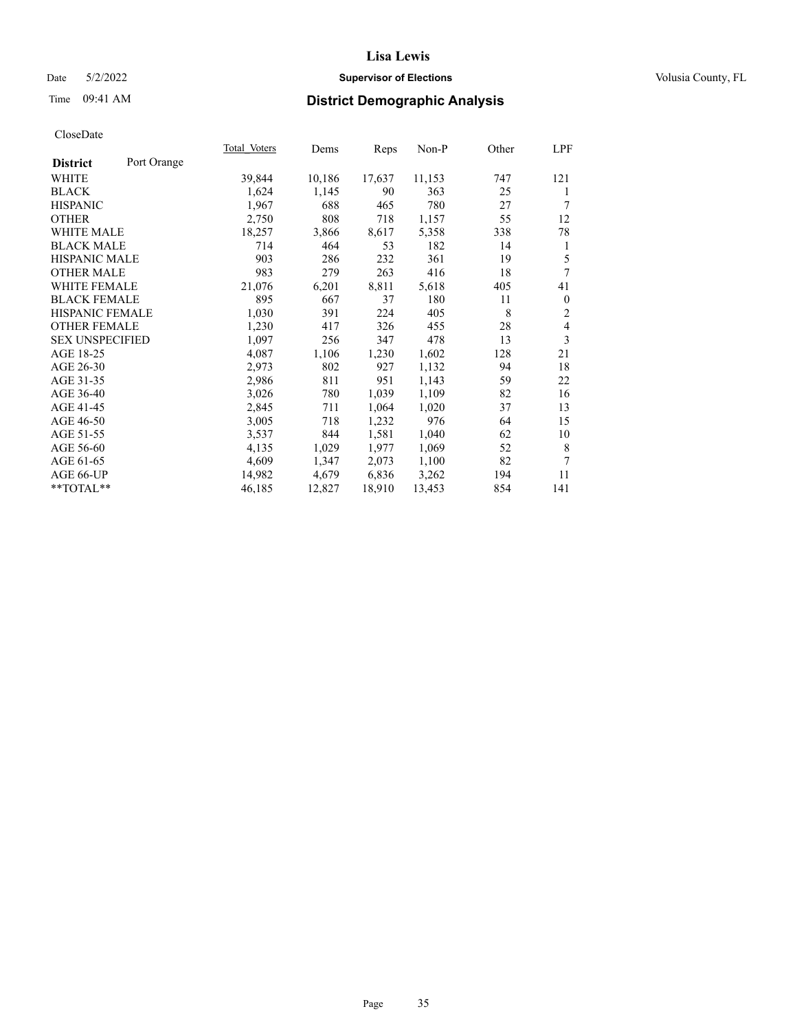CloseDate

| District | Port Orange | Total Voters | Dems | Reps | Non-P | Other | LPF |
|---|---|---|---|---|---|---|---|
| WHITE | | 39,844 | 10,186 | 17,637 | 11,153 | 747 | 121 |
| BLACK | | 1,624 | 1,145 | 90 | 363 | 25 | 1 |
| HISPANIC | | 1,967 | 688 | 465 | 780 | 27 | 7 |
| OTHER | | 2,750 | 808 | 718 | 1,157 | 55 | 12 |
| WHITE MALE | | 18,257 | 3,866 | 8,617 | 5,358 | 338 | 78 |
| BLACK MALE | | 714 | 464 | 53 | 182 | 14 | 1 |
| HISPANIC MALE | | 903 | 286 | 232 | 361 | 19 | 5 |
| OTHER MALE | | 983 | 279 | 263 | 416 | 18 | 7 |
| WHITE FEMALE | | 21,076 | 6,201 | 8,811 | 5,618 | 405 | 41 |
| BLACK FEMALE | | 895 | 667 | 37 | 180 | 11 | 0 |
| HISPANIC FEMALE | | 1,030 | 391 | 224 | 405 | 8 | 2 |
| OTHER FEMALE | | 1,230 | 417 | 326 | 455 | 28 | 4 |
| SEX UNSPECIFIED | | 1,097 | 256 | 347 | 478 | 13 | 3 |
| AGE 18-25 | | 4,087 | 1,106 | 1,230 | 1,602 | 128 | 21 |
| AGE 26-30 | | 2,973 | 802 | 927 | 1,132 | 94 | 18 |
| AGE 31-35 | | 2,986 | 811 | 951 | 1,143 | 59 | 22 |
| AGE 36-40 | | 3,026 | 780 | 1,039 | 1,109 | 82 | 16 |
| AGE 41-45 | | 2,845 | 711 | 1,064 | 1,020 | 37 | 13 |
| AGE 46-50 | | 3,005 | 718 | 1,232 | 976 | 64 | 15 |
| AGE 51-55 | | 3,537 | 844 | 1,581 | 1,040 | 62 | 10 |
| AGE 56-60 | | 4,135 | 1,029 | 1,977 | 1,069 | 52 | 8 |
| AGE 61-65 | | 4,609 | 1,347 | 2,073 | 1,100 | 82 | 7 |
| AGE 66-UP | | 14,982 | 4,679 | 6,836 | 3,262 | 194 | 11 |
| **TOTAL** | | 46,185 | 12,827 | 18,910 | 13,453 | 854 | 141 |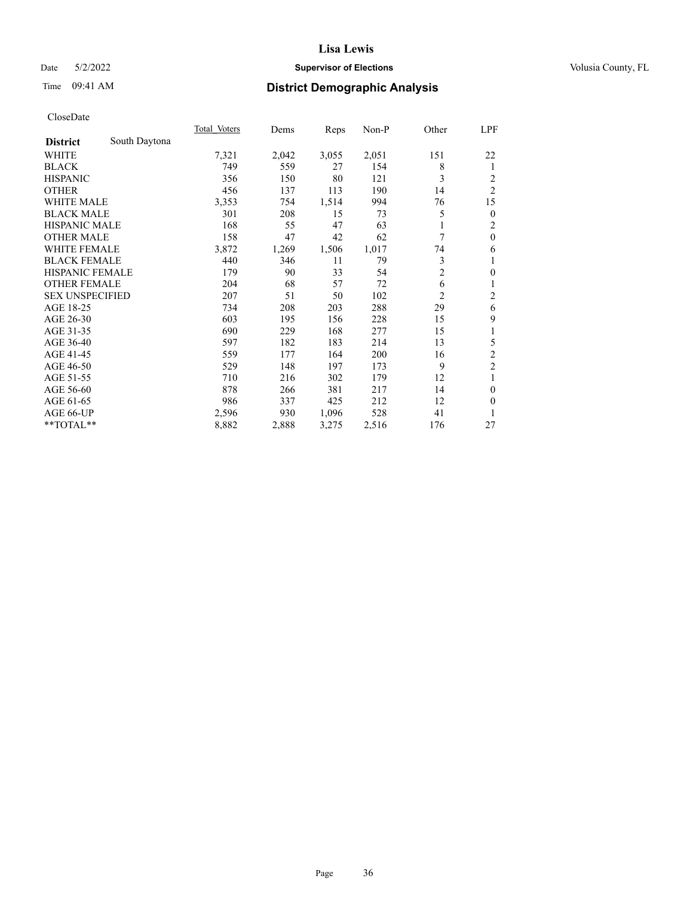CloseDate

| District | South Daytona | Total_Voters | Dems | Reps | Non-P | Other | LPF |
|---|---|---|---|---|---|---|---|
| WHITE | | 7,321 | 2,042 | 3,055 | 2,051 | 151 | 22 |
| BLACK | | 749 | 559 | 27 | 154 | 8 | 1 |
| HISPANIC | | 356 | 150 | 80 | 121 | 3 | 2 |
| OTHER | | 456 | 137 | 113 | 190 | 14 | 2 |
| WHITE MALE | | 3,353 | 754 | 1,514 | 994 | 76 | 15 |
| BLACK MALE | | 301 | 208 | 15 | 73 | 5 | 0 |
| HISPANIC MALE | | 168 | 55 | 47 | 63 | 1 | 2 |
| OTHER MALE | | 158 | 47 | 42 | 62 | 7 | 0 |
| WHITE FEMALE | | 3,872 | 1,269 | 1,506 | 1,017 | 74 | 6 |
| BLACK FEMALE | | 440 | 346 | 11 | 79 | 3 | 1 |
| HISPANIC FEMALE | | 179 | 90 | 33 | 54 | 2 | 0 |
| OTHER FEMALE | | 204 | 68 | 57 | 72 | 6 | 1 |
| SEX UNSPECIFIED | | 207 | 51 | 50 | 102 | 2 | 2 |
| AGE 18-25 | | 734 | 208 | 203 | 288 | 29 | 6 |
| AGE 26-30 | | 603 | 195 | 156 | 228 | 15 | 9 |
| AGE 31-35 | | 690 | 229 | 168 | 277 | 15 | 1 |
| AGE 36-40 | | 597 | 182 | 183 | 214 | 13 | 5 |
| AGE 41-45 | | 559 | 177 | 164 | 200 | 16 | 2 |
| AGE 46-50 | | 529 | 148 | 197 | 173 | 9 | 2 |
| AGE 51-55 | | 710 | 216 | 302 | 179 | 12 | 1 |
| AGE 56-60 | | 878 | 266 | 381 | 217 | 14 | 0 |
| AGE 61-65 | | 986 | 337 | 425 | 212 | 12 | 0 |
| AGE 66-UP | | 2,596 | 930 | 1,096 | 528 | 41 | 1 |
| **TOTAL** | | 8,882 | 2,888 | 3,275 | 2,516 | 176 | 27 |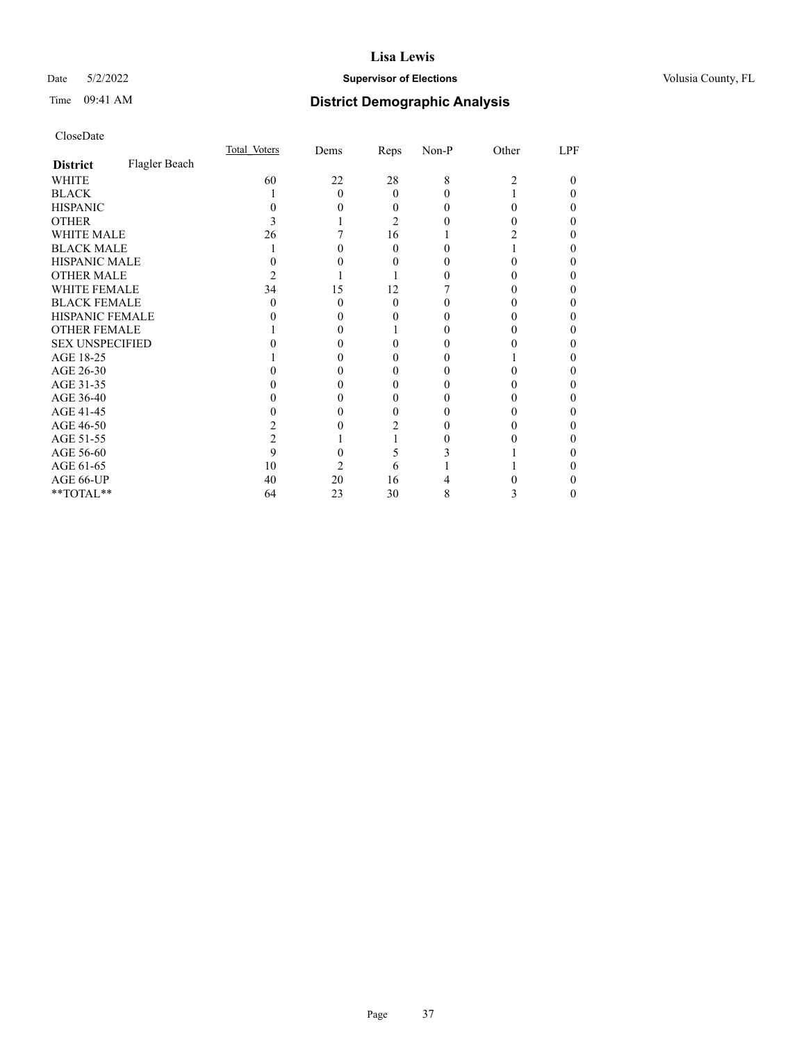Lisa Lewis

Date 5/2/2022 **Supervisor of Elections** Volusia County, FL

Time 09:41 AM **District Demographic Analysis**

CloseDate

| **District** Flagler Beach | Total Voters | Dems | Reps | Non-P | Other | LPF |
|---|---|---|---|---|---|---|
| WHITE | 60 | 22 | 28 | 8 | 2 | 0 |
| BLACK | 1 | 0 | 0 | 0 | 1 | 0 |
| HISPANIC | 0 | 0 | 0 | 0 | 0 | 0 |
| OTHER | 3 | 1 | 2 | 0 | 0 | 0 |
| WHITE MALE | 26 | 7 | 16 | 1 | 2 | 0 |
| BLACK MALE | 1 | 0 | 0 | 0 | 1 | 0 |
| HISPANIC MALE | 0 | 0 | 0 | 0 | 0 | 0 |
| OTHER MALE | 2 | 1 | 1 | 0 | 0 | 0 |
| WHITE FEMALE | 34 | 15 | 12 | 7 | 0 | 0 |
| BLACK FEMALE | 0 | 0 | 0 | 0 | 0 | 0 |
| HISPANIC FEMALE | 0 | 0 | 0 | 0 | 0 | 0 |
| OTHER FEMALE | 1 | 0 | 1 | 0 | 0 | 0 |
| SEX UNSPECIFIED | 0 | 0 | 0 | 0 | 0 | 0 |
| AGE 18-25 | 1 | 0 | 0 | 0 | 1 | 0 |
| AGE 26-30 | 0 | 0 | 0 | 0 | 0 | 0 |
| AGE 31-35 | 0 | 0 | 0 | 0 | 0 | 0 |
| AGE 36-40 | 0 | 0 | 0 | 0 | 0 | 0 |
| AGE 41-45 | 0 | 0 | 0 | 0 | 0 | 0 |
| AGE 46-50 | 2 | 0 | 2 | 0 | 0 | 0 |
| AGE 51-55 | 2 | 1 | 1 | 0 | 0 | 0 |
| AGE 56-60 | 9 | 0 | 5 | 3 | 1 | 0 |
| AGE 61-65 | 10 | 2 | 6 | 1 | 1 | 0 |
| AGE 66-UP | 40 | 20 | 16 | 4 | 0 | 0 |
| **TOTAL** | 64 | 23 | 30 | 8 | 3 | 0 |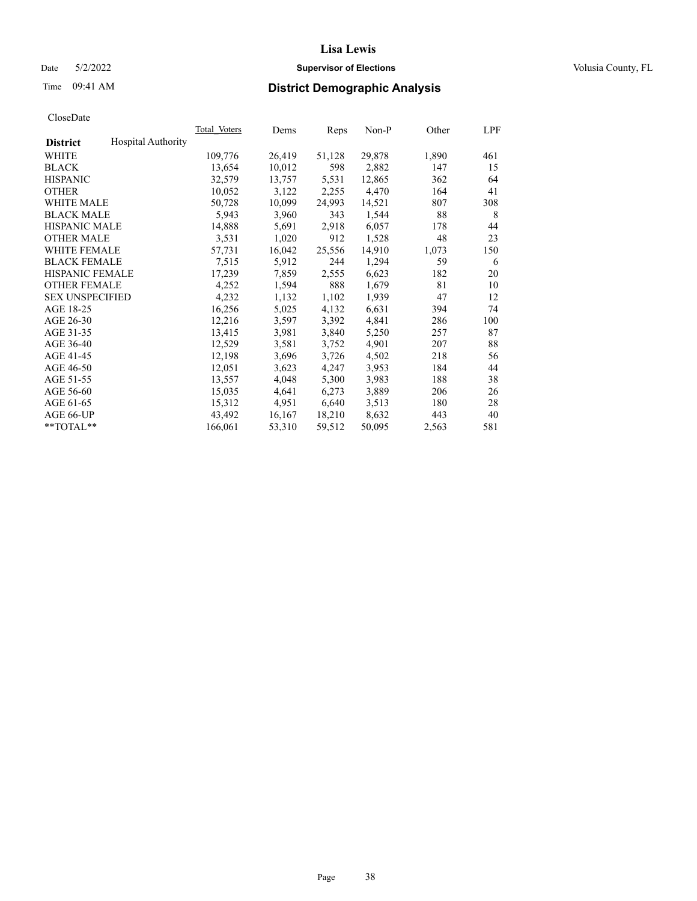# Lisa Lewis

Date 5/2/2022 **Supervisor of Elections** Volusia County, FL

Time 09:41 AM **District Demographic Analysis**

CloseDate

| **District** Hospital Authority | Total Voters | Dems | Reps | Non-P | Other | LPF |
|---|---|---|---|---|---|---|
| WHITE | 109,776 | 26,419 | 51,128 | 29,878 | 1,890 | 461 |
| BLACK | 13,654 | 10,012 | 598 | 2,882 | 147 | 15 |
| HISPANIC | 32,579 | 13,757 | 5,531 | 12,865 | 362 | 64 |
| OTHER | 10,052 | 3,122 | 2,255 | 4,470 | 164 | 41 |
| WHITE MALE | 50,728 | 10,099 | 24,993 | 14,521 | 807 | 308 |
| BLACK MALE | 5,943 | 3,960 | 343 | 1,544 | 88 | 8 |
| HISPANIC MALE | 14,888 | 5,691 | 2,918 | 6,057 | 178 | 44 |
| OTHER MALE | 3,531 | 1,020 | 912 | 1,528 | 48 | 23 |
| WHITE FEMALE | 57,731 | 16,042 | 25,556 | 14,910 | 1,073 | 150 |
| BLACK FEMALE | 7,515 | 5,912 | 244 | 1,294 | 59 | 6 |
| HISPANIC FEMALE | 17,239 | 7,859 | 2,555 | 6,623 | 182 | 20 |
| OTHER FEMALE | 4,252 | 1,594 | 888 | 1,679 | 81 | 10 |
| SEX UNSPECIFIED | 4,232 | 1,132 | 1,102 | 1,939 | 47 | 12 |
| AGE 18-25 | 16,256 | 5,025 | 4,132 | 6,631 | 394 | 74 |
| AGE 26-30 | 12,216 | 3,597 | 3,392 | 4,841 | 286 | 100 |
| AGE 31-35 | 13,415 | 3,981 | 3,840 | 5,250 | 257 | 87 |
| AGE 36-40 | 12,529 | 3,581 | 3,752 | 4,901 | 207 | 88 |
| AGE 41-45 | 12,198 | 3,696 | 3,726 | 4,502 | 218 | 56 |
| AGE 46-50 | 12,051 | 3,623 | 4,247 | 3,953 | 184 | 44 |
| AGE 51-55 | 13,557 | 4,048 | 5,300 | 3,983 | 188 | 38 |
| AGE 56-60 | 15,035 | 4,641 | 6,273 | 3,889 | 206 | 26 |
| AGE 61-65 | 15,312 | 4,951 | 6,640 | 3,513 | 180 | 28 |
| AGE 66-UP | 43,492 | 16,167 | 18,210 | 8,632 | 443 | 40 |
| **TOTAL** | 166,061 | 53,310 | 59,512 | 50,095 | 2,563 | 581 |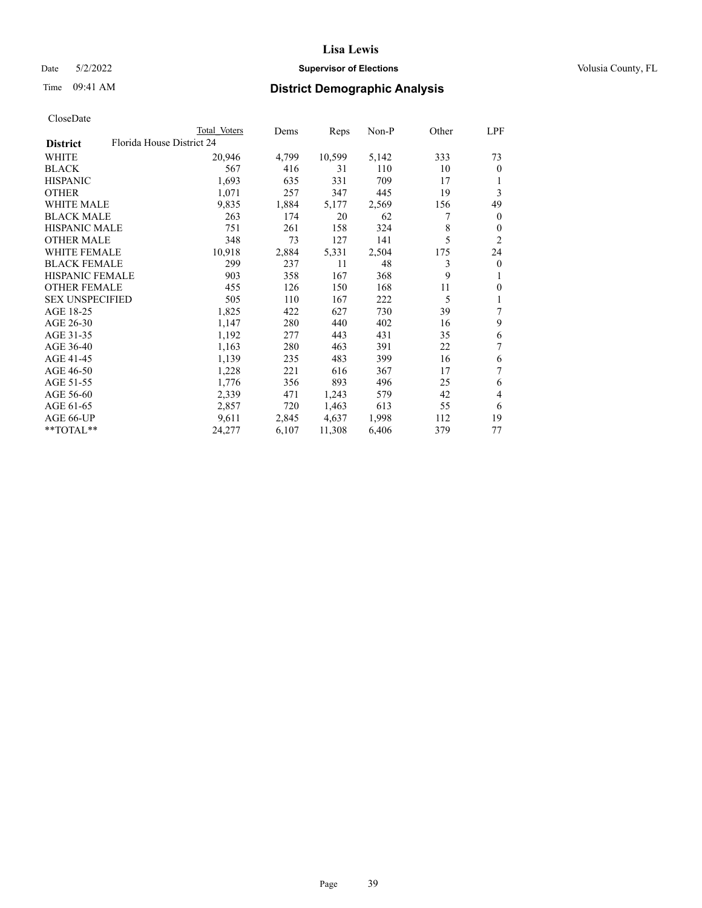CloseDate

| District | Total Voters | Dems | Reps | Non-P | Other | LPF |
|---|---|---|---|---|---|---|
| Florida House District 24 | | | | | | |
| WHITE | 20,946 | 4,799 | 10,599 | 5,142 | 333 | 73 |
| BLACK | 567 | 416 | 31 | 110 | 10 | 0 |
| HISPANIC | 1,693 | 635 | 331 | 709 | 17 | 1 |
| OTHER | 1,071 | 257 | 347 | 445 | 19 | 3 |
| WHITE MALE | 9,835 | 1,884 | 5,177 | 2,569 | 156 | 49 |
| BLACK MALE | 263 | 174 | 20 | 62 | 7 | 0 |
| HISPANIC MALE | 751 | 261 | 158 | 324 | 8 | 0 |
| OTHER MALE | 348 | 73 | 127 | 141 | 5 | 2 |
| WHITE FEMALE | 10,918 | 2,884 | 5,331 | 2,504 | 175 | 24 |
| BLACK FEMALE | 299 | 237 | 11 | 48 | 3 | 0 |
| HISPANIC FEMALE | 903 | 358 | 167 | 368 | 9 | 1 |
| OTHER FEMALE | 455 | 126 | 150 | 168 | 11 | 0 |
| SEX UNSPECIFIED | 505 | 110 | 167 | 222 | 5 | 1 |
| AGE 18-25 | 1,825 | 422 | 627 | 730 | 39 | 7 |
| AGE 26-30 | 1,147 | 280 | 440 | 402 | 16 | 9 |
| AGE 31-35 | 1,192 | 277 | 443 | 431 | 35 | 6 |
| AGE 36-40 | 1,163 | 280 | 463 | 391 | 22 | 7 |
| AGE 41-45 | 1,139 | 235 | 483 | 399 | 16 | 6 |
| AGE 46-50 | 1,228 | 221 | 616 | 367 | 17 | 7 |
| AGE 51-55 | 1,776 | 356 | 893 | 496 | 25 | 6 |
| AGE 56-60 | 2,339 | 471 | 1,243 | 579 | 42 | 4 |
| AGE 61-65 | 2,857 | 720 | 1,463 | 613 | 55 | 6 |
| AGE 66-UP | 9,611 | 2,845 | 4,637 | 1,998 | 112 | 19 |
| **TOTAL** | 24,277 | 6,107 | 11,308 | 6,406 | 379 | 77 |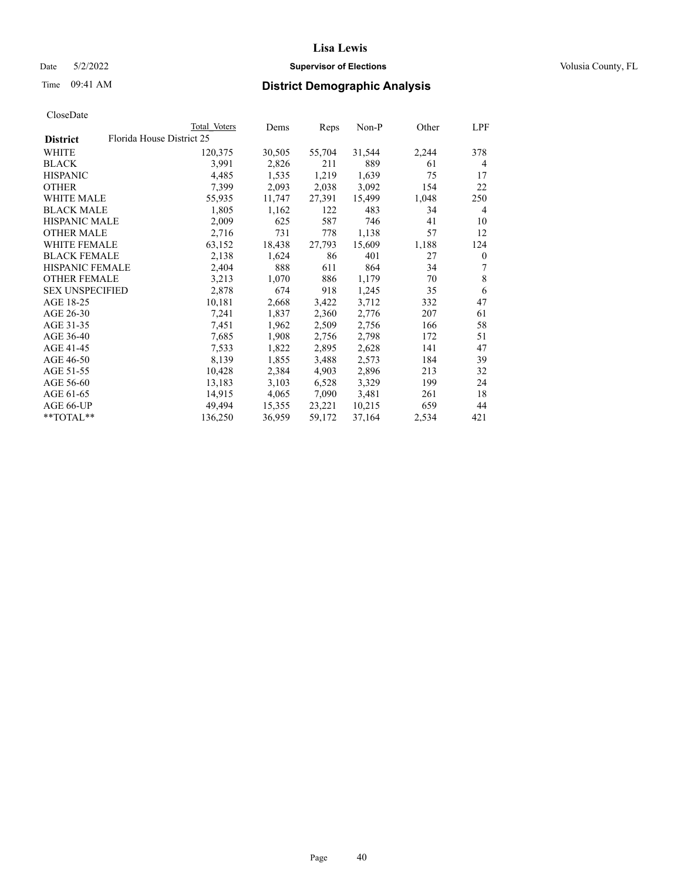# Lisa Lewis

Date 5/2/2022 **Supervisor of Elections** Volusia County, FL

Time 09:41 AM **District Demographic Analysis**

CloseDate

| | Total Voters | Dems | Reps | Non-P | Other | LPF |
|---|---|---|---|---|---|---|
| **District** Florida House District 25 | | | | | | |
| WHITE | 120,375 | 30,505 | 55,704 | 31,544 | 2,244 | 378 |
| BLACK | 3,991 | 2,826 | 211 | 889 | 61 | 4 |
| HISPANIC | 4,485 | 1,535 | 1,219 | 1,639 | 75 | 17 |
| OTHER | 7,399 | 2,093 | 2,038 | 3,092 | 154 | 22 |
| WHITE MALE | 55,935 | 11,747 | 27,391 | 15,499 | 1,048 | 250 |
| BLACK MALE | 1,805 | 1,162 | 122 | 483 | 34 | 4 |
| HISPANIC MALE | 2,009 | 625 | 587 | 746 | 41 | 10 |
| OTHER MALE | 2,716 | 731 | 778 | 1,138 | 57 | 12 |
| WHITE FEMALE | 63,152 | 18,438 | 27,793 | 15,609 | 1,188 | 124 |
| BLACK FEMALE | 2,138 | 1,624 | 86 | 401 | 27 | 0 |
| HISPANIC FEMALE | 2,404 | 888 | 611 | 864 | 34 | 7 |
| OTHER FEMALE | 3,213 | 1,070 | 886 | 1,179 | 70 | 8 |
| SEX UNSPECIFIED | 2,878 | 674 | 918 | 1,245 | 35 | 6 |
| AGE 18-25 | 10,181 | 2,668 | 3,422 | 3,712 | 332 | 47 |
| AGE 26-30 | 7,241 | 1,837 | 2,360 | 2,776 | 207 | 61 |
| AGE 31-35 | 7,451 | 1,962 | 2,509 | 2,756 | 166 | 58 |
| AGE 36-40 | 7,685 | 1,908 | 2,756 | 2,798 | 172 | 51 |
| AGE 41-45 | 7,533 | 1,822 | 2,895 | 2,628 | 141 | 47 |
| AGE 46-50 | 8,139 | 1,855 | 3,488 | 2,573 | 184 | 39 |
| AGE 51-55 | 10,428 | 2,384 | 4,903 | 2,896 | 213 | 32 |
| AGE 56-60 | 13,183 | 3,103 | 6,528 | 3,329 | 199 | 24 |
| AGE 61-65 | 14,915 | 4,065 | 7,090 | 3,481 | 261 | 18 |
| AGE 66-UP | 49,494 | 15,355 | 23,221 | 10,215 | 659 | 44 |
| **TOTAL** | 136,250 | 36,959 | 59,172 | 37,164 | 2,534 | 421 |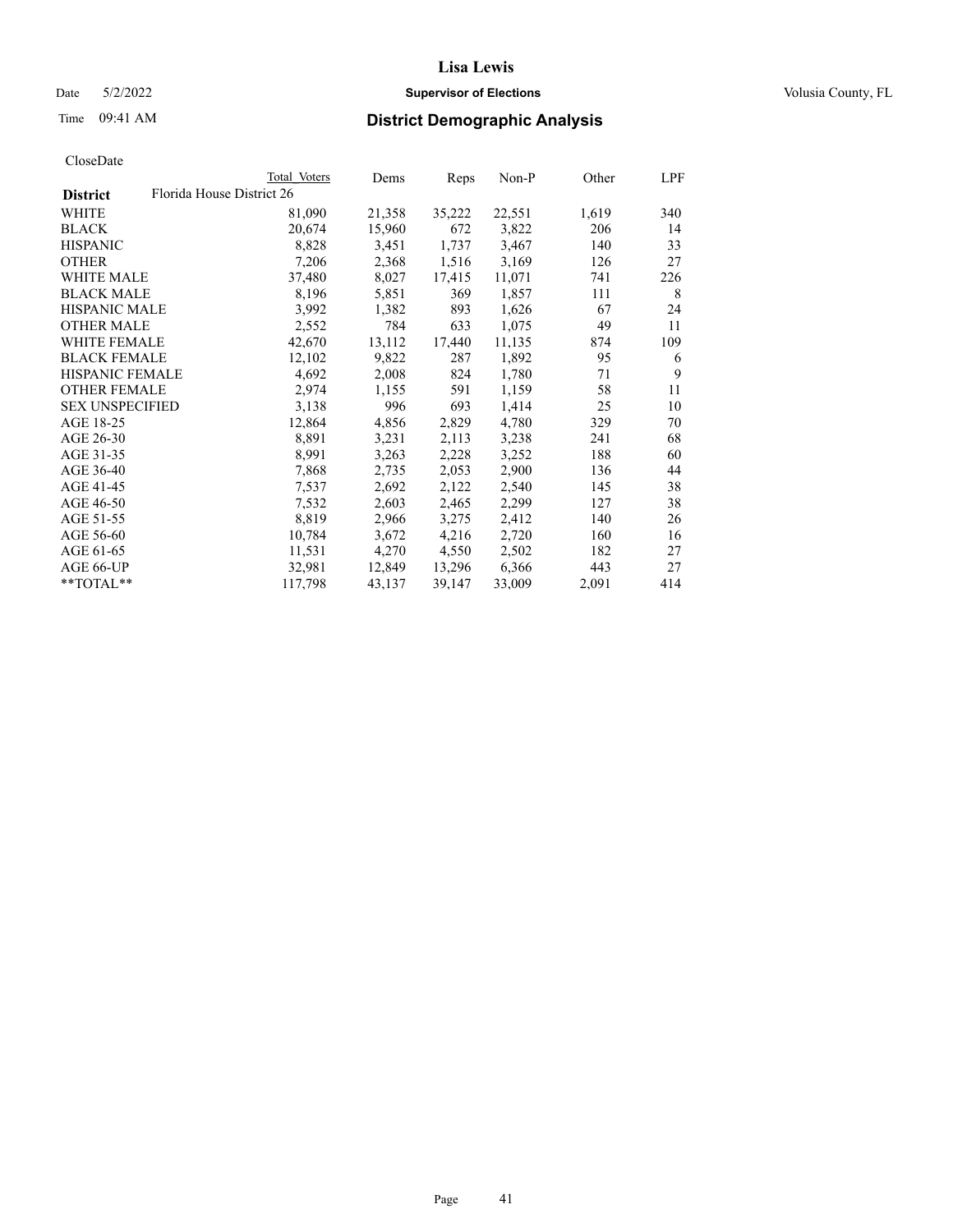# Lisa Lewis

Date 5/2/2022 **Supervisor of Elections** Volusia County, FL

Time 09:41 AM **District Demographic Analysis**

CloseDate

| District | Total Voters | Dems | Reps | Non-P | Other | LPF |
|---|---|---|---|---|---|---|
| Florida House District 26 | | | | | | |
| WHITE | 81,090 | 21,358 | 35,222 | 22,551 | 1,619 | 340 |
| BLACK | 20,674 | 15,960 | 672 | 3,822 | 206 | 14 |
| HISPANIC | 8,828 | 3,451 | 1,737 | 3,467 | 140 | 33 |
| OTHER | 7,206 | 2,368 | 1,516 | 3,169 | 126 | 27 |
| WHITE MALE | 37,480 | 8,027 | 17,415 | 11,071 | 741 | 226 |
| BLACK MALE | 8,196 | 5,851 | 369 | 1,857 | 111 | 8 |
| HISPANIC MALE | 3,992 | 1,382 | 893 | 1,626 | 67 | 24 |
| OTHER MALE | 2,552 | 784 | 633 | 1,075 | 49 | 11 |
| WHITE FEMALE | 42,670 | 13,112 | 17,440 | 11,135 | 874 | 109 |
| BLACK FEMALE | 12,102 | 9,822 | 287 | 1,892 | 95 | 6 |
| HISPANIC FEMALE | 4,692 | 2,008 | 824 | 1,780 | 71 | 9 |
| OTHER FEMALE | 2,974 | 1,155 | 591 | 1,159 | 58 | 11 |
| SEX UNSPECIFIED | 3,138 | 996 | 693 | 1,414 | 25 | 10 |
| AGE 18-25 | 12,864 | 4,856 | 2,829 | 4,780 | 329 | 70 |
| AGE 26-30 | 8,891 | 3,231 | 2,113 | 3,238 | 241 | 68 |
| AGE 31-35 | 8,991 | 3,263 | 2,228 | 3,252 | 188 | 60 |
| AGE 36-40 | 7,868 | 2,735 | 2,053 | 2,900 | 136 | 44 |
| AGE 41-45 | 7,537 | 2,692 | 2,122 | 2,540 | 145 | 38 |
| AGE 46-50 | 7,532 | 2,603 | 2,465 | 2,299 | 127 | 38 |
| AGE 51-55 | 8,819 | 2,966 | 3,275 | 2,412 | 140 | 26 |
| AGE 56-60 | 10,784 | 3,672 | 4,216 | 2,720 | 160 | 16 |
| AGE 61-65 | 11,531 | 4,270 | 4,550 | 2,502 | 182 | 27 |
| AGE 66-UP | 32,981 | 12,849 | 13,296 | 6,366 | 443 | 27 |
| **TOTAL** | 117,798 | 43,137 | 39,147 | 33,009 | 2,091 | 414 |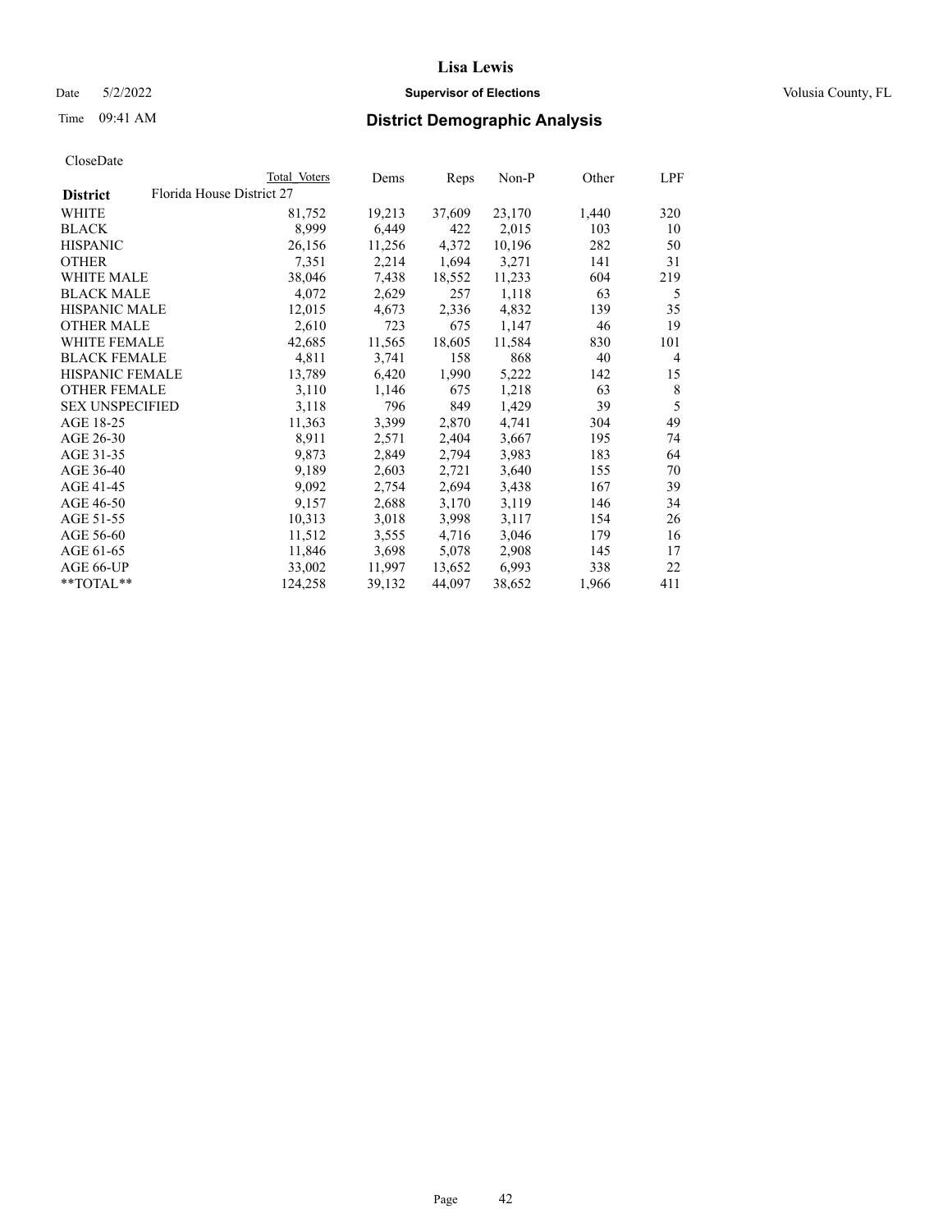# District Demographic Analysis

CloseDate

| District | Total Voters | Dems | Reps | Non-P | Other | LPF |
|---|---|---|---|---|---|---|
| **Florida House District 27** | | | | | | |
| WHITE | 81,752 | 19,213 | 37,609 | 23,170 | 1,440 | 320 |
| BLACK | 8,999 | 6,449 | 422 | 2,015 | 103 | 10 |
| HISPANIC | 26,156 | 11,256 | 4,372 | 10,196 | 282 | 50 |
| OTHER | 7,351 | 2,214 | 1,694 | 3,271 | 141 | 31 |
| WHITE MALE | 38,046 | 7,438 | 18,552 | 11,233 | 604 | 219 |
| BLACK MALE | 4,072 | 2,629 | 257 | 1,118 | 63 | 5 |
| HISPANIC MALE | 12,015 | 4,673 | 2,336 | 4,832 | 139 | 35 |
| OTHER MALE | 2,610 | 723 | 675 | 1,147 | 46 | 19 |
| WHITE FEMALE | 42,685 | 11,565 | 18,605 | 11,584 | 830 | 101 |
| BLACK FEMALE | 4,811 | 3,741 | 158 | 868 | 40 | 4 |
| HISPANIC FEMALE | 13,789 | 6,420 | 1,990 | 5,222 | 142 | 15 |
| OTHER FEMALE | 3,110 | 1,146 | 675 | 1,218 | 63 | 8 |
| SEX UNSPECIFIED | 3,118 | 796 | 849 | 1,429 | 39 | 5 |
| AGE 18-25 | 11,363 | 3,399 | 2,870 | 4,741 | 304 | 49 |
| AGE 26-30 | 8,911 | 2,571 | 2,404 | 3,667 | 195 | 74 |
| AGE 31-35 | 9,873 | 2,849 | 2,794 | 3,983 | 183 | 64 |
| AGE 36-40 | 9,189 | 2,603 | 2,721 | 3,640 | 155 | 70 |
| AGE 41-45 | 9,092 | 2,754 | 2,694 | 3,438 | 167 | 39 |
| AGE 46-50 | 9,157 | 2,688 | 3,170 | 3,119 | 146 | 34 |
| AGE 51-55 | 10,313 | 3,018 | 3,998 | 3,117 | 154 | 26 |
| AGE 56-60 | 11,512 | 3,555 | 4,716 | 3,046 | 179 | 16 |
| AGE 61-65 | 11,846 | 3,698 | 5,078 | 2,908 | 145 | 17 |
| AGE 66-UP | 33,002 | 11,997 | 13,652 | 6,993 | 338 | 22 |
| **TOTAL** | 124,258 | 39,132 | 44,097 | 38,652 | 1,966 | 411 |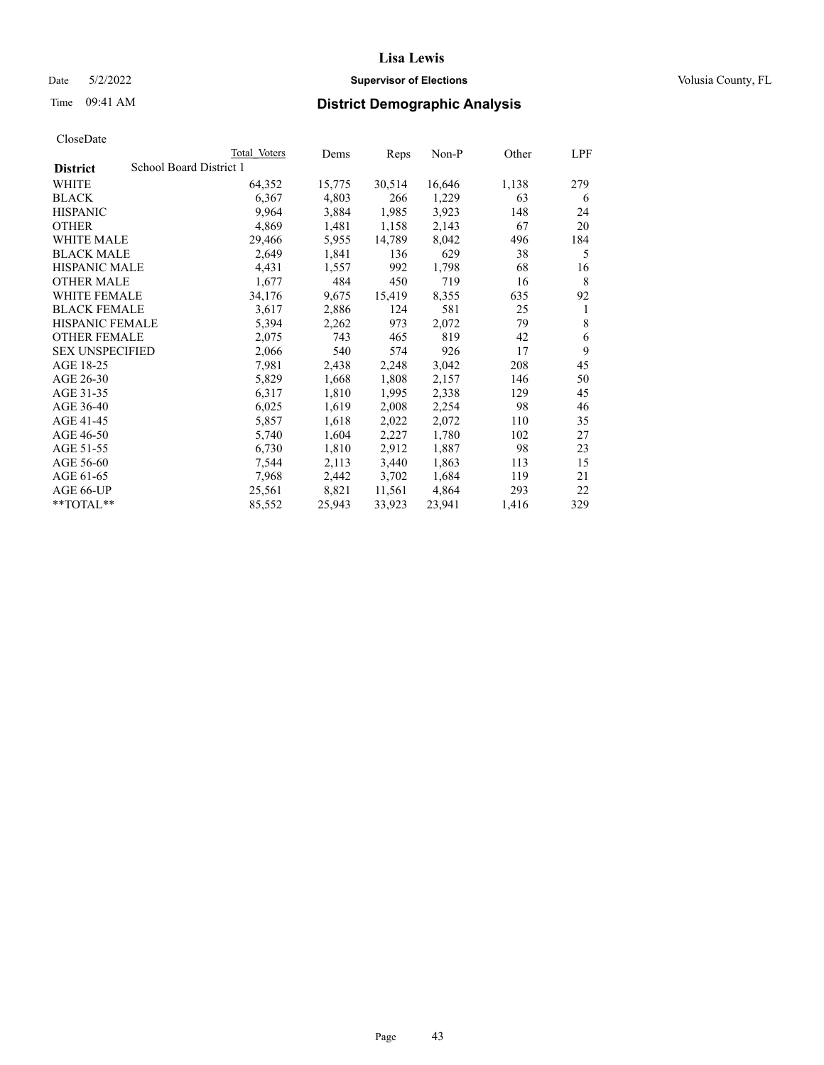# Lisa Lewis

Date 5/2/2022 **Supervisor of Elections** Volusia County, FL

Time 09:41 AM **District Demographic Analysis**

CloseDate

| District | School Board District 1 Total Voters | Dems | Reps | Non-P | Other | LPF |
|---|---|---|---|---|---|---|
| WHITE | 64,352 | 15,775 | 30,514 | 16,646 | 1,138 | 279 |
| BLACK | 6,367 | 4,803 | 266 | 1,229 | 63 | 6 |
| HISPANIC | 9,964 | 3,884 | 1,985 | 3,923 | 148 | 24 |
| OTHER | 4,869 | 1,481 | 1,158 | 2,143 | 67 | 20 |
| WHITE MALE | 29,466 | 5,955 | 14,789 | 8,042 | 496 | 184 |
| BLACK MALE | 2,649 | 1,841 | 136 | 629 | 38 | 5 |
| HISPANIC MALE | 4,431 | 1,557 | 992 | 1,798 | 68 | 16 |
| OTHER MALE | 1,677 | 484 | 450 | 719 | 16 | 8 |
| WHITE FEMALE | 34,176 | 9,675 | 15,419 | 8,355 | 635 | 92 |
| BLACK FEMALE | 3,617 | 2,886 | 124 | 581 | 25 | 1 |
| HISPANIC FEMALE | 5,394 | 2,262 | 973 | 2,072 | 79 | 8 |
| OTHER FEMALE | 2,075 | 743 | 465 | 819 | 42 | 6 |
| SEX UNSPECIFIED | 2,066 | 540 | 574 | 926 | 17 | 9 |
| AGE 18-25 | 7,981 | 2,438 | 2,248 | 3,042 | 208 | 45 |
| AGE 26-30 | 5,829 | 1,668 | 1,808 | 2,157 | 146 | 50 |
| AGE 31-35 | 6,317 | 1,810 | 1,995 | 2,338 | 129 | 45 |
| AGE 36-40 | 6,025 | 1,619 | 2,008 | 2,254 | 98 | 46 |
| AGE 41-45 | 5,857 | 1,618 | 2,022 | 2,072 | 110 | 35 |
| AGE 46-50 | 5,740 | 1,604 | 2,227 | 1,780 | 102 | 27 |
| AGE 51-55 | 6,730 | 1,810 | 2,912 | 1,887 | 98 | 23 |
| AGE 56-60 | 7,544 | 2,113 | 3,440 | 1,863 | 113 | 15 |
| AGE 61-65 | 7,968 | 2,442 | 3,702 | 1,684 | 119 | 21 |
| AGE 66-UP | 25,561 | 8,821 | 11,561 | 4,864 | 293 | 22 |
| **TOTAL** | 85,552 | 25,943 | 33,923 | 23,941 | 1,416 | 329 |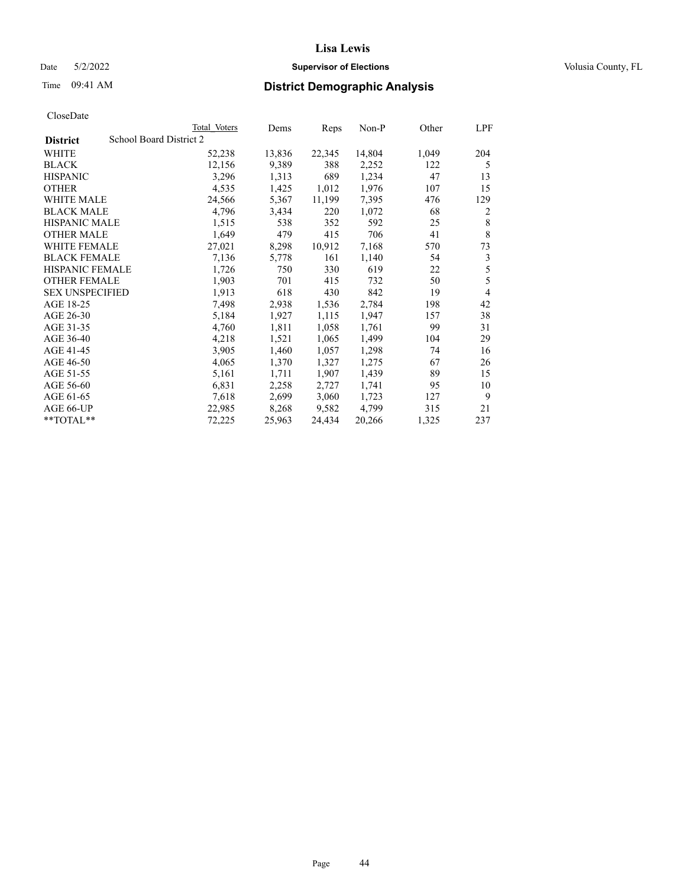CloseDate

| District | School Board District 2 | Total Voters | Dems | Reps | Non-P | Other | LPF |
|---|---|---|---|---|---|---|---|
| WHITE | | 52,238 | 13,836 | 22,345 | 14,804 | 1,049 | 204 |
| BLACK | | 12,156 | 9,389 | 388 | 2,252 | 122 | 5 |
| HISPANIC | | 3,296 | 1,313 | 689 | 1,234 | 47 | 13 |
| OTHER | | 4,535 | 1,425 | 1,012 | 1,976 | 107 | 15 |
| WHITE MALE | | 24,566 | 5,367 | 11,199 | 7,395 | 476 | 129 |
| BLACK MALE | | 4,796 | 3,434 | 220 | 1,072 | 68 | 2 |
| HISPANIC MALE | | 1,515 | 538 | 352 | 592 | 25 | 8 |
| OTHER MALE | | 1,649 | 479 | 415 | 706 | 41 | 8 |
| WHITE FEMALE | | 27,021 | 8,298 | 10,912 | 7,168 | 570 | 73 |
| BLACK FEMALE | | 7,136 | 5,778 | 161 | 1,140 | 54 | 3 |
| HISPANIC FEMALE | | 1,726 | 750 | 330 | 619 | 22 | 5 |
| OTHER FEMALE | | 1,903 | 701 | 415 | 732 | 50 | 5 |
| SEX UNSPECIFIED | | 1,913 | 618 | 430 | 842 | 19 | 4 |
| AGE 18-25 | | 7,498 | 2,938 | 1,536 | 2,784 | 198 | 42 |
| AGE 26-30 | | 5,184 | 1,927 | 1,115 | 1,947 | 157 | 38 |
| AGE 31-35 | | 4,760 | 1,811 | 1,058 | 1,761 | 99 | 31 |
| AGE 36-40 | | 4,218 | 1,521 | 1,065 | 1,499 | 104 | 29 |
| AGE 41-45 | | 3,905 | 1,460 | 1,057 | 1,298 | 74 | 16 |
| AGE 46-50 | | 4,065 | 1,370 | 1,327 | 1,275 | 67 | 26 |
| AGE 51-55 | | 5,161 | 1,711 | 1,907 | 1,439 | 89 | 15 |
| AGE 56-60 | | 6,831 | 2,258 | 2,727 | 1,741 | 95 | 10 |
| AGE 61-65 | | 7,618 | 2,699 | 3,060 | 1,723 | 127 | 9 |
| AGE 66-UP | | 22,985 | 8,268 | 9,582 | 4,799 | 315 | 21 |
| **TOTAL** | | 72,225 | 25,963 | 24,434 | 20,266 | 1,325 | 237 |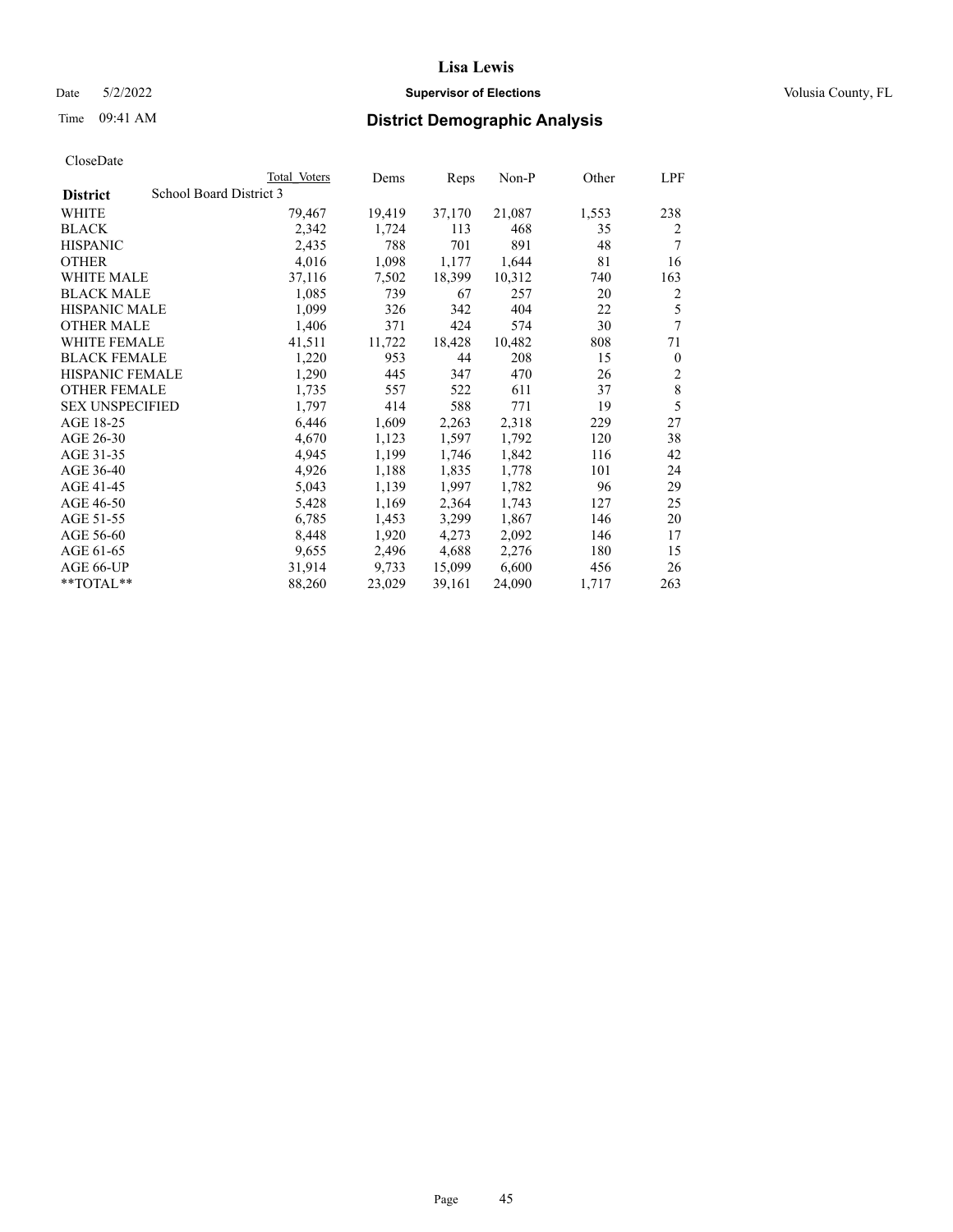CloseDate

| District | School Board District 3 | Total Voters | Dems | Reps | Non-P | Other | LPF |
|---|---|---|---|---|---|---|---|
| WHITE | | 79,467 | 19,419 | 37,170 | 21,087 | 1,553 | 238 |
| BLACK | | 2,342 | 1,724 | 113 | 468 | 35 | 2 |
| HISPANIC | | 2,435 | 788 | 701 | 891 | 48 | 7 |
| OTHER | | 4,016 | 1,098 | 1,177 | 1,644 | 81 | 16 |
| WHITE MALE | | 37,116 | 7,502 | 18,399 | 10,312 | 740 | 163 |
| BLACK MALE | | 1,085 | 739 | 67 | 257 | 20 | 2 |
| HISPANIC MALE | | 1,099 | 326 | 342 | 404 | 22 | 5 |
| OTHER MALE | | 1,406 | 371 | 424 | 574 | 30 | 7 |
| WHITE FEMALE | | 41,511 | 11,722 | 18,428 | 10,482 | 808 | 71 |
| BLACK FEMALE | | 1,220 | 953 | 44 | 208 | 15 | 0 |
| HISPANIC FEMALE | | 1,290 | 445 | 347 | 470 | 26 | 2 |
| OTHER FEMALE | | 1,735 | 557 | 522 | 611 | 37 | 8 |
| SEX UNSPECIFIED | | 1,797 | 414 | 588 | 771 | 19 | 5 |
| AGE 18-25 | | 6,446 | 1,609 | 2,263 | 2,318 | 229 | 27 |
| AGE 26-30 | | 4,670 | 1,123 | 1,597 | 1,792 | 120 | 38 |
| AGE 31-35 | | 4,945 | 1,199 | 1,746 | 1,842 | 116 | 42 |
| AGE 36-40 | | 4,926 | 1,188 | 1,835 | 1,778 | 101 | 24 |
| AGE 41-45 | | 5,043 | 1,139 | 1,997 | 1,782 | 96 | 29 |
| AGE 46-50 | | 5,428 | 1,169 | 2,364 | 1,743 | 127 | 25 |
| AGE 51-55 | | 6,785 | 1,453 | 3,299 | 1,867 | 146 | 20 |
| AGE 56-60 | | 8,448 | 1,920 | 4,273 | 2,092 | 146 | 17 |
| AGE 61-65 | | 9,655 | 2,496 | 4,688 | 2,276 | 180 | 15 |
| AGE 66-UP | | 31,914 | 9,733 | 15,099 | 6,600 | 456 | 26 |
| **TOTAL** | | 88,260 | 23,029 | 39,161 | 24,090 | 1,717 | 263 |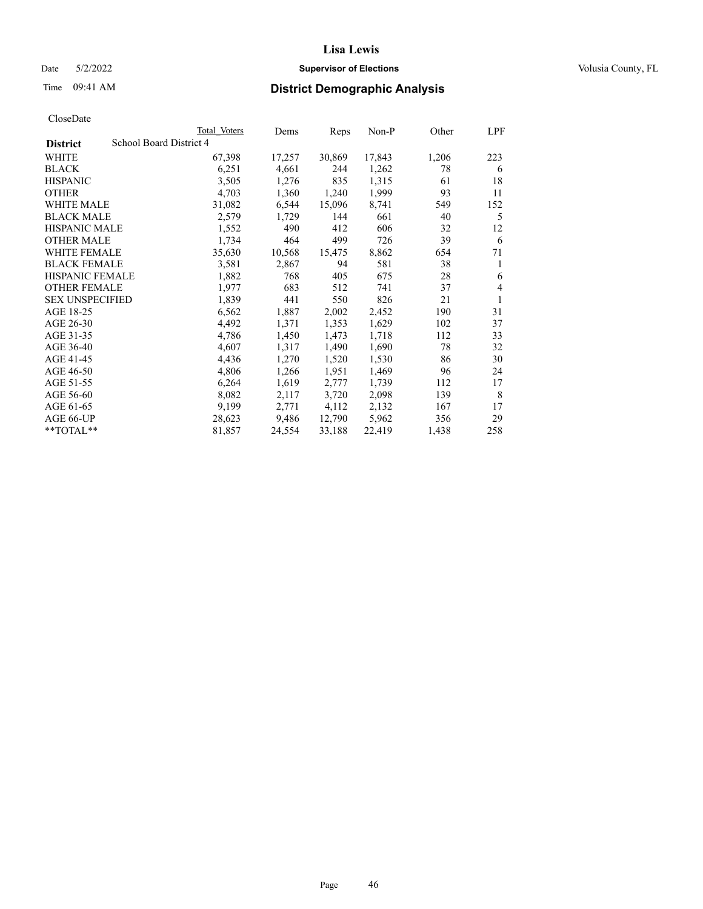# Lisa Lewis

Date 5/2/2022 **Supervisor of Elections** Volusia County, FL

Time 09:41 AM **District Demographic Analysis**

CloseDate

| District | School Board District 4 Total Voters | Dems | Reps | Non-P | Other | LPF |
|---|---|---|---|---|---|---|
| WHITE | 67,398 | 17,257 | 30,869 | 17,843 | 1,206 | 223 |
| BLACK | 6,251 | 4,661 | 244 | 1,262 | 78 | 6 |
| HISPANIC | 3,505 | 1,276 | 835 | 1,315 | 61 | 18 |
| OTHER | 4,703 | 1,360 | 1,240 | 1,999 | 93 | 11 |
| WHITE MALE | 31,082 | 6,544 | 15,096 | 8,741 | 549 | 152 |
| BLACK MALE | 2,579 | 1,729 | 144 | 661 | 40 | 5 |
| HISPANIC MALE | 1,552 | 490 | 412 | 606 | 32 | 12 |
| OTHER MALE | 1,734 | 464 | 499 | 726 | 39 | 6 |
| WHITE FEMALE | 35,630 | 10,568 | 15,475 | 8,862 | 654 | 71 |
| BLACK FEMALE | 3,581 | 2,867 | 94 | 581 | 38 | 1 |
| HISPANIC FEMALE | 1,882 | 768 | 405 | 675 | 28 | 6 |
| OTHER FEMALE | 1,977 | 683 | 512 | 741 | 37 | 4 |
| SEX UNSPECIFIED | 1,839 | 441 | 550 | 826 | 21 | 1 |
| AGE 18-25 | 6,562 | 1,887 | 2,002 | 2,452 | 190 | 31 |
| AGE 26-30 | 4,492 | 1,371 | 1,353 | 1,629 | 102 | 37 |
| AGE 31-35 | 4,786 | 1,450 | 1,473 | 1,718 | 112 | 33 |
| AGE 36-40 | 4,607 | 1,317 | 1,490 | 1,690 | 78 | 32 |
| AGE 41-45 | 4,436 | 1,270 | 1,520 | 1,530 | 86 | 30 |
| AGE 46-50 | 4,806 | 1,266 | 1,951 | 1,469 | 96 | 24 |
| AGE 51-55 | 6,264 | 1,619 | 2,777 | 1,739 | 112 | 17 |
| AGE 56-60 | 8,082 | 2,117 | 3,720 | 2,098 | 139 | 8 |
| AGE 61-65 | 9,199 | 2,771 | 4,112 | 2,132 | 167 | 17 |
| AGE 66-UP | 28,623 | 9,486 | 12,790 | 5,962 | 356 | 29 |
| **TOTAL** | 81,857 | 24,554 | 33,188 | 22,419 | 1,438 | 258 |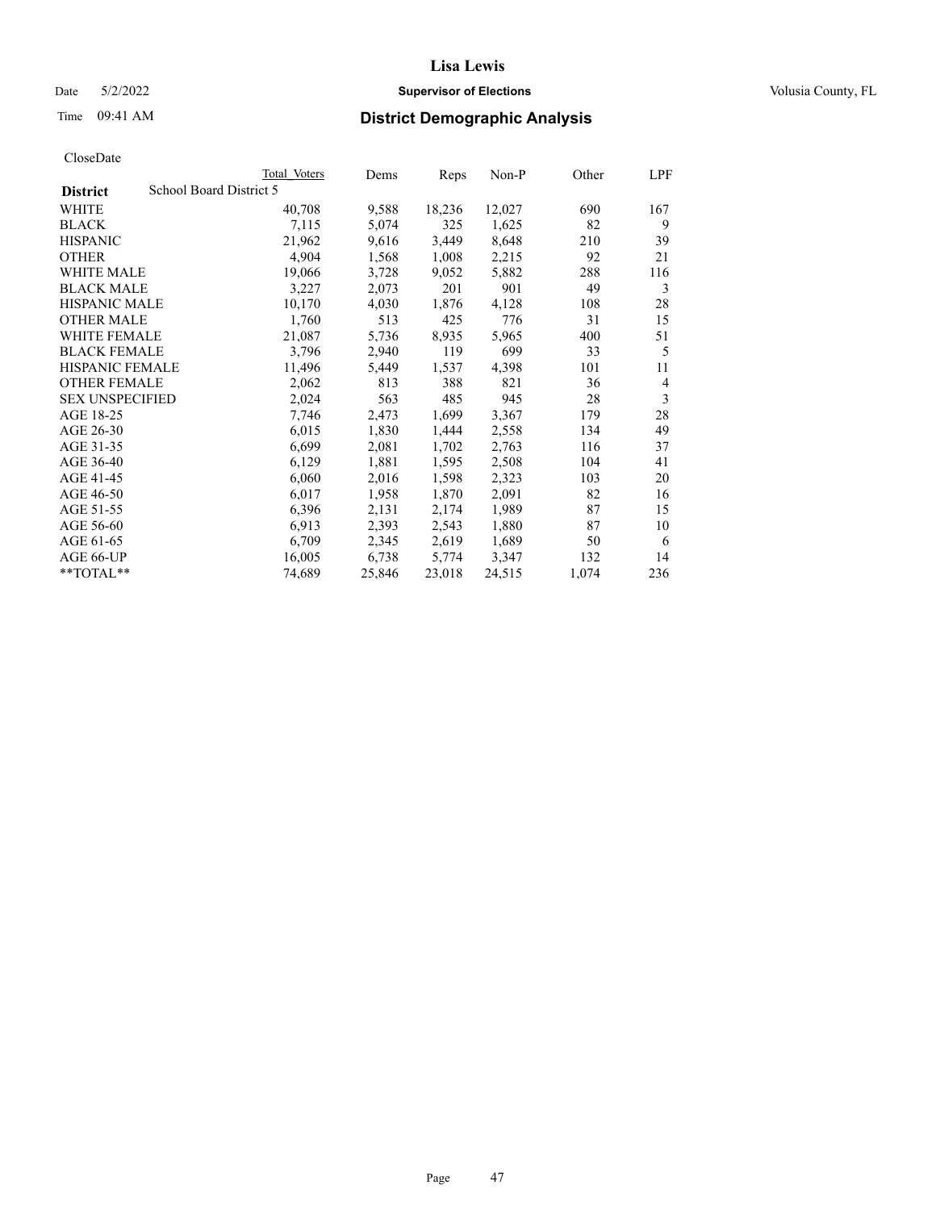# District Demographic Analysis

CloseDate

| District | Total Voters | Dems | Reps | Non-P | Other | LPF |
|---|---|---|---|---|---|---|
| School Board District 5 | | | | | | |
| WHITE | 40,708 | 9,588 | 18,236 | 12,027 | 690 | 167 |
| BLACK | 7,115 | 5,074 | 325 | 1,625 | 82 | 9 |
| HISPANIC | 21,962 | 9,616 | 3,449 | 8,648 | 210 | 39 |
| OTHER | 4,904 | 1,568 | 1,008 | 2,215 | 92 | 21 |
| WHITE MALE | 19,066 | 3,728 | 9,052 | 5,882 | 288 | 116 |
| BLACK MALE | 3,227 | 2,073 | 201 | 901 | 49 | 3 |
| HISPANIC MALE | 10,170 | 4,030 | 1,876 | 4,128 | 108 | 28 |
| OTHER MALE | 1,760 | 513 | 425 | 776 | 31 | 15 |
| WHITE FEMALE | 21,087 | 5,736 | 8,935 | 5,965 | 400 | 51 |
| BLACK FEMALE | 3,796 | 2,940 | 119 | 699 | 33 | 5 |
| HISPANIC FEMALE | 11,496 | 5,449 | 1,537 | 4,398 | 101 | 11 |
| OTHER FEMALE | 2,062 | 813 | 388 | 821 | 36 | 4 |
| SEX UNSPECIFIED | 2,024 | 563 | 485 | 945 | 28 | 3 |
| AGE 18-25 | 7,746 | 2,473 | 1,699 | 3,367 | 179 | 28 |
| AGE 26-30 | 6,015 | 1,830 | 1,444 | 2,558 | 134 | 49 |
| AGE 31-35 | 6,699 | 2,081 | 1,702 | 2,763 | 116 | 37 |
| AGE 36-40 | 6,129 | 1,881 | 1,595 | 2,508 | 104 | 41 |
| AGE 41-45 | 6,060 | 2,016 | 1,598 | 2,323 | 103 | 20 |
| AGE 46-50 | 6,017 | 1,958 | 1,870 | 2,091 | 82 | 16 |
| AGE 51-55 | 6,396 | 2,131 | 2,174 | 1,989 | 87 | 15 |
| AGE 56-60 | 6,913 | 2,393 | 2,543 | 1,880 | 87 | 10 |
| AGE 61-65 | 6,709 | 2,345 | 2,619 | 1,689 | 50 | 6 |
| AGE 66-UP | 16,005 | 6,738 | 5,774 | 3,347 | 132 | 14 |
| **TOTAL** | 74,689 | 25,846 | 23,018 | 24,515 | 1,074 | 236 |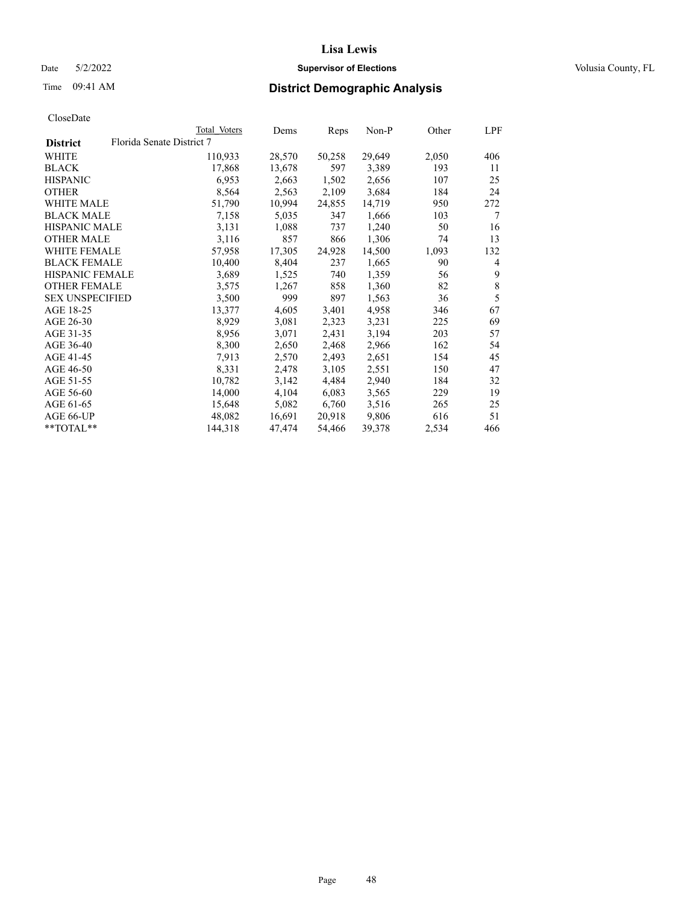# Lisa Lewis

Date 5/2/2022 **Supervisor of Elections** Volusia County, FL

Time 09:41 AM **District Demographic Analysis**

CloseDate

| | Total Voters | Dems | Reps | Non-P | Other | LPF |
|---|---|---|---|---|---|---|
| **District** Florida Senate District 7 | | | | | | |
| WHITE | 110,933 | 28,570 | 50,258 | 29,649 | 2,050 | 406 |
| BLACK | 17,868 | 13,678 | 597 | 3,389 | 193 | 11 |
| HISPANIC | 6,953 | 2,663 | 1,502 | 2,656 | 107 | 25 |
| OTHER | 8,564 | 2,563 | 2,109 | 3,684 | 184 | 24 |
| WHITE MALE | 51,790 | 10,994 | 24,855 | 14,719 | 950 | 272 |
| BLACK MALE | 7,158 | 5,035 | 347 | 1,666 | 103 | 7 |
| HISPANIC MALE | 3,131 | 1,088 | 737 | 1,240 | 50 | 16 |
| OTHER MALE | 3,116 | 857 | 866 | 1,306 | 74 | 13 |
| WHITE FEMALE | 57,958 | 17,305 | 24,928 | 14,500 | 1,093 | 132 |
| BLACK FEMALE | 10,400 | 8,404 | 237 | 1,665 | 90 | 4 |
| HISPANIC FEMALE | 3,689 | 1,525 | 740 | 1,359 | 56 | 9 |
| OTHER FEMALE | 3,575 | 1,267 | 858 | 1,360 | 82 | 8 |
| SEX UNSPECIFIED | 3,500 | 999 | 897 | 1,563 | 36 | 5 |
| AGE 18-25 | 13,377 | 4,605 | 3,401 | 4,958 | 346 | 67 |
| AGE 26-30 | 8,929 | 3,081 | 2,323 | 3,231 | 225 | 69 |
| AGE 31-35 | 8,956 | 3,071 | 2,431 | 3,194 | 203 | 57 |
| AGE 36-40 | 8,300 | 2,650 | 2,468 | 2,966 | 162 | 54 |
| AGE 41-45 | 7,913 | 2,570 | 2,493 | 2,651 | 154 | 45 |
| AGE 46-50 | 8,331 | 2,478 | 3,105 | 2,551 | 150 | 47 |
| AGE 51-55 | 10,782 | 3,142 | 4,484 | 2,940 | 184 | 32 |
| AGE 56-60 | 14,000 | 4,104 | 6,083 | 3,565 | 229 | 19 |
| AGE 61-65 | 15,648 | 5,082 | 6,760 | 3,516 | 265 | 25 |
| AGE 66-UP | 48,082 | 16,691 | 20,918 | 9,806 | 616 | 51 |
| **TOTAL** | 144,318 | 47,474 | 54,466 | 39,378 | 2,534 | 466 |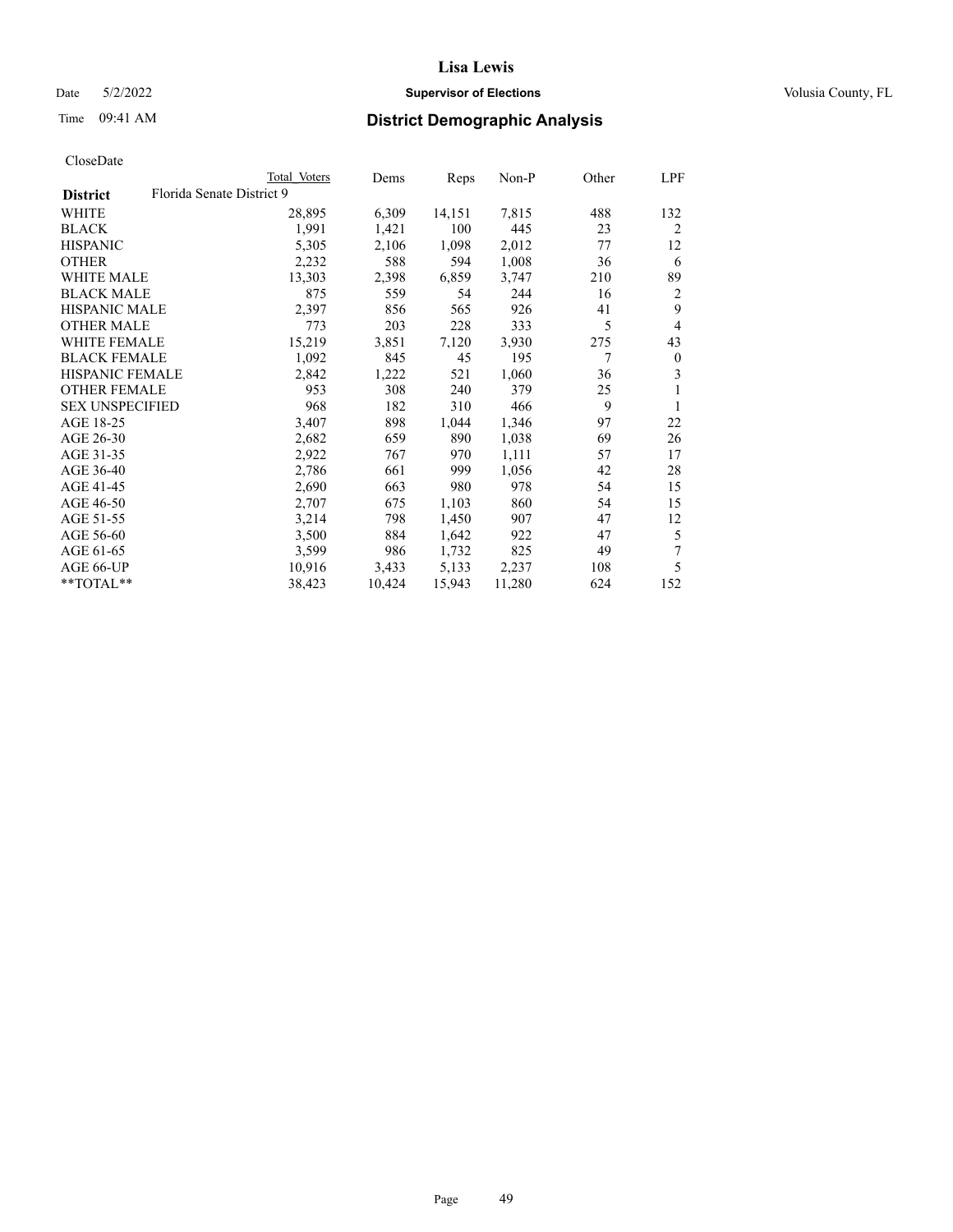# Lisa Lewis

Date 5/2/2022 **Supervisor of Elections** Volusia County, FL

Time 09:41 AM **District Demographic Analysis**

CloseDate

| District | Total Voters | Dems | Reps | Non-P | Other | LPF |
|---|---|---|---|---|---|---|
| Florida Senate District 9 | | | | | | |
| WHITE | 28,895 | 6,309 | 14,151 | 7,815 | 488 | 132 |
| BLACK | 1,991 | 1,421 | 100 | 445 | 23 | 2 |
| HISPANIC | 5,305 | 2,106 | 1,098 | 2,012 | 77 | 12 |
| OTHER | 2,232 | 588 | 594 | 1,008 | 36 | 6 |
| WHITE MALE | 13,303 | 2,398 | 6,859 | 3,747 | 210 | 89 |
| BLACK MALE | 875 | 559 | 54 | 244 | 16 | 2 |
| HISPANIC MALE | 2,397 | 856 | 565 | 926 | 41 | 9 |
| OTHER MALE | 773 | 203 | 228 | 333 | 5 | 4 |
| WHITE FEMALE | 15,219 | 3,851 | 7,120 | 3,930 | 275 | 43 |
| BLACK FEMALE | 1,092 | 845 | 45 | 195 | 7 | 0 |
| HISPANIC FEMALE | 2,842 | 1,222 | 521 | 1,060 | 36 | 3 |
| OTHER FEMALE | 953 | 308 | 240 | 379 | 25 | 1 |
| SEX UNSPECIFIED | 968 | 182 | 310 | 466 | 9 | 1 |
| AGE 18-25 | 3,407 | 898 | 1,044 | 1,346 | 97 | 22 |
| AGE 26-30 | 2,682 | 659 | 890 | 1,038 | 69 | 26 |
| AGE 31-35 | 2,922 | 767 | 970 | 1,111 | 57 | 17 |
| AGE 36-40 | 2,786 | 661 | 999 | 1,056 | 42 | 28 |
| AGE 41-45 | 2,690 | 663 | 980 | 978 | 54 | 15 |
| AGE 46-50 | 2,707 | 675 | 1,103 | 860 | 54 | 15 |
| AGE 51-55 | 3,214 | 798 | 1,450 | 907 | 47 | 12 |
| AGE 56-60 | 3,500 | 884 | 1,642 | 922 | 47 | 5 |
| AGE 61-65 | 3,599 | 986 | 1,732 | 825 | 49 | 7 |
| AGE 66-UP | 10,916 | 3,433 | 5,133 | 2,237 | 108 | 5 |
| **TOTAL** | 38,423 | 10,424 | 15,943 | 11,280 | 624 | 152 |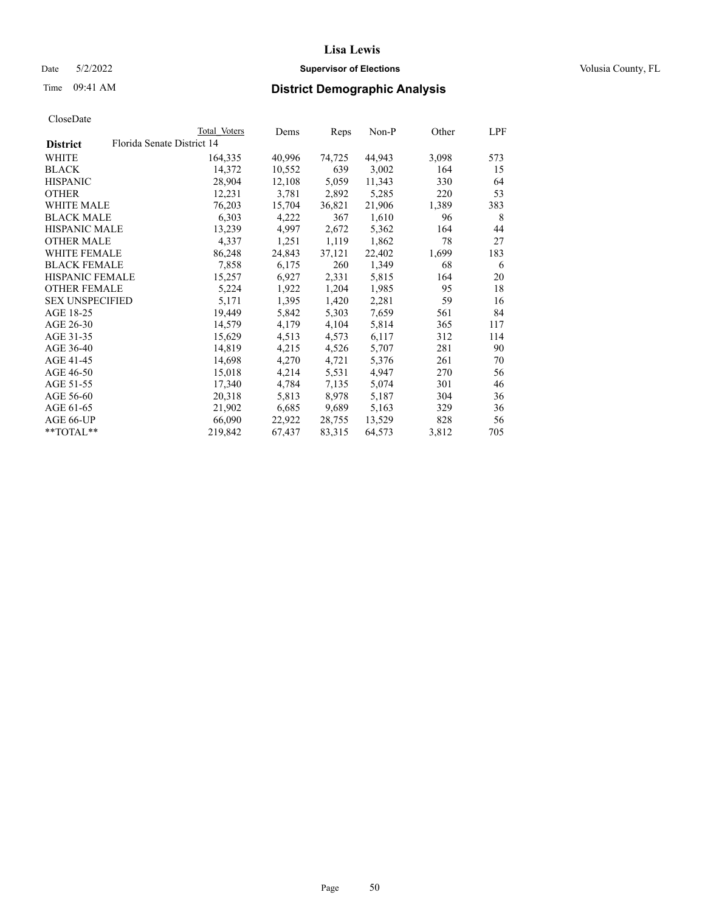CloseDate

| District | Florida Senate District 14 | Total Voters | Dems | Reps | Non-P | Other | LPF |
|---|---|---|---|---|---|---|---|
| WHITE | | 164,335 | 40,996 | 74,725 | 44,943 | 3,098 | 573 |
| BLACK | | 14,372 | 10,552 | 639 | 3,002 | 164 | 15 |
| HISPANIC | | 28,904 | 12,108 | 5,059 | 11,343 | 330 | 64 |
| OTHER | | 12,231 | 3,781 | 2,892 | 5,285 | 220 | 53 |
| WHITE MALE | | 76,203 | 15,704 | 36,821 | 21,906 | 1,389 | 383 |
| BLACK MALE | | 6,303 | 4,222 | 367 | 1,610 | 96 | 8 |
| HISPANIC MALE | | 13,239 | 4,997 | 2,672 | 5,362 | 164 | 44 |
| OTHER MALE | | 4,337 | 1,251 | 1,119 | 1,862 | 78 | 27 |
| WHITE FEMALE | | 86,248 | 24,843 | 37,121 | 22,402 | 1,699 | 183 |
| BLACK FEMALE | | 7,858 | 6,175 | 260 | 1,349 | 68 | 6 |
| HISPANIC FEMALE | | 15,257 | 6,927 | 2,331 | 5,815 | 164 | 20 |
| OTHER FEMALE | | 5,224 | 1,922 | 1,204 | 1,985 | 95 | 18 |
| SEX UNSPECIFIED | | 5,171 | 1,395 | 1,420 | 2,281 | 59 | 16 |
| AGE 18-25 | | 19,449 | 5,842 | 5,303 | 7,659 | 561 | 84 |
| AGE 26-30 | | 14,579 | 4,179 | 4,104 | 5,814 | 365 | 117 |
| AGE 31-35 | | 15,629 | 4,513 | 4,573 | 6,117 | 312 | 114 |
| AGE 36-40 | | 14,819 | 4,215 | 4,526 | 5,707 | 281 | 90 |
| AGE 41-45 | | 14,698 | 4,270 | 4,721 | 5,376 | 261 | 70 |
| AGE 46-50 | | 15,018 | 4,214 | 5,531 | 4,947 | 270 | 56 |
| AGE 51-55 | | 17,340 | 4,784 | 7,135 | 5,074 | 301 | 46 |
| AGE 56-60 | | 20,318 | 5,813 | 8,978 | 5,187 | 304 | 36 |
| AGE 61-65 | | 21,902 | 6,685 | 9,689 | 5,163 | 329 | 36 |
| AGE 66-UP | | 66,090 | 22,922 | 28,755 | 13,529 | 828 | 56 |
| **TOTAL** | | 219,842 | 67,437 | 83,315 | 64,573 | 3,812 | 705 |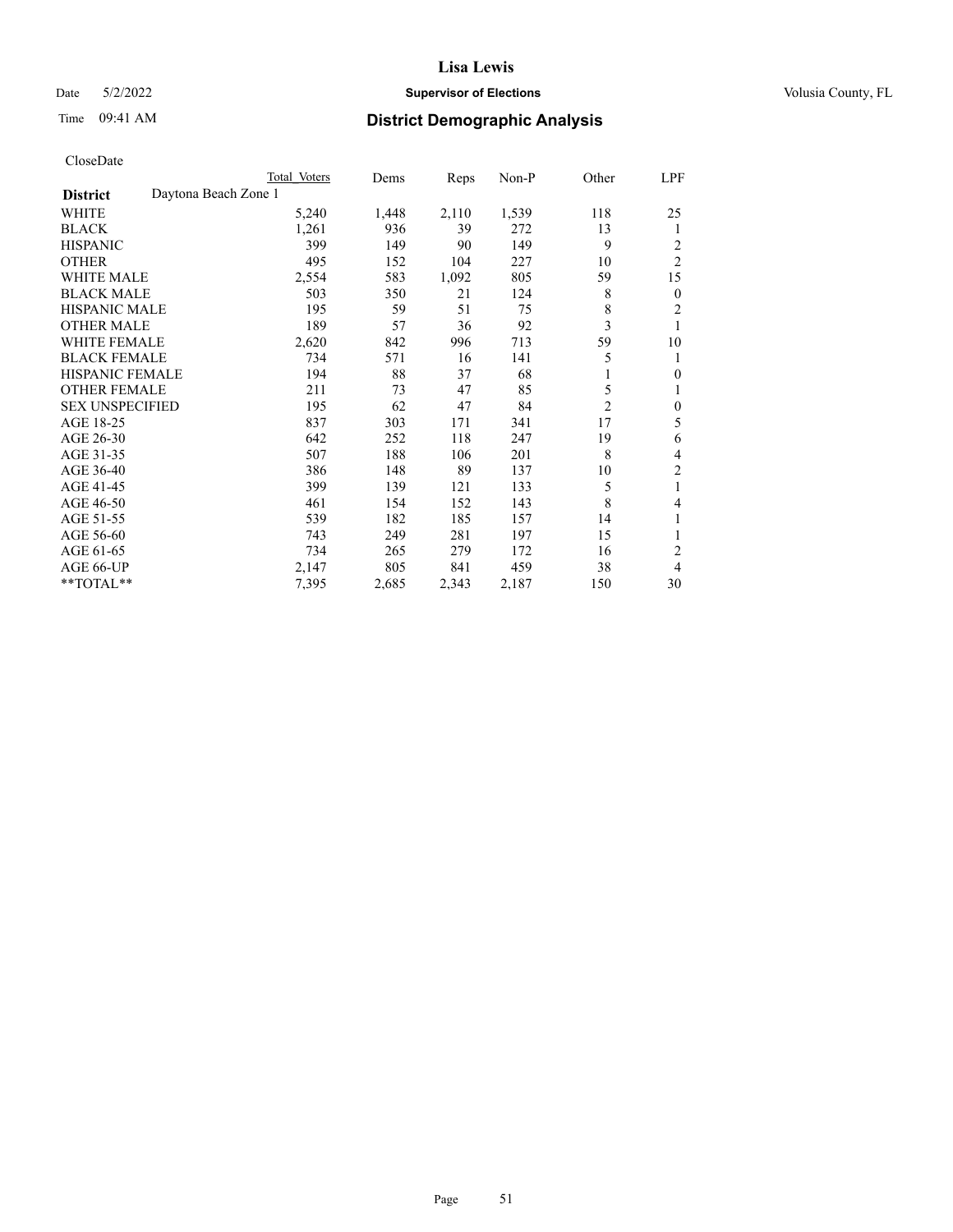# Lisa Lewis

Date 5/2/2022 **Supervisor of Elections** Volusia County, FL

Time 09:41 AM **District Demographic Analysis**

CloseDate

| | Total Voters | Dems | Reps | Non-P | Other | LPF |
|---|---|---|---|---|---|---|
| **District** Daytona Beach Zone 1 | | | | | | |
| WHITE | 5,240 | 1,448 | 2,110 | 1,539 | 118 | 25 |
| BLACK | 1,261 | 936 | 39 | 272 | 13 | 1 |
| HISPANIC | 399 | 149 | 90 | 149 | 9 | 2 |
| OTHER | 495 | 152 | 104 | 227 | 10 | 2 |
| WHITE MALE | 2,554 | 583 | 1,092 | 805 | 59 | 15 |
| BLACK MALE | 503 | 350 | 21 | 124 | 8 | 0 |
| HISPANIC MALE | 195 | 59 | 51 | 75 | 8 | 2 |
| OTHER MALE | 189 | 57 | 36 | 92 | 3 | 1 |
| WHITE FEMALE | 2,620 | 842 | 996 | 713 | 59 | 10 |
| BLACK FEMALE | 734 | 571 | 16 | 141 | 5 | 1 |
| HISPANIC FEMALE | 194 | 88 | 37 | 68 | 1 | 0 |
| OTHER FEMALE | 211 | 73 | 47 | 85 | 5 | 1 |
| SEX UNSPECIFIED | 195 | 62 | 47 | 84 | 2 | 0 |
| AGE 18-25 | 837 | 303 | 171 | 341 | 17 | 5 |
| AGE 26-30 | 642 | 252 | 118 | 247 | 19 | 6 |
| AGE 31-35 | 507 | 188 | 106 | 201 | 8 | 4 |
| AGE 36-40 | 386 | 148 | 89 | 137 | 10 | 2 |
| AGE 41-45 | 399 | 139 | 121 | 133 | 5 | 1 |
| AGE 46-50 | 461 | 154 | 152 | 143 | 8 | 4 |
| AGE 51-55 | 539 | 182 | 185 | 157 | 14 | 1 |
| AGE 56-60 | 743 | 249 | 281 | 197 | 15 | 1 |
| AGE 61-65 | 734 | 265 | 279 | 172 | 16 | 2 |
| AGE 66-UP | 2,147 | 805 | 841 | 459 | 38 | 4 |
| **TOTAL** | 7,395 | 2,685 | 2,343 | 2,187 | 150 | 30 |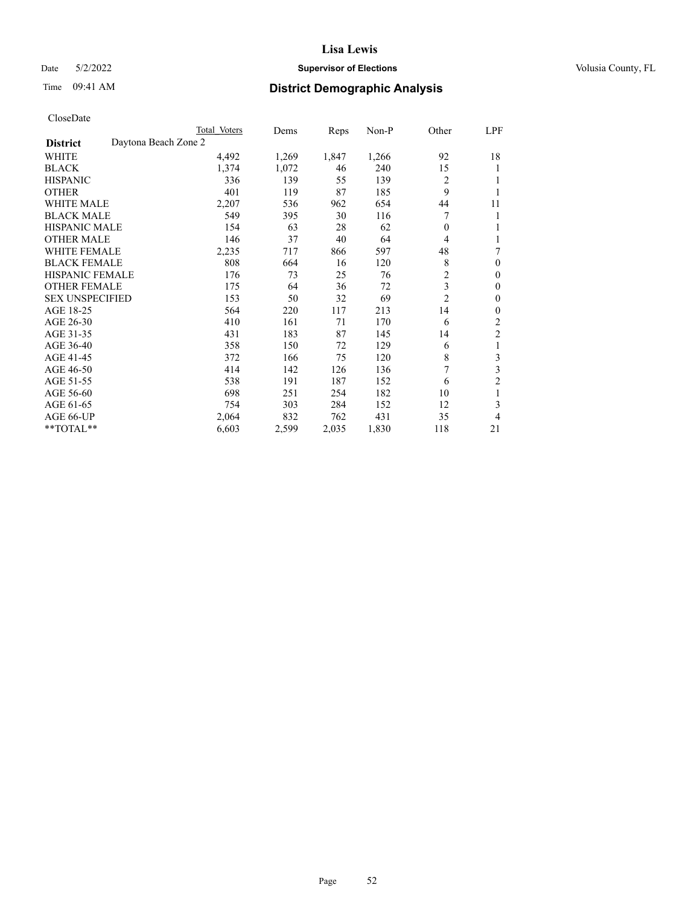# Lisa Lewis

Date 5/2/2022 **Supervisor of Elections** Volusia County, FL

Time 09:41 AM **District Demographic Analysis**

CloseDate

| **District** | Daytona Beach Zone 2 | Total Voters | Dems | Reps | Non-P | Other | LPF |
|---|---|---|---|---|---|---|---|
| WHITE | | 4,492 | 1,269 | 1,847 | 1,266 | 92 | 18 |
| BLACK | | 1,374 | 1,072 | 46 | 240 | 15 | 1 |
| HISPANIC | | 336 | 139 | 55 | 139 | 2 | 1 |
| OTHER | | 401 | 119 | 87 | 185 | 9 | 1 |
| WHITE MALE | | 2,207 | 536 | 962 | 654 | 44 | 11 |
| BLACK MALE | | 549 | 395 | 30 | 116 | 7 | 1 |
| HISPANIC MALE | | 154 | 63 | 28 | 62 | 0 | 1 |
| OTHER MALE | | 146 | 37 | 40 | 64 | 4 | 1 |
| WHITE FEMALE | | 2,235 | 717 | 866 | 597 | 48 | 7 |
| BLACK FEMALE | | 808 | 664 | 16 | 120 | 8 | 0 |
| HISPANIC FEMALE | | 176 | 73 | 25 | 76 | 2 | 0 |
| OTHER FEMALE | | 175 | 64 | 36 | 72 | 3 | 0 |
| SEX UNSPECIFIED | | 153 | 50 | 32 | 69 | 2 | 0 |
| AGE 18-25 | | 564 | 220 | 117 | 213 | 14 | 0 |
| AGE 26-30 | | 410 | 161 | 71 | 170 | 6 | 2 |
| AGE 31-35 | | 431 | 183 | 87 | 145 | 14 | 2 |
| AGE 36-40 | | 358 | 150 | 72 | 129 | 6 | 1 |
| AGE 41-45 | | 372 | 166 | 75 | 120 | 8 | 3 |
| AGE 46-50 | | 414 | 142 | 126 | 136 | 7 | 3 |
| AGE 51-55 | | 538 | 191 | 187 | 152 | 6 | 2 |
| AGE 56-60 | | 698 | 251 | 254 | 182 | 10 | 1 |
| AGE 61-65 | | 754 | 303 | 284 | 152 | 12 | 3 |
| AGE 66-UP | | 2,064 | 832 | 762 | 431 | 35 | 4 |
| **TOTAL** | | 6,603 | 2,599 | 2,035 | 1,830 | 118 | 21 |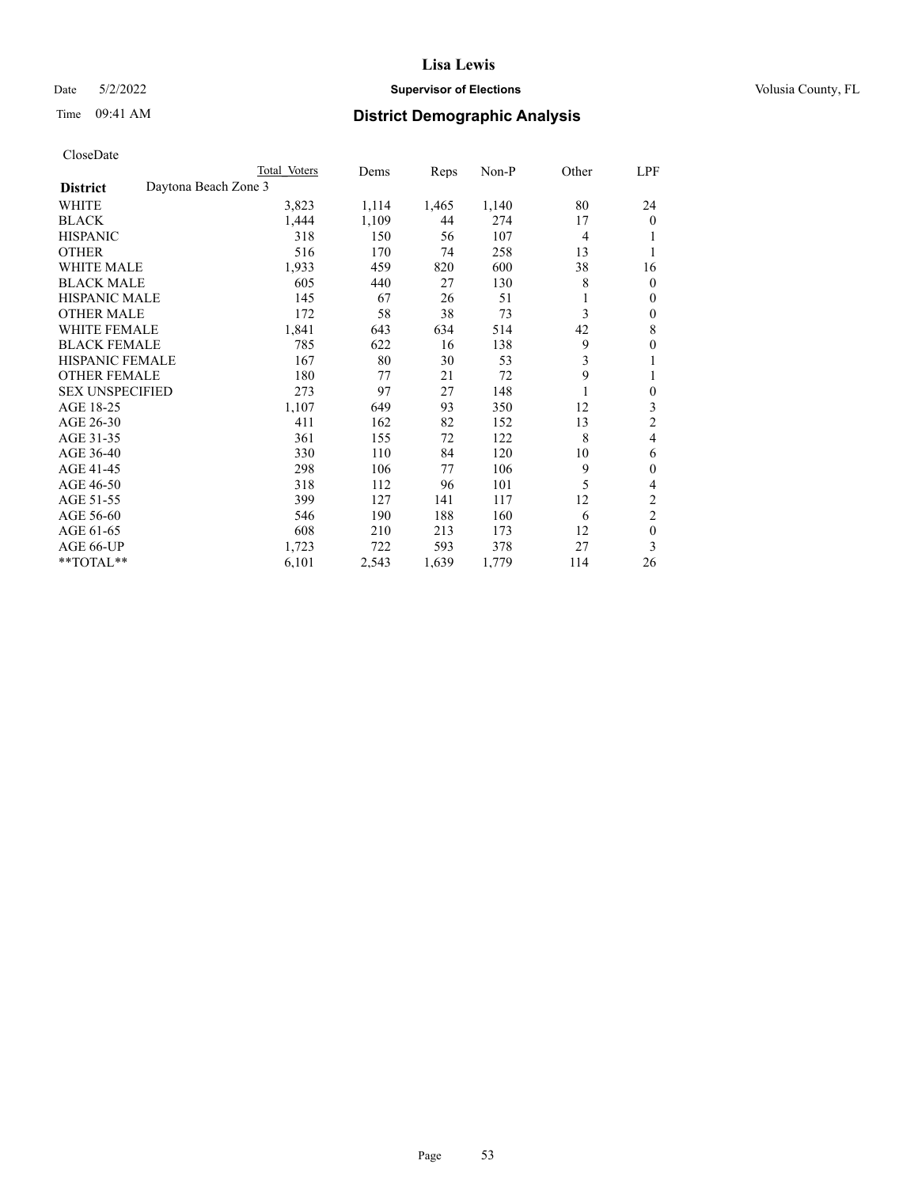# Lisa Lewis

Date 5/2/2022 **Supervisor of Elections** Volusia County, FL

Time 09:41 AM **District Demographic Analysis**

CloseDate

| | Total Voters | Dems | Reps | Non-P | Other | LPF |
|---|---|---|---|---|---|---|
| **District** Daytona Beach Zone 3 | | | | | | |
| WHITE | 3,823 | 1,114 | 1,465 | 1,140 | 80 | 24 |
| BLACK | 1,444 | 1,109 | 44 | 274 | 17 | 0 |
| HISPANIC | 318 | 150 | 56 | 107 | 4 | 1 |
| OTHER | 516 | 170 | 74 | 258 | 13 | 1 |
| WHITE MALE | 1,933 | 459 | 820 | 600 | 38 | 16 |
| BLACK MALE | 605 | 440 | 27 | 130 | 8 | 0 |
| HISPANIC MALE | 145 | 67 | 26 | 51 | 1 | 0 |
| OTHER MALE | 172 | 58 | 38 | 73 | 3 | 0 |
| WHITE FEMALE | 1,841 | 643 | 634 | 514 | 42 | 8 |
| BLACK FEMALE | 785 | 622 | 16 | 138 | 9 | 0 |
| HISPANIC FEMALE | 167 | 80 | 30 | 53 | 3 | 1 |
| OTHER FEMALE | 180 | 77 | 21 | 72 | 9 | 1 |
| SEX UNSPECIFIED | 273 | 97 | 27 | 148 | 1 | 0 |
| AGE 18-25 | 1,107 | 649 | 93 | 350 | 12 | 3 |
| AGE 26-30 | 411 | 162 | 82 | 152 | 13 | 2 |
| AGE 31-35 | 361 | 155 | 72 | 122 | 8 | 4 |
| AGE 36-40 | 330 | 110 | 84 | 120 | 10 | 6 |
| AGE 41-45 | 298 | 106 | 77 | 106 | 9 | 0 |
| AGE 46-50 | 318 | 112 | 96 | 101 | 5 | 4 |
| AGE 51-55 | 399 | 127 | 141 | 117 | 12 | 2 |
| AGE 56-60 | 546 | 190 | 188 | 160 | 6 | 2 |
| AGE 61-65 | 608 | 210 | 213 | 173 | 12 | 0 |
| AGE 66-UP | 1,723 | 722 | 593 | 378 | 27 | 3 |
| **TOTAL** | 6,101 | 2,543 | 1,639 | 1,779 | 114 | 26 |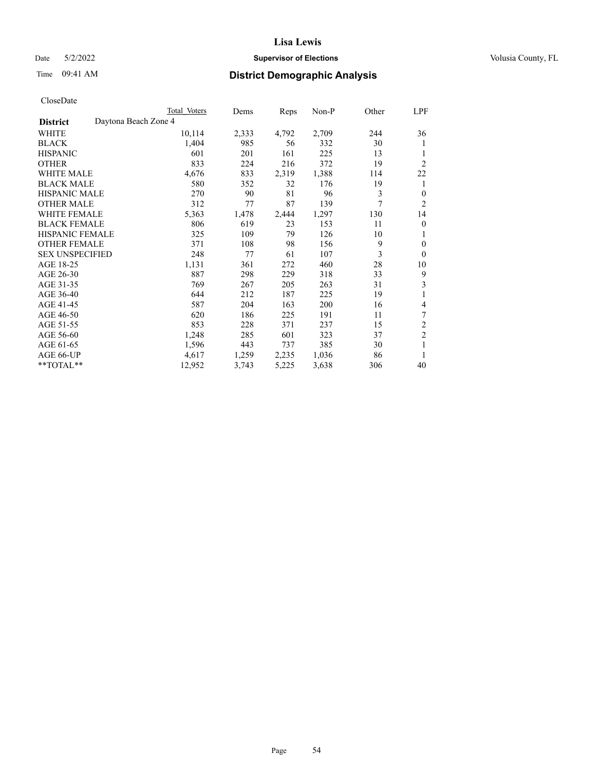# Lisa Lewis

Date 5/2/2022 **Supervisor of Elections** Volusia County, FL

Time 09:41 AM **District Demographic Analysis**

CloseDate

| | Total Voters | Dems | Reps | Non-P | Other | LPF |
|---|---|---|---|---|---|---|
| **District** Daytona Beach Zone 4 | | | | | | |
| WHITE | 10,114 | 2,333 | 4,792 | 2,709 | 244 | 36 |
| BLACK | 1,404 | 985 | 56 | 332 | 30 | 1 |
| HISPANIC | 601 | 201 | 161 | 225 | 13 | 1 |
| OTHER | 833 | 224 | 216 | 372 | 19 | 2 |
| WHITE MALE | 4,676 | 833 | 2,319 | 1,388 | 114 | 22 |
| BLACK MALE | 580 | 352 | 32 | 176 | 19 | 1 |
| HISPANIC MALE | 270 | 90 | 81 | 96 | 3 | 0 |
| OTHER MALE | 312 | 77 | 87 | 139 | 7 | 2 |
| WHITE FEMALE | 5,363 | 1,478 | 2,444 | 1,297 | 130 | 14 |
| BLACK FEMALE | 806 | 619 | 23 | 153 | 11 | 0 |
| HISPANIC FEMALE | 325 | 109 | 79 | 126 | 10 | 1 |
| OTHER FEMALE | 371 | 108 | 98 | 156 | 9 | 0 |
| SEX UNSPECIFIED | 248 | 77 | 61 | 107 | 3 | 0 |
| AGE 18-25 | 1,131 | 361 | 272 | 460 | 28 | 10 |
| AGE 26-30 | 887 | 298 | 229 | 318 | 33 | 9 |
| AGE 31-35 | 769 | 267 | 205 | 263 | 31 | 3 |
| AGE 36-40 | 644 | 212 | 187 | 225 | 19 | 1 |
| AGE 41-45 | 587 | 204 | 163 | 200 | 16 | 4 |
| AGE 46-50 | 620 | 186 | 225 | 191 | 11 | 7 |
| AGE 51-55 | 853 | 228 | 371 | 237 | 15 | 2 |
| AGE 56-60 | 1,248 | 285 | 601 | 323 | 37 | 2 |
| AGE 61-65 | 1,596 | 443 | 737 | 385 | 30 | 1 |
| AGE 66-UP | 4,617 | 1,259 | 2,235 | 1,036 | 86 | 1 |
| **TOTAL** | 12,952 | 3,743 | 5,225 | 3,638 | 306 | 40 |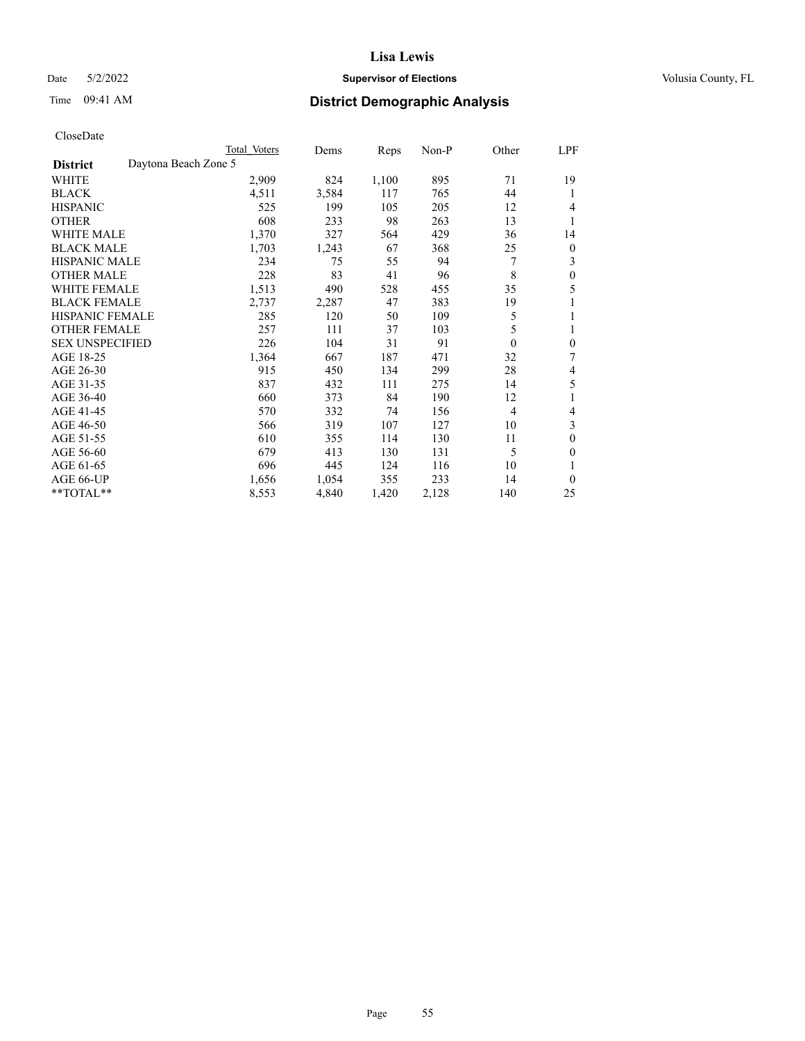# Lisa Lewis

Date 5/2/2022 **Supervisor of Elections** Volusia County, FL

Time 09:41 AM **District Demographic Analysis**

CloseDate

| District | Daytona Beach Zone 5 Total Voters | Dems | Reps | Non-P | Other | LPF |
|---|---|---|---|---|---|---|
| WHITE | 2,909 | 824 | 1,100 | 895 | 71 | 19 |
| BLACK | 4,511 | 3,584 | 117 | 765 | 44 | 1 |
| HISPANIC | 525 | 199 | 105 | 205 | 12 | 4 |
| OTHER | 608 | 233 | 98 | 263 | 13 | 1 |
| WHITE MALE | 1,370 | 327 | 564 | 429 | 36 | 14 |
| BLACK MALE | 1,703 | 1,243 | 67 | 368 | 25 | 0 |
| HISPANIC MALE | 234 | 75 | 55 | 94 | 7 | 3 |
| OTHER MALE | 228 | 83 | 41 | 96 | 8 | 0 |
| WHITE FEMALE | 1,513 | 490 | 528 | 455 | 35 | 5 |
| BLACK FEMALE | 2,737 | 2,287 | 47 | 383 | 19 | 1 |
| HISPANIC FEMALE | 285 | 120 | 50 | 109 | 5 | 1 |
| OTHER FEMALE | 257 | 111 | 37 | 103 | 5 | 1 |
| SEX UNSPECIFIED | 226 | 104 | 31 | 91 | 0 | 0 |
| AGE 18-25 | 1,364 | 667 | 187 | 471 | 32 | 7 |
| AGE 26-30 | 915 | 450 | 134 | 299 | 28 | 4 |
| AGE 31-35 | 837 | 432 | 111 | 275 | 14 | 5 |
| AGE 36-40 | 660 | 373 | 84 | 190 | 12 | 1 |
| AGE 41-45 | 570 | 332 | 74 | 156 | 4 | 4 |
| AGE 46-50 | 566 | 319 | 107 | 127 | 10 | 3 |
| AGE 51-55 | 610 | 355 | 114 | 130 | 11 | 0 |
| AGE 56-60 | 679 | 413 | 130 | 131 | 5 | 0 |
| AGE 61-65 | 696 | 445 | 124 | 116 | 10 | 1 |
| AGE 66-UP | 1,656 | 1,054 | 355 | 233 | 14 | 0 |
| **TOTAL** | 8,553 | 4,840 | 1,420 | 2,128 | 140 | 25 |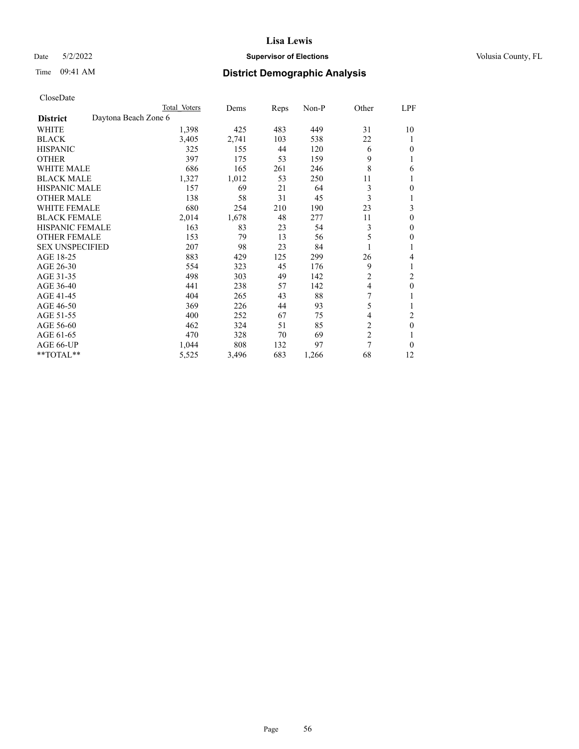# Lisa Lewis

Date 5/2/2022 **Supervisor of Elections** Volusia County, FL

Time 09:41 AM **District Demographic Analysis**

CloseDate

| **District** | Daytona Beach Zone 6 | Total Voters | Dems | Reps | Non-P | Other | LPF |
|---|---|---|---|---|---|---|---|
| WHITE | | 1,398 | 425 | 483 | 449 | 31 | 10 |
| BLACK | | 3,405 | 2,741 | 103 | 538 | 22 | 1 |
| HISPANIC | | 325 | 155 | 44 | 120 | 6 | 0 |
| OTHER | | 397 | 175 | 53 | 159 | 9 | 1 |
| WHITE MALE | | 686 | 165 | 261 | 246 | 8 | 6 |
| BLACK MALE | | 1,327 | 1,012 | 53 | 250 | 11 | 1 |
| HISPANIC MALE | | 157 | 69 | 21 | 64 | 3 | 0 |
| OTHER MALE | | 138 | 58 | 31 | 45 | 3 | 1 |
| WHITE FEMALE | | 680 | 254 | 210 | 190 | 23 | 3 |
| BLACK FEMALE | | 2,014 | 1,678 | 48 | 277 | 11 | 0 |
| HISPANIC FEMALE | | 163 | 83 | 23 | 54 | 3 | 0 |
| OTHER FEMALE | | 153 | 79 | 13 | 56 | 5 | 0 |
| SEX UNSPECIFIED | | 207 | 98 | 23 | 84 | 1 | 1 |
| AGE 18-25 | | 883 | 429 | 125 | 299 | 26 | 4 |
| AGE 26-30 | | 554 | 323 | 45 | 176 | 9 | 1 |
| AGE 31-35 | | 498 | 303 | 49 | 142 | 2 | 2 |
| AGE 36-40 | | 441 | 238 | 57 | 142 | 4 | 0 |
| AGE 41-45 | | 404 | 265 | 43 | 88 | 7 | 1 |
| AGE 46-50 | | 369 | 226 | 44 | 93 | 5 | 1 |
| AGE 51-55 | | 400 | 252 | 67 | 75 | 4 | 2 |
| AGE 56-60 | | 462 | 324 | 51 | 85 | 2 | 0 |
| AGE 61-65 | | 470 | 328 | 70 | 69 | 2 | 1 |
| AGE 66-UP | | 1,044 | 808 | 132 | 97 | 7 | 0 |
| **TOTAL** | | 5,525 | 3,496 | 683 | 1,266 | 68 | 12 |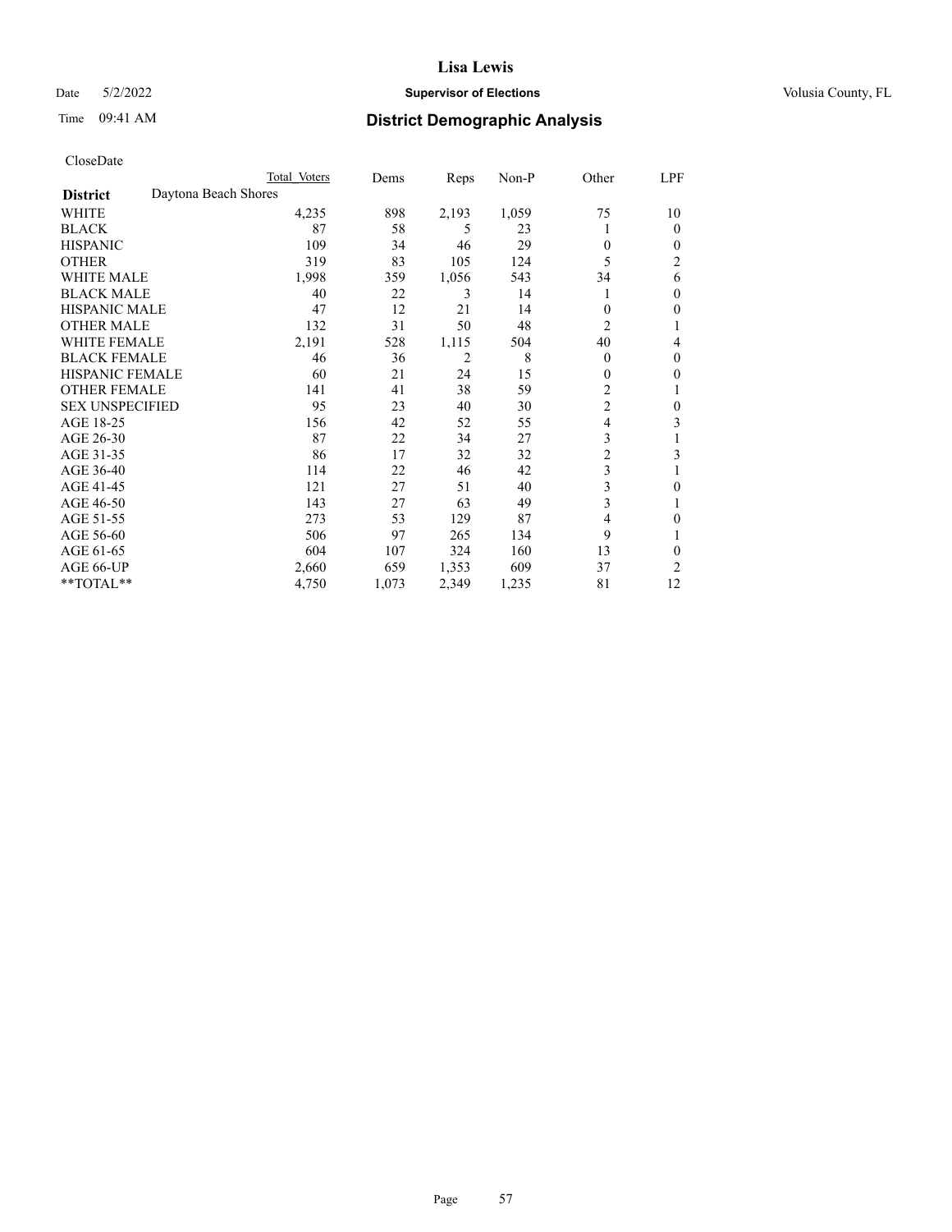# Lisa Lewis

Date 5/2/2022 **Supervisor of Elections** Volusia County, FL

Time 09:41 AM **District Demographic Analysis**

CloseDate

| District | Daytona Beach Shores | Total Voters | Dems | Reps | Non-P | Other | LPF |
|---|---|---|---|---|---|---|---|
| WHITE | | 4,235 | 898 | 2,193 | 1,059 | 75 | 10 |
| BLACK | | 87 | 58 | 5 | 23 | 1 | 0 |
| HISPANIC | | 109 | 34 | 46 | 29 | 0 | 0 |
| OTHER | | 319 | 83 | 105 | 124 | 5 | 2 |
| WHITE MALE | | 1,998 | 359 | 1,056 | 543 | 34 | 6 |
| BLACK MALE | | 40 | 22 | 3 | 14 | 1 | 0 |
| HISPANIC MALE | | 47 | 12 | 21 | 14 | 0 | 0 |
| OTHER MALE | | 132 | 31 | 50 | 48 | 2 | 1 |
| WHITE FEMALE | | 2,191 | 528 | 1,115 | 504 | 40 | 4 |
| BLACK FEMALE | | 46 | 36 | 2 | 8 | 0 | 0 |
| HISPANIC FEMALE | | 60 | 21 | 24 | 15 | 0 | 0 |
| OTHER FEMALE | | 141 | 41 | 38 | 59 | 2 | 1 |
| SEX UNSPECIFIED | | 95 | 23 | 40 | 30 | 2 | 0 |
| AGE 18-25 | | 156 | 42 | 52 | 55 | 4 | 3 |
| AGE 26-30 | | 87 | 22 | 34 | 27 | 3 | 1 |
| AGE 31-35 | | 86 | 17 | 32 | 32 | 2 | 3 |
| AGE 36-40 | | 114 | 22 | 46 | 42 | 3 | 1 |
| AGE 41-45 | | 121 | 27 | 51 | 40 | 3 | 0 |
| AGE 46-50 | | 143 | 27 | 63 | 49 | 3 | 1 |
| AGE 51-55 | | 273 | 53 | 129 | 87 | 4 | 0 |
| AGE 56-60 | | 506 | 97 | 265 | 134 | 9 | 1 |
| AGE 61-65 | | 604 | 107 | 324 | 160 | 13 | 0 |
| AGE 66-UP | | 2,660 | 659 | 1,353 | 609 | 37 | 2 |
| \*\*TOTAL\*\* | | 4,750 | 1,073 | 2,349 | 1,235 | 81 | 12 |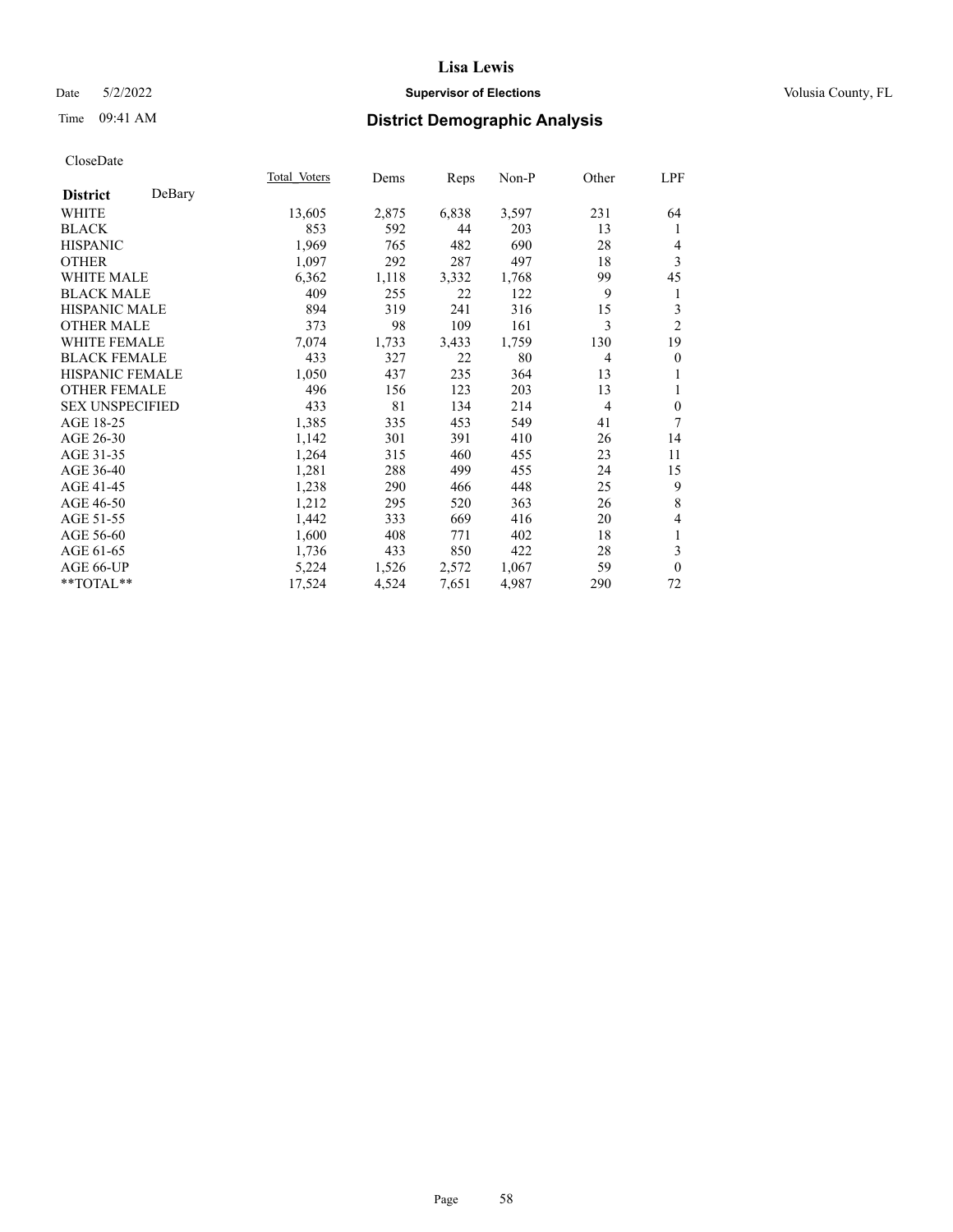CloseDate

| District DeBary | Total Voters | Dems | Reps | Non-P | Other | LPF |
|---|---|---|---|---|---|---|
| WHITE | 13,605 | 2,875 | 6,838 | 3,597 | 231 | 64 |
| BLACK | 853 | 592 | 44 | 203 | 13 | 1 |
| HISPANIC | 1,969 | 765 | 482 | 690 | 28 | 4 |
| OTHER | 1,097 | 292 | 287 | 497 | 18 | 3 |
| WHITE MALE | 6,362 | 1,118 | 3,332 | 1,768 | 99 | 45 |
| BLACK MALE | 409 | 255 | 22 | 122 | 9 | 1 |
| HISPANIC MALE | 894 | 319 | 241 | 316 | 15 | 3 |
| OTHER MALE | 373 | 98 | 109 | 161 | 3 | 2 |
| WHITE FEMALE | 7,074 | 1,733 | 3,433 | 1,759 | 130 | 19 |
| BLACK FEMALE | 433 | 327 | 22 | 80 | 4 | 0 |
| HISPANIC FEMALE | 1,050 | 437 | 235 | 364 | 13 | 1 |
| OTHER FEMALE | 496 | 156 | 123 | 203 | 13 | 1 |
| SEX UNSPECIFIED | 433 | 81 | 134 | 214 | 4 | 0 |
| AGE 18-25 | 1,385 | 335 | 453 | 549 | 41 | 7 |
| AGE 26-30 | 1,142 | 301 | 391 | 410 | 26 | 14 |
| AGE 31-35 | 1,264 | 315 | 460 | 455 | 23 | 11 |
| AGE 36-40 | 1,281 | 288 | 499 | 455 | 24 | 15 |
| AGE 41-45 | 1,238 | 290 | 466 | 448 | 25 | 9 |
| AGE 46-50 | 1,212 | 295 | 520 | 363 | 26 | 8 |
| AGE 51-55 | 1,442 | 333 | 669 | 416 | 20 | 4 |
| AGE 56-60 | 1,600 | 408 | 771 | 402 | 18 | 1 |
| AGE 61-65 | 1,736 | 433 | 850 | 422 | 28 | 3 |
| AGE 66-UP | 5,224 | 1,526 | 2,572 | 1,067 | 59 | 0 |
| **TOTAL** | 17,524 | 4,524 | 7,651 | 4,987 | 290 | 72 |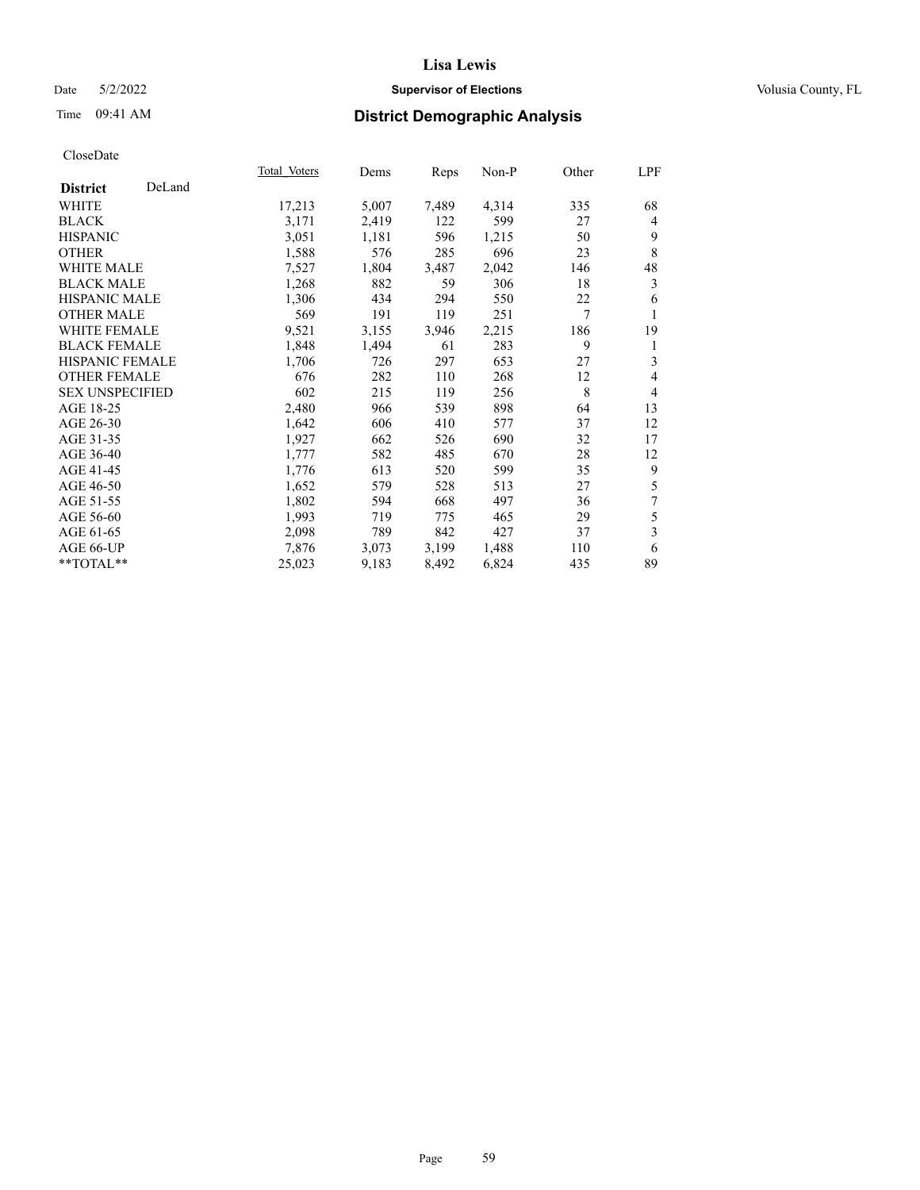# Lisa Lewis

Date 5/2/2022 **Supervisor of Elections** Volusia County, FL

Time 09:41 AM **District Demographic Analysis**

CloseDate

| **District** DeLand | Total Voters | Dems | Reps | Non-P | Other | LPF |
|---|---|---|---|---|---|---|
| WHITE | 17,213 | 5,007 | 7,489 | 4,314 | 335 | 68 |
| BLACK | 3,171 | 2,419 | 122 | 599 | 27 | 4 |
| HISPANIC | 3,051 | 1,181 | 596 | 1,215 | 50 | 9 |
| OTHER | 1,588 | 576 | 285 | 696 | 23 | 8 |
| WHITE MALE | 7,527 | 1,804 | 3,487 | 2,042 | 146 | 48 |
| BLACK MALE | 1,268 | 882 | 59 | 306 | 18 | 3 |
| HISPANIC MALE | 1,306 | 434 | 294 | 550 | 22 | 6 |
| OTHER MALE | 569 | 191 | 119 | 251 | 7 | 1 |
| WHITE FEMALE | 9,521 | 3,155 | 3,946 | 2,215 | 186 | 19 |
| BLACK FEMALE | 1,848 | 1,494 | 61 | 283 | 9 | 1 |
| HISPANIC FEMALE | 1,706 | 726 | 297 | 653 | 27 | 3 |
| OTHER FEMALE | 676 | 282 | 110 | 268 | 12 | 4 |
| SEX UNSPECIFIED | 602 | 215 | 119 | 256 | 8 | 4 |
| AGE 18-25 | 2,480 | 966 | 539 | 898 | 64 | 13 |
| AGE 26-30 | 1,642 | 606 | 410 | 577 | 37 | 12 |
| AGE 31-35 | 1,927 | 662 | 526 | 690 | 32 | 17 |
| AGE 36-40 | 1,777 | 582 | 485 | 670 | 28 | 12 |
| AGE 41-45 | 1,776 | 613 | 520 | 599 | 35 | 9 |
| AGE 46-50 | 1,652 | 579 | 528 | 513 | 27 | 5 |
| AGE 51-55 | 1,802 | 594 | 668 | 497 | 36 | 7 |
| AGE 56-60 | 1,993 | 719 | 775 | 465 | 29 | 5 |
| AGE 61-65 | 2,098 | 789 | 842 | 427 | 37 | 3 |
| AGE 66-UP | 7,876 | 3,073 | 3,199 | 1,488 | 110 | 6 |
| **TOTAL** | 25,023 | 9,183 | 8,492 | 6,824 | 435 | 89 |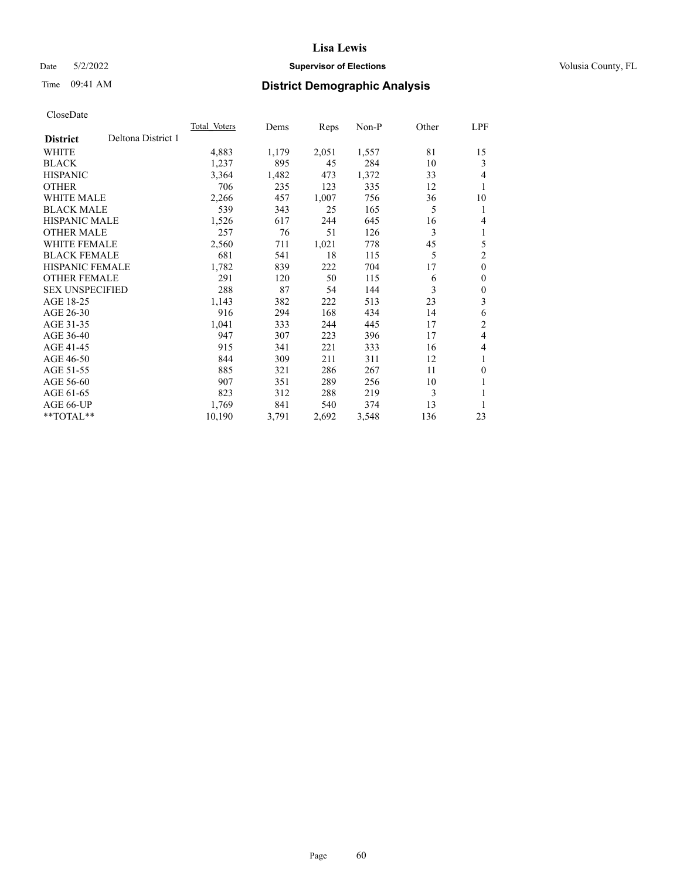# Lisa Lewis

Date 5/2/2022 **Supervisor of Elections** Volusia County, FL

Time 09:41 AM **District Demographic Analysis**

CloseDate

| **District** Deltona District 1 | Total Voters | Dems | Reps | Non-P | Other | LPF |
|---|---|---|---|---|---|---|
| WHITE | 4,883 | 1,179 | 2,051 | 1,557 | 81 | 15 |
| BLACK | 1,237 | 895 | 45 | 284 | 10 | 3 |
| HISPANIC | 3,364 | 1,482 | 473 | 1,372 | 33 | 4 |
| OTHER | 706 | 235 | 123 | 335 | 12 | 1 |
| WHITE MALE | 2,266 | 457 | 1,007 | 756 | 36 | 10 |
| BLACK MALE | 539 | 343 | 25 | 165 | 5 | 1 |
| HISPANIC MALE | 1,526 | 617 | 244 | 645 | 16 | 4 |
| OTHER MALE | 257 | 76 | 51 | 126 | 3 | 1 |
| WHITE FEMALE | 2,560 | 711 | 1,021 | 778 | 45 | 5 |
| BLACK FEMALE | 681 | 541 | 18 | 115 | 5 | 2 |
| HISPANIC FEMALE | 1,782 | 839 | 222 | 704 | 17 | 0 |
| OTHER FEMALE | 291 | 120 | 50 | 115 | 6 | 0 |
| SEX UNSPECIFIED | 288 | 87 | 54 | 144 | 3 | 0 |
| AGE 18-25 | 1,143 | 382 | 222 | 513 | 23 | 3 |
| AGE 26-30 | 916 | 294 | 168 | 434 | 14 | 6 |
| AGE 31-35 | 1,041 | 333 | 244 | 445 | 17 | 2 |
| AGE 36-40 | 947 | 307 | 223 | 396 | 17 | 4 |
| AGE 41-45 | 915 | 341 | 221 | 333 | 16 | 4 |
| AGE 46-50 | 844 | 309 | 211 | 311 | 12 | 1 |
| AGE 51-55 | 885 | 321 | 286 | 267 | 11 | 0 |
| AGE 56-60 | 907 | 351 | 289 | 256 | 10 | 1 |
| AGE 61-65 | 823 | 312 | 288 | 219 | 3 | 1 |
| AGE 66-UP | 1,769 | 841 | 540 | 374 | 13 | 1 |
| **TOTAL** | 10,190 | 3,791 | 2,692 | 3,548 | 136 | 23 |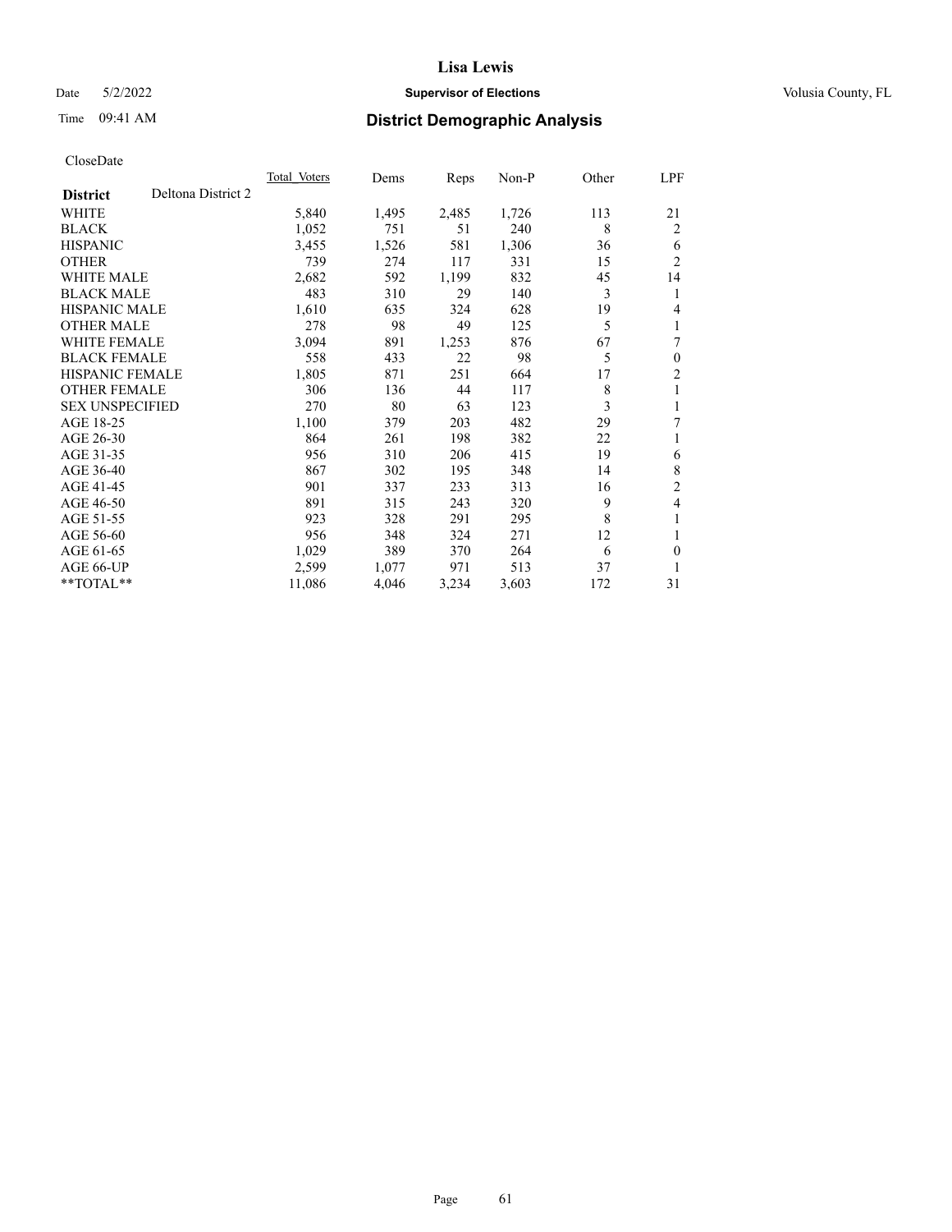CloseDate

| District | Deltona District 2 | Total Voters | Dems | Reps | Non-P | Other | LPF |
|---|---|---|---|---|---|---|---|
| WHITE | | 5,840 | 1,495 | 2,485 | 1,726 | 113 | 21 |
| BLACK | | 1,052 | 751 | 51 | 240 | 8 | 2 |
| HISPANIC | | 3,455 | 1,526 | 581 | 1,306 | 36 | 6 |
| OTHER | | 739 | 274 | 117 | 331 | 15 | 2 |
| WHITE MALE | | 2,682 | 592 | 1,199 | 832 | 45 | 14 |
| BLACK MALE | | 483 | 310 | 29 | 140 | 3 | 1 |
| HISPANIC MALE | | 1,610 | 635 | 324 | 628 | 19 | 4 |
| OTHER MALE | | 278 | 98 | 49 | 125 | 5 | 1 |
| WHITE FEMALE | | 3,094 | 891 | 1,253 | 876 | 67 | 7 |
| BLACK FEMALE | | 558 | 433 | 22 | 98 | 5 | 0 |
| HISPANIC FEMALE | | 1,805 | 871 | 251 | 664 | 17 | 2 |
| OTHER FEMALE | | 306 | 136 | 44 | 117 | 8 | 1 |
| SEX UNSPECIFIED | | 270 | 80 | 63 | 123 | 3 | 1 |
| AGE 18-25 | | 1,100 | 379 | 203 | 482 | 29 | 7 |
| AGE 26-30 | | 864 | 261 | 198 | 382 | 22 | 1 |
| AGE 31-35 | | 956 | 310 | 206 | 415 | 19 | 6 |
| AGE 36-40 | | 867 | 302 | 195 | 348 | 14 | 8 |
| AGE 41-45 | | 901 | 337 | 233 | 313 | 16 | 2 |
| AGE 46-50 | | 891 | 315 | 243 | 320 | 9 | 4 |
| AGE 51-55 | | 923 | 328 | 291 | 295 | 8 | 1 |
| AGE 56-60 | | 956 | 348 | 324 | 271 | 12 | 1 |
| AGE 61-65 | | 1,029 | 389 | 370 | 264 | 6 | 0 |
| AGE 66-UP | | 2,599 | 1,077 | 971 | 513 | 37 | 1 |
| **TOTAL** | | 11,086 | 4,046 | 3,234 | 3,603 | 172 | 31 |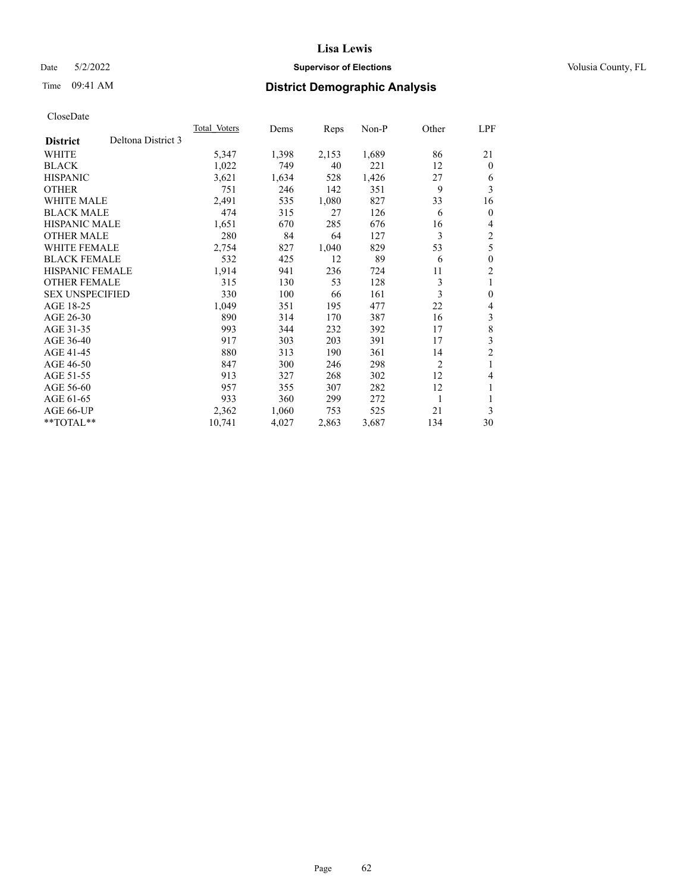Date 5/2/2022 **Supervisor of Elections** Volusia County, FL

Time 09:41 AM

# District Demographic Analysis

CloseDate

| **District** Deltona District 3 | Total Voters | Dems | Reps | Non-P | Other | LPF |
|---|---|---|---|---|---|---|
| WHITE | 5,347 | 1,398 | 2,153 | 1,689 | 86 | 21 |
| BLACK | 1,022 | 749 | 40 | 221 | 12 | 0 |
| HISPANIC | 3,621 | 1,634 | 528 | 1,426 | 27 | 6 |
| OTHER | 751 | 246 | 142 | 351 | 9 | 3 |
| WHITE MALE | 2,491 | 535 | 1,080 | 827 | 33 | 16 |
| BLACK MALE | 474 | 315 | 27 | 126 | 6 | 0 |
| HISPANIC MALE | 1,651 | 670 | 285 | 676 | 16 | 4 |
| OTHER MALE | 280 | 84 | 64 | 127 | 3 | 2 |
| WHITE FEMALE | 2,754 | 827 | 1,040 | 829 | 53 | 5 |
| BLACK FEMALE | 532 | 425 | 12 | 89 | 6 | 0 |
| HISPANIC FEMALE | 1,914 | 941 | 236 | 724 | 11 | 2 |
| OTHER FEMALE | 315 | 130 | 53 | 128 | 3 | 1 |
| SEX UNSPECIFIED | 330 | 100 | 66 | 161 | 3 | 0 |
| AGE 18-25 | 1,049 | 351 | 195 | 477 | 22 | 4 |
| AGE 26-30 | 890 | 314 | 170 | 387 | 16 | 3 |
| AGE 31-35 | 993 | 344 | 232 | 392 | 17 | 8 |
| AGE 36-40 | 917 | 303 | 203 | 391 | 17 | 3 |
| AGE 41-45 | 880 | 313 | 190 | 361 | 14 | 2 |
| AGE 46-50 | 847 | 300 | 246 | 298 | 2 | 1 |
| AGE 51-55 | 913 | 327 | 268 | 302 | 12 | 4 |
| AGE 56-60 | 957 | 355 | 307 | 282 | 12 | 1 |
| AGE 61-65 | 933 | 360 | 299 | 272 | 1 | 1 |
| AGE 66-UP | 2,362 | 1,060 | 753 | 525 | 21 | 3 |
| **TOTAL** | 10,741 | 4,027 | 2,863 | 3,687 | 134 | 30 |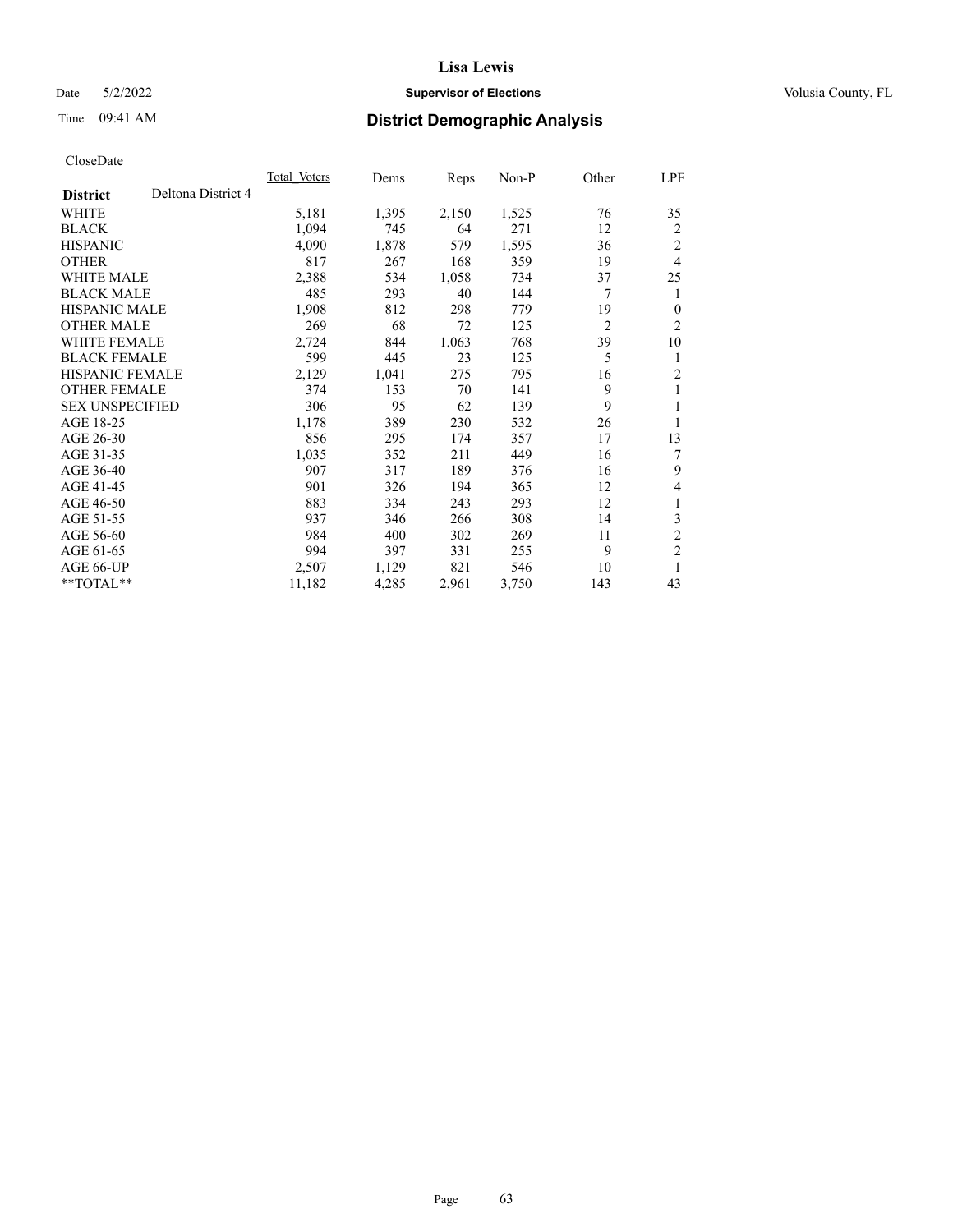CloseDate

| District | Deltona District 4 | Total Voters | Dems | Reps | Non-P | Other | LPF |
|---|---|---|---|---|---|---|---|
| WHITE | | 5,181 | 1,395 | 2,150 | 1,525 | 76 | 35 |
| BLACK | | 1,094 | 745 | 64 | 271 | 12 | 2 |
| HISPANIC | | 4,090 | 1,878 | 579 | 1,595 | 36 | 2 |
| OTHER | | 817 | 267 | 168 | 359 | 19 | 4 |
| WHITE MALE | | 2,388 | 534 | 1,058 | 734 | 37 | 25 |
| BLACK MALE | | 485 | 293 | 40 | 144 | 7 | 1 |
| HISPANIC MALE | | 1,908 | 812 | 298 | 779 | 19 | 0 |
| OTHER MALE | | 269 | 68 | 72 | 125 | 2 | 2 |
| WHITE FEMALE | | 2,724 | 844 | 1,063 | 768 | 39 | 10 |
| BLACK FEMALE | | 599 | 445 | 23 | 125 | 5 | 1 |
| HISPANIC FEMALE | | 2,129 | 1,041 | 275 | 795 | 16 | 2 |
| OTHER FEMALE | | 374 | 153 | 70 | 141 | 9 | 1 |
| SEX UNSPECIFIED | | 306 | 95 | 62 | 139 | 9 | 1 |
| AGE 18-25 | | 1,178 | 389 | 230 | 532 | 26 | 1 |
| AGE 26-30 | | 856 | 295 | 174 | 357 | 17 | 13 |
| AGE 31-35 | | 1,035 | 352 | 211 | 449 | 16 | 7 |
| AGE 36-40 | | 907 | 317 | 189 | 376 | 16 | 9 |
| AGE 41-45 | | 901 | 326 | 194 | 365 | 12 | 4 |
| AGE 46-50 | | 883 | 334 | 243 | 293 | 12 | 1 |
| AGE 51-55 | | 937 | 346 | 266 | 308 | 14 | 3 |
| AGE 56-60 | | 984 | 400 | 302 | 269 | 11 | 2 |
| AGE 61-65 | | 994 | 397 | 331 | 255 | 9 | 2 |
| AGE 66-UP | | 2,507 | 1,129 | 821 | 546 | 10 | 1 |
| **TOTAL** | | 11,182 | 4,285 | 2,961 | 3,750 | 143 | 43 |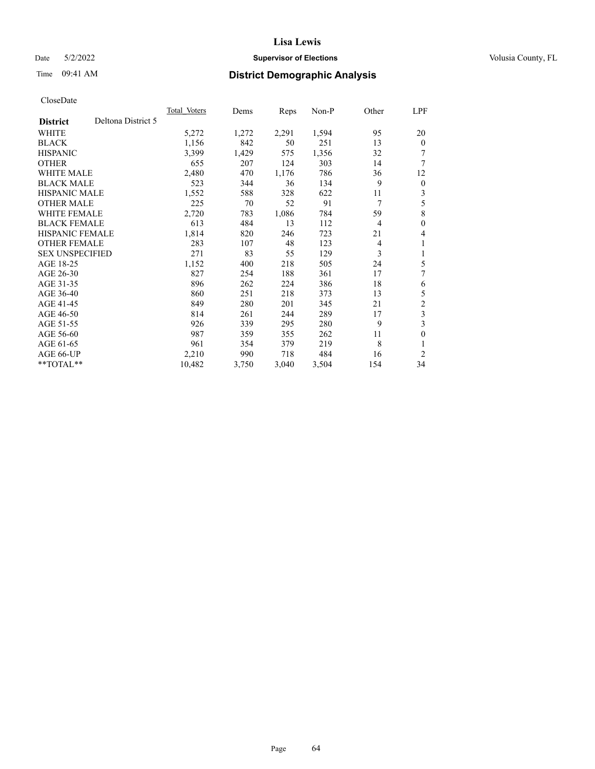CloseDate

| District | Deltona District 5 | Total_Voters | Dems | Reps | Non-P | Other | LPF |
|---|---|---|---|---|---|---|---|
| WHITE | | 5,272 | 1,272 | 2,291 | 1,594 | 95 | 20 |
| BLACK | | 1,156 | 842 | 50 | 251 | 13 | 0 |
| HISPANIC | | 3,399 | 1,429 | 575 | 1,356 | 32 | 7 |
| OTHER | | 655 | 207 | 124 | 303 | 14 | 7 |
| WHITE MALE | | 2,480 | 470 | 1,176 | 786 | 36 | 12 |
| BLACK MALE | | 523 | 344 | 36 | 134 | 9 | 0 |
| HISPANIC MALE | | 1,552 | 588 | 328 | 622 | 11 | 3 |
| OTHER MALE | | 225 | 70 | 52 | 91 | 7 | 5 |
| WHITE FEMALE | | 2,720 | 783 | 1,086 | 784 | 59 | 8 |
| BLACK FEMALE | | 613 | 484 | 13 | 112 | 4 | 0 |
| HISPANIC FEMALE | | 1,814 | 820 | 246 | 723 | 21 | 4 |
| OTHER FEMALE | | 283 | 107 | 48 | 123 | 4 | 1 |
| SEX UNSPECIFIED | | 271 | 83 | 55 | 129 | 3 | 1 |
| AGE 18-25 | | 1,152 | 400 | 218 | 505 | 24 | 5 |
| AGE 26-30 | | 827 | 254 | 188 | 361 | 17 | 7 |
| AGE 31-35 | | 896 | 262 | 224 | 386 | 18 | 6 |
| AGE 36-40 | | 860 | 251 | 218 | 373 | 13 | 5 |
| AGE 41-45 | | 849 | 280 | 201 | 345 | 21 | 2 |
| AGE 46-50 | | 814 | 261 | 244 | 289 | 17 | 3 |
| AGE 51-55 | | 926 | 339 | 295 | 280 | 9 | 3 |
| AGE 56-60 | | 987 | 359 | 355 | 262 | 11 | 0 |
| AGE 61-65 | | 961 | 354 | 379 | 219 | 8 | 1 |
| AGE 66-UP | | 2,210 | 990 | 718 | 484 | 16 | 2 |
| **TOTAL** | | 10,482 | 3,750 | 3,040 | 3,504 | 154 | 34 |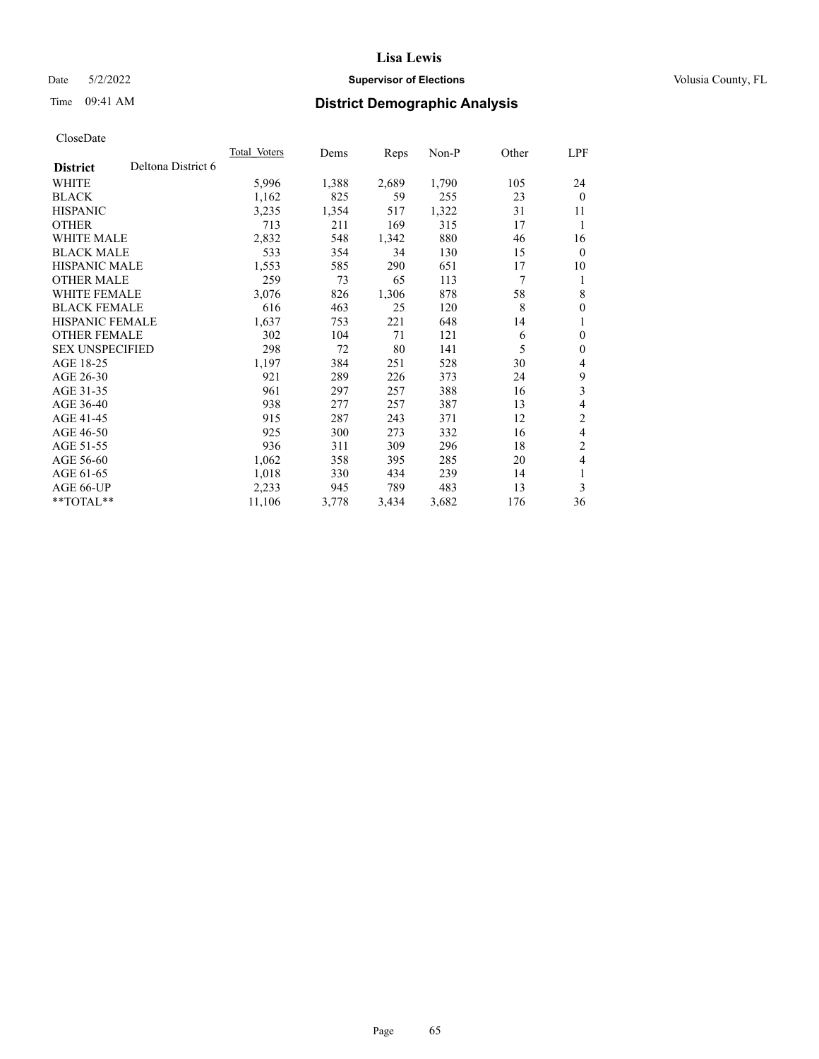# Lisa Lewis

Date 5/2/2022 **Supervisor of Elections** Volusia County, FL

Time 09:41 AM **District Demographic Analysis**

CloseDate

| **District** Deltona District 6 | Total Voters | Dems | Reps | Non-P | Other | LPF |
|---|---|---|---|---|---|---|
| WHITE | 5,996 | 1,388 | 2,689 | 1,790 | 105 | 24 |
| BLACK | 1,162 | 825 | 59 | 255 | 23 | 0 |
| HISPANIC | 3,235 | 1,354 | 517 | 1,322 | 31 | 11 |
| OTHER | 713 | 211 | 169 | 315 | 17 | 1 |
| WHITE MALE | 2,832 | 548 | 1,342 | 880 | 46 | 16 |
| BLACK MALE | 533 | 354 | 34 | 130 | 15 | 0 |
| HISPANIC MALE | 1,553 | 585 | 290 | 651 | 17 | 10 |
| OTHER MALE | 259 | 73 | 65 | 113 | 7 | 1 |
| WHITE FEMALE | 3,076 | 826 | 1,306 | 878 | 58 | 8 |
| BLACK FEMALE | 616 | 463 | 25 | 120 | 8 | 0 |
| HISPANIC FEMALE | 1,637 | 753 | 221 | 648 | 14 | 1 |
| OTHER FEMALE | 302 | 104 | 71 | 121 | 6 | 0 |
| SEX UNSPECIFIED | 298 | 72 | 80 | 141 | 5 | 0 |
| AGE 18-25 | 1,197 | 384 | 251 | 528 | 30 | 4 |
| AGE 26-30 | 921 | 289 | 226 | 373 | 24 | 9 |
| AGE 31-35 | 961 | 297 | 257 | 388 | 16 | 3 |
| AGE 36-40 | 938 | 277 | 257 | 387 | 13 | 4 |
| AGE 41-45 | 915 | 287 | 243 | 371 | 12 | 2 |
| AGE 46-50 | 925 | 300 | 273 | 332 | 16 | 4 |
| AGE 51-55 | 936 | 311 | 309 | 296 | 18 | 2 |
| AGE 56-60 | 1,062 | 358 | 395 | 285 | 20 | 4 |
| AGE 61-65 | 1,018 | 330 | 434 | 239 | 14 | 1 |
| AGE 66-UP | 2,233 | 945 | 789 | 483 | 13 | 3 |
| **TOTAL** | 11,106 | 3,778 | 3,434 | 3,682 | 176 | 36 |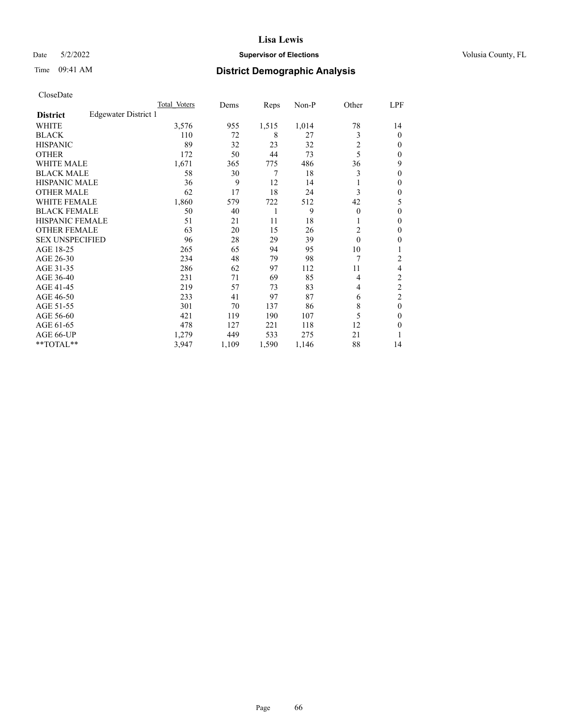CloseDate

| | Total Voters | Dems | Reps | Non-P | Other | LPF |
|---|---|---|---|---|---|---|
| **District** Edgewater District 1 | | | | | | |
| WHITE | 3,576 | 955 | 1,515 | 1,014 | 78 | 14 |
| BLACK | 110 | 72 | 8 | 27 | 3 | 0 |
| HISPANIC | 89 | 32 | 23 | 32 | 2 | 0 |
| OTHER | 172 | 50 | 44 | 73 | 5 | 0 |
| WHITE MALE | 1,671 | 365 | 775 | 486 | 36 | 9 |
| BLACK MALE | 58 | 30 | 7 | 18 | 3 | 0 |
| HISPANIC MALE | 36 | 9 | 12 | 14 | 1 | 0 |
| OTHER MALE | 62 | 17 | 18 | 24 | 3 | 0 |
| WHITE FEMALE | 1,860 | 579 | 722 | 512 | 42 | 5 |
| BLACK FEMALE | 50 | 40 | 1 | 9 | 0 | 0 |
| HISPANIC FEMALE | 51 | 21 | 11 | 18 | 1 | 0 |
| OTHER FEMALE | 63 | 20 | 15 | 26 | 2 | 0 |
| SEX UNSPECIFIED | 96 | 28 | 29 | 39 | 0 | 0 |
| AGE 18-25 | 265 | 65 | 94 | 95 | 10 | 1 |
| AGE 26-30 | 234 | 48 | 79 | 98 | 7 | 2 |
| AGE 31-35 | 286 | 62 | 97 | 112 | 11 | 4 |
| AGE 36-40 | 231 | 71 | 69 | 85 | 4 | 2 |
| AGE 41-45 | 219 | 57 | 73 | 83 | 4 | 2 |
| AGE 46-50 | 233 | 41 | 97 | 87 | 6 | 2 |
| AGE 51-55 | 301 | 70 | 137 | 86 | 8 | 0 |
| AGE 56-60 | 421 | 119 | 190 | 107 | 5 | 0 |
| AGE 61-65 | 478 | 127 | 221 | 118 | 12 | 0 |
| AGE 66-UP | 1,279 | 449 | 533 | 275 | 21 | 1 |
| **TOTAL** | 3,947 | 1,109 | 1,590 | 1,146 | 88 | 14 |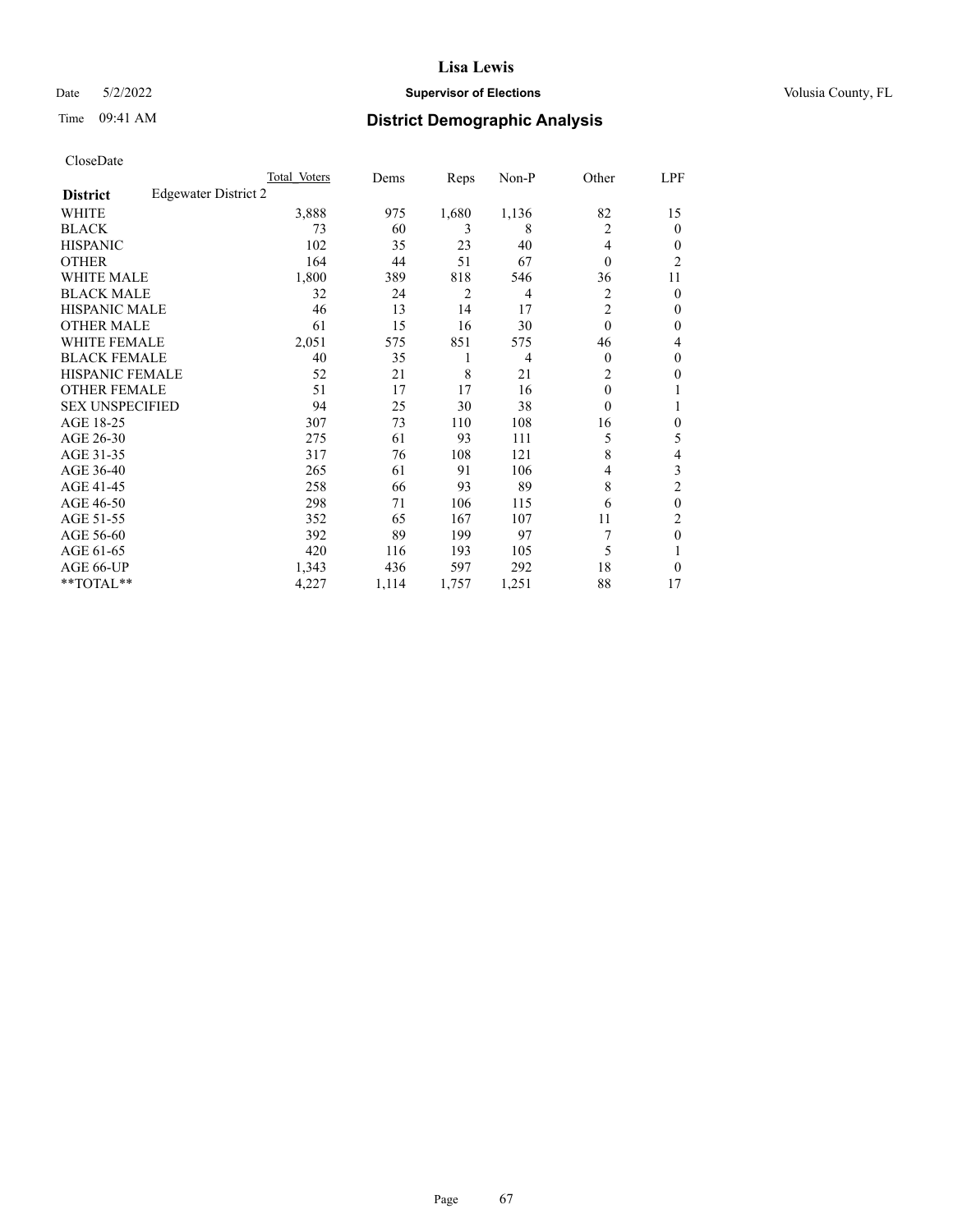CloseDate

| District | Edgewater District 2 | Total Voters | Dems | Reps | Non-P | Other | LPF |
|---|---|---|---|---|---|---|---|
| WHITE | | 3,888 | 975 | 1,680 | 1,136 | 82 | 15 |
| BLACK | | 73 | 60 | 3 | 8 | 2 | 0 |
| HISPANIC | | 102 | 35 | 23 | 40 | 4 | 0 |
| OTHER | | 164 | 44 | 51 | 67 | 0 | 2 |
| WHITE MALE | | 1,800 | 389 | 818 | 546 | 36 | 11 |
| BLACK MALE | | 32 | 24 | 2 | 4 | 2 | 0 |
| HISPANIC MALE | | 46 | 13 | 14 | 17 | 2 | 0 |
| OTHER MALE | | 61 | 15 | 16 | 30 | 0 | 0 |
| WHITE FEMALE | | 2,051 | 575 | 851 | 575 | 46 | 4 |
| BLACK FEMALE | | 40 | 35 | 1 | 4 | 0 | 0 |
| HISPANIC FEMALE | | 52 | 21 | 8 | 21 | 2 | 0 |
| OTHER FEMALE | | 51 | 17 | 17 | 16 | 0 | 1 |
| SEX UNSPECIFIED | | 94 | 25 | 30 | 38 | 0 | 1 |
| AGE 18-25 | | 307 | 73 | 110 | 108 | 16 | 0 |
| AGE 26-30 | | 275 | 61 | 93 | 111 | 5 | 5 |
| AGE 31-35 | | 317 | 76 | 108 | 121 | 8 | 4 |
| AGE 36-40 | | 265 | 61 | 91 | 106 | 4 | 3 |
| AGE 41-45 | | 258 | 66 | 93 | 89 | 8 | 2 |
| AGE 46-50 | | 298 | 71 | 106 | 115 | 6 | 0 |
| AGE 51-55 | | 352 | 65 | 167 | 107 | 11 | 2 |
| AGE 56-60 | | 392 | 89 | 199 | 97 | 7 | 0 |
| AGE 61-65 | | 420 | 116 | 193 | 105 | 5 | 1 |
| AGE 66-UP | | 1,343 | 436 | 597 | 292 | 18 | 0 |
| **TOTAL** | | 4,227 | 1,114 | 1,757 | 1,251 | 88 | 17 |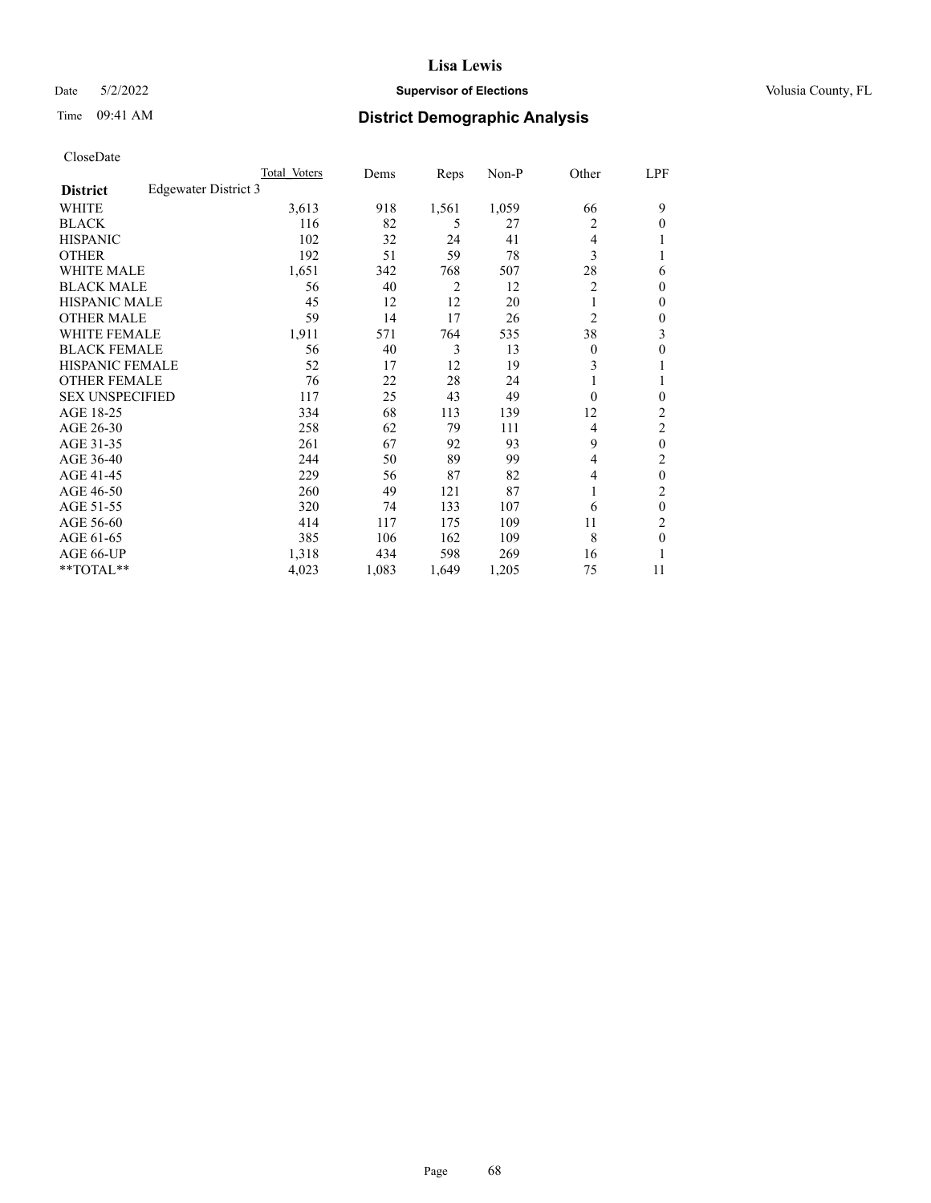CloseDate

| District | Edgewater District 3 | Total Voters | Dems | Reps | Non-P | Other | LPF |
|---|---|---|---|---|---|---|---|
| WHITE | | 3,613 | 918 | 1,561 | 1,059 | 66 | 9 |
| BLACK | | 116 | 82 | 5 | 27 | 2 | 0 |
| HISPANIC | | 102 | 32 | 24 | 41 | 4 | 1 |
| OTHER | | 192 | 51 | 59 | 78 | 3 | 1 |
| WHITE MALE | | 1,651 | 342 | 768 | 507 | 28 | 6 |
| BLACK MALE | | 56 | 40 | 2 | 12 | 2 | 0 |
| HISPANIC MALE | | 45 | 12 | 12 | 20 | 1 | 0 |
| OTHER MALE | | 59 | 14 | 17 | 26 | 2 | 0 |
| WHITE FEMALE | | 1,911 | 571 | 764 | 535 | 38 | 3 |
| BLACK FEMALE | | 56 | 40 | 3 | 13 | 0 | 0 |
| HISPANIC FEMALE | | 52 | 17 | 12 | 19 | 3 | 1 |
| OTHER FEMALE | | 76 | 22 | 28 | 24 | 1 | 1 |
| SEX UNSPECIFIED | | 117 | 25 | 43 | 49 | 0 | 0 |
| AGE 18-25 | | 334 | 68 | 113 | 139 | 12 | 2 |
| AGE 26-30 | | 258 | 62 | 79 | 111 | 4 | 2 |
| AGE 31-35 | | 261 | 67 | 92 | 93 | 9 | 0 |
| AGE 36-40 | | 244 | 50 | 89 | 99 | 4 | 2 |
| AGE 41-45 | | 229 | 56 | 87 | 82 | 4 | 0 |
| AGE 46-50 | | 260 | 49 | 121 | 87 | 1 | 2 |
| AGE 51-55 | | 320 | 74 | 133 | 107 | 6 | 0 |
| AGE 56-60 | | 414 | 117 | 175 | 109 | 11 | 2 |
| AGE 61-65 | | 385 | 106 | 162 | 109 | 8 | 0 |
| AGE 66-UP | | 1,318 | 434 | 598 | 269 | 16 | 1 |
| **TOTAL** | | 4,023 | 1,083 | 1,649 | 1,205 | 75 | 11 |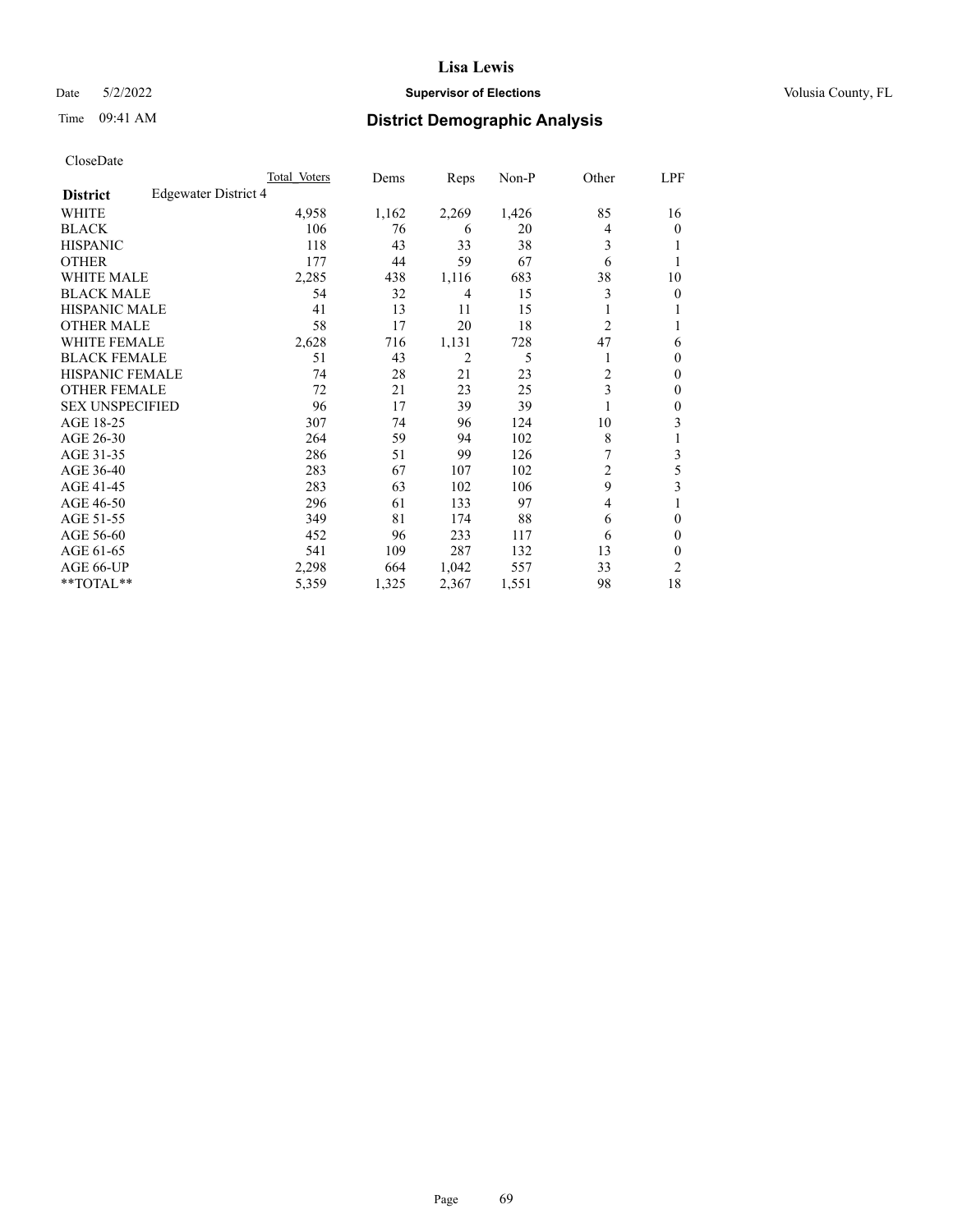# Lisa Lewis

Date 5/2/2022 **Supervisor of Elections** Volusia County, FL

Time 09:41 AM **District Demographic Analysis**

CloseDate

| | Total Voters | Dems | Reps | Non-P | Other | LPF |
|---|---|---|---|---|---|---|
| **District** Edgewater District 4 | | | | | | |
| WHITE | 4,958 | 1,162 | 2,269 | 1,426 | 85 | 16 |
| BLACK | 106 | 76 | 6 | 20 | 4 | 0 |
| HISPANIC | 118 | 43 | 33 | 38 | 3 | 1 |
| OTHER | 177 | 44 | 59 | 67 | 6 | 1 |
| WHITE MALE | 2,285 | 438 | 1,116 | 683 | 38 | 10 |
| BLACK MALE | 54 | 32 | 4 | 15 | 3 | 0 |
| HISPANIC MALE | 41 | 13 | 11 | 15 | 1 | 1 |
| OTHER MALE | 58 | 17 | 20 | 18 | 2 | 1 |
| WHITE FEMALE | 2,628 | 716 | 1,131 | 728 | 47 | 6 |
| BLACK FEMALE | 51 | 43 | 2 | 5 | 1 | 0 |
| HISPANIC FEMALE | 74 | 28 | 21 | 23 | 2 | 0 |
| OTHER FEMALE | 72 | 21 | 23 | 25 | 3 | 0 |
| SEX UNSPECIFIED | 96 | 17 | 39 | 39 | 1 | 0 |
| AGE 18-25 | 307 | 74 | 96 | 124 | 10 | 3 |
| AGE 26-30 | 264 | 59 | 94 | 102 | 8 | 1 |
| AGE 31-35 | 286 | 51 | 99 | 126 | 7 | 3 |
| AGE 36-40 | 283 | 67 | 107 | 102 | 2 | 5 |
| AGE 41-45 | 283 | 63 | 102 | 106 | 9 | 3 |
| AGE 46-50 | 296 | 61 | 133 | 97 | 4 | 1 |
| AGE 51-55 | 349 | 81 | 174 | 88 | 6 | 0 |
| AGE 56-60 | 452 | 96 | 233 | 117 | 6 | 0 |
| AGE 61-65 | 541 | 109 | 287 | 132 | 13 | 0 |
| AGE 66-UP | 2,298 | 664 | 1,042 | 557 | 33 | 2 |
| **TOTAL** | 5,359 | 1,325 | 2,367 | 1,551 | 98 | 18 |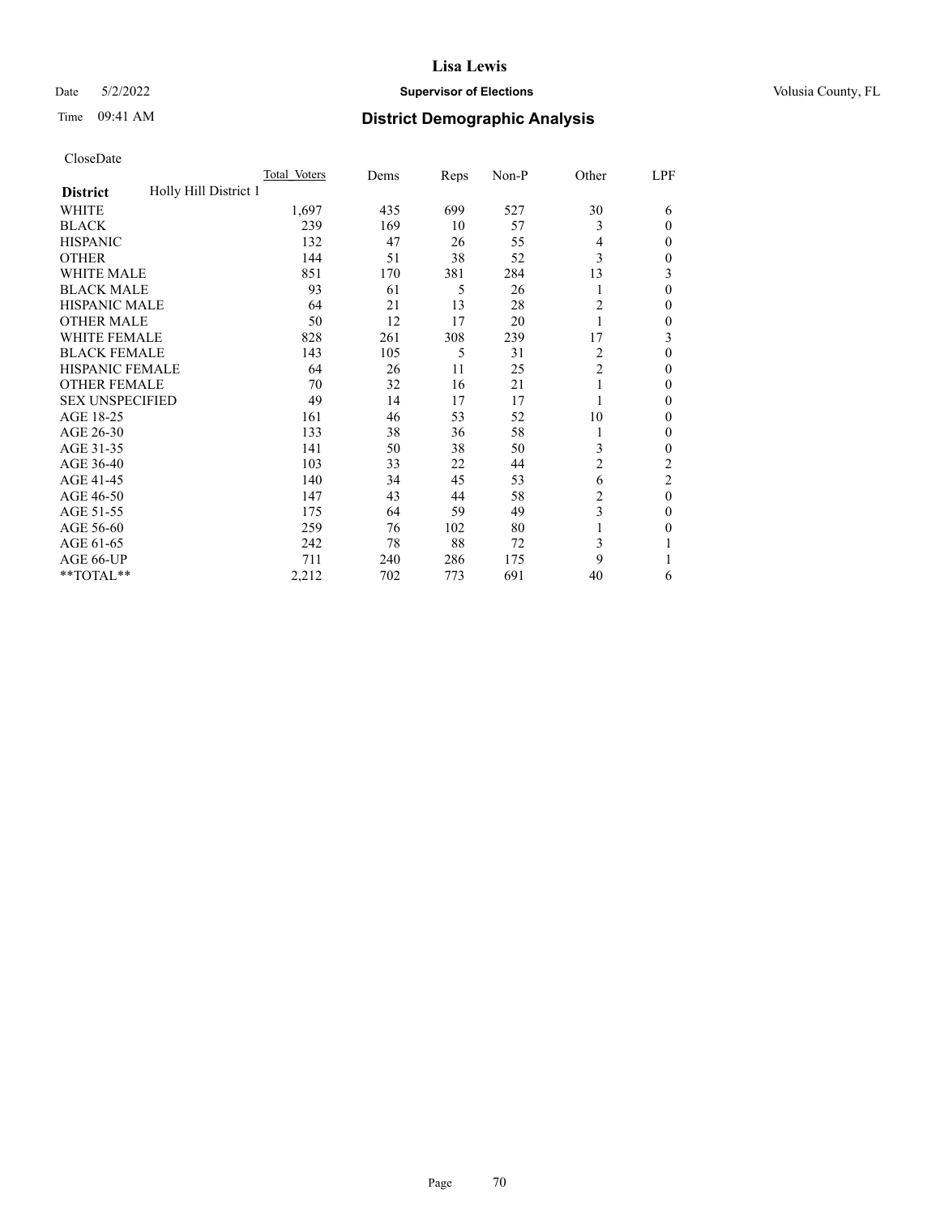CloseDate

| District | Holly Hill District 1 | Total_Voters | Dems | Reps | Non-P | Other | LPF |
|---|---|---|---|---|---|---|---|
| WHITE | | 1,697 | 435 | 699 | 527 | 30 | 6 |
| BLACK | | 239 | 169 | 10 | 57 | 3 | 0 |
| HISPANIC | | 132 | 47 | 26 | 55 | 4 | 0 |
| OTHER | | 144 | 51 | 38 | 52 | 3 | 0 |
| WHITE MALE | | 851 | 170 | 381 | 284 | 13 | 3 |
| BLACK MALE | | 93 | 61 | 5 | 26 | 1 | 0 |
| HISPANIC MALE | | 64 | 21 | 13 | 28 | 2 | 0 |
| OTHER MALE | | 50 | 12 | 17 | 20 | 1 | 0 |
| WHITE FEMALE | | 828 | 261 | 308 | 239 | 17 | 3 |
| BLACK FEMALE | | 143 | 105 | 5 | 31 | 2 | 0 |
| HISPANIC FEMALE | | 64 | 26 | 11 | 25 | 2 | 0 |
| OTHER FEMALE | | 70 | 32 | 16 | 21 | 1 | 0 |
| SEX UNSPECIFIED | | 49 | 14 | 17 | 17 | 1 | 0 |
| AGE 18-25 | | 161 | 46 | 53 | 52 | 10 | 0 |
| AGE 26-30 | | 133 | 38 | 36 | 58 | 1 | 0 |
| AGE 31-35 | | 141 | 50 | 38 | 50 | 3 | 0 |
| AGE 36-40 | | 103 | 33 | 22 | 44 | 2 | 2 |
| AGE 41-45 | | 140 | 34 | 45 | 53 | 6 | 2 |
| AGE 46-50 | | 147 | 43 | 44 | 58 | 2 | 0 |
| AGE 51-55 | | 175 | 64 | 59 | 49 | 3 | 0 |
| AGE 56-60 | | 259 | 76 | 102 | 80 | 1 | 0 |
| AGE 61-65 | | 242 | 78 | 88 | 72 | 3 | 1 |
| AGE 66-UP | | 711 | 240 | 286 | 175 | 9 | 1 |
| **TOTAL** | | 2,212 | 702 | 773 | 691 | 40 | 6 |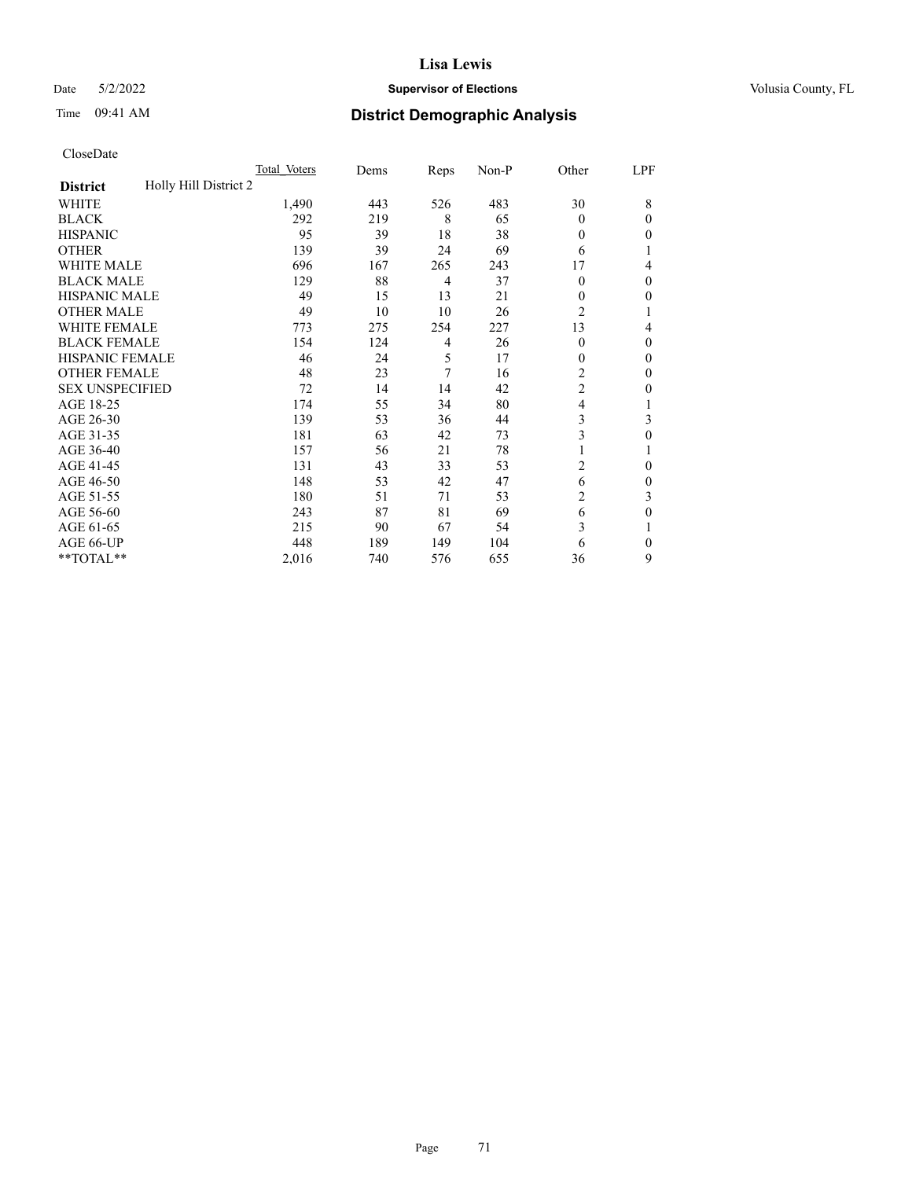CloseDate

| District | Holly Hill District 2 | Total Voters | Dems | Reps | Non-P | Other | LPF |
|---|---|---|---|---|---|---|---|
| WHITE | | 1,490 | 443 | 526 | 483 | 30 | 8 |
| BLACK | | 292 | 219 | 8 | 65 | 0 | 0 |
| HISPANIC | | 95 | 39 | 18 | 38 | 0 | 0 |
| OTHER | | 139 | 39 | 24 | 69 | 6 | 1 |
| WHITE MALE | | 696 | 167 | 265 | 243 | 17 | 4 |
| BLACK MALE | | 129 | 88 | 4 | 37 | 0 | 0 |
| HISPANIC MALE | | 49 | 15 | 13 | 21 | 0 | 0 |
| OTHER MALE | | 49 | 10 | 10 | 26 | 2 | 1 |
| WHITE FEMALE | | 773 | 275 | 254 | 227 | 13 | 4 |
| BLACK FEMALE | | 154 | 124 | 4 | 26 | 0 | 0 |
| HISPANIC FEMALE | | 46 | 24 | 5 | 17 | 0 | 0 |
| OTHER FEMALE | | 48 | 23 | 7 | 16 | 2 | 0 |
| SEX UNSPECIFIED | | 72 | 14 | 14 | 42 | 2 | 0 |
| AGE 18-25 | | 174 | 55 | 34 | 80 | 4 | 1 |
| AGE 26-30 | | 139 | 53 | 36 | 44 | 3 | 3 |
| AGE 31-35 | | 181 | 63 | 42 | 73 | 3 | 0 |
| AGE 36-40 | | 157 | 56 | 21 | 78 | 1 | 1 |
| AGE 41-45 | | 131 | 43 | 33 | 53 | 2 | 0 |
| AGE 46-50 | | 148 | 53 | 42 | 47 | 6 | 0 |
| AGE 51-55 | | 180 | 51 | 71 | 53 | 2 | 3 |
| AGE 56-60 | | 243 | 87 | 81 | 69 | 6 | 0 |
| AGE 61-65 | | 215 | 90 | 67 | 54 | 3 | 1 |
| AGE 66-UP | | 448 | 189 | 149 | 104 | 6 | 0 |
| **TOTAL** | | 2,016 | 740 | 576 | 655 | 36 | 9 |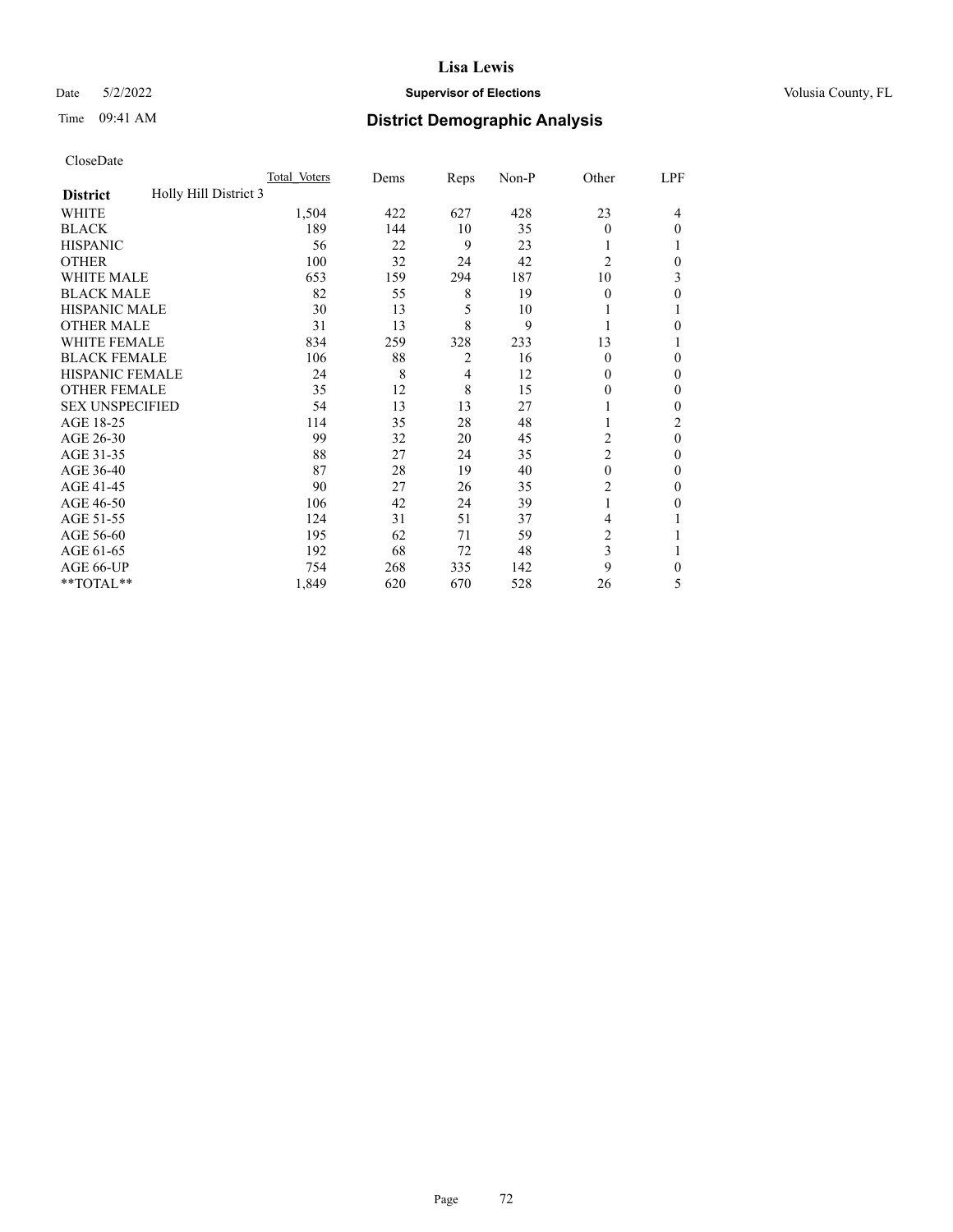# Lisa Lewis

Date 5/2/2022 **Supervisor of Elections** Volusia County, FL

Time 09:41 AM **District Demographic Analysis**

CloseDate

| | Total Voters | Dems | Reps | Non-P | Other | LPF |
|---|---|---|---|---|---|---|
| **District** Holly Hill District 3 | | | | | | |
| WHITE | 1,504 | 422 | 627 | 428 | 23 | 4 |
| BLACK | 189 | 144 | 10 | 35 | 0 | 0 |
| HISPANIC | 56 | 22 | 9 | 23 | 1 | 1 |
| OTHER | 100 | 32 | 24 | 42 | 2 | 0 |
| WHITE MALE | 653 | 159 | 294 | 187 | 10 | 3 |
| BLACK MALE | 82 | 55 | 8 | 19 | 0 | 0 |
| HISPANIC MALE | 30 | 13 | 5 | 10 | 1 | 1 |
| OTHER MALE | 31 | 13 | 8 | 9 | 1 | 0 |
| WHITE FEMALE | 834 | 259 | 328 | 233 | 13 | 1 |
| BLACK FEMALE | 106 | 88 | 2 | 16 | 0 | 0 |
| HISPANIC FEMALE | 24 | 8 | 4 | 12 | 0 | 0 |
| OTHER FEMALE | 35 | 12 | 8 | 15 | 0 | 0 |
| SEX UNSPECIFIED | 54 | 13 | 13 | 27 | 1 | 0 |
| AGE 18-25 | 114 | 35 | 28 | 48 | 1 | 2 |
| AGE 26-30 | 99 | 32 | 20 | 45 | 2 | 0 |
| AGE 31-35 | 88 | 27 | 24 | 35 | 2 | 0 |
| AGE 36-40 | 87 | 28 | 19 | 40 | 0 | 0 |
| AGE 41-45 | 90 | 27 | 26 | 35 | 2 | 0 |
| AGE 46-50 | 106 | 42 | 24 | 39 | 1 | 0 |
| AGE 51-55 | 124 | 31 | 51 | 37 | 4 | 1 |
| AGE 56-60 | 195 | 62 | 71 | 59 | 2 | 1 |
| AGE 61-65 | 192 | 68 | 72 | 48 | 3 | 1 |
| AGE 66-UP | 754 | 268 | 335 | 142 | 9 | 0 |
| **TOTAL** | 1,849 | 620 | 670 | 528 | 26 | 5 |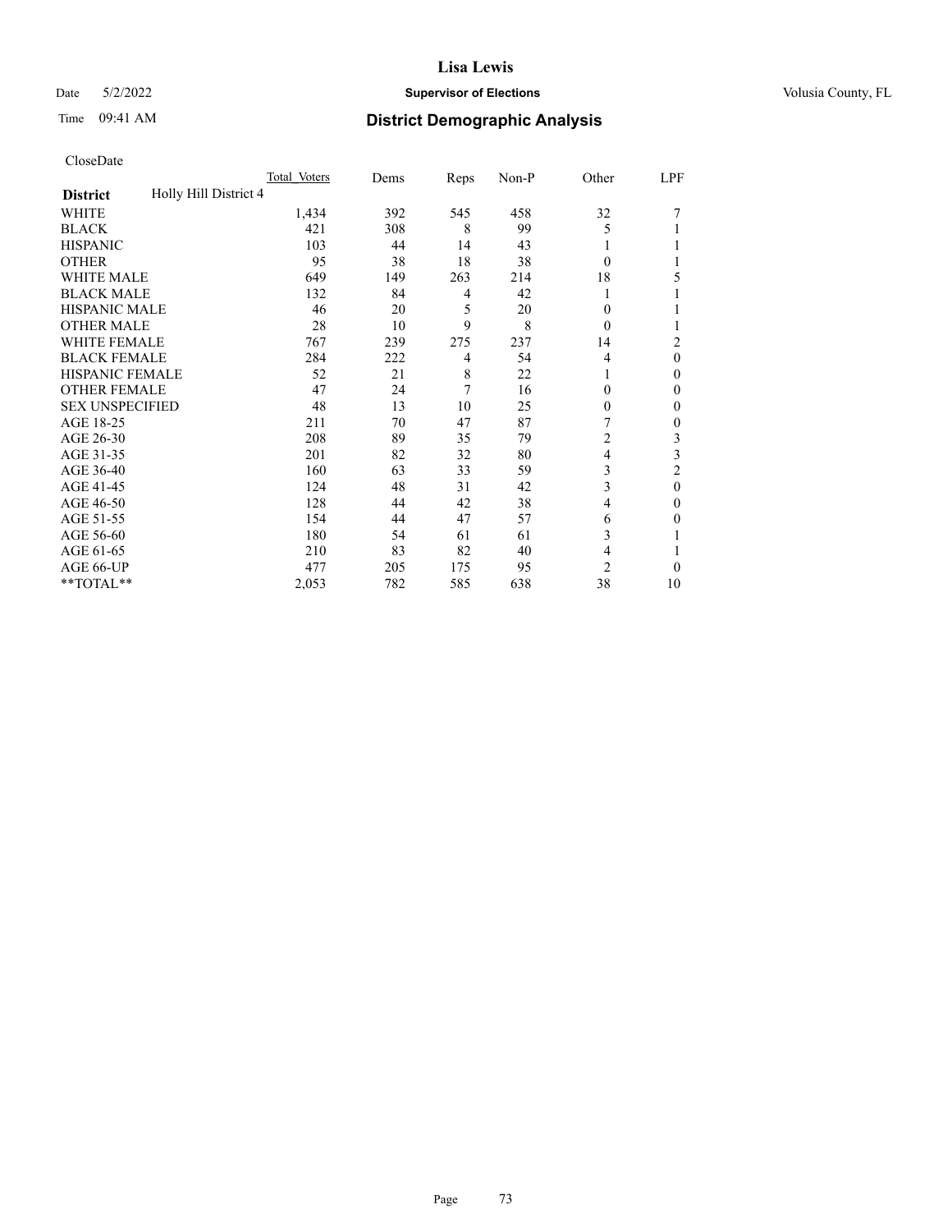# Lisa Lewis

Date 5/2/2022 **Supervisor of Elections** Volusia County, FL

Time 09:41 AM **District Demographic Analysis**

CloseDate

| | Total Voters | Dems | Reps | Non-P | Other | LPF |
|---|---|---|---|---|---|---|
| **District** Holly Hill District 4 | | | | | | |
| WHITE | 1,434 | 392 | 545 | 458 | 32 | 7 |
| BLACK | 421 | 308 | 8 | 99 | 5 | 1 |
| HISPANIC | 103 | 44 | 14 | 43 | 1 | 1 |
| OTHER | 95 | 38 | 18 | 38 | 0 | 1 |
| WHITE MALE | 649 | 149 | 263 | 214 | 18 | 5 |
| BLACK MALE | 132 | 84 | 4 | 42 | 1 | 1 |
| HISPANIC MALE | 46 | 20 | 5 | 20 | 0 | 1 |
| OTHER MALE | 28 | 10 | 9 | 8 | 0 | 1 |
| WHITE FEMALE | 767 | 239 | 275 | 237 | 14 | 2 |
| BLACK FEMALE | 284 | 222 | 4 | 54 | 4 | 0 |
| HISPANIC FEMALE | 52 | 21 | 8 | 22 | 1 | 0 |
| OTHER FEMALE | 47 | 24 | 7 | 16 | 0 | 0 |
| SEX UNSPECIFIED | 48 | 13 | 10 | 25 | 0 | 0 |
| AGE 18-25 | 211 | 70 | 47 | 87 | 7 | 0 |
| AGE 26-30 | 208 | 89 | 35 | 79 | 2 | 3 |
| AGE 31-35 | 201 | 82 | 32 | 80 | 4 | 3 |
| AGE 36-40 | 160 | 63 | 33 | 59 | 3 | 2 |
| AGE 41-45 | 124 | 48 | 31 | 42 | 3 | 0 |
| AGE 46-50 | 128 | 44 | 42 | 38 | 4 | 0 |
| AGE 51-55 | 154 | 44 | 47 | 57 | 6 | 0 |
| AGE 56-60 | 180 | 54 | 61 | 61 | 3 | 1 |
| AGE 61-65 | 210 | 83 | 82 | 40 | 4 | 1 |
| AGE 66-UP | 477 | 205 | 175 | 95 | 2 | 0 |
| **TOTAL** | 2,053 | 782 | 585 | 638 | 38 | 10 |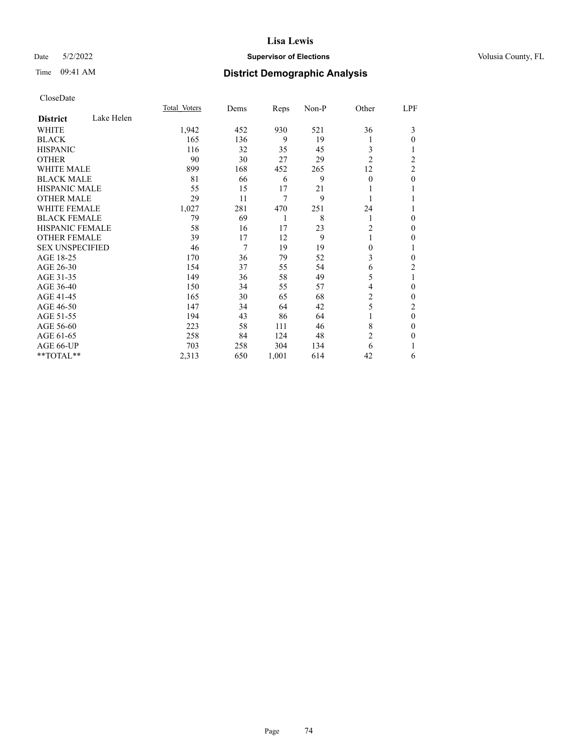# Lisa Lewis

Date 5/2/2022 **Supervisor of Elections** Volusia County, FL

Time 09:41 AM **District Demographic Analysis**

CloseDate

| **District** Lake Helen | Total Voters | Dems | Reps | Non-P | Other | LPF |
|---|---|---|---|---|---|---|
| WHITE | 1,942 | 452 | 930 | 521 | 36 | 3 |
| BLACK | 165 | 136 | 9 | 19 | 1 | 0 |
| HISPANIC | 116 | 32 | 35 | 45 | 3 | 1 |
| OTHER | 90 | 30 | 27 | 29 | 2 | 2 |
| WHITE MALE | 899 | 168 | 452 | 265 | 12 | 2 |
| BLACK MALE | 81 | 66 | 6 | 9 | 0 | 0 |
| HISPANIC MALE | 55 | 15 | 17 | 21 | 1 | 1 |
| OTHER MALE | 29 | 11 | 7 | 9 | 1 | 1 |
| WHITE FEMALE | 1,027 | 281 | 470 | 251 | 24 | 1 |
| BLACK FEMALE | 79 | 69 | 1 | 8 | 1 | 0 |
| HISPANIC FEMALE | 58 | 16 | 17 | 23 | 2 | 0 |
| OTHER FEMALE | 39 | 17 | 12 | 9 | 1 | 0 |
| SEX UNSPECIFIED | 46 | 7 | 19 | 19 | 0 | 1 |
| AGE 18-25 | 170 | 36 | 79 | 52 | 3 | 0 |
| AGE 26-30 | 154 | 37 | 55 | 54 | 6 | 2 |
| AGE 31-35 | 149 | 36 | 58 | 49 | 5 | 1 |
| AGE 36-40 | 150 | 34 | 55 | 57 | 4 | 0 |
| AGE 41-45 | 165 | 30 | 65 | 68 | 2 | 0 |
| AGE 46-50 | 147 | 34 | 64 | 42 | 5 | 2 |
| AGE 51-55 | 194 | 43 | 86 | 64 | 1 | 0 |
| AGE 56-60 | 223 | 58 | 111 | 46 | 8 | 0 |
| AGE 61-65 | 258 | 84 | 124 | 48 | 2 | 0 |
| AGE 66-UP | 703 | 258 | 304 | 134 | 6 | 1 |
| **TOTAL** | 2,313 | 650 | 1,001 | 614 | 42 | 6 |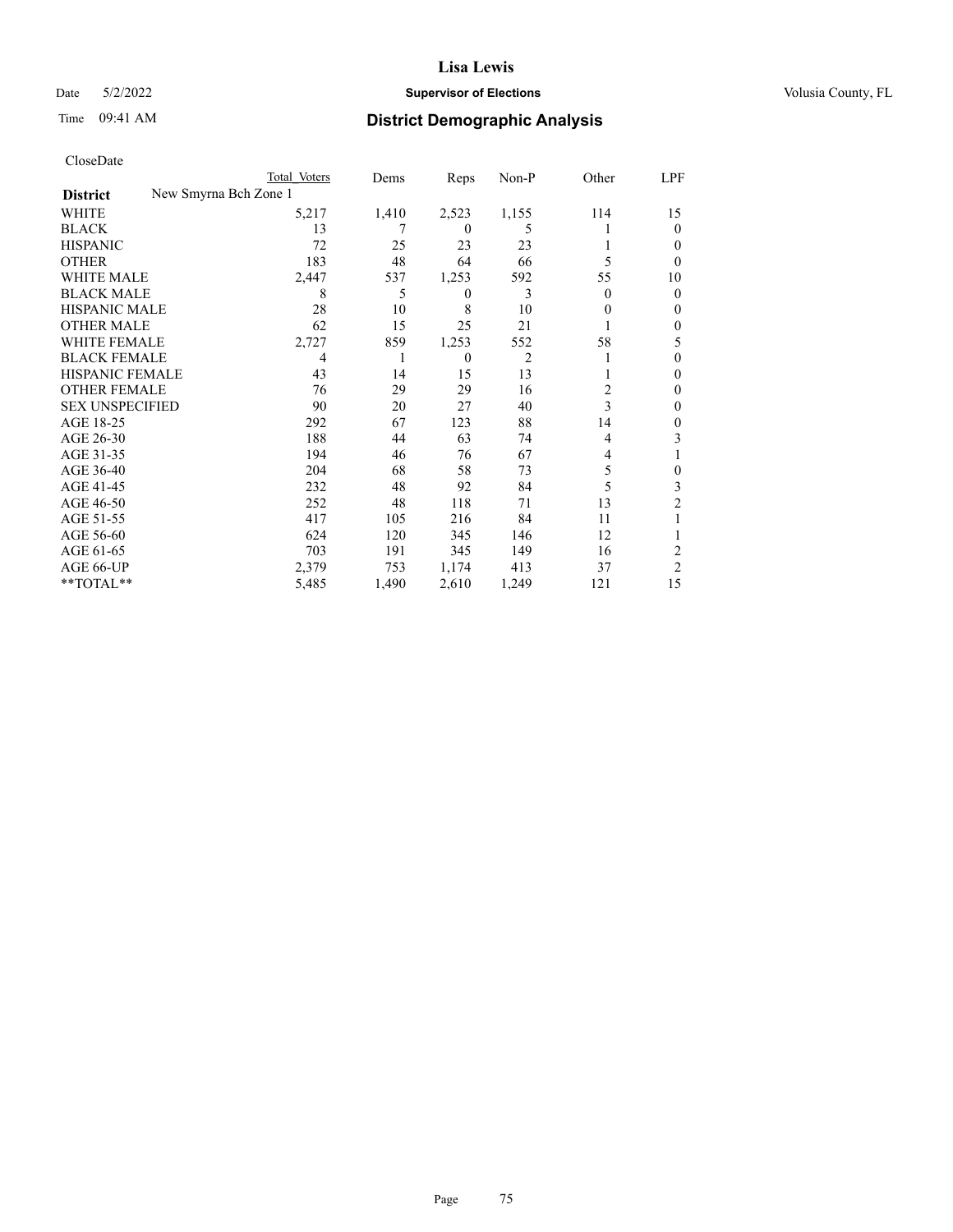# Lisa Lewis

Date 5/2/2022 **Supervisor of Elections** Volusia County, FL

Time 09:41 AM **District Demographic Analysis**

CloseDate

| | Total Voters | Dems | Reps | Non-P | Other | LPF |
|---|---|---|---|---|---|---|
| **District** New Smyrna Bch Zone 1 | | | | | | |
| WHITE | 5,217 | 1,410 | 2,523 | 1,155 | 114 | 15 |
| BLACK | 13 | 7 | 0 | 5 | 1 | 0 |
| HISPANIC | 72 | 25 | 23 | 23 | 1 | 0 |
| OTHER | 183 | 48 | 64 | 66 | 5 | 0 |
| WHITE MALE | 2,447 | 537 | 1,253 | 592 | 55 | 10 |
| BLACK MALE | 8 | 5 | 0 | 3 | 0 | 0 |
| HISPANIC MALE | 28 | 10 | 8 | 10 | 0 | 0 |
| OTHER MALE | 62 | 15 | 25 | 21 | 1 | 0 |
| WHITE FEMALE | 2,727 | 859 | 1,253 | 552 | 58 | 5 |
| BLACK FEMALE | 4 | 1 | 0 | 2 | 1 | 0 |
| HISPANIC FEMALE | 43 | 14 | 15 | 13 | 1 | 0 |
| OTHER FEMALE | 76 | 29 | 29 | 16 | 2 | 0 |
| SEX UNSPECIFIED | 90 | 20 | 27 | 40 | 3 | 0 |
| AGE 18-25 | 292 | 67 | 123 | 88 | 14 | 0 |
| AGE 26-30 | 188 | 44 | 63 | 74 | 4 | 3 |
| AGE 31-35 | 194 | 46 | 76 | 67 | 4 | 1 |
| AGE 36-40 | 204 | 68 | 58 | 73 | 5 | 0 |
| AGE 41-45 | 232 | 48 | 92 | 84 | 5 | 3 |
| AGE 46-50 | 252 | 48 | 118 | 71 | 13 | 2 |
| AGE 51-55 | 417 | 105 | 216 | 84 | 11 | 1 |
| AGE 56-60 | 624 | 120 | 345 | 146 | 12 | 1 |
| AGE 61-65 | 703 | 191 | 345 | 149 | 16 | 2 |
| AGE 66-UP | 2,379 | 753 | 1,174 | 413 | 37 | 2 |
| **TOTAL** | 5,485 | 1,490 | 2,610 | 1,249 | 121 | 15 |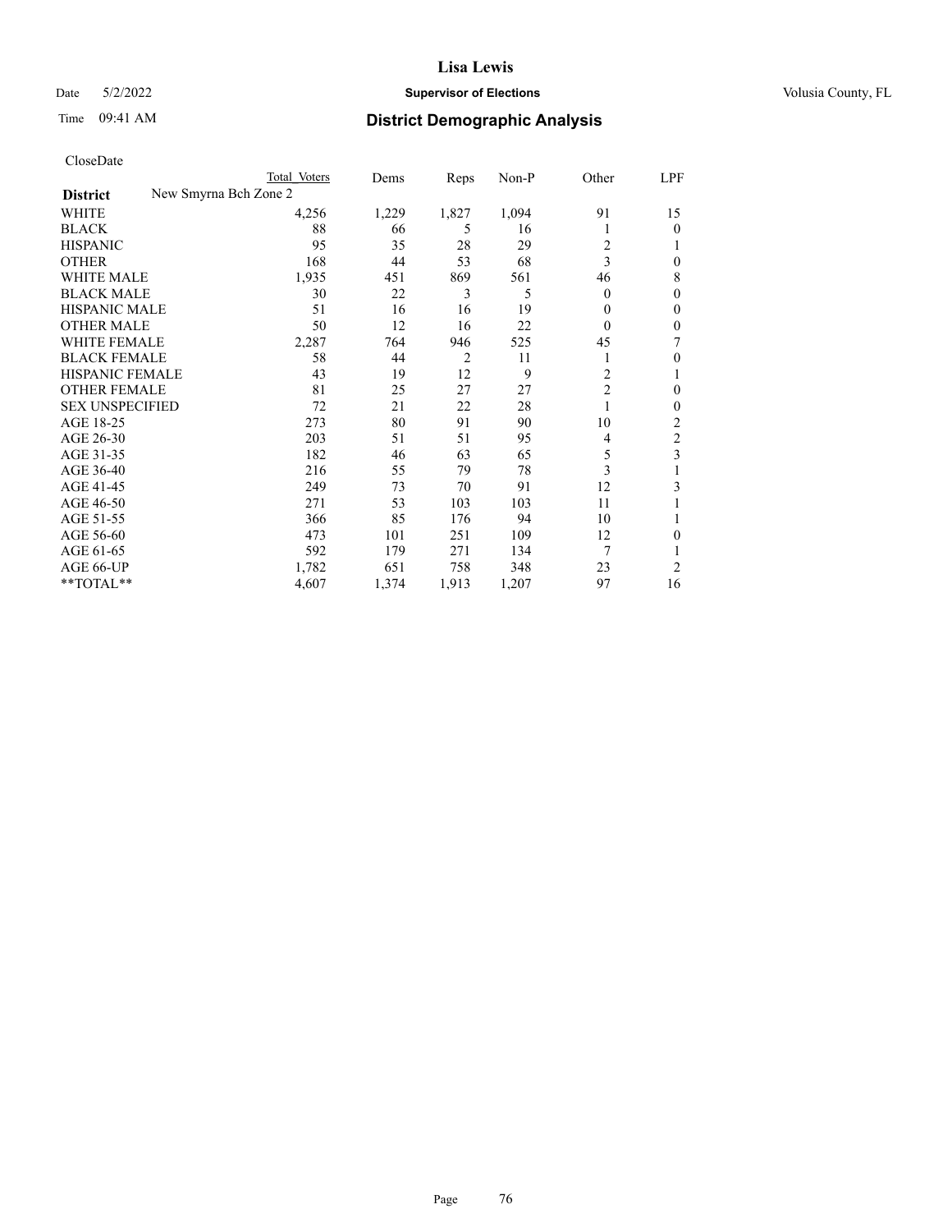CloseDate

| District | New Smyrna Bch Zone 2 Total Voters | Dems | Reps | Non-P | Other | LPF |
|---|---|---|---|---|---|---|
| WHITE | 4,256 | 1,229 | 1,827 | 1,094 | 91 | 15 |
| BLACK | 88 | 66 | 5 | 16 | 1 | 0 |
| HISPANIC | 95 | 35 | 28 | 29 | 2 | 1 |
| OTHER | 168 | 44 | 53 | 68 | 3 | 0 |
| WHITE MALE | 1,935 | 451 | 869 | 561 | 46 | 8 |
| BLACK MALE | 30 | 22 | 3 | 5 | 0 | 0 |
| HISPANIC MALE | 51 | 16 | 16 | 19 | 0 | 0 |
| OTHER MALE | 50 | 12 | 16 | 22 | 0 | 0 |
| WHITE FEMALE | 2,287 | 764 | 946 | 525 | 45 | 7 |
| BLACK FEMALE | 58 | 44 | 2 | 11 | 1 | 0 |
| HISPANIC FEMALE | 43 | 19 | 12 | 9 | 2 | 1 |
| OTHER FEMALE | 81 | 25 | 27 | 27 | 2 | 0 |
| SEX UNSPECIFIED | 72 | 21 | 22 | 28 | 1 | 0 |
| AGE 18-25 | 273 | 80 | 91 | 90 | 10 | 2 |
| AGE 26-30 | 203 | 51 | 51 | 95 | 4 | 2 |
| AGE 31-35 | 182 | 46 | 63 | 65 | 5 | 3 |
| AGE 36-40 | 216 | 55 | 79 | 78 | 3 | 1 |
| AGE 41-45 | 249 | 73 | 70 | 91 | 12 | 3 |
| AGE 46-50 | 271 | 53 | 103 | 103 | 11 | 1 |
| AGE 51-55 | 366 | 85 | 176 | 94 | 10 | 1 |
| AGE 56-60 | 473 | 101 | 251 | 109 | 12 | 0 |
| AGE 61-65 | 592 | 179 | 271 | 134 | 7 | 1 |
| AGE 66-UP | 1,782 | 651 | 758 | 348 | 23 | 2 |
| **TOTAL** | 4,607 | 1,374 | 1,913 | 1,207 | 97 | 16 |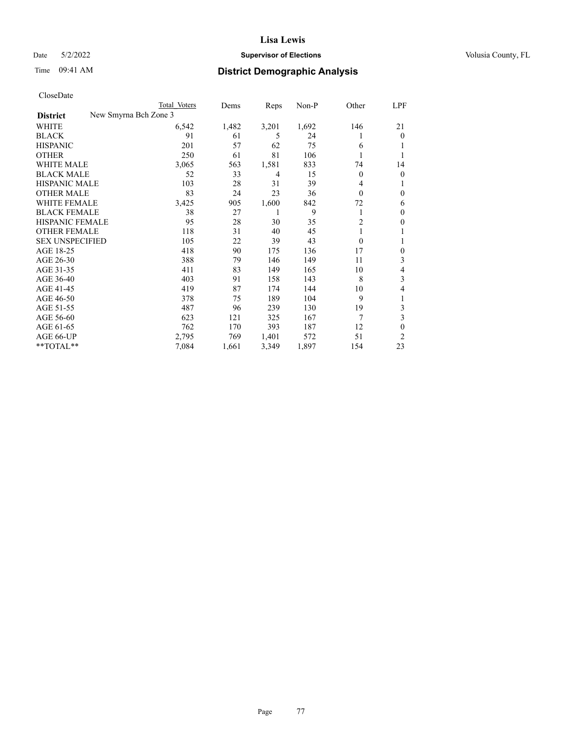CloseDate

| District | New Smyrna Bch Zone 3 Total Voters | Dems | Reps | Non-P | Other | LPF |
|---|---|---|---|---|---|---|
| WHITE | 6,542 | 1,482 | 3,201 | 1,692 | 146 | 21 |
| BLACK | 91 | 61 | 5 | 24 | 1 | 0 |
| HISPANIC | 201 | 57 | 62 | 75 | 6 | 1 |
| OTHER | 250 | 61 | 81 | 106 | 1 | 1 |
| WHITE MALE | 3,065 | 563 | 1,581 | 833 | 74 | 14 |
| BLACK MALE | 52 | 33 | 4 | 15 | 0 | 0 |
| HISPANIC MALE | 103 | 28 | 31 | 39 | 4 | 1 |
| OTHER MALE | 83 | 24 | 23 | 36 | 0 | 0 |
| WHITE FEMALE | 3,425 | 905 | 1,600 | 842 | 72 | 6 |
| BLACK FEMALE | 38 | 27 | 1 | 9 | 1 | 0 |
| HISPANIC FEMALE | 95 | 28 | 30 | 35 | 2 | 0 |
| OTHER FEMALE | 118 | 31 | 40 | 45 | 1 | 1 |
| SEX UNSPECIFIED | 105 | 22 | 39 | 43 | 0 | 1 |
| AGE 18-25 | 418 | 90 | 175 | 136 | 17 | 0 |
| AGE 26-30 | 388 | 79 | 146 | 149 | 11 | 3 |
| AGE 31-35 | 411 | 83 | 149 | 165 | 10 | 4 |
| AGE 36-40 | 403 | 91 | 158 | 143 | 8 | 3 |
| AGE 41-45 | 419 | 87 | 174 | 144 | 10 | 4 |
| AGE 46-50 | 378 | 75 | 189 | 104 | 9 | 1 |
| AGE 51-55 | 487 | 96 | 239 | 130 | 19 | 3 |
| AGE 56-60 | 623 | 121 | 325 | 167 | 7 | 3 |
| AGE 61-65 | 762 | 170 | 393 | 187 | 12 | 0 |
| AGE 66-UP | 2,795 | 769 | 1,401 | 572 | 51 | 2 |
| **TOTAL** | 7,084 | 1,661 | 3,349 | 1,897 | 154 | 23 |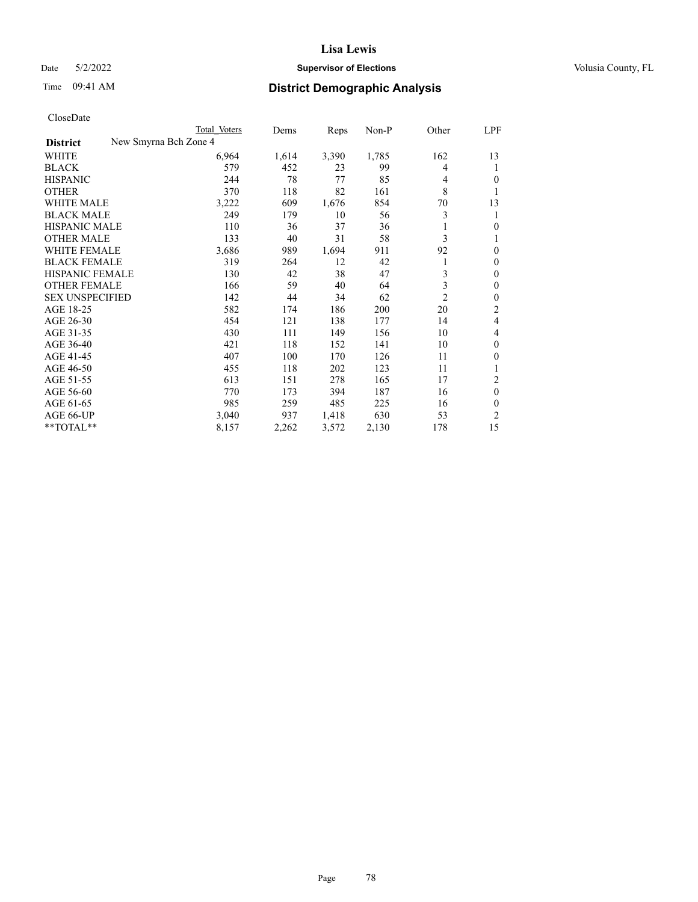# Lisa Lewis

Date 5/2/2022 **Supervisor of Elections** Volusia County, FL

Time 09:41 AM **District Demographic Analysis**

CloseDate

| | Total Voters | Dems | Reps | Non-P | Other | LPF |
|---|---|---|---|---|---|---|
| **District** New Smyrna Bch Zone 4 | | | | | | |
| WHITE | 6,964 | 1,614 | 3,390 | 1,785 | 162 | 13 |
| BLACK | 579 | 452 | 23 | 99 | 4 | 1 |
| HISPANIC | 244 | 78 | 77 | 85 | 4 | 0 |
| OTHER | 370 | 118 | 82 | 161 | 8 | 1 |
| WHITE MALE | 3,222 | 609 | 1,676 | 854 | 70 | 13 |
| BLACK MALE | 249 | 179 | 10 | 56 | 3 | 1 |
| HISPANIC MALE | 110 | 36 | 37 | 36 | 1 | 0 |
| OTHER MALE | 133 | 40 | 31 | 58 | 3 | 1 |
| WHITE FEMALE | 3,686 | 989 | 1,694 | 911 | 92 | 0 |
| BLACK FEMALE | 319 | 264 | 12 | 42 | 1 | 0 |
| HISPANIC FEMALE | 130 | 42 | 38 | 47 | 3 | 0 |
| OTHER FEMALE | 166 | 59 | 40 | 64 | 3 | 0 |
| SEX UNSPECIFIED | 142 | 44 | 34 | 62 | 2 | 0 |
| AGE 18-25 | 582 | 174 | 186 | 200 | 20 | 2 |
| AGE 26-30 | 454 | 121 | 138 | 177 | 14 | 4 |
| AGE 31-35 | 430 | 111 | 149 | 156 | 10 | 4 |
| AGE 36-40 | 421 | 118 | 152 | 141 | 10 | 0 |
| AGE 41-45 | 407 | 100 | 170 | 126 | 11 | 0 |
| AGE 46-50 | 455 | 118 | 202 | 123 | 11 | 1 |
| AGE 51-55 | 613 | 151 | 278 | 165 | 17 | 2 |
| AGE 56-60 | 770 | 173 | 394 | 187 | 16 | 0 |
| AGE 61-65 | 985 | 259 | 485 | 225 | 16 | 0 |
| AGE 66-UP | 3,040 | 937 | 1,418 | 630 | 53 | 2 |
| **TOTAL** | 8,157 | 2,262 | 3,572 | 2,130 | 178 | 15 |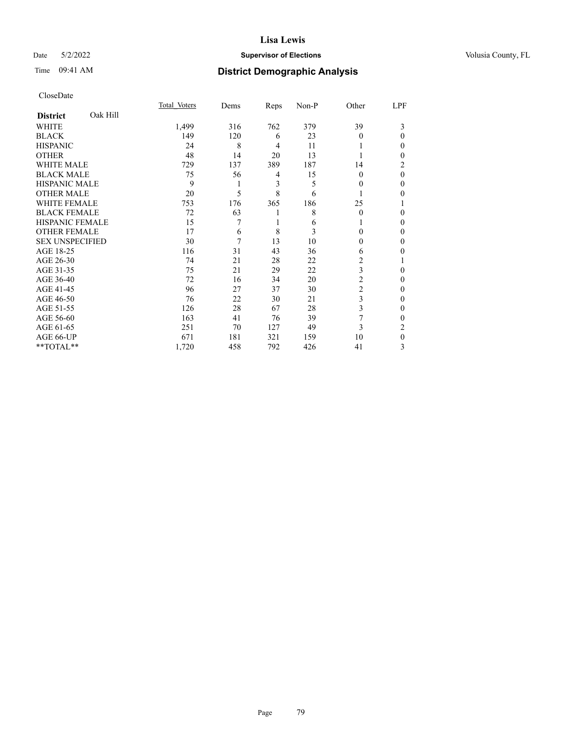CloseDate

| District Oak Hill | Total_Voters | Dems | Reps | Non-P | Other | LPF |
|---|---|---|---|---|---|---|
| WHITE | 1,499 | 316 | 762 | 379 | 39 | 3 |
| BLACK | 149 | 120 | 6 | 23 | 0 | 0 |
| HISPANIC | 24 | 8 | 4 | 11 | 1 | 0 |
| OTHER | 48 | 14 | 20 | 13 | 1 | 0 |
| WHITE MALE | 729 | 137 | 389 | 187 | 14 | 2 |
| BLACK MALE | 75 | 56 | 4 | 15 | 0 | 0 |
| HISPANIC MALE | 9 | 1 | 3 | 5 | 0 | 0 |
| OTHER MALE | 20 | 5 | 8 | 6 | 1 | 0 |
| WHITE FEMALE | 753 | 176 | 365 | 186 | 25 | 1 |
| BLACK FEMALE | 72 | 63 | 1 | 8 | 0 | 0 |
| HISPANIC FEMALE | 15 | 7 | 1 | 6 | 1 | 0 |
| OTHER FEMALE | 17 | 6 | 8 | 3 | 0 | 0 |
| SEX UNSPECIFIED | 30 | 7 | 13 | 10 | 0 | 0 |
| AGE 18-25 | 116 | 31 | 43 | 36 | 6 | 0 |
| AGE 26-30 | 74 | 21 | 28 | 22 | 2 | 1 |
| AGE 31-35 | 75 | 21 | 29 | 22 | 3 | 0 |
| AGE 36-40 | 72 | 16 | 34 | 20 | 2 | 0 |
| AGE 41-45 | 96 | 27 | 37 | 30 | 2 | 0 |
| AGE 46-50 | 76 | 22 | 30 | 21 | 3 | 0 |
| AGE 51-55 | 126 | 28 | 67 | 28 | 3 | 0 |
| AGE 56-60 | 163 | 41 | 76 | 39 | 7 | 0 |
| AGE 61-65 | 251 | 70 | 127 | 49 | 3 | 2 |
| AGE 66-UP | 671 | 181 | 321 | 159 | 10 | 0 |
| **TOTAL** | 1,720 | 458 | 792 | 426 | 41 | 3 |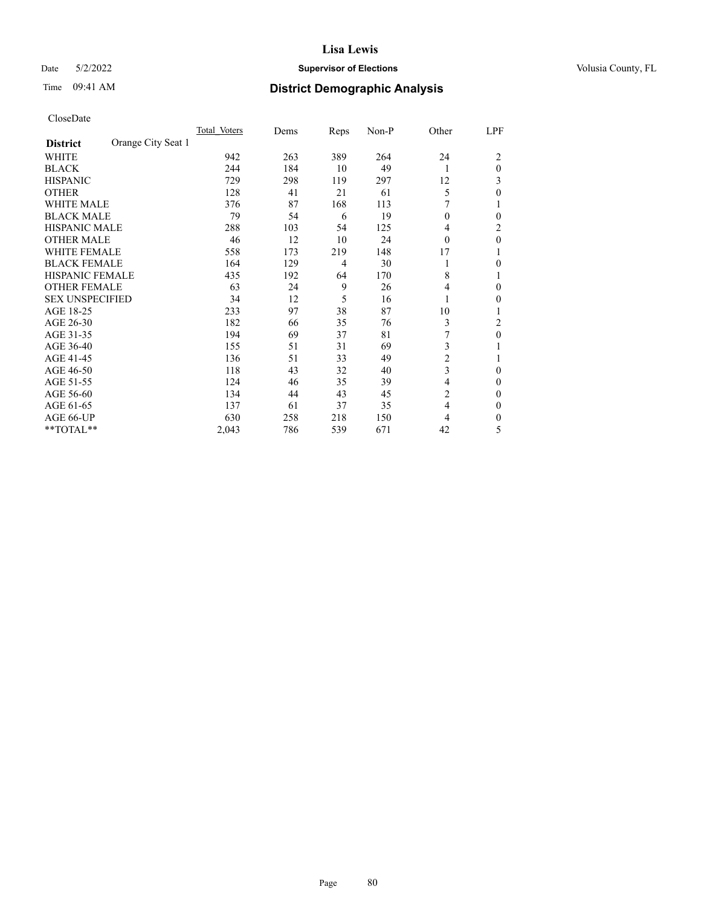# Lisa Lewis

Date 5/2/2022 **Supervisor of Elections** Volusia County, FL

Time 09:41 AM **District Demographic Analysis**

CloseDate

| **District** Orange City Seat 1 | Total Voters | Dems | Reps | Non-P | Other | LPF |
|---|---|---|---|---|---|---|
| WHITE | 942 | 263 | 389 | 264 | 24 | 2 |
| BLACK | 244 | 184 | 10 | 49 | 1 | 0 |
| HISPANIC | 729 | 298 | 119 | 297 | 12 | 3 |
| OTHER | 128 | 41 | 21 | 61 | 5 | 0 |
| WHITE MALE | 376 | 87 | 168 | 113 | 7 | 1 |
| BLACK MALE | 79 | 54 | 6 | 19 | 0 | 0 |
| HISPANIC MALE | 288 | 103 | 54 | 125 | 4 | 2 |
| OTHER MALE | 46 | 12 | 10 | 24 | 0 | 0 |
| WHITE FEMALE | 558 | 173 | 219 | 148 | 17 | 1 |
| BLACK FEMALE | 164 | 129 | 4 | 30 | 1 | 0 |
| HISPANIC FEMALE | 435 | 192 | 64 | 170 | 8 | 1 |
| OTHER FEMALE | 63 | 24 | 9 | 26 | 4 | 0 |
| SEX UNSPECIFIED | 34 | 12 | 5 | 16 | 1 | 0 |
| AGE 18-25 | 233 | 97 | 38 | 87 | 10 | 1 |
| AGE 26-30 | 182 | 66 | 35 | 76 | 3 | 2 |
| AGE 31-35 | 194 | 69 | 37 | 81 | 7 | 0 |
| AGE 36-40 | 155 | 51 | 31 | 69 | 3 | 1 |
| AGE 41-45 | 136 | 51 | 33 | 49 | 2 | 1 |
| AGE 46-50 | 118 | 43 | 32 | 40 | 3 | 0 |
| AGE 51-55 | 124 | 46 | 35 | 39 | 4 | 0 |
| AGE 56-60 | 134 | 44 | 43 | 45 | 2 | 0 |
| AGE 61-65 | 137 | 61 | 37 | 35 | 4 | 0 |
| AGE 66-UP | 630 | 258 | 218 | 150 | 4 | 0 |
| **TOTAL** | 2,043 | 786 | 539 | 671 | 42 | 5 |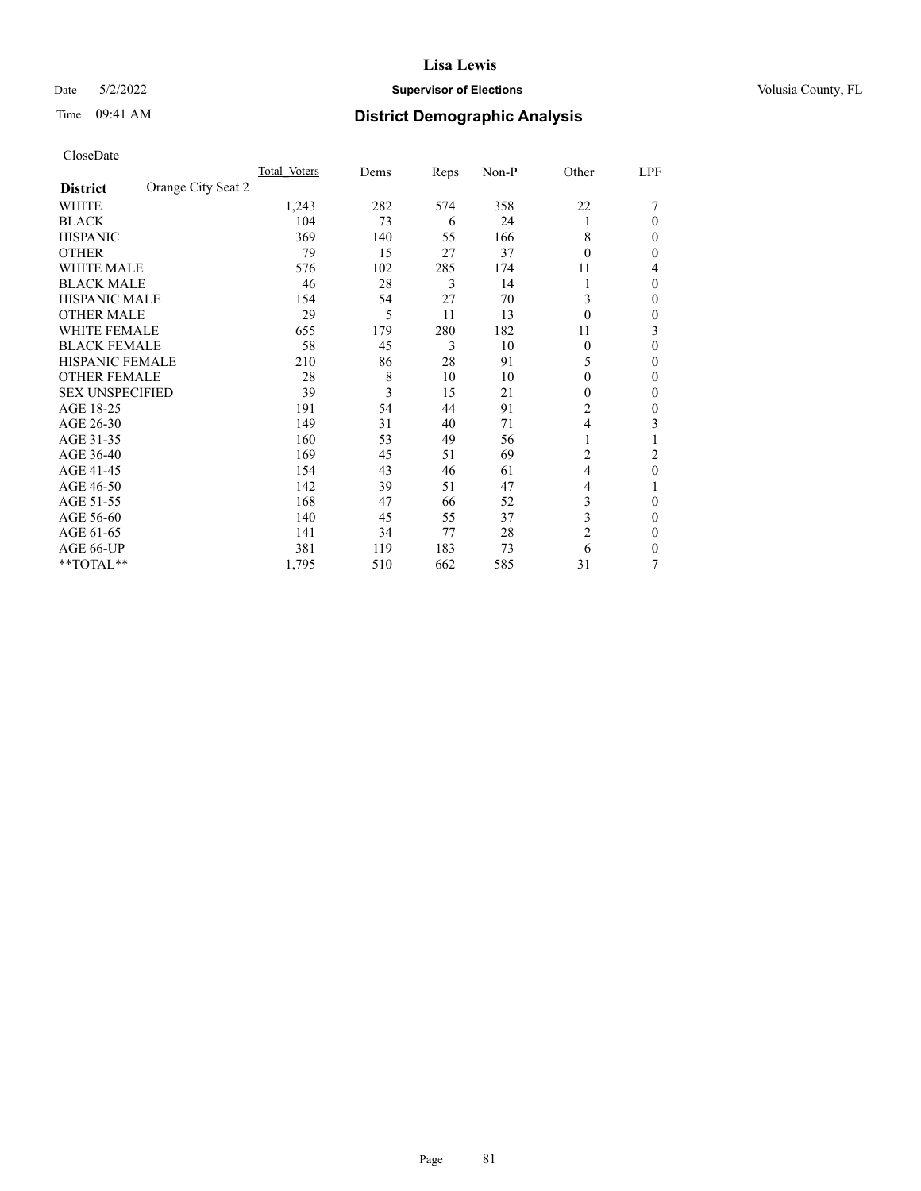# Lisa Lewis

Date 5/2/2022 **Supervisor of Elections** Volusia County, FL

Time 09:41 AM **District Demographic Analysis**

CloseDate

| **District** Orange City Seat 2 | Total Voters | Dems | Reps | Non-P | Other | LPF |
|---|---|---|---|---|---|---|
| WHITE | 1,243 | 282 | 574 | 358 | 22 | 7 |
| BLACK | 104 | 73 | 6 | 24 | 1 | 0 |
| HISPANIC | 369 | 140 | 55 | 166 | 8 | 0 |
| OTHER | 79 | 15 | 27 | 37 | 0 | 0 |
| WHITE MALE | 576 | 102 | 285 | 174 | 11 | 4 |
| BLACK MALE | 46 | 28 | 3 | 14 | 1 | 0 |
| HISPANIC MALE | 154 | 54 | 27 | 70 | 3 | 0 |
| OTHER MALE | 29 | 5 | 11 | 13 | 0 | 0 |
| WHITE FEMALE | 655 | 179 | 280 | 182 | 11 | 3 |
| BLACK FEMALE | 58 | 45 | 3 | 10 | 0 | 0 |
| HISPANIC FEMALE | 210 | 86 | 28 | 91 | 5 | 0 |
| OTHER FEMALE | 28 | 8 | 10 | 10 | 0 | 0 |
| SEX UNSPECIFIED | 39 | 3 | 15 | 21 | 0 | 0 |
| AGE 18-25 | 191 | 54 | 44 | 91 | 2 | 0 |
| AGE 26-30 | 149 | 31 | 40 | 71 | 4 | 3 |
| AGE 31-35 | 160 | 53 | 49 | 56 | 1 | 1 |
| AGE 36-40 | 169 | 45 | 51 | 69 | 2 | 2 |
| AGE 41-45 | 154 | 43 | 46 | 61 | 4 | 0 |
| AGE 46-50 | 142 | 39 | 51 | 47 | 4 | 1 |
| AGE 51-55 | 168 | 47 | 66 | 52 | 3 | 0 |
| AGE 56-60 | 140 | 45 | 55 | 37 | 3 | 0 |
| AGE 61-65 | 141 | 34 | 77 | 28 | 2 | 0 |
| AGE 66-UP | 381 | 119 | 183 | 73 | 6 | 0 |
| **TOTAL** | 1,795 | 510 | 662 | 585 | 31 | 7 |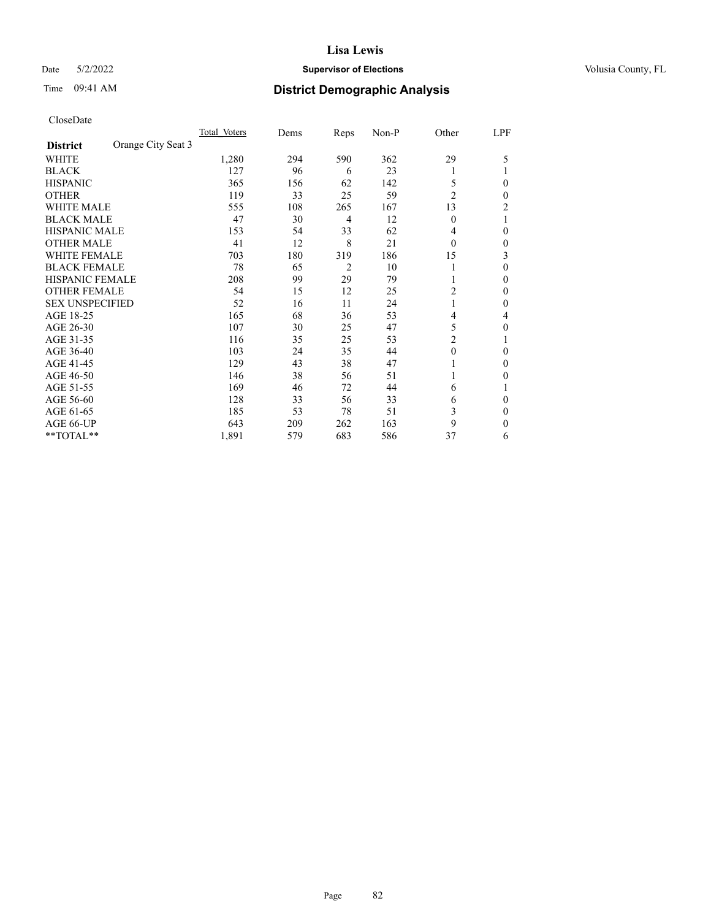# Lisa Lewis

Date 5/2/2022 **Supervisor of Elections** Volusia County, FL

Time 09:41 AM **District Demographic Analysis**

CloseDate

| District | Orange City Seat 3 | Total_Voters | Dems | Reps | Non-P | Other | LPF |
|---|---|---|---|---|---|---|---|
| WHITE | | 1,280 | 294 | 590 | 362 | 29 | 5 |
| BLACK | | 127 | 96 | 6 | 23 | 1 | 1 |
| HISPANIC | | 365 | 156 | 62 | 142 | 5 | 0 |
| OTHER | | 119 | 33 | 25 | 59 | 2 | 0 |
| WHITE MALE | | 555 | 108 | 265 | 167 | 13 | 2 |
| BLACK MALE | | 47 | 30 | 4 | 12 | 0 | 1 |
| HISPANIC MALE | | 153 | 54 | 33 | 62 | 4 | 0 |
| OTHER MALE | | 41 | 12 | 8 | 21 | 0 | 0 |
| WHITE FEMALE | | 703 | 180 | 319 | 186 | 15 | 3 |
| BLACK FEMALE | | 78 | 65 | 2 | 10 | 1 | 0 |
| HISPANIC FEMALE | | 208 | 99 | 29 | 79 | 1 | 0 |
| OTHER FEMALE | | 54 | 15 | 12 | 25 | 2 | 0 |
| SEX UNSPECIFIED | | 52 | 16 | 11 | 24 | 1 | 0 |
| AGE 18-25 | | 165 | 68 | 36 | 53 | 4 | 4 |
| AGE 26-30 | | 107 | 30 | 25 | 47 | 5 | 0 |
| AGE 31-35 | | 116 | 35 | 25 | 53 | 2 | 1 |
| AGE 36-40 | | 103 | 24 | 35 | 44 | 0 | 0 |
| AGE 41-45 | | 129 | 43 | 38 | 47 | 1 | 0 |
| AGE 46-50 | | 146 | 38 | 56 | 51 | 1 | 0 |
| AGE 51-55 | | 169 | 46 | 72 | 44 | 6 | 1 |
| AGE 56-60 | | 128 | 33 | 56 | 33 | 6 | 0 |
| AGE 61-65 | | 185 | 53 | 78 | 51 | 3 | 0 |
| AGE 66-UP | | 643 | 209 | 262 | 163 | 9 | 0 |
| **TOTAL** | | 1,891 | 579 | 683 | 586 | 37 | 6 |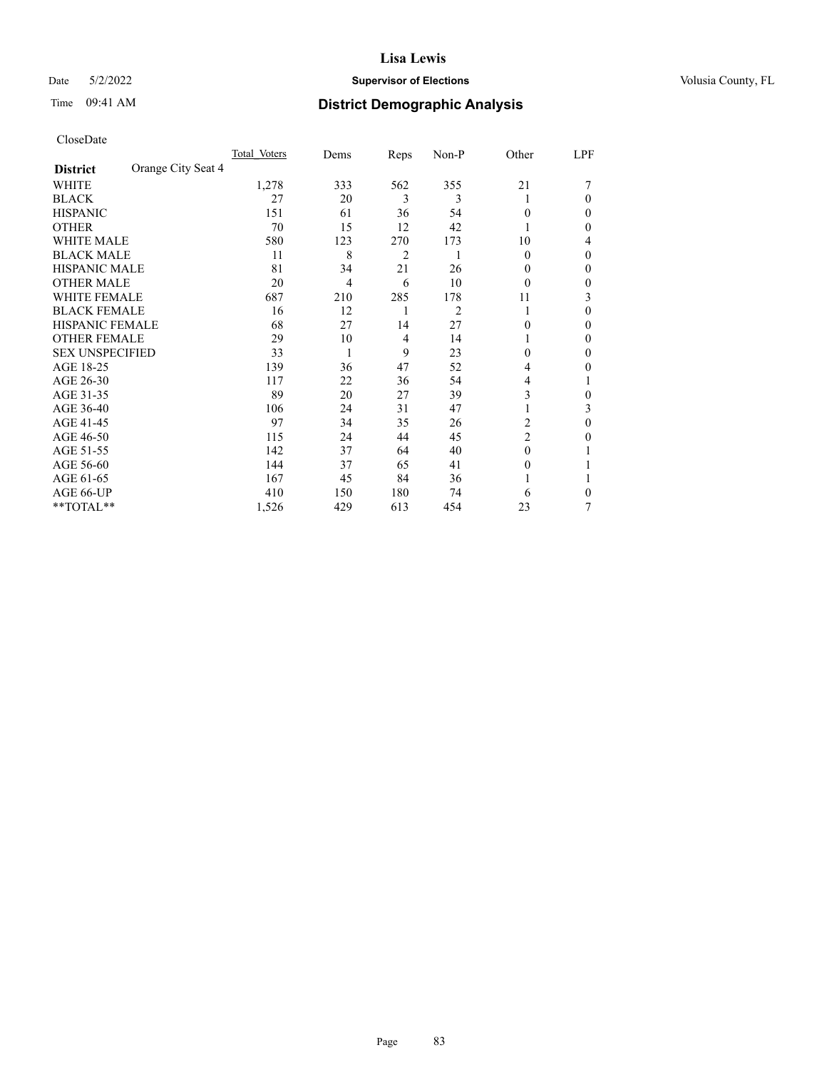# Lisa Lewis

Date 5/2/2022 **Supervisor of Elections** Volusia County, FL

Time 09:41 AM **District Demographic Analysis**

CloseDate

| **District** Orange City Seat 4 | Total Voters | Dems | Reps | Non-P | Other | LPF |
|---|---|---|---|---|---|---|
| WHITE | 1,278 | 333 | 562 | 355 | 21 | 7 |
| BLACK | 27 | 20 | 3 | 3 | 1 | 0 |
| HISPANIC | 151 | 61 | 36 | 54 | 0 | 0 |
| OTHER | 70 | 15 | 12 | 42 | 1 | 0 |
| WHITE MALE | 580 | 123 | 270 | 173 | 10 | 4 |
| BLACK MALE | 11 | 8 | 2 | 1 | 0 | 0 |
| HISPANIC MALE | 81 | 34 | 21 | 26 | 0 | 0 |
| OTHER MALE | 20 | 4 | 6 | 10 | 0 | 0 |
| WHITE FEMALE | 687 | 210 | 285 | 178 | 11 | 3 |
| BLACK FEMALE | 16 | 12 | 1 | 2 | 1 | 0 |
| HISPANIC FEMALE | 68 | 27 | 14 | 27 | 0 | 0 |
| OTHER FEMALE | 29 | 10 | 4 | 14 | 1 | 0 |
| SEX UNSPECIFIED | 33 | 1 | 9 | 23 | 0 | 0 |
| AGE 18-25 | 139 | 36 | 47 | 52 | 4 | 0 |
| AGE 26-30 | 117 | 22 | 36 | 54 | 4 | 1 |
| AGE 31-35 | 89 | 20 | 27 | 39 | 3 | 0 |
| AGE 36-40 | 106 | 24 | 31 | 47 | 1 | 3 |
| AGE 41-45 | 97 | 34 | 35 | 26 | 2 | 0 |
| AGE 46-50 | 115 | 24 | 44 | 45 | 2 | 0 |
| AGE 51-55 | 142 | 37 | 64 | 40 | 0 | 1 |
| AGE 56-60 | 144 | 37 | 65 | 41 | 0 | 1 |
| AGE 61-65 | 167 | 45 | 84 | 36 | 1 | 1 |
| AGE 66-UP | 410 | 150 | 180 | 74 | 6 | 0 |
| **TOTAL** | 1,526 | 429 | 613 | 454 | 23 | 7 |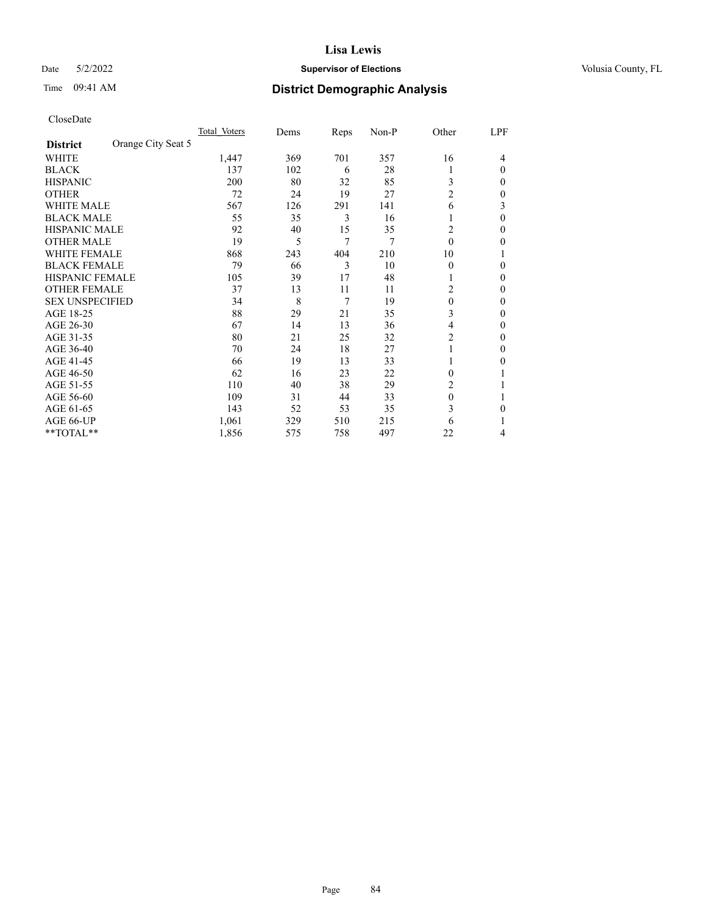CloseDate

| District | Orange City Seat 5 | Total Voters | Dems | Reps | Non-P | Other | LPF |
|---|---|---|---|---|---|---|---|
| WHITE | | 1,447 | 369 | 701 | 357 | 16 | 4 |
| BLACK | | 137 | 102 | 6 | 28 | 1 | 0 |
| HISPANIC | | 200 | 80 | 32 | 85 | 3 | 0 |
| OTHER | | 72 | 24 | 19 | 27 | 2 | 0 |
| WHITE MALE | | 567 | 126 | 291 | 141 | 6 | 3 |
| BLACK MALE | | 55 | 35 | 3 | 16 | 1 | 0 |
| HISPANIC MALE | | 92 | 40 | 15 | 35 | 2 | 0 |
| OTHER MALE | | 19 | 5 | 7 | 7 | 0 | 0 |
| WHITE FEMALE | | 868 | 243 | 404 | 210 | 10 | 1 |
| BLACK FEMALE | | 79 | 66 | 3 | 10 | 0 | 0 |
| HISPANIC FEMALE | | 105 | 39 | 17 | 48 | 1 | 0 |
| OTHER FEMALE | | 37 | 13 | 11 | 11 | 2 | 0 |
| SEX UNSPECIFIED | | 34 | 8 | 7 | 19 | 0 | 0 |
| AGE 18-25 | | 88 | 29 | 21 | 35 | 3 | 0 |
| AGE 26-30 | | 67 | 14 | 13 | 36 | 4 | 0 |
| AGE 31-35 | | 80 | 21 | 25 | 32 | 2 | 0 |
| AGE 36-40 | | 70 | 24 | 18 | 27 | 1 | 0 |
| AGE 41-45 | | 66 | 19 | 13 | 33 | 1 | 0 |
| AGE 46-50 | | 62 | 16 | 23 | 22 | 0 | 1 |
| AGE 51-55 | | 110 | 40 | 38 | 29 | 2 | 1 |
| AGE 56-60 | | 109 | 31 | 44 | 33 | 0 | 1 |
| AGE 61-65 | | 143 | 52 | 53 | 35 | 3 | 0 |
| AGE 66-UP | | 1,061 | 329 | 510 | 215 | 6 | 1 |
| **TOTAL** | | 1,856 | 575 | 758 | 497 | 22 | 4 |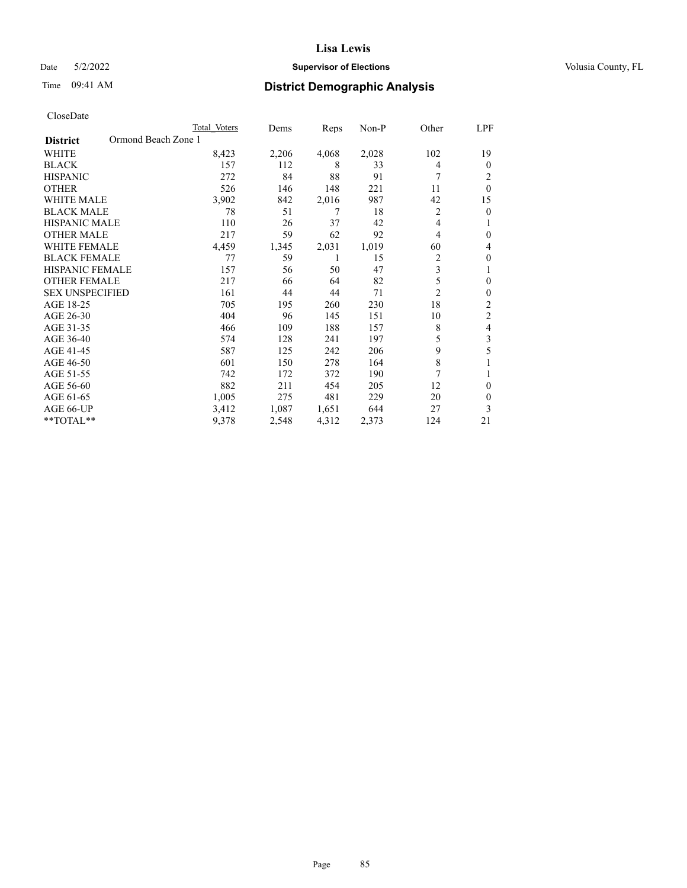# Lisa Lewis

Date 5/2/2022 **Supervisor of Elections** Volusia County, FL

Time 09:41 AM **District Demographic Analysis**

CloseDate

| **District** Ormond Beach Zone 1 | Total Voters | Dems | Reps | Non-P | Other | LPF |
|---|---|---|---|---|---|---|
| WHITE | 8,423 | 2,206 | 4,068 | 2,028 | 102 | 19 |
| BLACK | 157 | 112 | 8 | 33 | 4 | 0 |
| HISPANIC | 272 | 84 | 88 | 91 | 7 | 2 |
| OTHER | 526 | 146 | 148 | 221 | 11 | 0 |
| WHITE MALE | 3,902 | 842 | 2,016 | 987 | 42 | 15 |
| BLACK MALE | 78 | 51 | 7 | 18 | 2 | 0 |
| HISPANIC MALE | 110 | 26 | 37 | 42 | 4 | 1 |
| OTHER MALE | 217 | 59 | 62 | 92 | 4 | 0 |
| WHITE FEMALE | 4,459 | 1,345 | 2,031 | 1,019 | 60 | 4 |
| BLACK FEMALE | 77 | 59 | 1 | 15 | 2 | 0 |
| HISPANIC FEMALE | 157 | 56 | 50 | 47 | 3 | 1 |
| OTHER FEMALE | 217 | 66 | 64 | 82 | 5 | 0 |
| SEX UNSPECIFIED | 161 | 44 | 44 | 71 | 2 | 0 |
| AGE 18-25 | 705 | 195 | 260 | 230 | 18 | 2 |
| AGE 26-30 | 404 | 96 | 145 | 151 | 10 | 2 |
| AGE 31-35 | 466 | 109 | 188 | 157 | 8 | 4 |
| AGE 36-40 | 574 | 128 | 241 | 197 | 5 | 3 |
| AGE 41-45 | 587 | 125 | 242 | 206 | 9 | 5 |
| AGE 46-50 | 601 | 150 | 278 | 164 | 8 | 1 |
| AGE 51-55 | 742 | 172 | 372 | 190 | 7 | 1 |
| AGE 56-60 | 882 | 211 | 454 | 205 | 12 | 0 |
| AGE 61-65 | 1,005 | 275 | 481 | 229 | 20 | 0 |
| AGE 66-UP | 3,412 | 1,087 | 1,651 | 644 | 27 | 3 |
| **TOTAL** | 9,378 | 2,548 | 4,312 | 2,373 | 124 | 21 |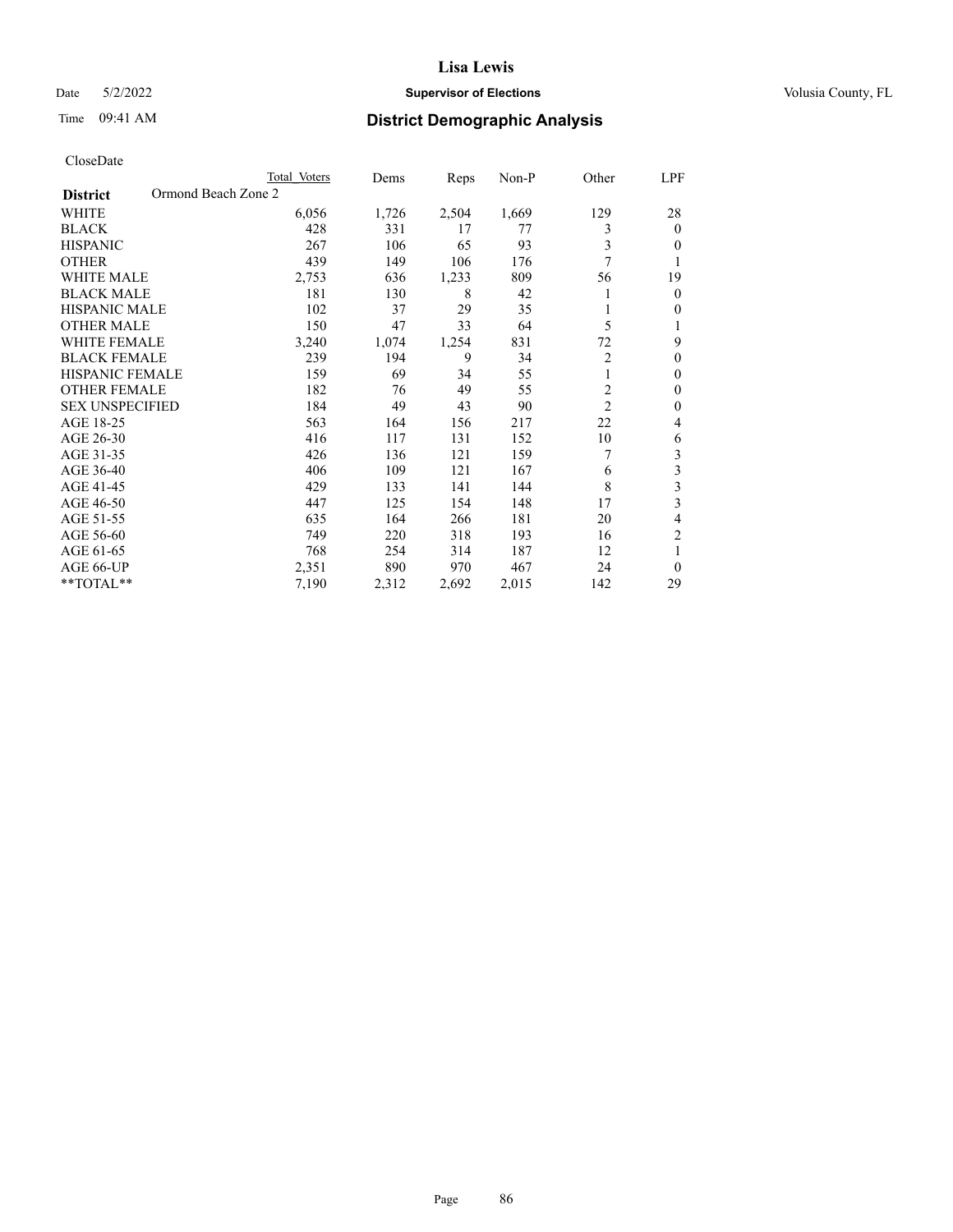# Lisa Lewis

**Supervisor of Elections**

Date 5/2/2022 — Volusia County, FL

Time 09:41 AM

## District Demographic Analysis

CloseDate

| District: Ormond Beach Zone 2 | Total Voters | Dems | Reps | Non-P | Other | LPF |
|---|---|---|---|---|---|---|
| WHITE | 6,056 | 1,726 | 2,504 | 1,669 | 129 | 28 |
| BLACK | 428 | 331 | 17 | 77 | 3 | 0 |
| HISPANIC | 267 | 106 | 65 | 93 | 3 | 0 |
| OTHER | 439 | 149 | 106 | 176 | 7 | 1 |
| WHITE MALE | 2,753 | 636 | 1,233 | 809 | 56 | 19 |
| BLACK MALE | 181 | 130 | 8 | 42 | 1 | 0 |
| HISPANIC MALE | 102 | 37 | 29 | 35 | 1 | 0 |
| OTHER MALE | 150 | 47 | 33 | 64 | 5 | 1 |
| WHITE FEMALE | 3,240 | 1,074 | 1,254 | 831 | 72 | 9 |
| BLACK FEMALE | 239 | 194 | 9 | 34 | 2 | 0 |
| HISPANIC FEMALE | 159 | 69 | 34 | 55 | 1 | 0 |
| OTHER FEMALE | 182 | 76 | 49 | 55 | 2 | 0 |
| SEX UNSPECIFIED | 184 | 49 | 43 | 90 | 2 | 0 |
| AGE 18-25 | 563 | 164 | 156 | 217 | 22 | 4 |
| AGE 26-30 | 416 | 117 | 131 | 152 | 10 | 6 |
| AGE 31-35 | 426 | 136 | 121 | 159 | 7 | 3 |
| AGE 36-40 | 406 | 109 | 121 | 167 | 6 | 3 |
| AGE 41-45 | 429 | 133 | 141 | 144 | 8 | 3 |
| AGE 46-50 | 447 | 125 | 154 | 148 | 17 | 3 |
| AGE 51-55 | 635 | 164 | 266 | 181 | 20 | 4 |
| AGE 56-60 | 749 | 220 | 318 | 193 | 16 | 2 |
| AGE 61-65 | 768 | 254 | 314 | 187 | 12 | 1 |
| AGE 66-UP | 2,351 | 890 | 970 | 467 | 24 | 0 |
| **TOTAL** | 7,190 | 2,312 | 2,692 | 2,015 | 142 | 29 |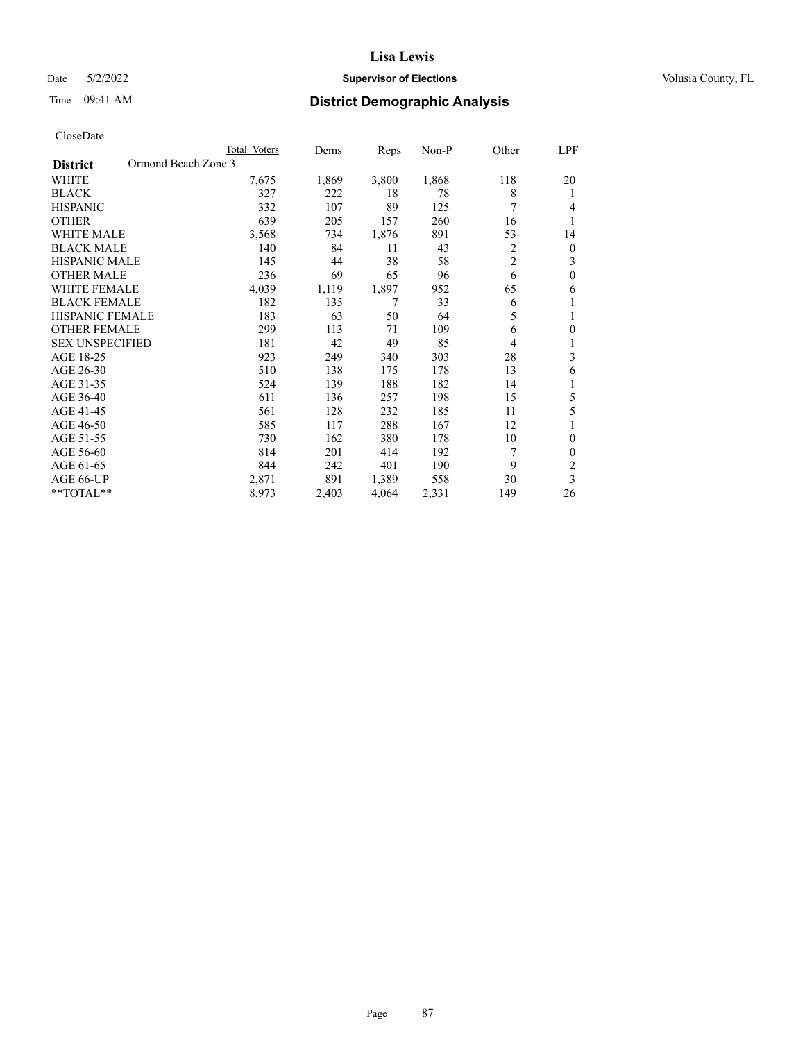CloseDate

| District | Ormond Beach Zone 3 | Total Voters | Dems | Reps | Non-P | Other | LPF |
|---|---|---|---|---|---|---|---|
| WHITE | | 7,675 | 1,869 | 3,800 | 1,868 | 118 | 20 |
| BLACK | | 327 | 222 | 18 | 78 | 8 | 1 |
| HISPANIC | | 332 | 107 | 89 | 125 | 7 | 4 |
| OTHER | | 639 | 205 | 157 | 260 | 16 | 1 |
| WHITE MALE | | 3,568 | 734 | 1,876 | 891 | 53 | 14 |
| BLACK MALE | | 140 | 84 | 11 | 43 | 2 | 0 |
| HISPANIC MALE | | 145 | 44 | 38 | 58 | 2 | 3 |
| OTHER MALE | | 236 | 69 | 65 | 96 | 6 | 0 |
| WHITE FEMALE | | 4,039 | 1,119 | 1,897 | 952 | 65 | 6 |
| BLACK FEMALE | | 182 | 135 | 7 | 33 | 6 | 1 |
| HISPANIC FEMALE | | 183 | 63 | 50 | 64 | 5 | 1 |
| OTHER FEMALE | | 299 | 113 | 71 | 109 | 6 | 0 |
| SEX UNSPECIFIED | | 181 | 42 | 49 | 85 | 4 | 1 |
| AGE 18-25 | | 923 | 249 | 340 | 303 | 28 | 3 |
| AGE 26-30 | | 510 | 138 | 175 | 178 | 13 | 6 |
| AGE 31-35 | | 524 | 139 | 188 | 182 | 14 | 1 |
| AGE 36-40 | | 611 | 136 | 257 | 198 | 15 | 5 |
| AGE 41-45 | | 561 | 128 | 232 | 185 | 11 | 5 |
| AGE 46-50 | | 585 | 117 | 288 | 167 | 12 | 1 |
| AGE 51-55 | | 730 | 162 | 380 | 178 | 10 | 0 |
| AGE 56-60 | | 814 | 201 | 414 | 192 | 7 | 0 |
| AGE 61-65 | | 844 | 242 | 401 | 190 | 9 | 2 |
| AGE 66-UP | | 2,871 | 891 | 1,389 | 558 | 30 | 3 |
| **TOTAL** | | 8,973 | 2,403 | 4,064 | 2,331 | 149 | 26 |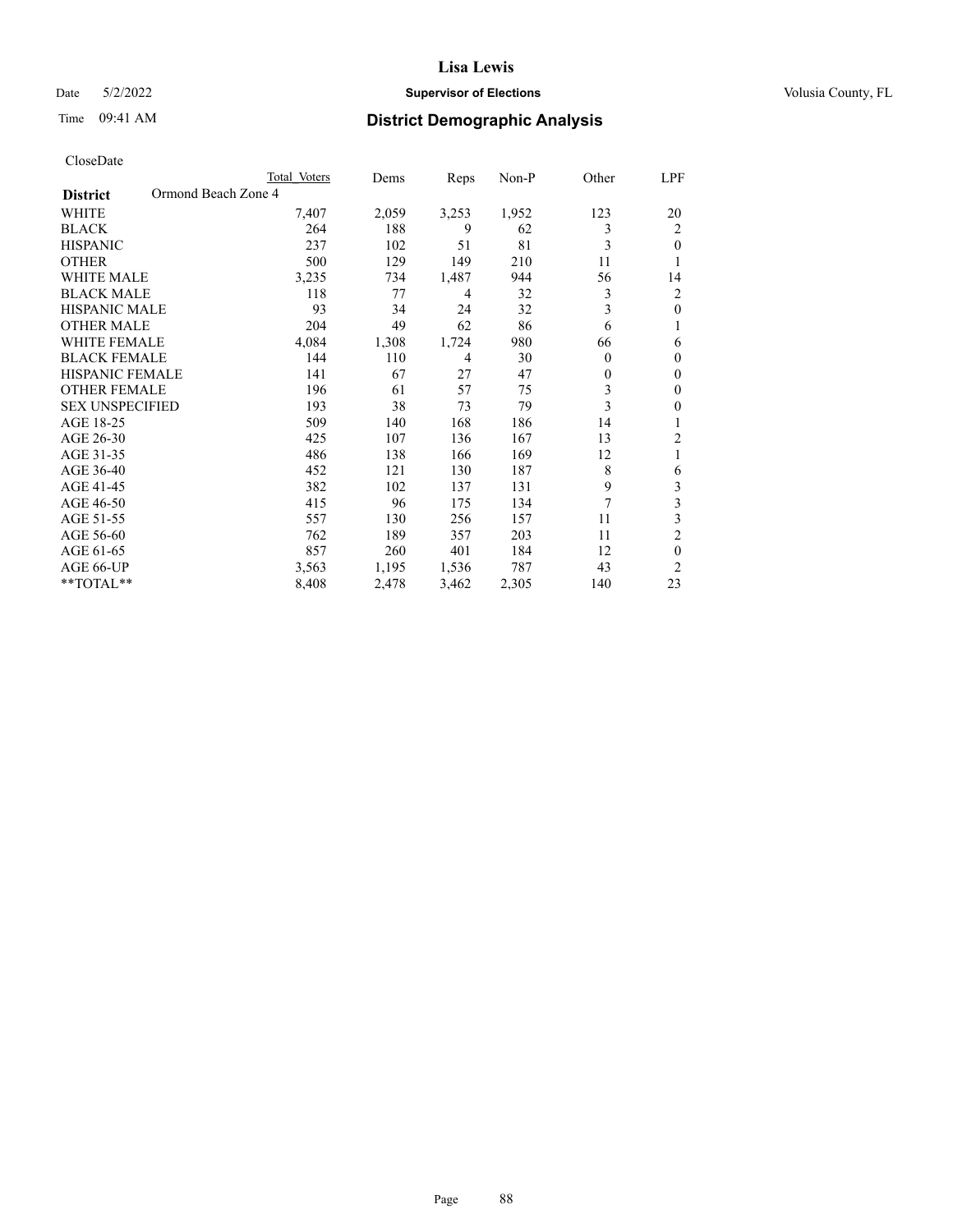# Lisa Lewis

Date 5/2/2022 **Supervisor of Elections** Volusia County, FL

Time 09:41 AM **District Demographic Analysis**

CloseDate

| **District** Ormond Beach Zone 4 | Total Voters | Dems | Reps | Non-P | Other | LPF |
|---|---|---|---|---|---|---|
| WHITE | 7,407 | 2,059 | 3,253 | 1,952 | 123 | 20 |
| BLACK | 264 | 188 | 9 | 62 | 3 | 2 |
| HISPANIC | 237 | 102 | 51 | 81 | 3 | 0 |
| OTHER | 500 | 129 | 149 | 210 | 11 | 1 |
| WHITE MALE | 3,235 | 734 | 1,487 | 944 | 56 | 14 |
| BLACK MALE | 118 | 77 | 4 | 32 | 3 | 2 |
| HISPANIC MALE | 93 | 34 | 24 | 32 | 3 | 0 |
| OTHER MALE | 204 | 49 | 62 | 86 | 6 | 1 |
| WHITE FEMALE | 4,084 | 1,308 | 1,724 | 980 | 66 | 6 |
| BLACK FEMALE | 144 | 110 | 4 | 30 | 0 | 0 |
| HISPANIC FEMALE | 141 | 67 | 27 | 47 | 0 | 0 |
| OTHER FEMALE | 196 | 61 | 57 | 75 | 3 | 0 |
| SEX UNSPECIFIED | 193 | 38 | 73 | 79 | 3 | 0 |
| AGE 18-25 | 509 | 140 | 168 | 186 | 14 | 1 |
| AGE 26-30 | 425 | 107 | 136 | 167 | 13 | 2 |
| AGE 31-35 | 486 | 138 | 166 | 169 | 12 | 1 |
| AGE 36-40 | 452 | 121 | 130 | 187 | 8 | 6 |
| AGE 41-45 | 382 | 102 | 137 | 131 | 9 | 3 |
| AGE 46-50 | 415 | 96 | 175 | 134 | 7 | 3 |
| AGE 51-55 | 557 | 130 | 256 | 157 | 11 | 3 |
| AGE 56-60 | 762 | 189 | 357 | 203 | 11 | 2 |
| AGE 61-65 | 857 | 260 | 401 | 184 | 12 | 0 |
| AGE 66-UP | 3,563 | 1,195 | 1,536 | 787 | 43 | 2 |
| **TOTAL** | 8,408 | 2,478 | 3,462 | 2,305 | 140 | 23 |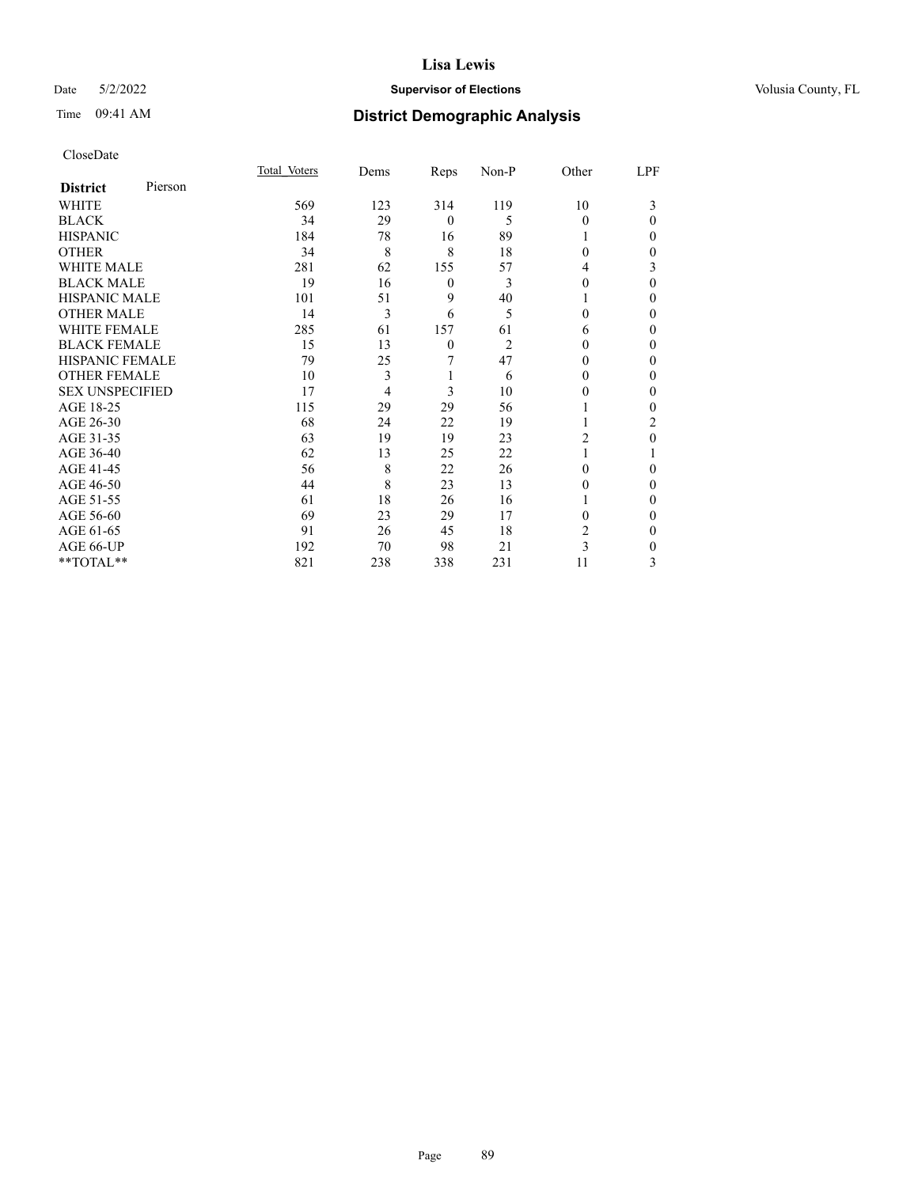Date 5/2/2022 **Supervisor of Elections** Volusia County, FL

Time 09:41 AM

# District Demographic Analysis

CloseDate

| **District** Pierson | Total Voters | Dems | Reps | Non-P | Other | LPF |
|---|---|---|---|---|---|---|
| WHITE | 569 | 123 | 314 | 119 | 10 | 3 |
| BLACK | 34 | 29 | 0 | 5 | 0 | 0 |
| HISPANIC | 184 | 78 | 16 | 89 | 1 | 0 |
| OTHER | 34 | 8 | 8 | 18 | 0 | 0 |
| WHITE MALE | 281 | 62 | 155 | 57 | 4 | 3 |
| BLACK MALE | 19 | 16 | 0 | 3 | 0 | 0 |
| HISPANIC MALE | 101 | 51 | 9 | 40 | 1 | 0 |
| OTHER MALE | 14 | 3 | 6 | 5 | 0 | 0 |
| WHITE FEMALE | 285 | 61 | 157 | 61 | 6 | 0 |
| BLACK FEMALE | 15 | 13 | 0 | 2 | 0 | 0 |
| HISPANIC FEMALE | 79 | 25 | 7 | 47 | 0 | 0 |
| OTHER FEMALE | 10 | 3 | 1 | 6 | 0 | 0 |
| SEX UNSPECIFIED | 17 | 4 | 3 | 10 | 0 | 0 |
| AGE 18-25 | 115 | 29 | 29 | 56 | 1 | 0 |
| AGE 26-30 | 68 | 24 | 22 | 19 | 1 | 2 |
| AGE 31-35 | 63 | 19 | 19 | 23 | 2 | 0 |
| AGE 36-40 | 62 | 13 | 25 | 22 | 1 | 1 |
| AGE 41-45 | 56 | 8 | 22 | 26 | 0 | 0 |
| AGE 46-50 | 44 | 8 | 23 | 13 | 0 | 0 |
| AGE 51-55 | 61 | 18 | 26 | 16 | 1 | 0 |
| AGE 56-60 | 69 | 23 | 29 | 17 | 0 | 0 |
| AGE 61-65 | 91 | 26 | 45 | 18 | 2 | 0 |
| AGE 66-UP | 192 | 70 | 98 | 21 | 3 | 0 |
| **TOTAL** | 821 | 238 | 338 | 231 | 11 | 3 |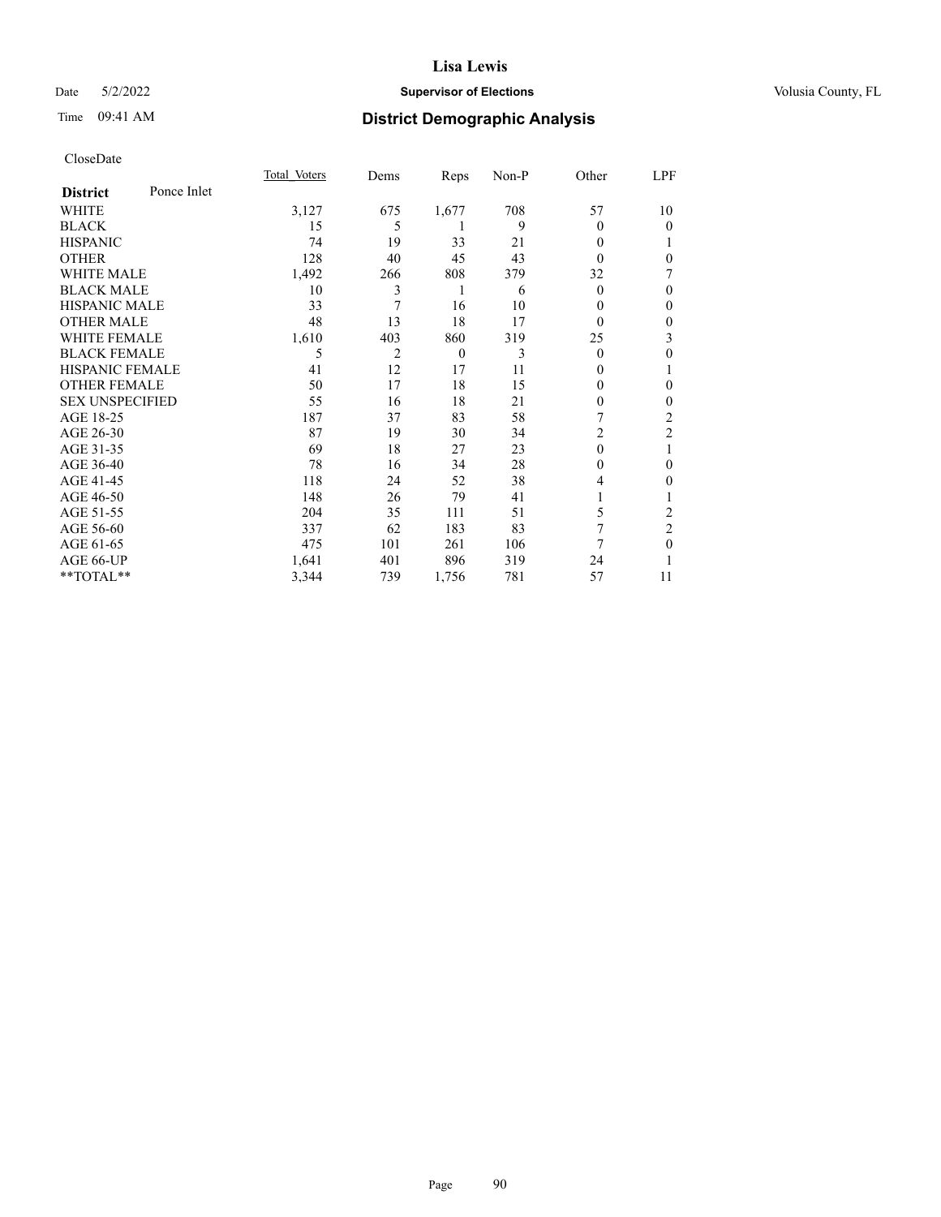CloseDate

| District | Ponce Inlet | Total_Voters | Dems | Reps | Non-P | Other | LPF |
|---|---|---|---|---|---|---|---|
| WHITE | | 3,127 | 675 | 1,677 | 708 | 57 | 10 |
| BLACK | | 15 | 5 | 1 | 9 | 0 | 0 |
| HISPANIC | | 74 | 19 | 33 | 21 | 0 | 1 |
| OTHER | | 128 | 40 | 45 | 43 | 0 | 0 |
| WHITE MALE | | 1,492 | 266 | 808 | 379 | 32 | 7 |
| BLACK MALE | | 10 | 3 | 1 | 6 | 0 | 0 |
| HISPANIC MALE | | 33 | 7 | 16 | 10 | 0 | 0 |
| OTHER MALE | | 48 | 13 | 18 | 17 | 0 | 0 |
| WHITE FEMALE | | 1,610 | 403 | 860 | 319 | 25 | 3 |
| BLACK FEMALE | | 5 | 2 | 0 | 3 | 0 | 0 |
| HISPANIC FEMALE | | 41 | 12 | 17 | 11 | 0 | 1 |
| OTHER FEMALE | | 50 | 17 | 18 | 15 | 0 | 0 |
| SEX UNSPECIFIED | | 55 | 16 | 18 | 21 | 0 | 0 |
| AGE 18-25 | | 187 | 37 | 83 | 58 | 7 | 2 |
| AGE 26-30 | | 87 | 19 | 30 | 34 | 2 | 2 |
| AGE 31-35 | | 69 | 18 | 27 | 23 | 0 | 1 |
| AGE 36-40 | | 78 | 16 | 34 | 28 | 0 | 0 |
| AGE 41-45 | | 118 | 24 | 52 | 38 | 4 | 0 |
| AGE 46-50 | | 148 | 26 | 79 | 41 | 1 | 1 |
| AGE 51-55 | | 204 | 35 | 111 | 51 | 5 | 2 |
| AGE 56-60 | | 337 | 62 | 183 | 83 | 7 | 2 |
| AGE 61-65 | | 475 | 101 | 261 | 106 | 7 | 0 |
| AGE 66-UP | | 1,641 | 401 | 896 | 319 | 24 | 1 |
| **TOTAL** | | 3,344 | 739 | 1,756 | 781 | 57 | 11 |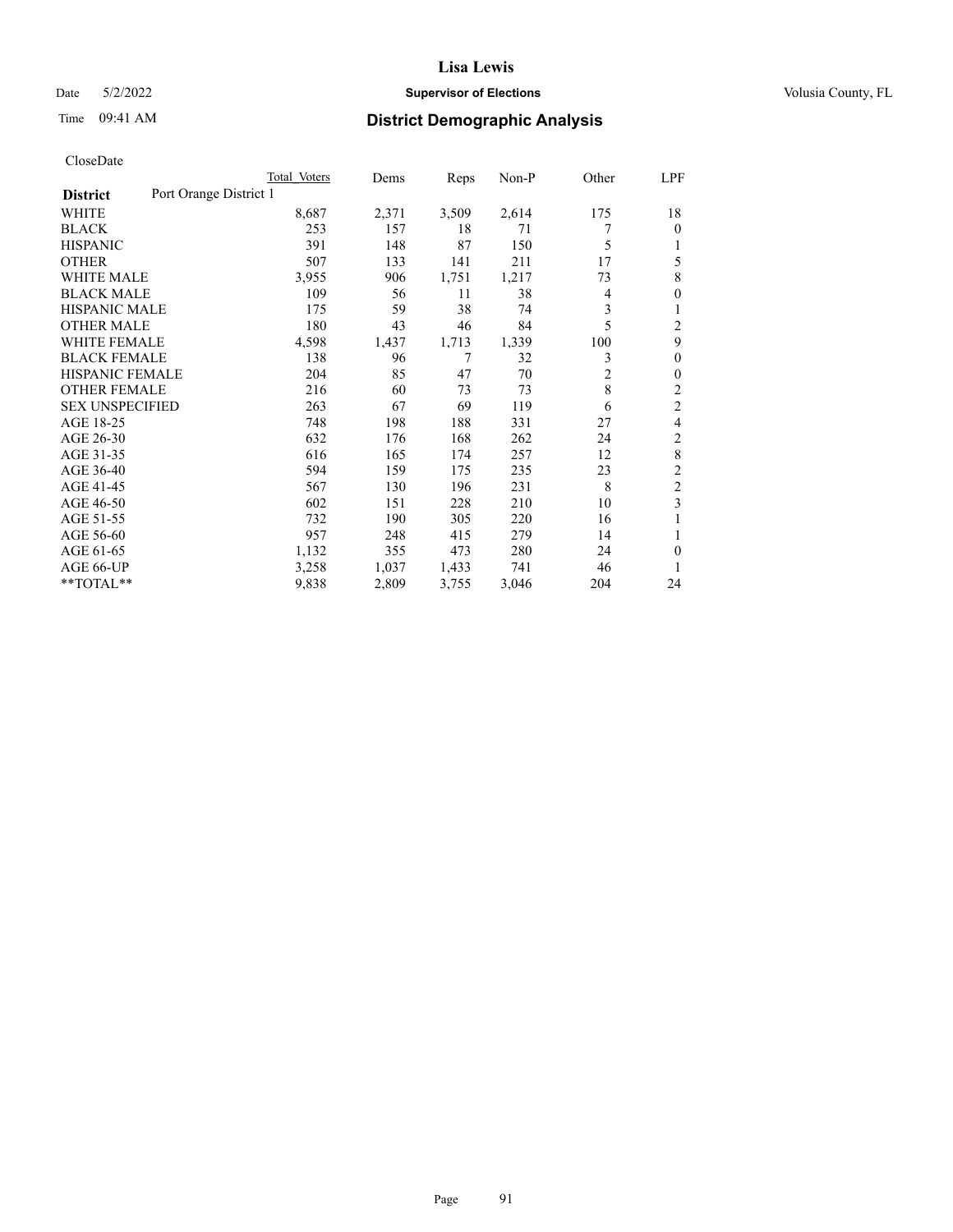# Lisa Lewis

Date 5/2/2022 **Supervisor of Elections** Volusia County, FL

Time 09:41 AM **District Demographic Analysis**

CloseDate

| **District** Port Orange District 1 | Total Voters | Dems | Reps | Non-P | Other | LPF |
|---|---|---|---|---|---|---|
| WHITE | 8,687 | 2,371 | 3,509 | 2,614 | 175 | 18 |
| BLACK | 253 | 157 | 18 | 71 | 7 | 0 |
| HISPANIC | 391 | 148 | 87 | 150 | 5 | 1 |
| OTHER | 507 | 133 | 141 | 211 | 17 | 5 |
| WHITE MALE | 3,955 | 906 | 1,751 | 1,217 | 73 | 8 |
| BLACK MALE | 109 | 56 | 11 | 38 | 4 | 0 |
| HISPANIC MALE | 175 | 59 | 38 | 74 | 3 | 1 |
| OTHER MALE | 180 | 43 | 46 | 84 | 5 | 2 |
| WHITE FEMALE | 4,598 | 1,437 | 1,713 | 1,339 | 100 | 9 |
| BLACK FEMALE | 138 | 96 | 7 | 32 | 3 | 0 |
| HISPANIC FEMALE | 204 | 85 | 47 | 70 | 2 | 0 |
| OTHER FEMALE | 216 | 60 | 73 | 73 | 8 | 2 |
| SEX UNSPECIFIED | 263 | 67 | 69 | 119 | 6 | 2 |
| AGE 18-25 | 748 | 198 | 188 | 331 | 27 | 4 |
| AGE 26-30 | 632 | 176 | 168 | 262 | 24 | 2 |
| AGE 31-35 | 616 | 165 | 174 | 257 | 12 | 8 |
| AGE 36-40 | 594 | 159 | 175 | 235 | 23 | 2 |
| AGE 41-45 | 567 | 130 | 196 | 231 | 8 | 2 |
| AGE 46-50 | 602 | 151 | 228 | 210 | 10 | 3 |
| AGE 51-55 | 732 | 190 | 305 | 220 | 16 | 1 |
| AGE 56-60 | 957 | 248 | 415 | 279 | 14 | 1 |
| AGE 61-65 | 1,132 | 355 | 473 | 280 | 24 | 0 |
| AGE 66-UP | 3,258 | 1,037 | 1,433 | 741 | 46 | 1 |
| **TOTAL** | 9,838 | 2,809 | 3,755 | 3,046 | 204 | 24 |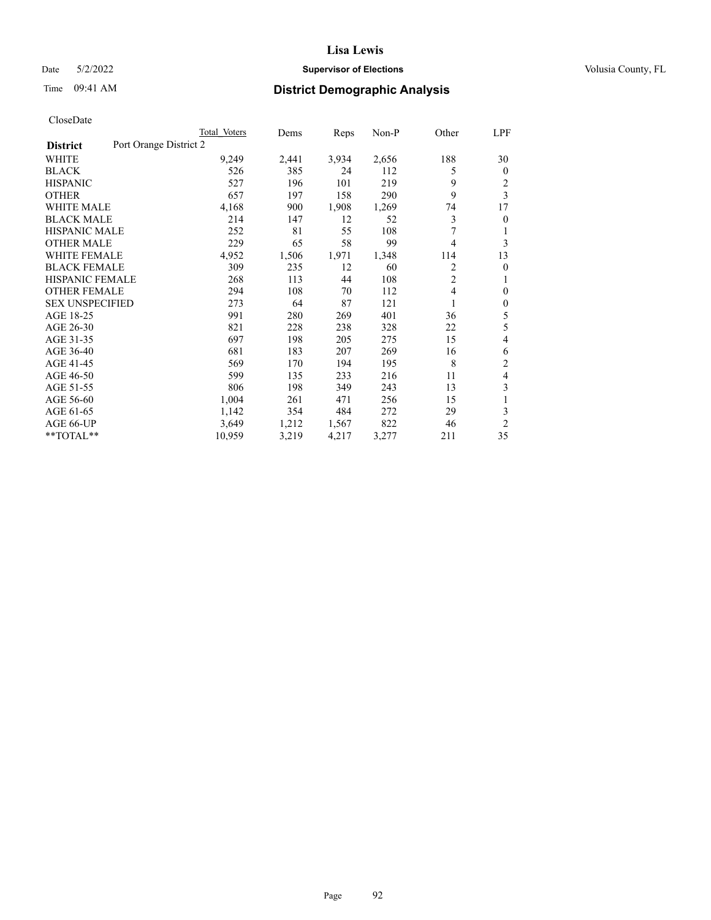# Lisa Lewis

Date 5/2/2022 **Supervisor of Elections** Volusia County, FL

Time 09:41 AM **District Demographic Analysis**

CloseDate

| **District** Port Orange District 2 | Total Voters | Dems | Reps | Non-P | Other | LPF |
|---|---|---|---|---|---|---|
| WHITE | 9,249 | 2,441 | 3,934 | 2,656 | 188 | 30 |
| BLACK | 526 | 385 | 24 | 112 | 5 | 0 |
| HISPANIC | 527 | 196 | 101 | 219 | 9 | 2 |
| OTHER | 657 | 197 | 158 | 290 | 9 | 3 |
| WHITE MALE | 4,168 | 900 | 1,908 | 1,269 | 74 | 17 |
| BLACK MALE | 214 | 147 | 12 | 52 | 3 | 0 |
| HISPANIC MALE | 252 | 81 | 55 | 108 | 7 | 1 |
| OTHER MALE | 229 | 65 | 58 | 99 | 4 | 3 |
| WHITE FEMALE | 4,952 | 1,506 | 1,971 | 1,348 | 114 | 13 |
| BLACK FEMALE | 309 | 235 | 12 | 60 | 2 | 0 |
| HISPANIC FEMALE | 268 | 113 | 44 | 108 | 2 | 1 |
| OTHER FEMALE | 294 | 108 | 70 | 112 | 4 | 0 |
| SEX UNSPECIFIED | 273 | 64 | 87 | 121 | 1 | 0 |
| AGE 18-25 | 991 | 280 | 269 | 401 | 36 | 5 |
| AGE 26-30 | 821 | 228 | 238 | 328 | 22 | 5 |
| AGE 31-35 | 697 | 198 | 205 | 275 | 15 | 4 |
| AGE 36-40 | 681 | 183 | 207 | 269 | 16 | 6 |
| AGE 41-45 | 569 | 170 | 194 | 195 | 8 | 2 |
| AGE 46-50 | 599 | 135 | 233 | 216 | 11 | 4 |
| AGE 51-55 | 806 | 198 | 349 | 243 | 13 | 3 |
| AGE 56-60 | 1,004 | 261 | 471 | 256 | 15 | 1 |
| AGE 61-65 | 1,142 | 354 | 484 | 272 | 29 | 3 |
| AGE 66-UP | 3,649 | 1,212 | 1,567 | 822 | 46 | 2 |
| **TOTAL** | 10,959 | 3,219 | 4,217 | 3,277 | 211 | 35 |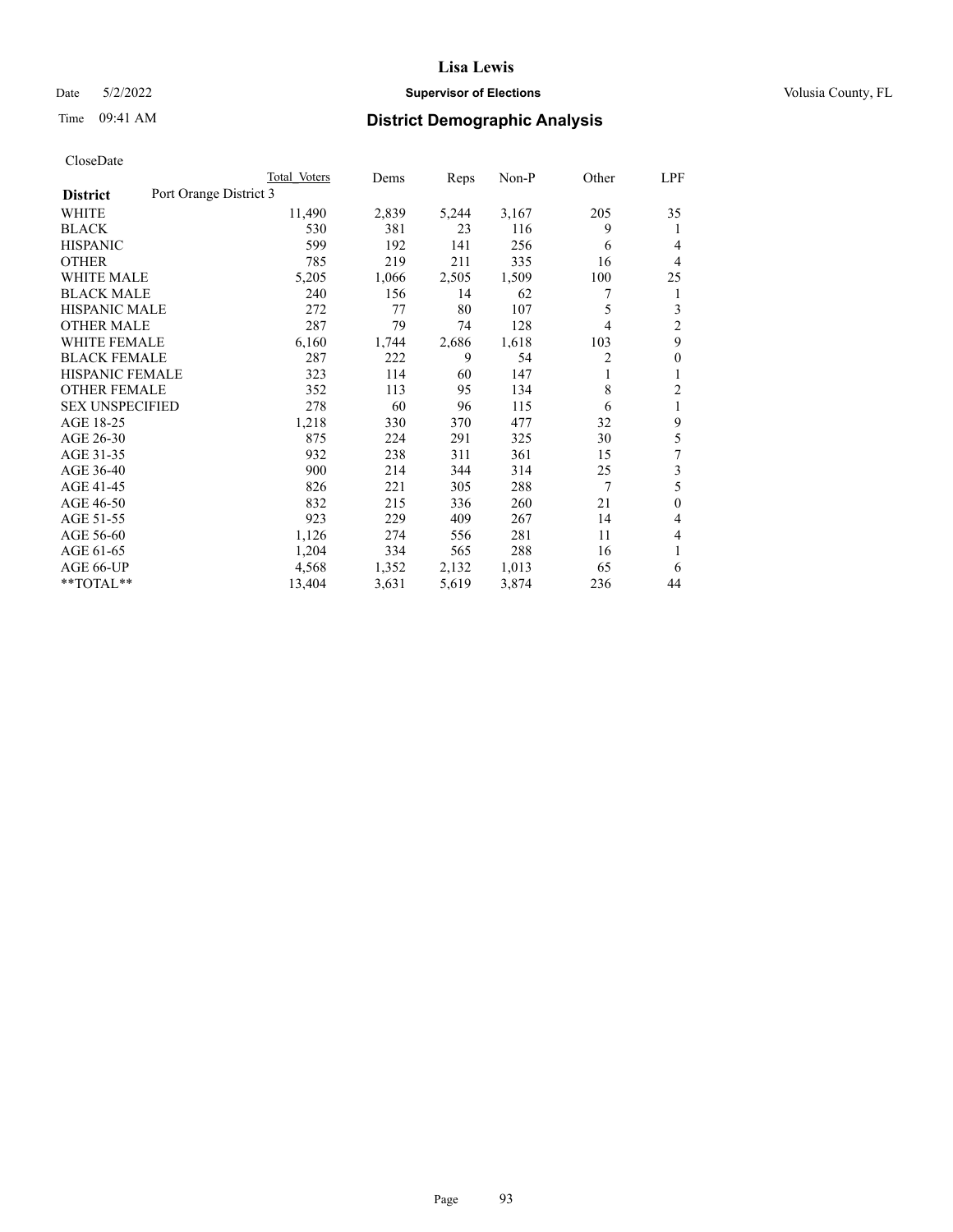# Lisa Lewis

Date 5/2/2022 **Supervisor of Elections** Volusia County, FL

Time 09:41 AM **District Demographic Analysis**

CloseDate

| District | Port Orange District 3 Total Voters | Dems | Reps | Non-P | Other | LPF |
|---|---|---|---|---|---|---|
| WHITE | 11,490 | 2,839 | 5,244 | 3,167 | 205 | 35 |
| BLACK | 530 | 381 | 23 | 116 | 9 | 1 |
| HISPANIC | 599 | 192 | 141 | 256 | 6 | 4 |
| OTHER | 785 | 219 | 211 | 335 | 16 | 4 |
| WHITE MALE | 5,205 | 1,066 | 2,505 | 1,509 | 100 | 25 |
| BLACK MALE | 240 | 156 | 14 | 62 | 7 | 1 |
| HISPANIC MALE | 272 | 77 | 80 | 107 | 5 | 3 |
| OTHER MALE | 287 | 79 | 74 | 128 | 4 | 2 |
| WHITE FEMALE | 6,160 | 1,744 | 2,686 | 1,618 | 103 | 9 |
| BLACK FEMALE | 287 | 222 | 9 | 54 | 2 | 0 |
| HISPANIC FEMALE | 323 | 114 | 60 | 147 | 1 | 1 |
| OTHER FEMALE | 352 | 113 | 95 | 134 | 8 | 2 |
| SEX UNSPECIFIED | 278 | 60 | 96 | 115 | 6 | 1 |
| AGE 18-25 | 1,218 | 330 | 370 | 477 | 32 | 9 |
| AGE 26-30 | 875 | 224 | 291 | 325 | 30 | 5 |
| AGE 31-35 | 932 | 238 | 311 | 361 | 15 | 7 |
| AGE 36-40 | 900 | 214 | 344 | 314 | 25 | 3 |
| AGE 41-45 | 826 | 221 | 305 | 288 | 7 | 5 |
| AGE 46-50 | 832 | 215 | 336 | 260 | 21 | 0 |
| AGE 51-55 | 923 | 229 | 409 | 267 | 14 | 4 |
| AGE 56-60 | 1,126 | 274 | 556 | 281 | 11 | 4 |
| AGE 61-65 | 1,204 | 334 | 565 | 288 | 16 | 1 |
| AGE 66-UP | 4,568 | 1,352 | 2,132 | 1,013 | 65 | 6 |
| **TOTAL** | 13,404 | 3,631 | 5,619 | 3,874 | 236 | 44 |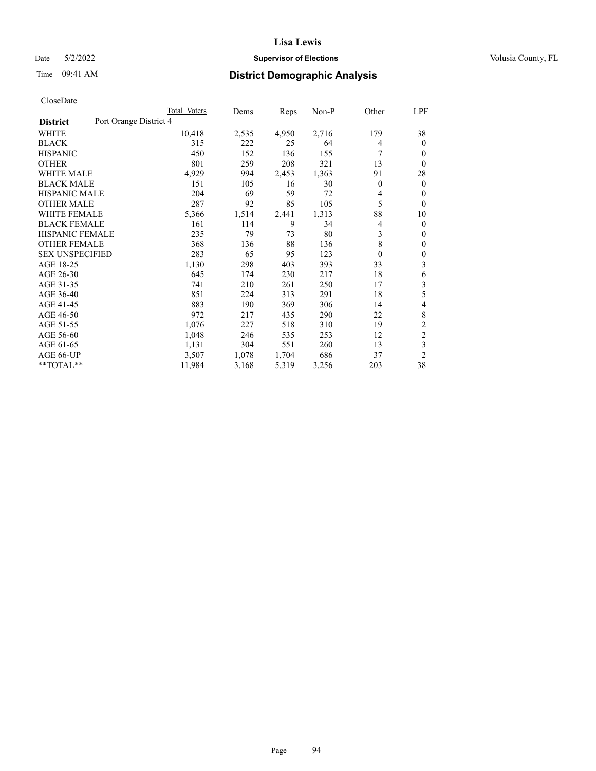# Lisa Lewis

Date 5/2/2022 **Supervisor of Elections** Volusia County, FL

Time 09:41 AM

## District Demographic Analysis

CloseDate

| District | Port Orange District 4 | Total Voters | Dems | Reps | Non-P | Other | LPF |
|---|---|---|---|---|---|---|---|
| WHITE | | 10,418 | 2,535 | 4,950 | 2,716 | 179 | 38 |
| BLACK | | 315 | 222 | 25 | 64 | 4 | 0 |
| HISPANIC | | 450 | 152 | 136 | 155 | 7 | 0 |
| OTHER | | 801 | 259 | 208 | 321 | 13 | 0 |
| WHITE MALE | | 4,929 | 994 | 2,453 | 1,363 | 91 | 28 |
| BLACK MALE | | 151 | 105 | 16 | 30 | 0 | 0 |
| HISPANIC MALE | | 204 | 69 | 59 | 72 | 4 | 0 |
| OTHER MALE | | 287 | 92 | 85 | 105 | 5 | 0 |
| WHITE FEMALE | | 5,366 | 1,514 | 2,441 | 1,313 | 88 | 10 |
| BLACK FEMALE | | 161 | 114 | 9 | 34 | 4 | 0 |
| HISPANIC FEMALE | | 235 | 79 | 73 | 80 | 3 | 0 |
| OTHER FEMALE | | 368 | 136 | 88 | 136 | 8 | 0 |
| SEX UNSPECIFIED | | 283 | 65 | 95 | 123 | 0 | 0 |
| AGE 18-25 | | 1,130 | 298 | 403 | 393 | 33 | 3 |
| AGE 26-30 | | 645 | 174 | 230 | 217 | 18 | 6 |
| AGE 31-35 | | 741 | 210 | 261 | 250 | 17 | 3 |
| AGE 36-40 | | 851 | 224 | 313 | 291 | 18 | 5 |
| AGE 41-45 | | 883 | 190 | 369 | 306 | 14 | 4 |
| AGE 46-50 | | 972 | 217 | 435 | 290 | 22 | 8 |
| AGE 51-55 | | 1,076 | 227 | 518 | 310 | 19 | 2 |
| AGE 56-60 | | 1,048 | 246 | 535 | 253 | 12 | 2 |
| AGE 61-65 | | 1,131 | 304 | 551 | 260 | 13 | 3 |
| AGE 66-UP | | 3,507 | 1,078 | 1,704 | 686 | 37 | 2 |
| **TOTAL** | | 11,984 | 3,168 | 5,319 | 3,256 | 203 | 38 |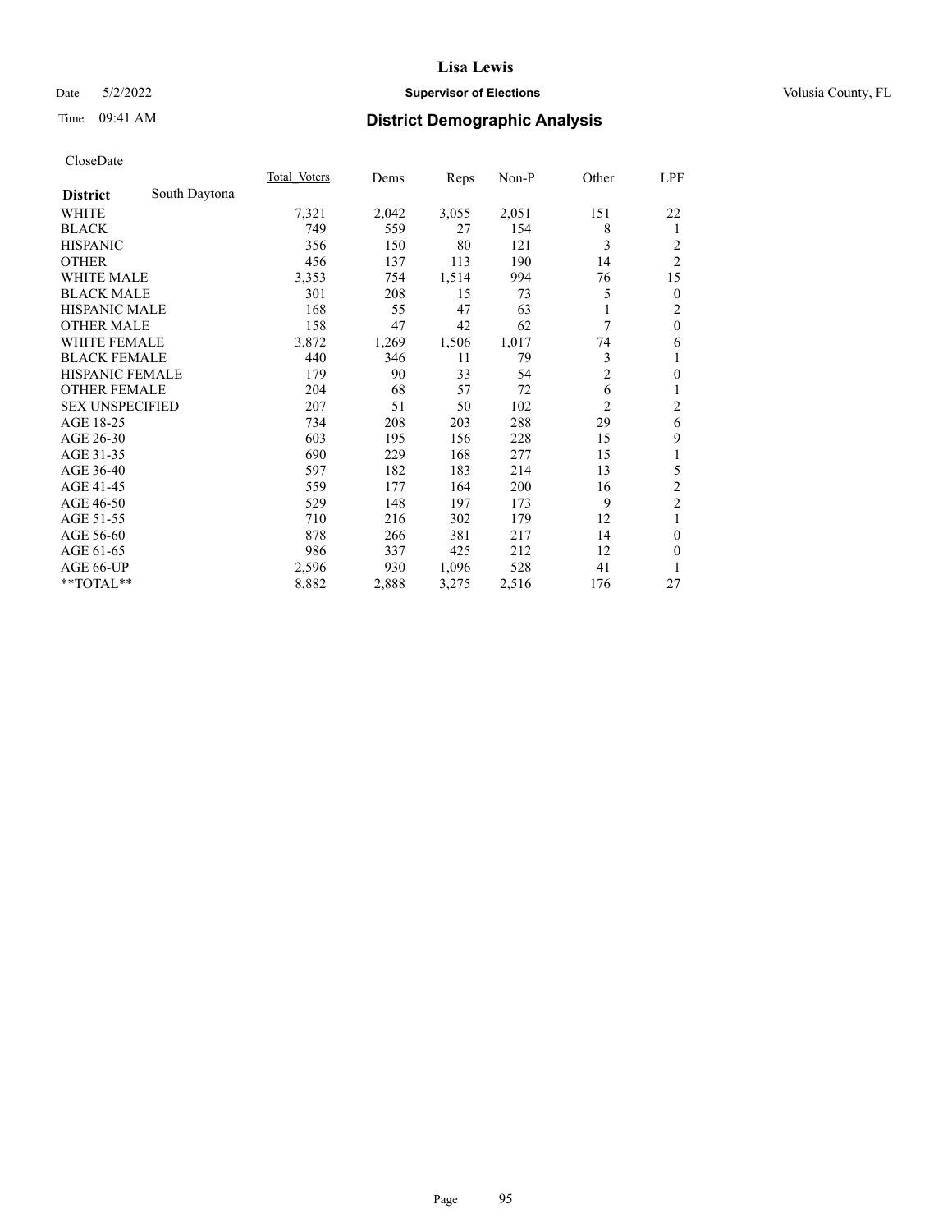# District Demographic Analysis

CloseDate

| District | South Daytona | Total_Voters | Dems | Reps | Non-P | Other | LPF |
|---|---|---|---|---|---|---|---|
| WHITE | | 7,321 | 2,042 | 3,055 | 2,051 | 151 | 22 |
| BLACK | | 749 | 559 | 27 | 154 | 8 | 1 |
| HISPANIC | | 356 | 150 | 80 | 121 | 3 | 2 |
| OTHER | | 456 | 137 | 113 | 190 | 14 | 2 |
| WHITE MALE | | 3,353 | 754 | 1,514 | 994 | 76 | 15 |
| BLACK MALE | | 301 | 208 | 15 | 73 | 5 | 0 |
| HISPANIC MALE | | 168 | 55 | 47 | 63 | 1 | 2 |
| OTHER MALE | | 158 | 47 | 42 | 62 | 7 | 0 |
| WHITE FEMALE | | 3,872 | 1,269 | 1,506 | 1,017 | 74 | 6 |
| BLACK FEMALE | | 440 | 346 | 11 | 79 | 3 | 1 |
| HISPANIC FEMALE | | 179 | 90 | 33 | 54 | 2 | 0 |
| OTHER FEMALE | | 204 | 68 | 57 | 72 | 6 | 1 |
| SEX UNSPECIFIED | | 207 | 51 | 50 | 102 | 2 | 2 |
| AGE 18-25 | | 734 | 208 | 203 | 288 | 29 | 6 |
| AGE 26-30 | | 603 | 195 | 156 | 228 | 15 | 9 |
| AGE 31-35 | | 690 | 229 | 168 | 277 | 15 | 1 |
| AGE 36-40 | | 597 | 182 | 183 | 214 | 13 | 5 |
| AGE 41-45 | | 559 | 177 | 164 | 200 | 16 | 2 |
| AGE 46-50 | | 529 | 148 | 197 | 173 | 9 | 2 |
| AGE 51-55 | | 710 | 216 | 302 | 179 | 12 | 1 |
| AGE 56-60 | | 878 | 266 | 381 | 217 | 14 | 0 |
| AGE 61-65 | | 986 | 337 | 425 | 212 | 12 | 0 |
| AGE 66-UP | | 2,596 | 930 | 1,096 | 528 | 41 | 1 |
| **TOTAL** | | 8,882 | 2,888 | 3,275 | 2,516 | 176 | 27 |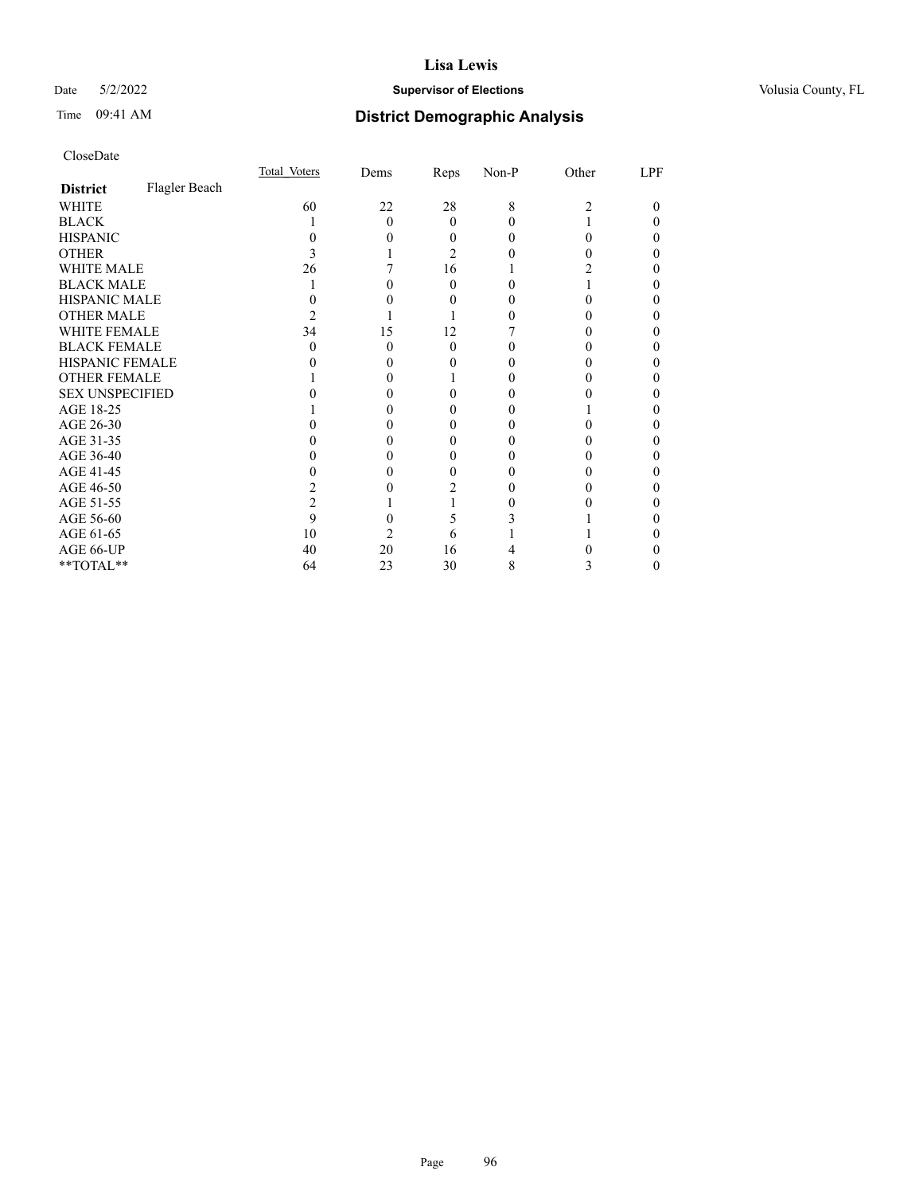# Lisa Lewis

Date 5/2/2022 **Supervisor of Elections** Volusia County, FL

Time 09:41 AM **District Demographic Analysis**

CloseDate

| **District** Flagler Beach | Total_Voters | Dems | Reps | Non-P | Other | LPF |
|---|---|---|---|---|---|---|
| WHITE | 60 | 22 | 28 | 8 | 2 | 0 |
| BLACK | 1 | 0 | 0 | 0 | 1 | 0 |
| HISPANIC | 0 | 0 | 0 | 0 | 0 | 0 |
| OTHER | 3 | 1 | 2 | 0 | 0 | 0 |
| WHITE MALE | 26 | 7 | 16 | 1 | 2 | 0 |
| BLACK MALE | 1 | 0 | 0 | 0 | 1 | 0 |
| HISPANIC MALE | 0 | 0 | 0 | 0 | 0 | 0 |
| OTHER MALE | 2 | 1 | 1 | 0 | 0 | 0 |
| WHITE FEMALE | 34 | 15 | 12 | 7 | 0 | 0 |
| BLACK FEMALE | 0 | 0 | 0 | 0 | 0 | 0 |
| HISPANIC FEMALE | 0 | 0 | 0 | 0 | 0 | 0 |
| OTHER FEMALE | 1 | 0 | 1 | 0 | 0 | 0 |
| SEX UNSPECIFIED | 0 | 0 | 0 | 0 | 0 | 0 |
| AGE 18-25 | 1 | 0 | 0 | 0 | 1 | 0 |
| AGE 26-30 | 0 | 0 | 0 | 0 | 0 | 0 |
| AGE 31-35 | 0 | 0 | 0 | 0 | 0 | 0 |
| AGE 36-40 | 0 | 0 | 0 | 0 | 0 | 0 |
| AGE 41-45 | 0 | 0 | 0 | 0 | 0 | 0 |
| AGE 46-50 | 2 | 0 | 2 | 0 | 0 | 0 |
| AGE 51-55 | 2 | 1 | 1 | 0 | 0 | 0 |
| AGE 56-60 | 9 | 0 | 5 | 3 | 1 | 0 |
| AGE 61-65 | 10 | 2 | 6 | 1 | 1 | 0 |
| AGE 66-UP | 40 | 20 | 16 | 4 | 0 | 0 |
| **TOTAL** | 64 | 23 | 30 | 8 | 3 | 0 |